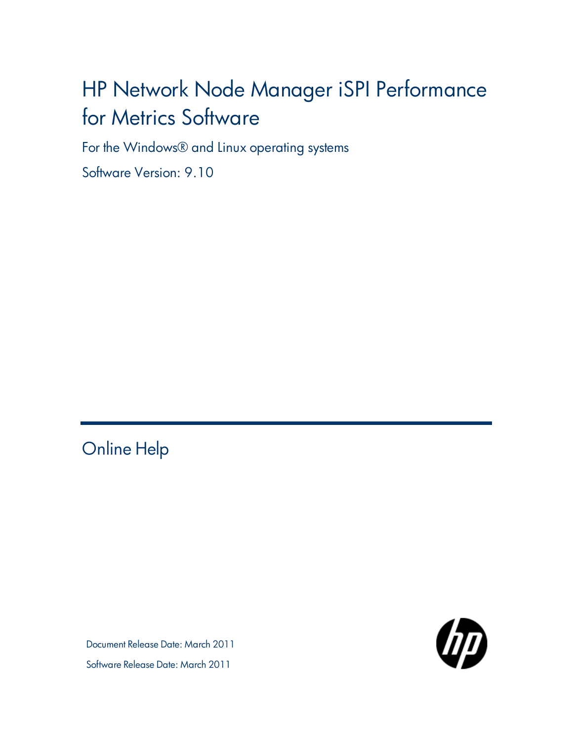# HP Network Node Manager iSPI Performance for Metrics Software

For the Windows® and Linux operating systems

Software Version: 9.10

## Online Help

Document Release Date: March 2011

Software Release Date: March 2011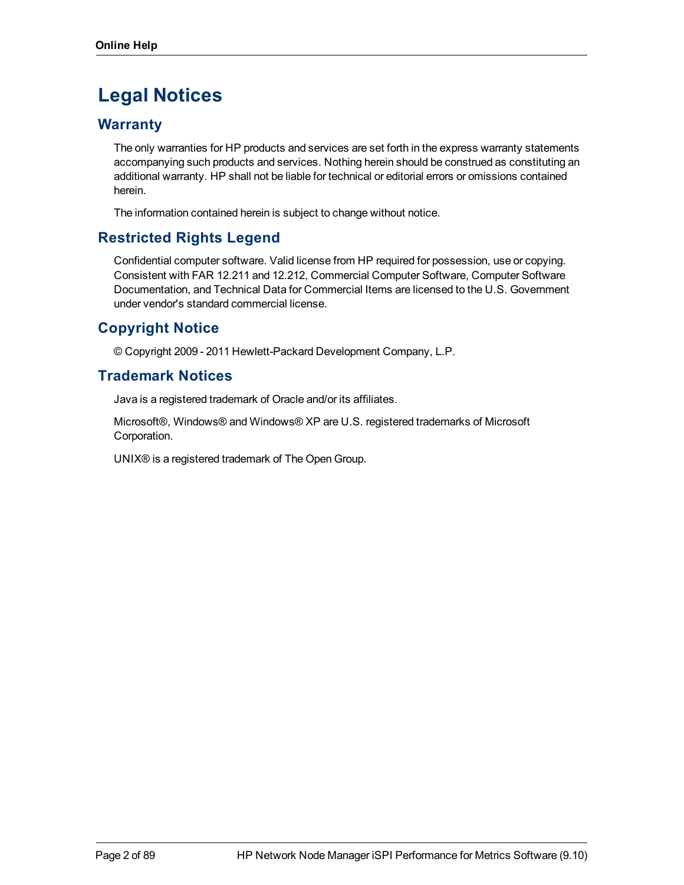# Legal Notices

## Warranty

The only warranties for HP products and services are set forth in the express warranty statements accompanying such products and services. Nothing herein should be construed as constituting an additional warranty. HP shall not be liable for technical or editorial errors or omissions contained herein.

The information contained herein is subject to change without notice.

## Restricted Rights Legend

Confidential computer software. Valid license from HP required for possession, use or copying. Consistent with FAR 12.211 and 12.212, Commercial Computer Software, Computer Software Documentation, and Technical Data for Commercial Items are licensed to the U.S. Government under vendor's standard commercial license.

## Copyright Notice

© Copyright 2009 - 2011 Hewlett-Packard Development Company, L.P.

## Trademark Notices

Java is a registered trademark of Oracle and/or its affiliates.

Microsoft®, Windows® and Windows® XP are U.S. registered trademarks of Microsoft Corporation.

UNIX® is a registered trademark of The Open Group.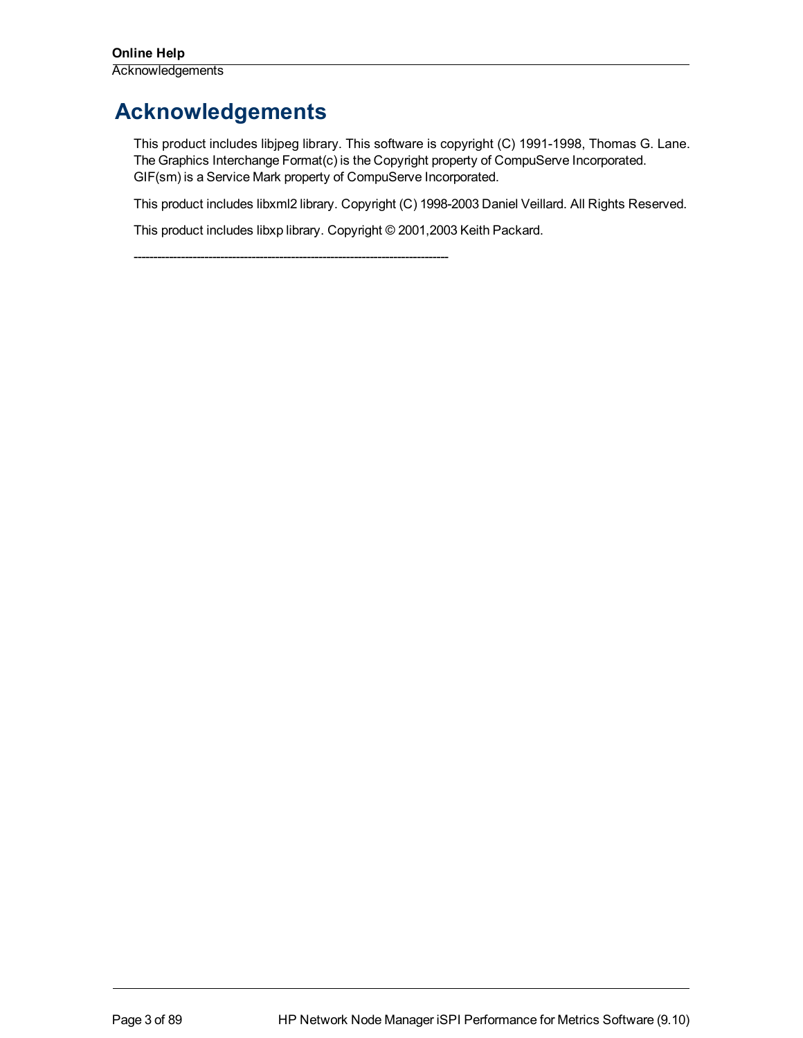# Acknowledgements

This product includes libjpeg library. This software is copyright (C) 1991-1998, Thomas G. Lane. The Graphics Interchange Format(c) is the Copyright property of CompuServe Incorporated. GIF(sm) is a Service Mark property of CompuServe Incorporated.

This product includes libxml2 library. Copyright (C) 1998-2003 Daniel Veillard. All Rights Reserved.

This product includes libxp library. Copyright © 2001,2003 Keith Packard.

--------------------------------------------------------------------------------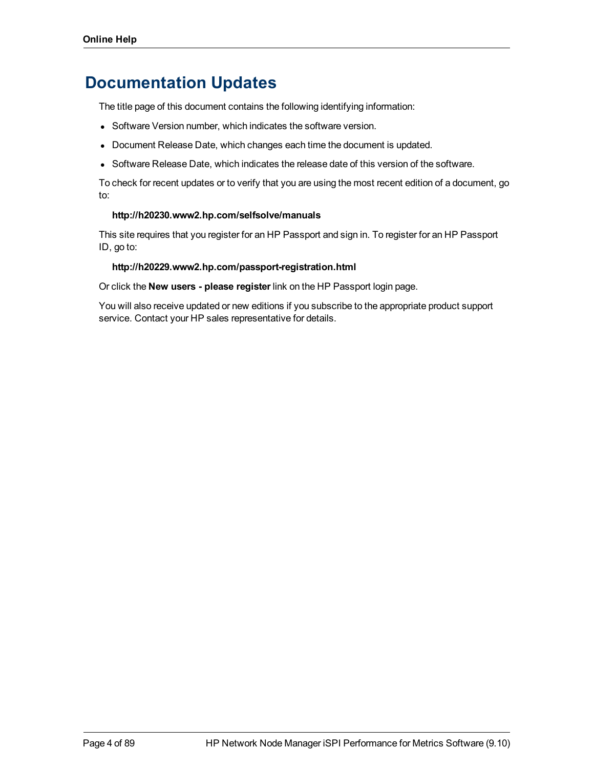# Documentation Updates

The title page of this document contains the following identifying information:

- Software Version number, which indicates the software version.
- Document Release Date, which changes each time the document is updated.
- Software Release Date, which indicates the release date of this version of the software.

To check for recent updates or to verify that you are using the most recent edition of a document, go to:

**http://h20230.www2.hp.com/selfsolve/manuals**

This site requires that you register for an HP Passport and sign in. To register for an HP Passport ID, go to:

**http://h20229.www2.hp.com/passport-registration.html**

Or click the **New users - please register** link on the HP Passport login page.

You will also receive updated or new editions if you subscribe to the appropriate product support service. Contact your HP sales representative for details.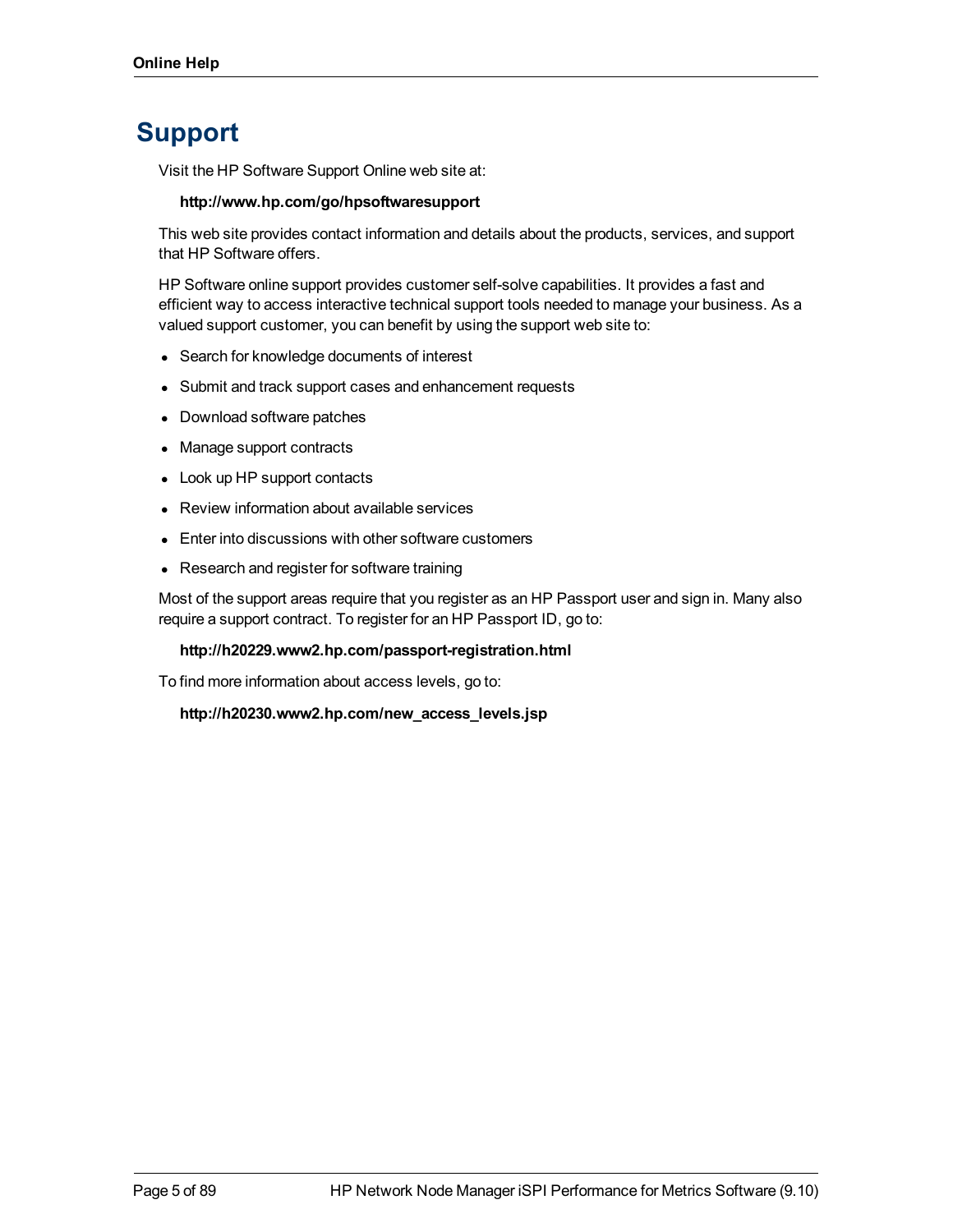# Support

Visit the HP Software Support Online web site at:

**http://www.hp.com/go/hpsoftwaresupport**

This web site provides contact information and details about the products, services, and support that HP Software offers.

HP Software online support provides customer self-solve capabilities. It provides a fast and efficient way to access interactive technical support tools needed to manage your business. As a valued support customer, you can benefit by using the support web site to:

- Search for knowledge documents of interest
- Submit and track support cases and enhancement requests
- Download software patches
- Manage support contracts
- Look up HP support contacts
- Review information about available services
- Enter into discussions with other software customers
- Research and register for software training

Most of the support areas require that you register as an HP Passport user and sign in. Many also require a support contract. To register for an HP Passport ID, go to:

**http://h20229.www2.hp.com/passport-registration.html**

To find more information about access levels, go to:

**http://h20230.www2.hp.com/new_access_levels.jsp**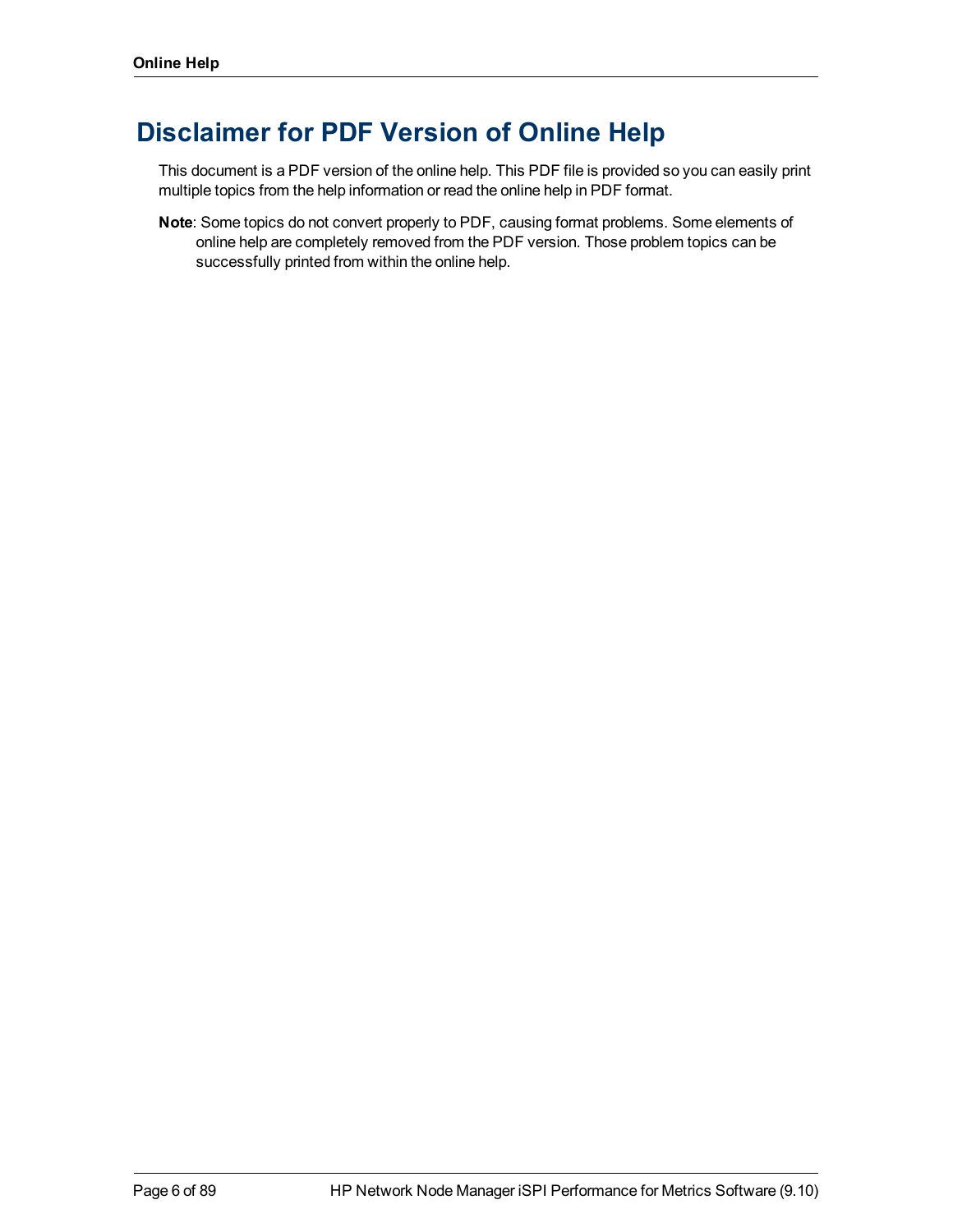# Disclaimer for PDF Version of Online Help

This document is a PDF version of the online help. This PDF file is provided so you can easily print multiple topics from the help information or read the online help in PDF format.

**Note**: Some topics do not convert properly to PDF, causing format problems. Some elements of online help are completely removed from the PDF version. Those problem topics can be successfully printed from within the online help.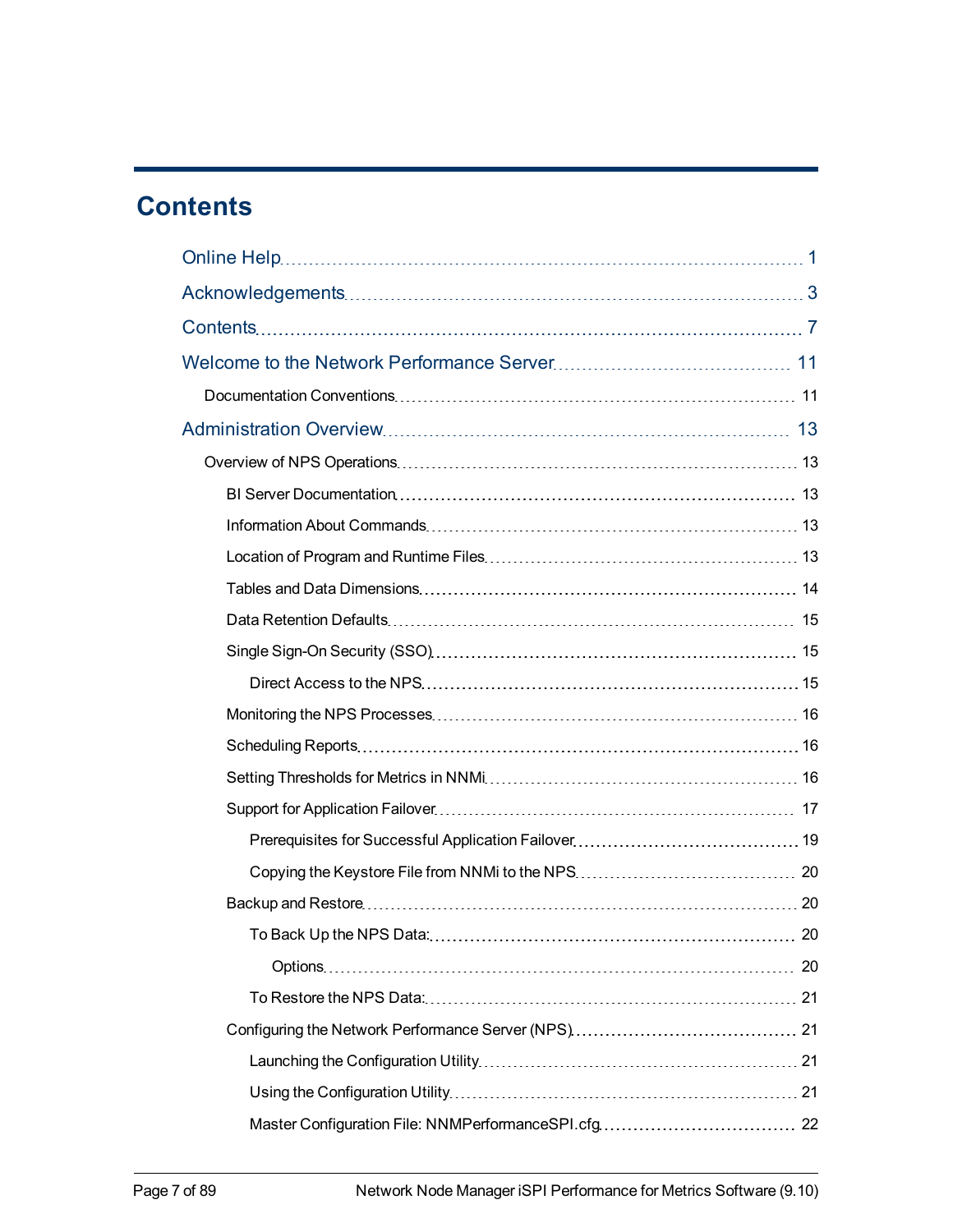# Contents

Online Help ..... 1

Acknowledgements ..... 3

Contents ..... 7

Welcome to the Network Performance Server ..... 11

- Documentation Conventions ..... 11

Administration Overview ..... 13

- Overview of NPS Operations ..... 13
  - BI Server Documentation ..... 13
  - Information About Commands ..... 13
  - Location of Program and Runtime Files ..... 13
  - Tables and Data Dimensions ..... 14
  - Data Retention Defaults ..... 15
  - Single Sign-On Security (SSO) ..... 15
    - Direct Access to the NPS ..... 15
  - Monitoring the NPS Processes ..... 16
  - Scheduling Reports ..... 16
  - Setting Thresholds for Metrics in NNMi ..... 16
  - Support for Application Failover ..... 17
    - Prerequisites for Successful Application Failover ..... 19
    - Copying the Keystore File from NNMi to the NPS ..... 20
  - Backup and Restore ..... 20
    - To Back Up the NPS Data: ..... 20
      - Options ..... 20
    - To Restore the NPS Data: ..... 21
  - Configuring the Network Performance Server (NPS) ..... 21
    - Launching the Configuration Utility ..... 21
    - Using the Configuration Utility ..... 21
    - Master Configuration File: NNMPerformanceSPI.cfg ..... 22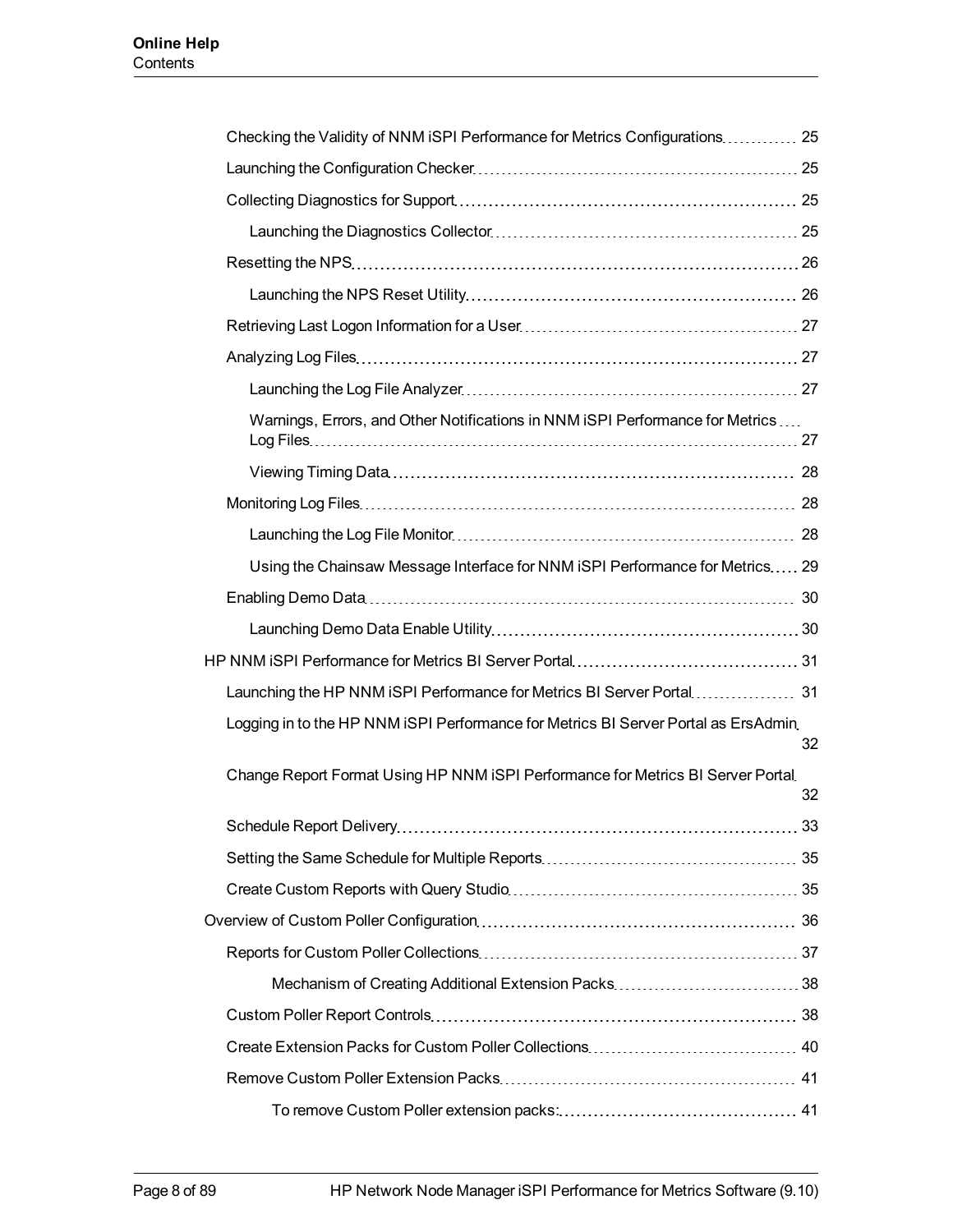- Checking the Validity of NNM iSPI Performance for Metrics Configurations 25
- Launching the Configuration Checker 25
- Collecting Diagnostics for Support 25
  - Launching the Diagnostics Collector 25
- Resetting the NPS 26
  - Launching the NPS Reset Utility 26
- Retrieving Last Logon Information for a User 27
- Analyzing Log Files 27
  - Launching the Log File Analyzer 27
  - Warnings, Errors, and Other Notifications in NNM iSPI Performance for Metrics Log Files 27
  - Viewing Timing Data 28
- Monitoring Log Files 28
  - Launching the Log File Monitor 28
  - Using the Chainsaw Message Interface for NNM iSPI Performance for Metrics 29
- Enabling Demo Data 30
  - Launching Demo Data Enable Utility 30

HP NNM iSPI Performance for Metrics BI Server Portal 31

- Launching the HP NNM iSPI Performance for Metrics BI Server Portal 31
- Logging in to the HP NNM iSPI Performance for Metrics BI Server Portal as ErsAdmin 32
- Change Report Format Using HP NNM iSPI Performance for Metrics BI Server Portal 32
- Schedule Report Delivery 33
- Setting the Same Schedule for Multiple Reports 35
- Create Custom Reports with Query Studio 35

Overview of Custom Poller Configuration 36

- Reports for Custom Poller Collections 37
  - Mechanism of Creating Additional Extension Packs 38
- Custom Poller Report Controls 38
- Create Extension Packs for Custom Poller Collections 40
- Remove Custom Poller Extension Packs 41
  - To remove Custom Poller extension packs: 41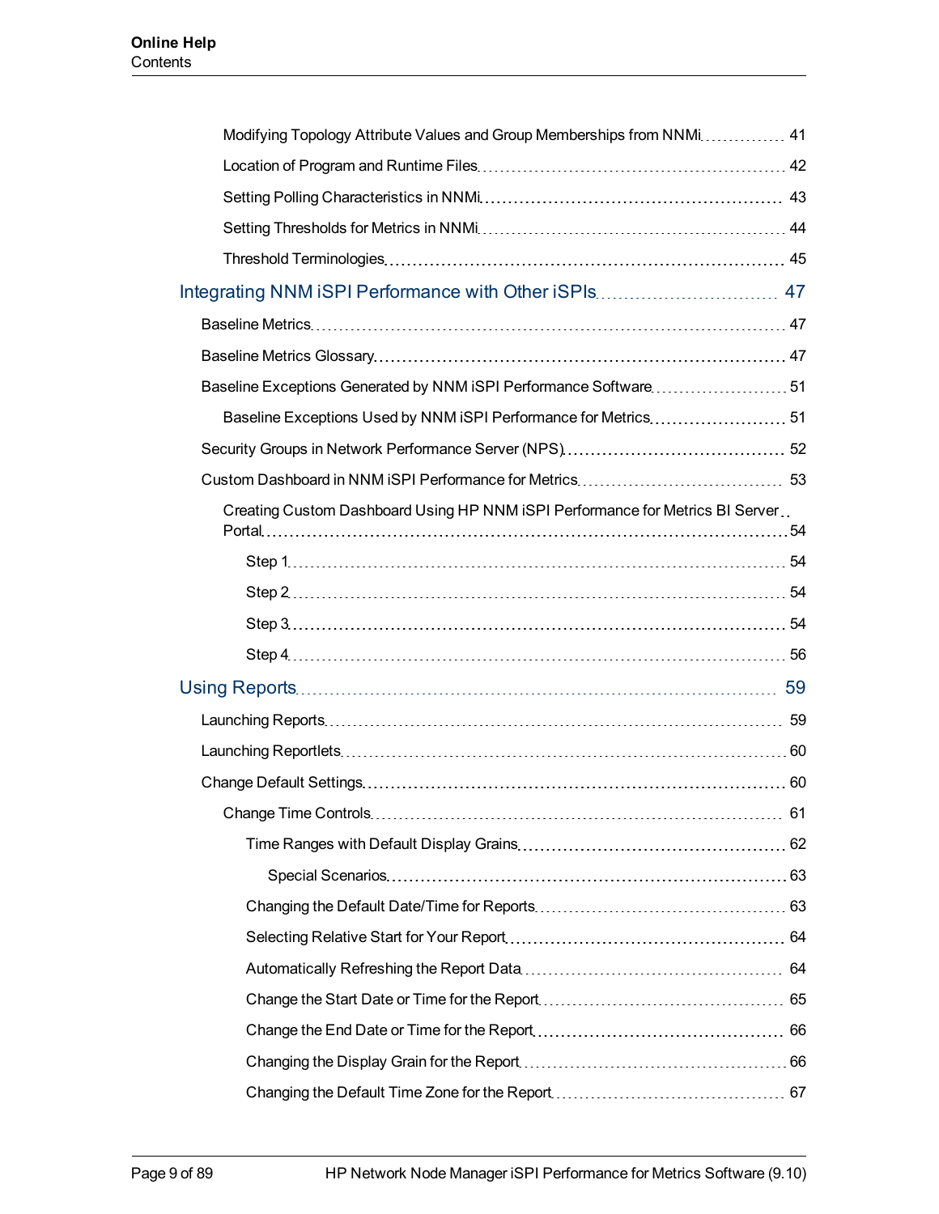- Modifying Topology Attribute Values and Group Memberships from NNMi 41
- Location of Program and Runtime Files 42
- Setting Polling Characteristics in NNMi 43
- Setting Thresholds for Metrics in NNMi 44
- Threshold Terminologies 45

Integrating NNM iSPI Performance with Other iSPIs 47

- Baseline Metrics 47
- Baseline Metrics Glossary 47
- Baseline Exceptions Generated by NNM iSPI Performance Software 51
  - Baseline Exceptions Used by NNM iSPI Performance for Metrics 51
- Security Groups in Network Performance Server (NPS) 52
- Custom Dashboard in NNM iSPI Performance for Metrics 53
  - Creating Custom Dashboard Using HP NNM iSPI Performance for Metrics BI Server Portal 54
    - Step 1 54
    - Step 2 54
    - Step 3 54
    - Step 4 56

Using Reports 59

- Launching Reports 59
- Launching Reportlets 60
- Change Default Settings 60
  - Change Time Controls 61
    - Time Ranges with Default Display Grains 62
      - Special Scenarios 63
    - Changing the Default Date/Time for Reports 63
    - Selecting Relative Start for Your Report 64
    - Automatically Refreshing the Report Data 64
    - Change the Start Date or Time for the Report 65
    - Change the End Date or Time for the Report 66
    - Changing the Display Grain for the Report 66
    - Changing the Default Time Zone for the Report 67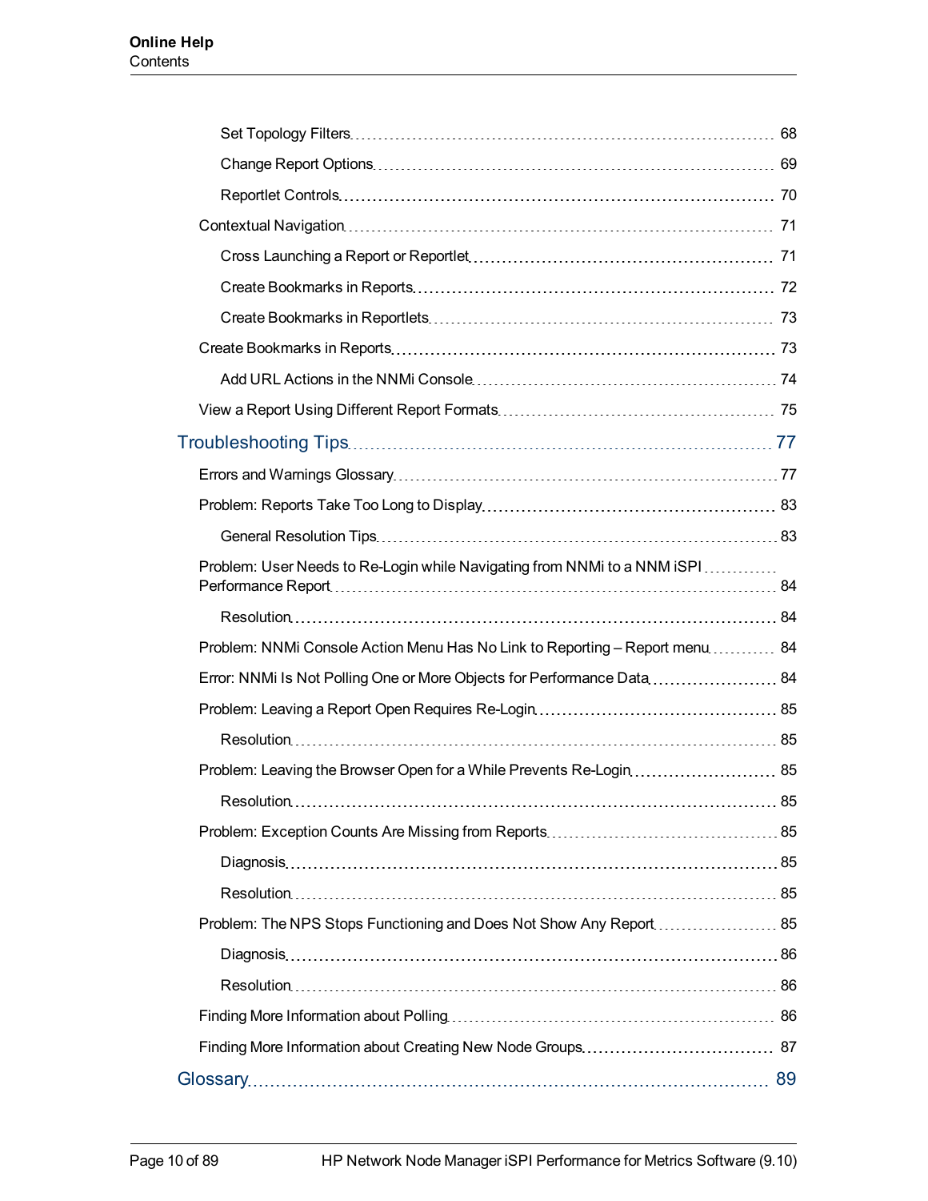- Set Topology Filters 68
- Change Report Options 69
- Reportlet Controls 70

Contextual Navigation 71

- Cross Launching a Report or Reportlet 71
- Create Bookmarks in Reports 72
- Create Bookmarks in Reportlets 73

Create Bookmarks in Reports 73

- Add URL Actions in the NNMi Console 74

View a Report Using Different Report Formats 75

Troubleshooting Tips 77

Errors and Warnings Glossary 77

Problem: Reports Take Too Long to Display 83

- General Resolution Tips 83

Problem: User Needs to Re-Login while Navigating from NNMi to a NNM iSPI Performance Report 84

- Resolution 84

Problem: NNMi Console Action Menu Has No Link to Reporting – Report menu 84

Error: NNMi Is Not Polling One or More Objects for Performance Data 84

Problem: Leaving a Report Open Requires Re-Login 85

- Resolution 85

Problem: Leaving the Browser Open for a While Prevents Re-Login 85

- Resolution 85

Problem: Exception Counts Are Missing from Reports 85

- Diagnosis 85
- Resolution 85

Problem: The NPS Stops Functioning and Does Not Show Any Report 85

- Diagnosis 86
- Resolution 86

Finding More Information about Polling 86

Finding More Information about Creating New Node Groups 87

Glossary 89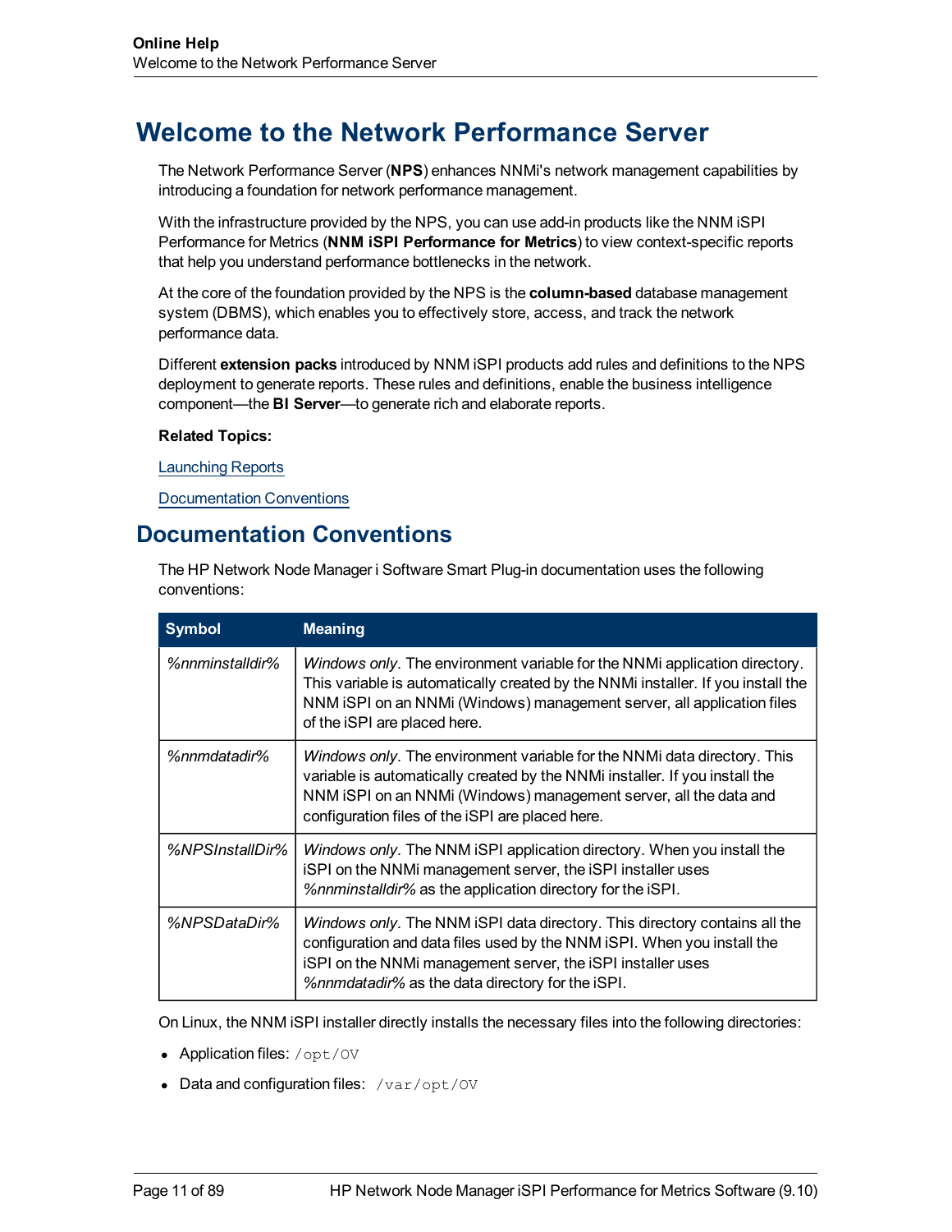# Welcome to the Network Performance Server

The Network Performance Server (**NPS**) enhances NNMi's network management capabilities by introducing a foundation for network performance management.

With the infrastructure provided by the NPS, you can use add-in products like the NNM iSPI Performance for Metrics (**NNM iSPI Performance for Metrics**) to view context-specific reports that help you understand performance bottlenecks in the network.

At the core of the foundation provided by the NPS is the **column-based** database management system (DBMS), which enables you to effectively store, access, and track the network performance data.

Different **extension packs** introduced by NNM iSPI products add rules and definitions to the NPS deployment to generate reports. These rules and definitions, enable the business intelligence component—the **BI Server**—to generate rich and elaborate reports.

**Related Topics:**

Launching Reports

Documentation Conventions

## Documentation Conventions

The HP Network Node Manager i Software Smart Plug-in documentation uses the following conventions:

| Symbol | Meaning |
| --- | --- |
| *%nnminstalldir%* | *Windows only*. The environment variable for the NNMi application directory. This variable is automatically created by the NNMi installer. If you install the NNM iSPI on an NNMi (Windows) management server, all application files of the iSPI are placed here. |
| *%nnmdatadir%* | *Windows only*. The environment variable for the NNMi data directory. This variable is automatically created by the NNMi installer. If you install the NNM iSPI on an NNMi (Windows) management server, all the data and configuration files of the iSPI are placed here. |
| *%NPSInstallDir%* | *Windows only*. The NNM iSPI application directory. When you install the iSPI on the NNMi management server, the iSPI installer uses *%nnminstalldir%* as the application directory for the iSPI. |
| *%NPSDataDir%* | *Windows only*. The NNM iSPI data directory. This directory contains all the configuration and data files used by the NNM iSPI. When you install the iSPI on the NNMi management server, the iSPI installer uses *%nnmdatadir%* as the data directory for the iSPI. |

On Linux, the NNM iSPI installer directly installs the necessary files into the following directories:

- Application files: `/opt/OV`
- Data and configuration files: `/var/opt/OV`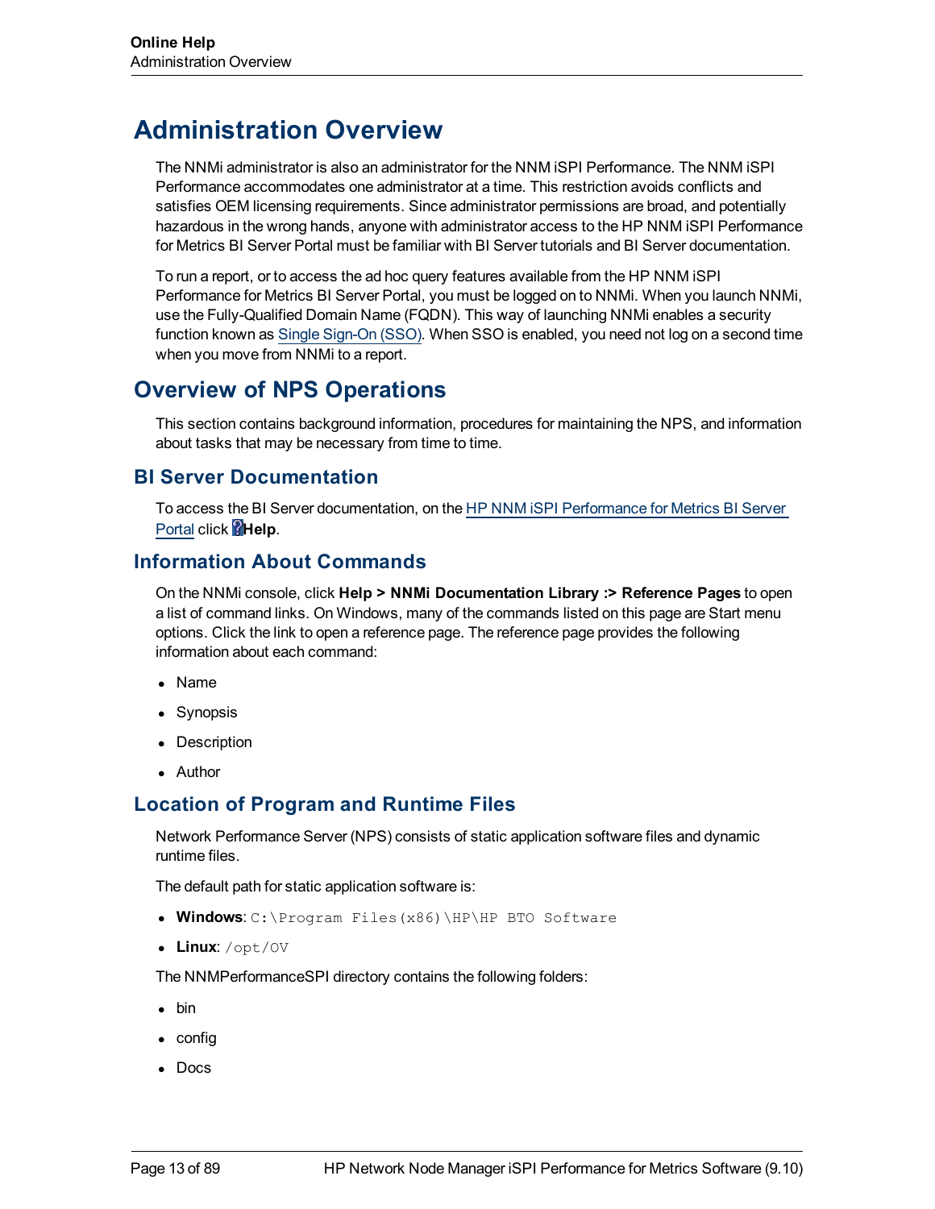# Administration Overview

The NNMi administrator is also an administrator for the NNM iSPI Performance. The NNM iSPI Performance accommodates one administrator at a time. This restriction avoids conflicts and satisfies OEM licensing requirements. Since administrator permissions are broad, and potentially hazardous in the wrong hands, anyone with administrator access to the HP NNM iSPI Performance for Metrics BI Server Portal must be familiar with BI Server tutorials and BI Server documentation.

To run a report, or to access the ad hoc query features available from the HP NNM iSPI Performance for Metrics BI Server Portal, you must be logged on to NNMi. When you launch NNMi, use the Fully-Qualified Domain Name (FQDN). This way of launching NNMi enables a security function known as Single Sign-On (SSO). When SSO is enabled, you need not log on a second time when you move from NNMi to a report.

## Overview of NPS Operations

This section contains background information, procedures for maintaining the NPS, and information about tasks that may be necessary from time to time.

### BI Server Documentation

To access the BI Server documentation, on the HP NNM iSPI Performance for Metrics BI Server Portal click **Help**.

### Information About Commands

On the NNMi console, click **Help > NNMi Documentation Library :> Reference Pages** to open a list of command links. On Windows, many of the commands listed on this page are Start menu options. Click the link to open a reference page. The reference page provides the following information about each command:

- Name
- Synopsis
- Description
- Author

### Location of Program and Runtime Files

Network Performance Server (NPS) consists of static application software files and dynamic runtime files.

The default path for static application software is:

- **Windows**: `C:\Program Files(x86)\HP\HP BTO Software`
- **Linux**: `/opt/OV`

The NNMPerformanceSPI directory contains the following folders:

- bin
- config
- Docs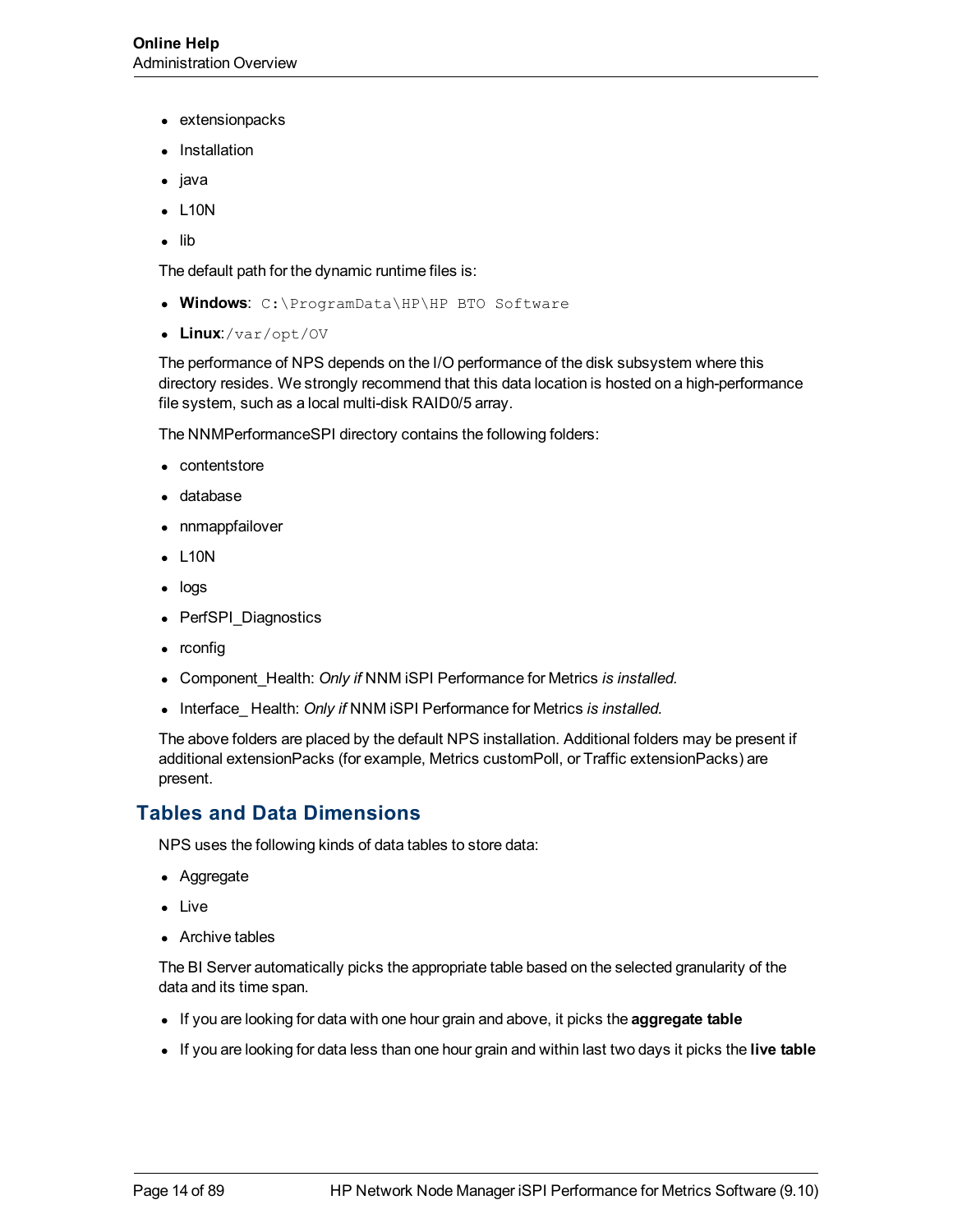- extensionpacks
- Installation
- java
- L10N
- lib

The default path for the dynamic runtime files is:

- **Windows**: `C:\ProgramData\HP\HP BTO Software`
- **Linux**:`/var/opt/OV`

The performance of NPS depends on the I/O performance of the disk subsystem where this directory resides. We strongly recommend that this data location is hosted on a high-performance file system, such as a local multi-disk RAID0/5 array.

The NNMPerformanceSPI directory contains the following folders:

- contentstore
- database
- nnmappfailover
- L10N
- logs
- PerfSPI_Diagnostics
- rconfig
- Component_Health: *Only if* NNM iSPI Performance for Metrics *is installed.*
- Interface_ Health: *Only if* NNM iSPI Performance for Metrics *is installed.*

The above folders are placed by the default NPS installation. Additional folders may be present if additional extensionPacks (for example, Metrics customPoll, or Traffic extensionPacks) are present.

## Tables and Data Dimensions

NPS uses the following kinds of data tables to store data:

- Aggregate
- Live
- Archive tables

The BI Server automatically picks the appropriate table based on the selected granularity of the data and its time span.

- If you are looking for data with one hour grain and above, it picks the **aggregate table**
- If you are looking for data less than one hour grain and within last two days it picks the **live table**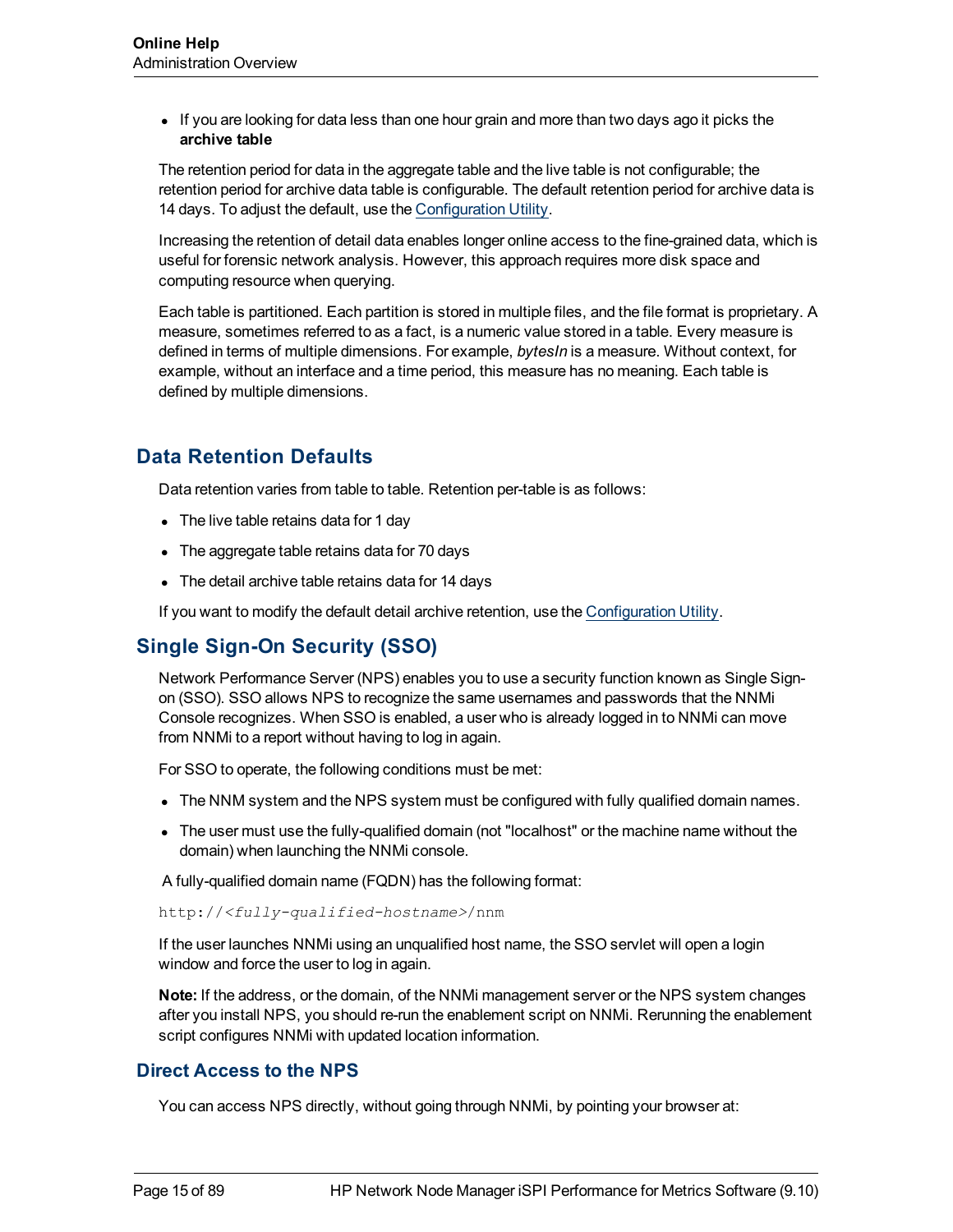- If you are looking for data less than one hour grain and more than two days ago it picks the **archive table**

The retention period for data in the aggregate table and the live table is not configurable; the retention period for archive data table is configurable. The default retention period for archive data is 14 days. To adjust the default, use the Configuration Utility.

Increasing the retention of detail data enables longer online access to the fine-grained data, which is useful for forensic network analysis. However, this approach requires more disk space and computing resource when querying.

Each table is partitioned. Each partition is stored in multiple files, and the file format is proprietary. A measure, sometimes referred to as a fact, is a numeric value stored in a table. Every measure is defined in terms of multiple dimensions. For example, *bytesIn* is a measure. Without context, for example, without an interface and a time period, this measure has no meaning. Each table is defined by multiple dimensions.

## Data Retention Defaults

Data retention varies from table to table. Retention per-table is as follows:

- The live table retains data for 1 day
- The aggregate table retains data for 70 days
- The detail archive table retains data for 14 days

If you want to modify the default detail archive retention, use the Configuration Utility.

## Single Sign-On Security (SSO)

Network Performance Server (NPS) enables you to use a security function known as Single Sign-on (SSO). SSO allows NPS to recognize the same usernames and passwords that the NNMi Console recognizes. When SSO is enabled, a user who is already logged in to NNMi can move from NNMi to a report without having to log in again.

For SSO to operate, the following conditions must be met:

- The NNM system and the NPS system must be configured with fully qualified domain names.
- The user must use the fully-qualified domain (not "localhost" or the machine name without the domain) when launching the NNMi console.

A fully-qualified domain name (FQDN) has the following format:

```
http://<fully-qualified-hostname>/nnm
```

If the user launches NNMi using an unqualified host name, the SSO servlet will open a login window and force the user to log in again.

**Note:** If the address, or the domain, of the NNMi management server or the NPS system changes after you install NPS, you should re-run the enablement script on NNMi. Rerunning the enablement script configures NNMi with updated location information.

### Direct Access to the NPS

You can access NPS directly, without going through NNMi, by pointing your browser at: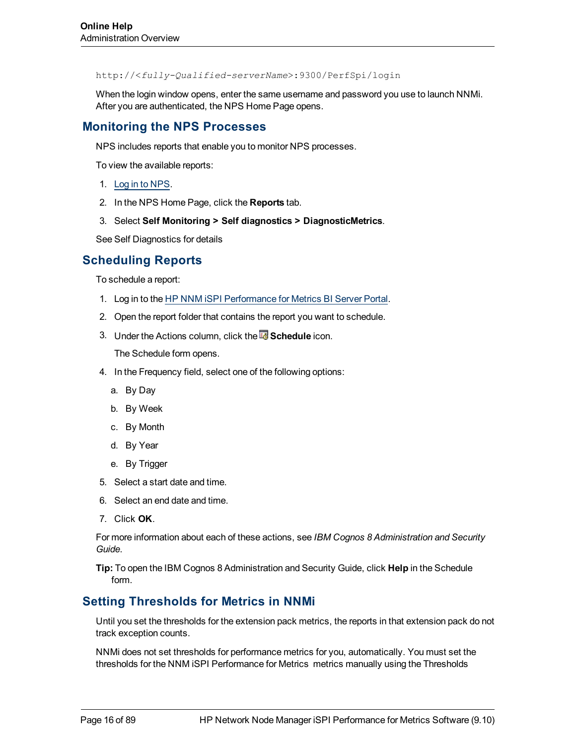```
http://<fully-Qualified-serverName>:9300/PerfSpi/login
```

When the login window opens, enter the same username and password you use to launch NNMi. After you are authenticated, the NPS Home Page opens.

## Monitoring the NPS Processes

NPS includes reports that enable you to monitor NPS processes.

To view the available reports:

1. Log in to NPS.
2. In the NPS Home Page, click the **Reports** tab.
3. Select **Self Monitoring > Self diagnostics > DiagnosticMetrics**.

See Self Diagnostics for details

## Scheduling Reports

To schedule a report:

1. Log in to the HP NNM iSPI Performance for Metrics BI Server Portal.
2. Open the report folder that contains the report you want to schedule.
3. Under the Actions column, click the **Schedule** icon.

   The Schedule form opens.
4. In the Frequency field, select one of the following options:
   a. By Day
   b. By Week
   c. By Month
   d. By Year
   e. By Trigger
5. Select a start date and time.
6. Select an end date and time.
7. Click **OK**.

For more information about each of these actions, see *IBM Cognos 8 Administration and Security Guide*.

**Tip:** To open the IBM Cognos 8 Administration and Security Guide, click **Help** in the Schedule form.

## Setting Thresholds for Metrics in NNMi

Until you set the thresholds for the extension pack metrics, the reports in that extension pack do not track exception counts.

NNMi does not set thresholds for performance metrics for you, automatically. You must set the thresholds for the NNM iSPI Performance for Metrics metrics manually using the Thresholds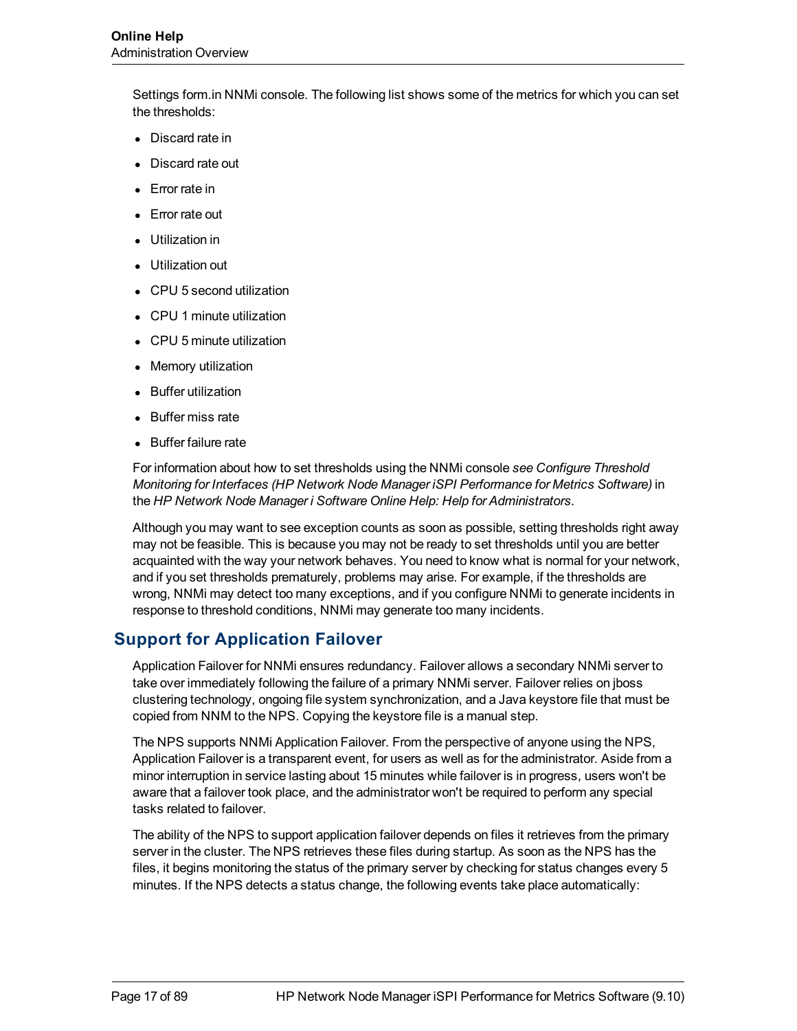Settings form.in NNMi console. The following list shows some of the metrics for which you can set the thresholds:

- Discard rate in
- Discard rate out
- Error rate in
- Error rate out
- Utilization in
- Utilization out
- CPU 5 second utilization
- CPU 1 minute utilization
- CPU 5 minute utilization
- Memory utilization
- Buffer utilization
- Buffer miss rate
- Buffer failure rate

For information about how to set thresholds using the NNMi console *see Configure Threshold Monitoring for Interfaces (HP Network Node Manager iSPI Performance for Metrics Software)* in the *HP Network Node Manager i Software Online Help: Help for Administrators*.

Although you may want to see exception counts as soon as possible, setting thresholds right away may not be feasible. This is because you may not be ready to set thresholds until you are better acquainted with the way your network behaves. You need to know what is normal for your network, and if you set thresholds prematurely, problems may arise. For example, if the thresholds are wrong, NNMi may detect too many exceptions, and if you configure NNMi to generate incidents in response to threshold conditions, NNMi may generate too many incidents.

## Support for Application Failover

Application Failover for NNMi ensures redundancy. Failover allows a secondary NNMi server to take over immediately following the failure of a primary NNMi server. Failover relies on jboss clustering technology, ongoing file system synchronization, and a Java keystore file that must be copied from NNM to the NPS. Copying the keystore file is a manual step.

The NPS supports NNMi Application Failover. From the perspective of anyone using the NPS, Application Failover is a transparent event, for users as well as for the administrator. Aside from a minor interruption in service lasting about 15 minutes while failover is in progress, users won't be aware that a failover took place, and the administrator won't be required to perform any special tasks related to failover.

The ability of the NPS to support application failover depends on files it retrieves from the primary server in the cluster. The NPS retrieves these files during startup. As soon as the NPS has the files, it begins monitoring the status of the primary server by checking for status changes every 5 minutes. If the NPS detects a status change, the following events take place automatically: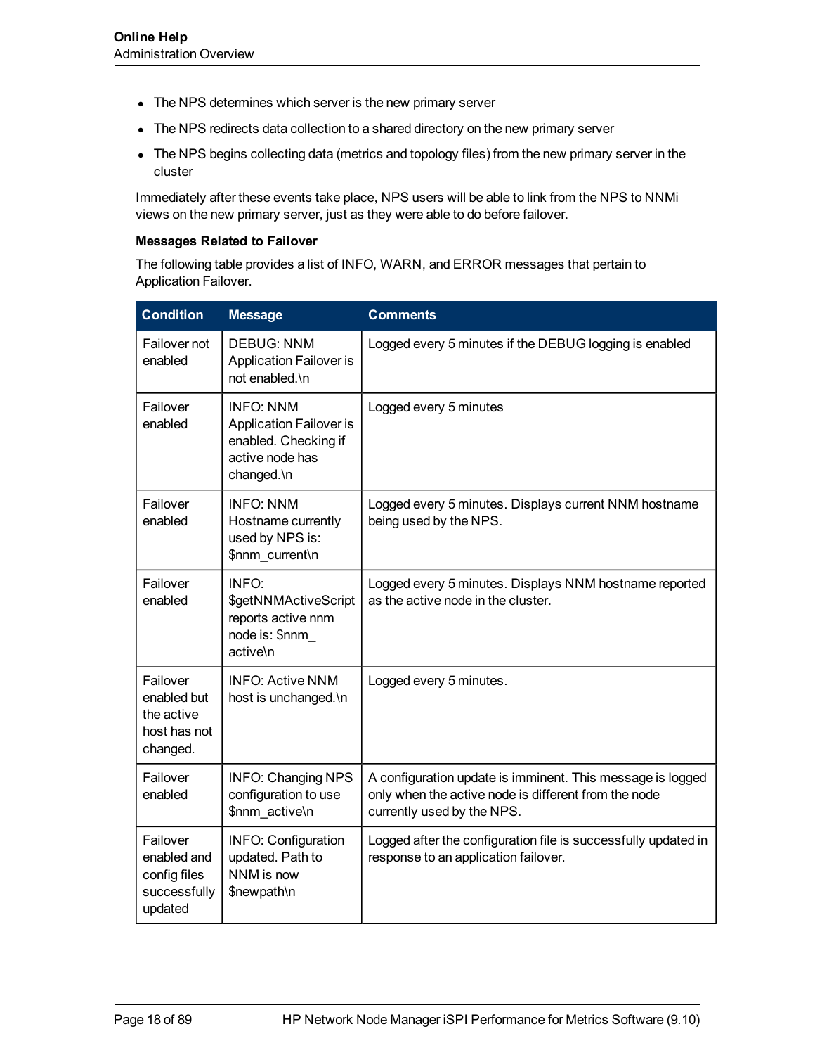- The NPS determines which server is the new primary server
- The NPS redirects data collection to a shared directory on the new primary server
- The NPS begins collecting data (metrics and topology files) from the new primary server in the cluster

Immediately after these events take place, NPS users will be able to link from the NPS to NNMi views on the new primary server, just as they were able to do before failover.

**Messages Related to Failover**

The following table provides a list of INFO, WARN, and ERROR messages that pertain to Application Failover.

| Condition | Message | Comments |
| --- | --- | --- |
| Failover not enabled | DEBUG: NNM Application Failover is not enabled.\n | Logged every 5 minutes if the DEBUG logging is enabled |
| Failover enabled | INFO: NNM Application Failover is enabled. Checking if active node has changed.\n | Logged every 5 minutes |
| Failover enabled | INFO: NNM Hostname currently used by NPS is: $nnm_current\n | Logged every 5 minutes. Displays current NNM hostname being used by the NPS. |
| Failover enabled | INFO: $getNNMActiveScript reports active nnm node is: $nnm_active\n | Logged every 5 minutes. Displays NNM hostname reported as the active node in the cluster. |
| Failover enabled but the active host has not changed. | INFO: Active NNM host is unchanged.\n | Logged every 5 minutes. |
| Failover enabled | INFO: Changing NPS configuration to use $nnm_active\n | A configuration update is imminent. This message is logged only when the active node is different from the node currently used by the NPS. |
| Failover enabled and config files successfully updated | INFO: Configuration updated. Path to NNM is now $newpath\n | Logged after the configuration file is successfully updated in response to an application failover. |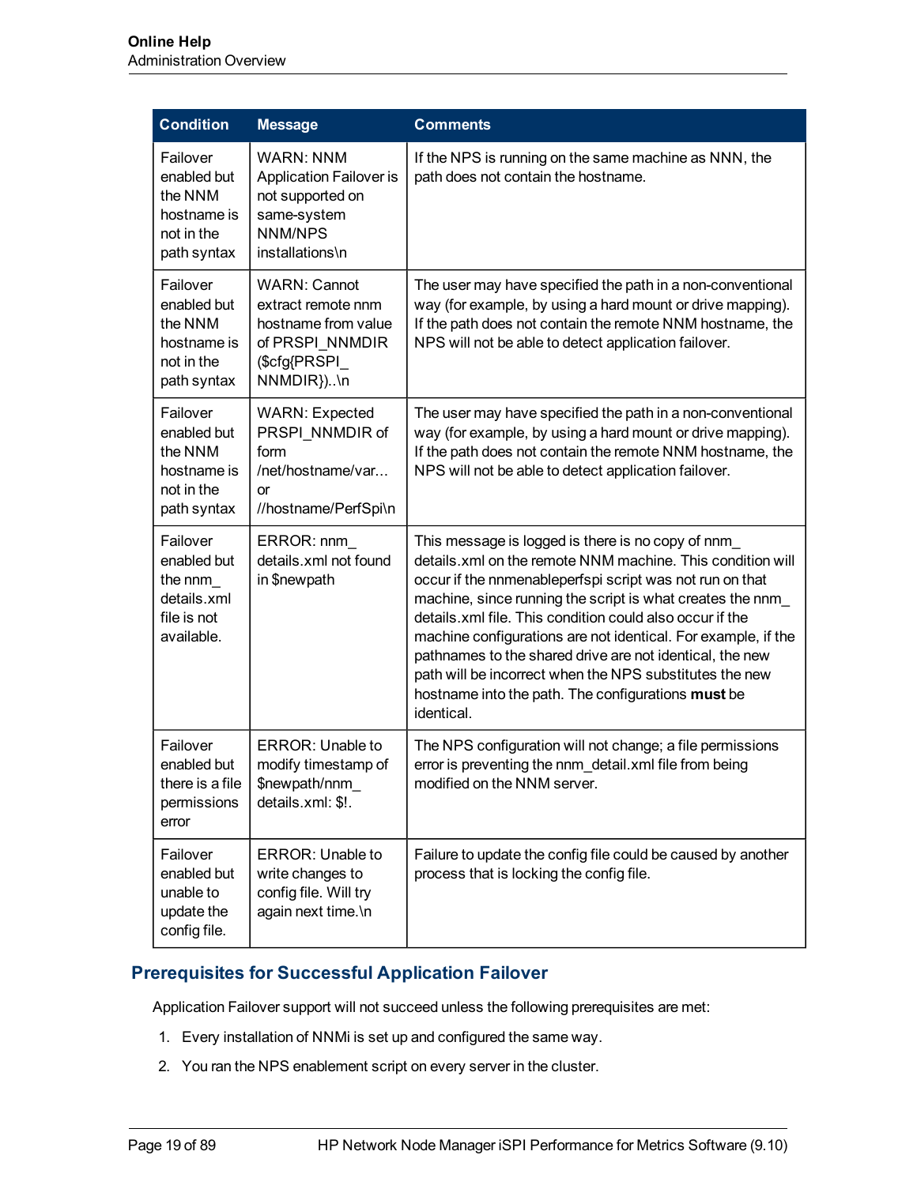| Condition | Message | Comments |
| --- | --- | --- |
| Failover enabled but the NNM hostname is not in the path syntax | WARN: NNM Application Failover is not supported on same-system NNM/NPS installations\n | If the NPS is running on the same machine as NNN, the path does not contain the hostname. |
| Failover enabled but the NNM hostname is not in the path syntax | WARN: Cannot extract remote nnm hostname from value of PRSPI_NNMDIR ($cfg{PRSPI_ NNMDIR})..\n | The user may have specified the path in a non-conventional way (for example, by using a hard mount or drive mapping). If the path does not contain the remote NNM hostname, the NPS will not be able to detect application failover. |
| Failover enabled but the NNM hostname is not in the path syntax | WARN: Expected PRSPI_NNMDIR of form /net/hostname/var... or //hostname/PerfSpi\n | The user may have specified the path in a non-conventional way (for example, by using a hard mount or drive mapping). If the path does not contain the remote NNM hostname, the NPS will not be able to detect application failover. |
| Failover enabled but the nnm_ details.xml file is not available. | ERROR: nnm_ details.xml not found in $newpath | This message is logged is there is no copy of nnm_ details.xml on the remote NNM machine. This condition will occur if the nnmenableperfspi script was not run on that machine, since running the script is what creates the nnm_ details.xml file. This condition could also occur if the machine configurations are not identical. For example, if the pathnames to the shared drive are not identical, the new path will be incorrect when the NPS substitutes the new hostname into the path. The configurations **must** be identical. |
| Failover enabled but there is a file permissions error | ERROR: Unable to modify timestamp of $newpath/nnm_ details.xml: $!. | The NPS configuration will not change; a file permissions error is preventing the nnm_detail.xml file from being modified on the NNM server. |
| Failover enabled but unable to update the config file. | ERROR: Unable to write changes to config file. Will try again next time.\n | Failure to update the config file could be caused by another process that is locking the config file. |

## Prerequisites for Successful Application Failover

Application Failover support will not succeed unless the following prerequisites are met:

1. Every installation of NNMi is set up and configured the same way.
2. You ran the NPS enablement script on every server in the cluster.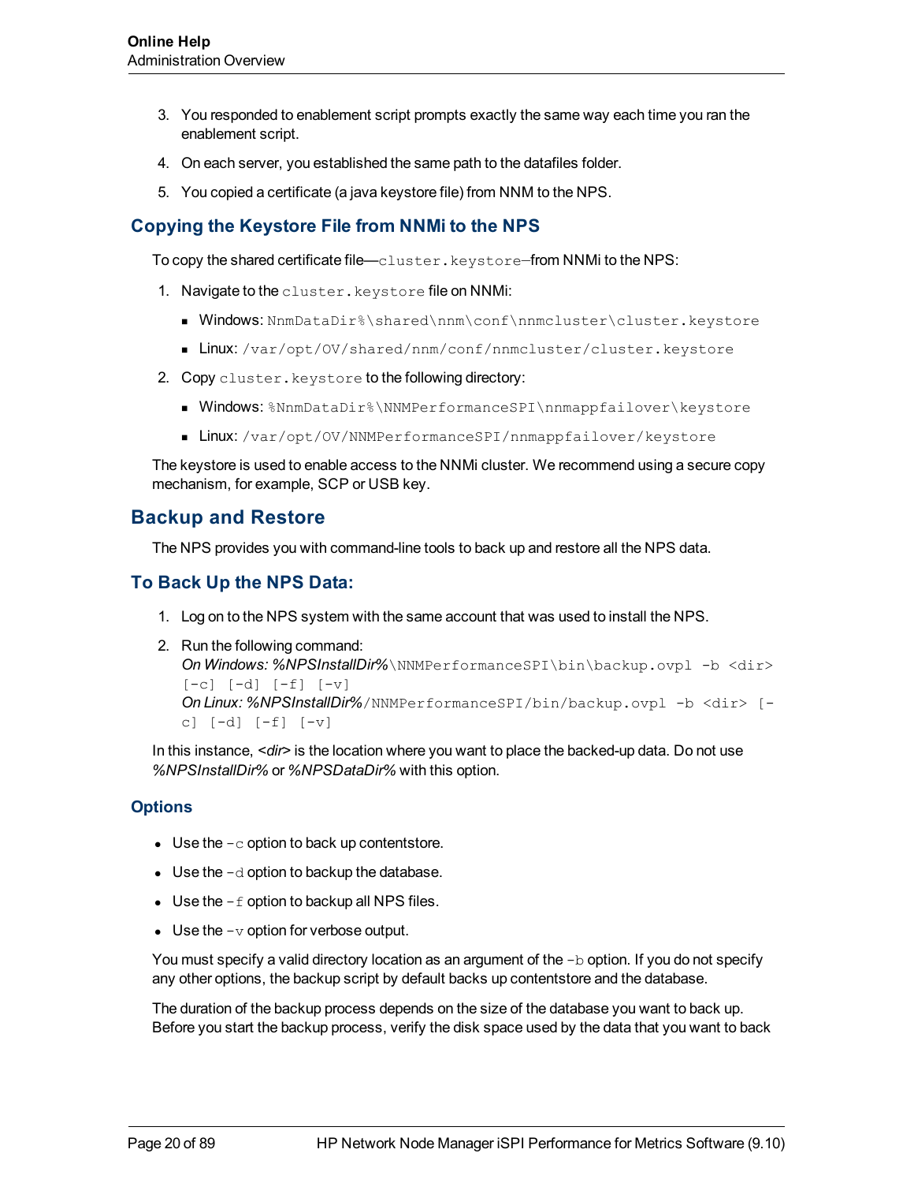3. You responded to enablement script prompts exactly the same way each time you ran the enablement script.
4. On each server, you established the same path to the datafiles folder.
5. You copied a certificate (a java keystore file) from NNM to the NPS.

## Copying the Keystore File from NNMi to the NPS

To copy the shared certificate file—`cluster.keystore`—from NNMi to the NPS:

1. Navigate to the `cluster.keystore` file on NNMi:
   - Windows: `NnmDataDir%\shared\nnm\conf\nnmcluster\cluster.keystore`
   - Linux: `/var/opt/OV/shared/nnm/conf/nnmcluster/cluster.keystore`
2. Copy `cluster.keystore` to the following directory:
   - Windows: `%NnmDataDir%\NNMPerformanceSPI\nnmappfailover\keystore`
   - Linux: `/var/opt/OV/NNMPerformanceSPI/nnmappfailover/keystore`

The keystore is used to enable access to the NNMi cluster. We recommend using a secure copy mechanism, for example, SCP or USB key.

## Backup and Restore

The NPS provides you with command-line tools to back up and restore all the NPS data.

## To Back Up the NPS Data:

1. Log on to the NPS system with the same account that was used to install the NPS.
2. Run the following command:
   *On Windows: %NPSInstallDir%*`\NNMPerformanceSPI\bin\backup.ovpl -b <dir> [-c] [-d] [-f] [-v]`
   *On Linux: %NPSInstallDir%*`/NNMPerformanceSPI/bin/backup.ovpl -b <dir> [-c] [-d] [-f] [-v]`

In this instance, *<dir>* is the location where you want to place the backed-up data. Do not use *%NPSInstallDir%* or *%NPSDataDir%* with this option.

### Options

- Use the `-c` option to back up contentstore.
- Use the `-d` option to backup the database.
- Use the `-f` option to backup all NPS files.
- Use the `-v` option for verbose output.

You must specify a valid directory location as an argument of the `-b` option. If you do not specify any other options, the backup script by default backs up contentstore and the database.

The duration of the backup process depends on the size of the database you want to back up. Before you start the backup process, verify the disk space used by the data that you want to back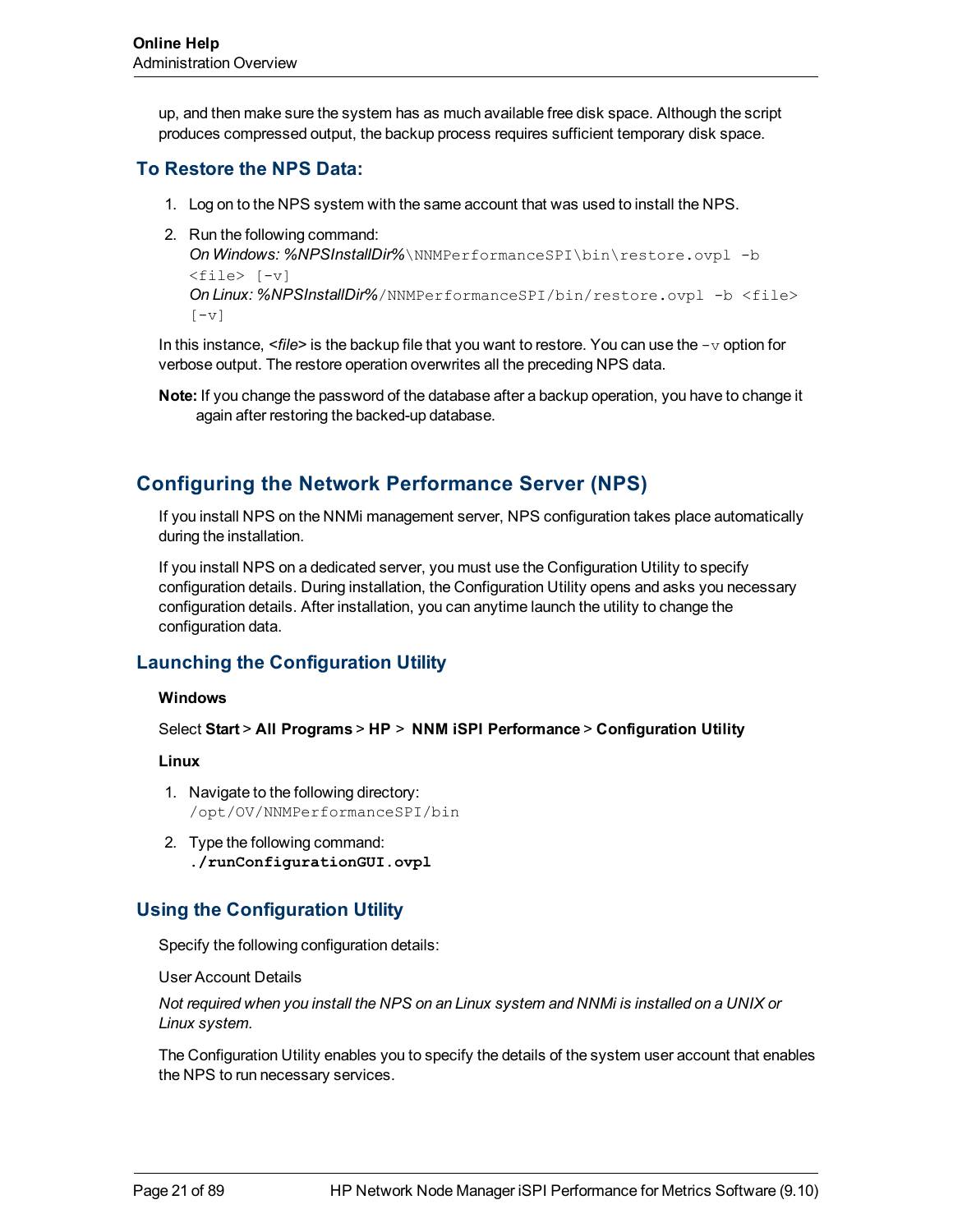up, and then make sure the system has as much available free disk space. Although the script produces compressed output, the backup process requires sufficient temporary disk space.

### To Restore the NPS Data:

1. Log on to the NPS system with the same account that was used to install the NPS.
2. Run the following command:
   *On Windows: %NPSInstallDir%*`\NNMPerformanceSPI\bin\restore.ovpl -b <file> [-v]`
   *On Linux: %NPSInstallDir%*`/NNMPerformanceSPI/bin/restore.ovpl -b <file> [-v]`

In this instance, *<file>* is the backup file that you want to restore. You can use the `-v` option for verbose output. The restore operation overwrites all the preceding NPS data.

**Note:** If you change the password of the database after a backup operation, you have to change it again after restoring the backed-up database.

## Configuring the Network Performance Server (NPS)

If you install NPS on the NNMi management server, NPS configuration takes place automatically during the installation.

If you install NPS on a dedicated server, you must use the Configuration Utility to specify configuration details. During installation, the Configuration Utility opens and asks you necessary configuration details. After installation, you can anytime launch the utility to change the configuration data.

### Launching the Configuration Utility

**Windows**

Select **Start** > **All Programs** > **HP** > **NNM iSPI Performance** > **Configuration Utility**

**Linux**

1. Navigate to the following directory:
   `/opt/OV/NNMPerformanceSPI/bin`
2. Type the following command:
   **`./runConfigurationGUI.ovpl`**

### Using the Configuration Utility

Specify the following configuration details:

User Account Details

*Not required when you install the NPS on an Linux system and NNMi is installed on a UNIX or Linux system.*

The Configuration Utility enables you to specify the details of the system user account that enables the NPS to run necessary services.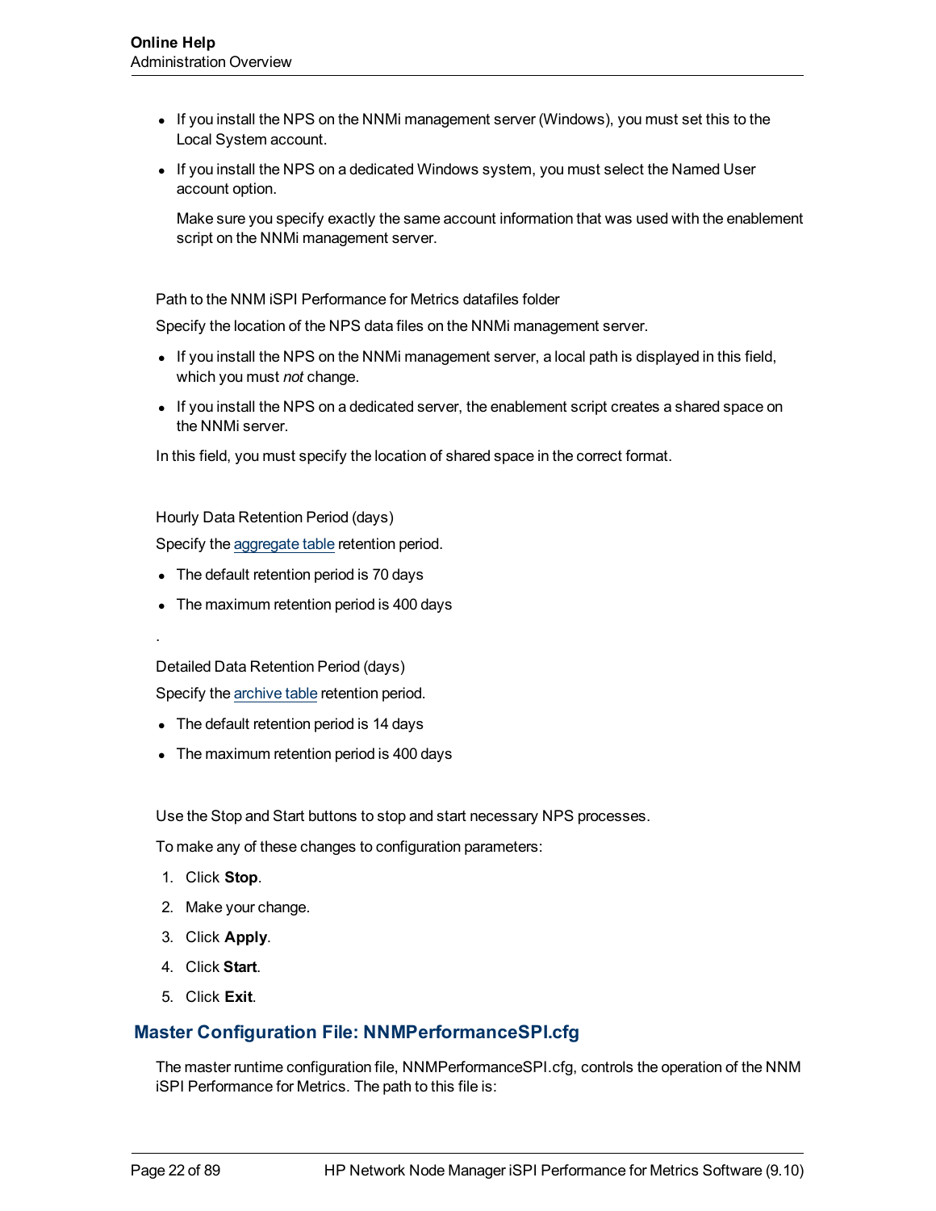- If you install the NPS on the NNMi management server (Windows), you must set this to the Local System account.
- If you install the NPS on a dedicated Windows system, you must select the Named User account option.

  Make sure you specify exactly the same account information that was used with the enablement script on the NNMi management server.

Path to the NNM iSPI Performance for Metrics datafiles folder

Specify the location of the NPS data files on the NNMi management server.

- If you install the NPS on the NNMi management server, a local path is displayed in this field, which you must *not* change.
- If you install the NPS on a dedicated server, the enablement script creates a shared space on the NNMi server.

In this field, you must specify the location of shared space in the correct format.

Hourly Data Retention Period (days)

Specify the aggregate table retention period.

- The default retention period is 70 days
- The maximum retention period is 400 days

.

Detailed Data Retention Period (days)

Specify the archive table retention period.

- The default retention period is 14 days
- The maximum retention period is 400 days

Use the Stop and Start buttons to stop and start necessary NPS processes.

To make any of these changes to configuration parameters:

1. Click **Stop**.
2. Make your change.
3. Click **Apply**.
4. Click **Start**.
5. Click **Exit**.

## Master Configuration File: NNMPerformanceSPI.cfg

The master runtime configuration file, NNMPerformanceSPI.cfg, controls the operation of the NNM iSPI Performance for Metrics. The path to this file is: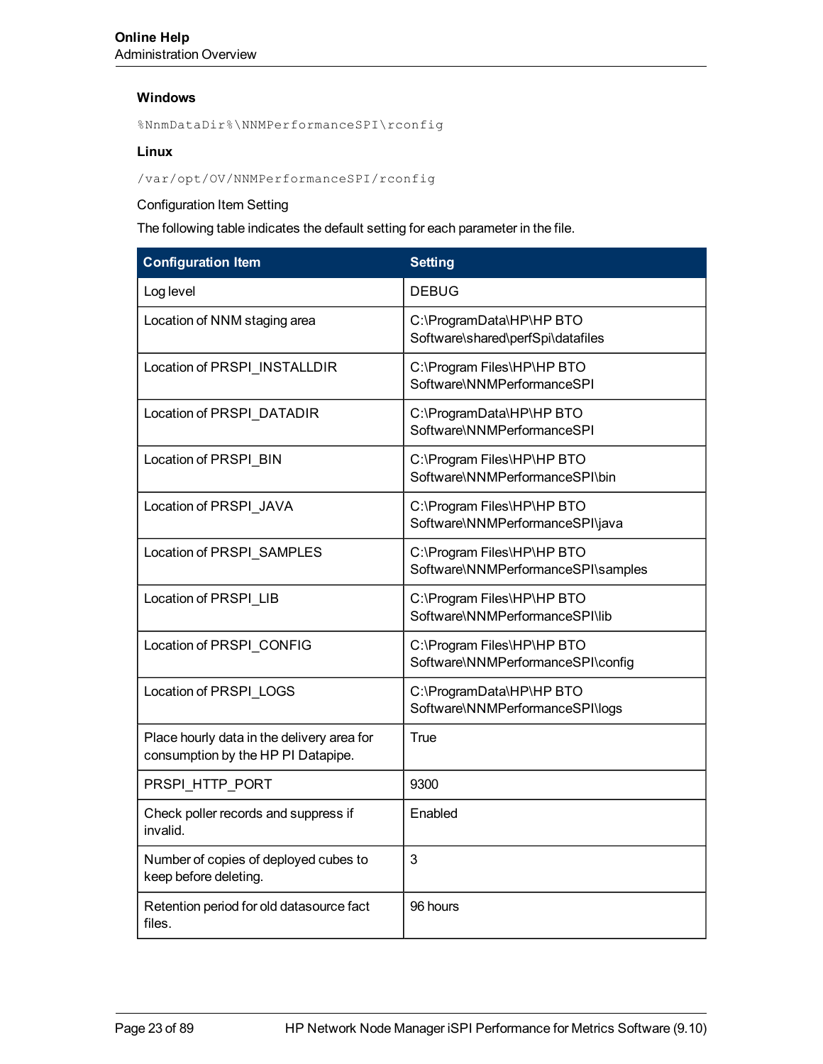**Windows**

```
%NnmDataDir%\NNMPerformanceSPI\rconfig
```

**Linux**

```
/var/opt/OV/NNMPerformanceSPI/rconfig
```

Configuration Item Setting

The following table indicates the default setting for each parameter in the file.

| Configuration Item | Setting |
|---|---|
| Log level | DEBUG |
| Location of NNM staging area | C:\ProgramData\HP\HP BTO Software\shared\perfSpi\datafiles |
| Location of PRSPI_INSTALLDIR | C:\Program Files\HP\HP BTO Software\NNMPerformanceSPI |
| Location of PRSPI_DATADIR | C:\ProgramData\HP\HP BTO Software\NNMPerformanceSPI |
| Location of PRSPI_BIN | C:\Program Files\HP\HP BTO Software\NNMPerformanceSPI\bin |
| Location of PRSPI_JAVA | C:\Program Files\HP\HP BTO Software\NNMPerformanceSPI\java |
| Location of PRSPI_SAMPLES | C:\Program Files\HP\HP BTO Software\NNMPerformanceSPI\samples |
| Location of PRSPI_LIB | C:\Program Files\HP\HP BTO Software\NNMPerformanceSPI\lib |
| Location of PRSPI_CONFIG | C:\Program Files\HP\HP BTO Software\NNMPerformanceSPI\config |
| Location of PRSPI_LOGS | C:\ProgramData\HP\HP BTO Software\NNMPerformanceSPI\logs |
| Place hourly data in the delivery area for consumption by the HP PI Datapipe. | True |
| PRSPI_HTTP_PORT | 9300 |
| Check poller records and suppress if invalid. | Enabled |
| Number of copies of deployed cubes to keep before deleting. | 3 |
| Retention period for old datasource fact files. | 96 hours |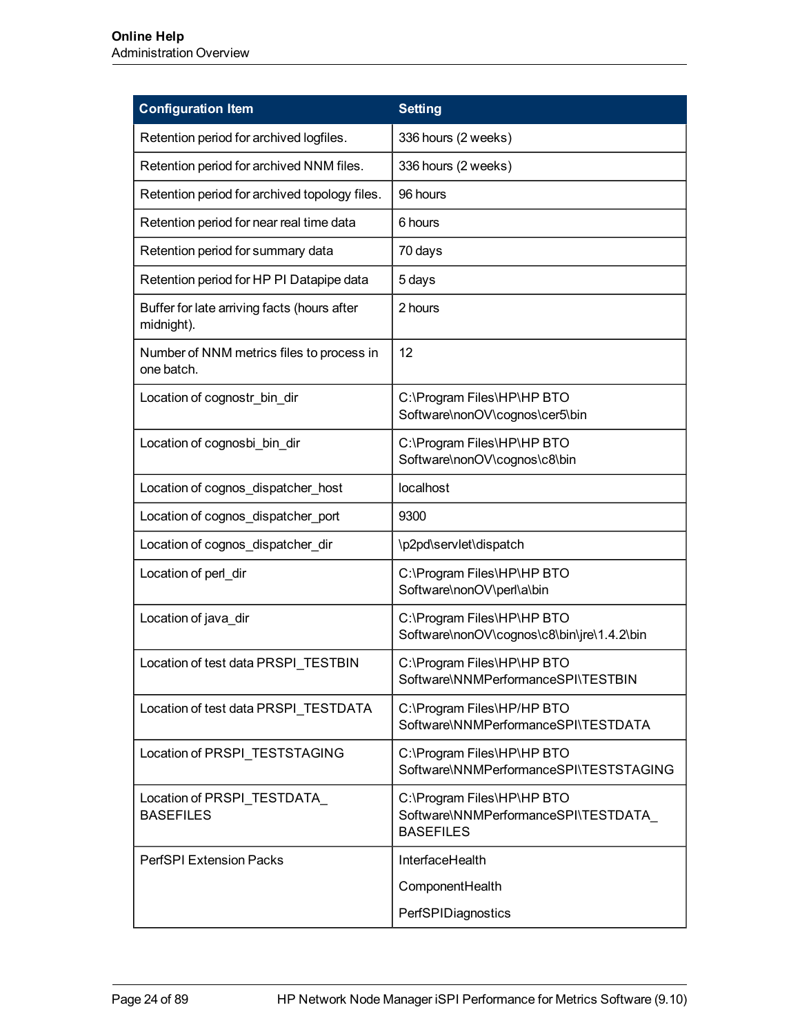| Configuration Item | Setting |
| --- | --- |
| Retention period for archived logfiles. | 336 hours (2 weeks) |
| Retention period for archived NNM files. | 336 hours (2 weeks) |
| Retention period for archived topology files. | 96 hours |
| Retention period for near real time data | 6 hours |
| Retention period for summary data | 70 days |
| Retention period for HP PI Datapipe data | 5 days |
| Buffer for late arriving facts (hours after midnight). | 2 hours |
| Number of NNM metrics files to process in one batch. | 12 |
| Location of cognostr_bin_dir | C:\Program Files\HP\HP BTO Software\nonOV\cognos\cer5\bin |
| Location of cognosbi_bin_dir | C:\Program Files\HP\HP BTO Software\nonOV\cognos\c8\bin |
| Location of cognos_dispatcher_host | localhost |
| Location of cognos_dispatcher_port | 9300 |
| Location of cognos_dispatcher_dir | \p2pd\servlet\dispatch |
| Location of perl_dir | C:\Program Files\HP\HP BTO Software\nonOV\perl\a\bin |
| Location of java_dir | C:\Program Files\HP\HP BTO Software\nonOV\cognos\c8\bin\jre\1.4.2\bin |
| Location of test data PRSPI_TESTBIN | C:\Program Files\HP\HP BTO Software\NNMPerformanceSPI\TESTBIN |
| Location of test data PRSPI_TESTDATA | C:\Program Files\HP/HP BTO Software\NNMPerformanceSPI\TESTDATA |
| Location of PRSPI_TESTSTAGING | C:\Program Files\HP\HP BTO Software\NNMPerformanceSPI\TESTSTAGING |
| Location of PRSPI_TESTDATA_BASEFILES | C:\Program Files\HP\HP BTO Software\NNMPerformanceSPI\TESTDATA_BASEFILES |
| PerfSPI Extension Packs | InterfaceHealth<br>ComponentHealth<br>PerfSPIDiagnostics |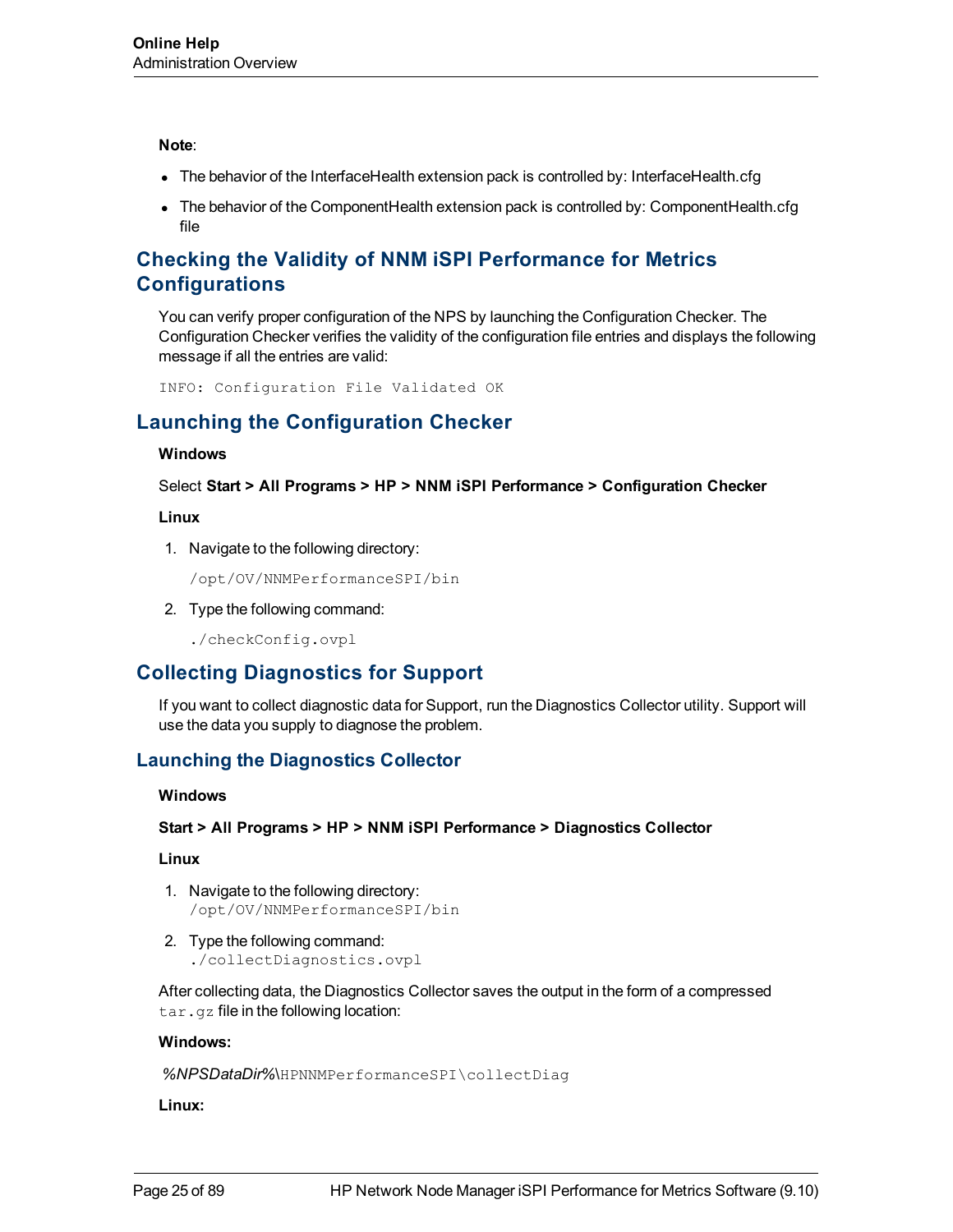**Note**:

- The behavior of the InterfaceHealth extension pack is controlled by: InterfaceHealth.cfg
- The behavior of the ComponentHealth extension pack is controlled by: ComponentHealth.cfg file

## Checking the Validity of NNM iSPI Performance for Metrics Configurations

You can verify proper configuration of the NPS by launching the Configuration Checker. The Configuration Checker verifies the validity of the configuration file entries and displays the following message if all the entries are valid:

```
INFO: Configuration File Validated OK
```

## Launching the Configuration Checker

**Windows**

Select **Start > All Programs > HP > NNM iSPI Performance > Configuration Checker**

**Linux**

1. Navigate to the following directory:

   `/opt/OV/NNMPerformanceSPI/bin`

2. Type the following command:

   `./checkConfig.ovpl`

## Collecting Diagnostics for Support

If you want to collect diagnostic data for Support, run the Diagnostics Collector utility. Support will use the data you supply to diagnose the problem.

### Launching the Diagnostics Collector

**Windows**

**Start > All Programs > HP > NNM iSPI Performance > Diagnostics Collector**

**Linux**

1. Navigate to the following directory:
   `/opt/OV/NNMPerformanceSPI/bin`
2. Type the following command:
   `./collectDiagnostics.ovpl`

After collecting data, the Diagnostics Collector saves the output in the form of a compressed `tar.gz` file in the following location:

**Windows:**

*%NPSDataDir%*`\HPNNMPerformanceSPI\collectDiag`

**Linux:**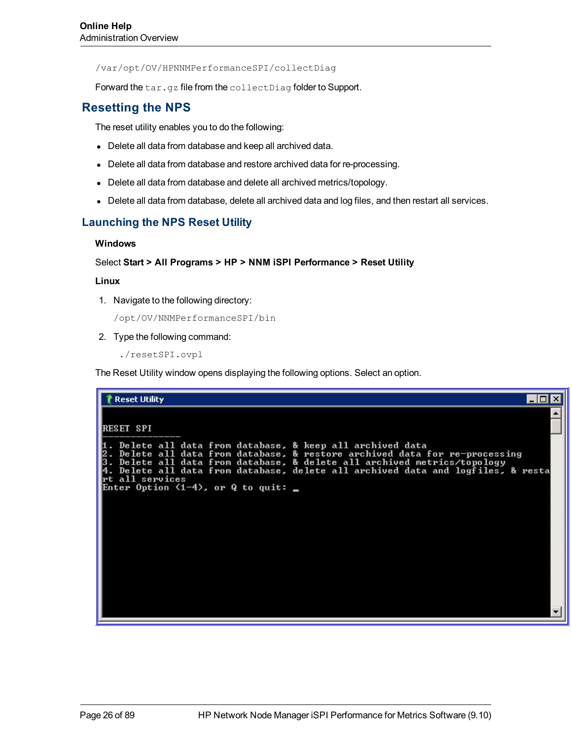/var/opt/OV/HPNNMPerformanceSPI/collectDiag

Forward the `tar.gz` file from the `collectDiag` folder to Support.

## Resetting the NPS

The reset utility enables you to do the following:

- Delete all data from database and keep all archived data.
- Delete all data from database and restore archived data for re-processing.
- Delete all data from database and delete all archived metrics/topology.
- Delete all data from database, delete all archived data and log files, and then restart all services.

### Launching the NPS Reset Utility

**Windows**

Select **Start > All Programs > HP > NNM iSPI Performance > Reset Utility**

**Linux**

1. Navigate to the following directory:

   /opt/OV/NNMPerformanceSPI/bin

2. Type the following command:

   ./resetSPI.ovpl

The Reset Utility window opens displaying the following options. Select an option.

```
RESET SPI
--------------
1. Delete all data from database, & keep all archived data
2. Delete all data from database, & restore archived data for re-processing
3. Delete all data from database, & delete all archived metrics/topology
4. Delete all data from database, delete all archived data and logfiles, & restart all services
Enter Option (1-4), or Q to quit:
```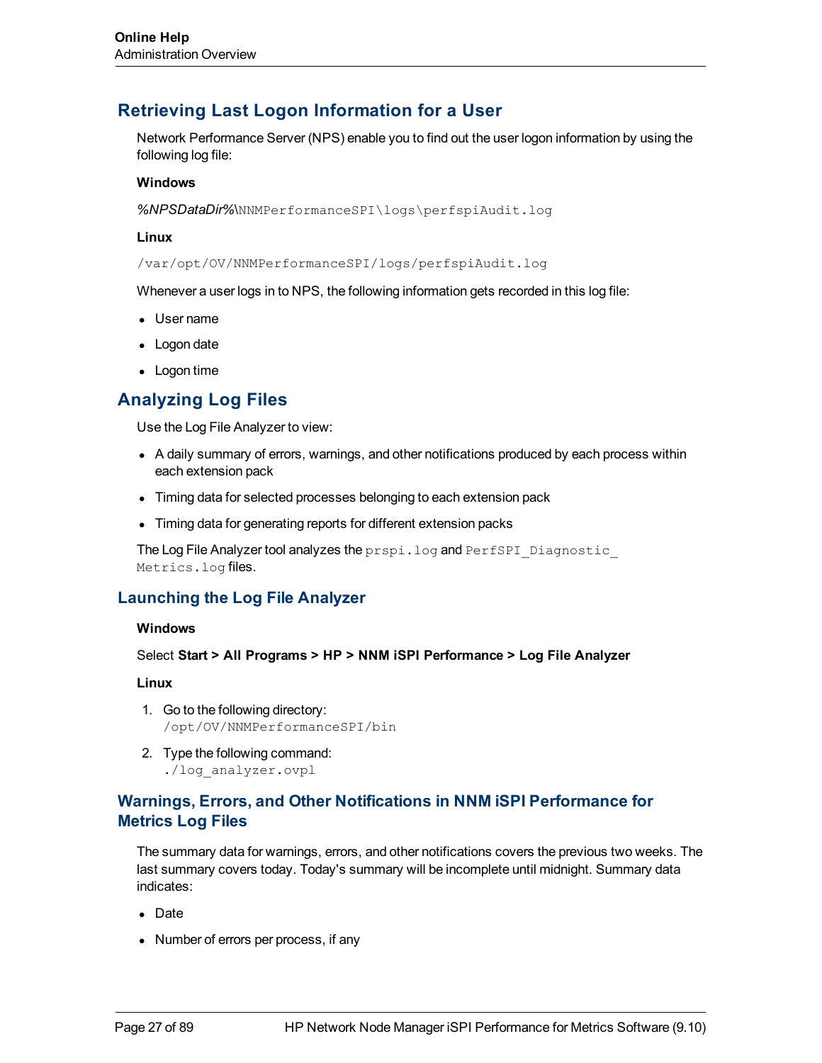## Retrieving Last Logon Information for a User

Network Performance Server (NPS) enable you to find out the user logon information by using the following log file:

**Windows**

*%NPSDataDir%*\NNMPerformanceSPI\logs\perfspiAudit.log

**Linux**

/var/opt/OV/NNMPerformanceSPI/logs/perfspiAudit.log

Whenever a user logs in to NPS, the following information gets recorded in this log file:

- User name
- Logon date
- Logon time

## Analyzing Log Files

Use the Log File Analyzer to view:

- A daily summary of errors, warnings, and other notifications produced by each process within each extension pack
- Timing data for selected processes belonging to each extension pack
- Timing data for generating reports for different extension packs

The Log File Analyzer tool analyzes the `prspi.log` and `PerfSPI_Diagnostic_Metrics.log` files.

### Launching the Log File Analyzer

**Windows**

Select **Start > All Programs > HP > NNM iSPI Performance > Log File Analyzer**

**Linux**

1. Go to the following directory:
   `/opt/OV/NNMPerformanceSPI/bin`
2. Type the following command:
   `./log_analyzer.ovpl`

### Warnings, Errors, and Other Notifications in NNM iSPI Performance for Metrics Log Files

The summary data for warnings, errors, and other notifications covers the previous two weeks. The last summary covers today. Today's summary will be incomplete until midnight. Summary data indicates:

- Date
- Number of errors per process, if any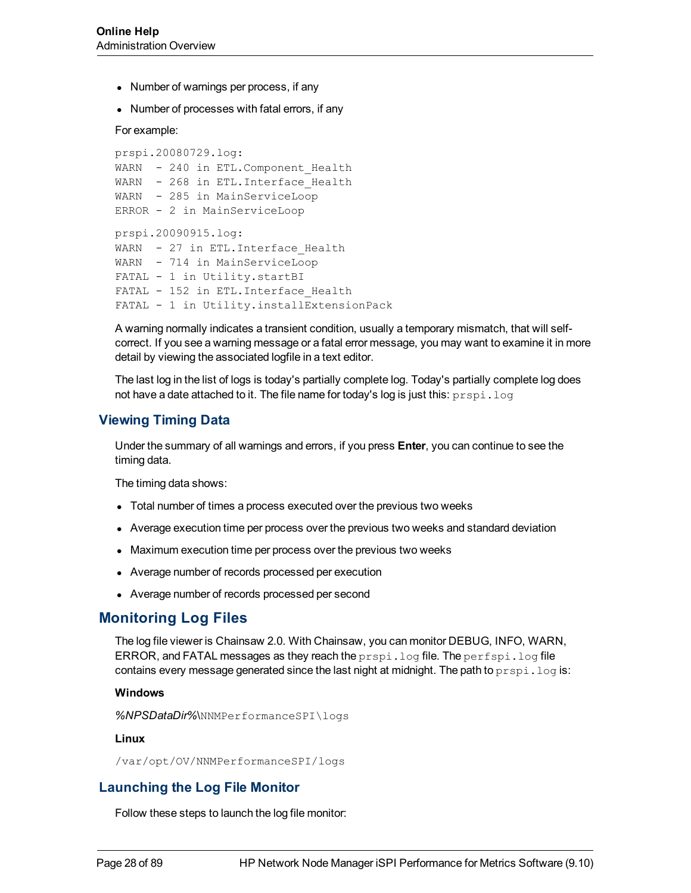- Number of warnings per process, if any
- Number of processes with fatal errors, if any

For example:

```
prspi.20080729.log:
WARN  - 240 in ETL.Component_Health
WARN  - 268 in ETL.Interface_Health
WARN  - 285 in MainServiceLoop
ERROR - 2 in MainServiceLoop

prspi.20090915.log:
WARN  - 27 in ETL.Interface_Health
WARN  - 714 in MainServiceLoop
FATAL - 1 in Utility.startBI
FATAL - 152 in ETL.Interface_Health
FATAL - 1 in Utility.installExtensionPack
```

A warning normally indicates a transient condition, usually a temporary mismatch, that will self-correct. If you see a warning message or a fatal error message, you may want to examine it in more detail by viewing the associated logfile in a text editor.

The last log in the list of logs is today's partially complete log. Today's partially complete log does not have a date attached to it. The file name for today's log is just this: `prspi.log`

### Viewing Timing Data

Under the summary of all warnings and errors, if you press **Enter**, you can continue to see the timing data.

The timing data shows:

- Total number of times a process executed over the previous two weeks
- Average execution time per process over the previous two weeks and standard deviation
- Maximum execution time per process over the previous two weeks
- Average number of records processed per execution
- Average number of records processed per second

## Monitoring Log Files

The log file viewer is Chainsaw 2.0. With Chainsaw, you can monitor DEBUG, INFO, WARN, ERROR, and FATAL messages as they reach the `prspi.log` file. The `perfspi.log` file contains every message generated since the last night at midnight. The path to `prspi.log` is:

**Windows**

*%NPSDataDir%*`\NNMPerformanceSPI\logs`

**Linux**

`/var/opt/OV/NNMPerformanceSPI/logs`

### Launching the Log File Monitor

Follow these steps to launch the log file monitor: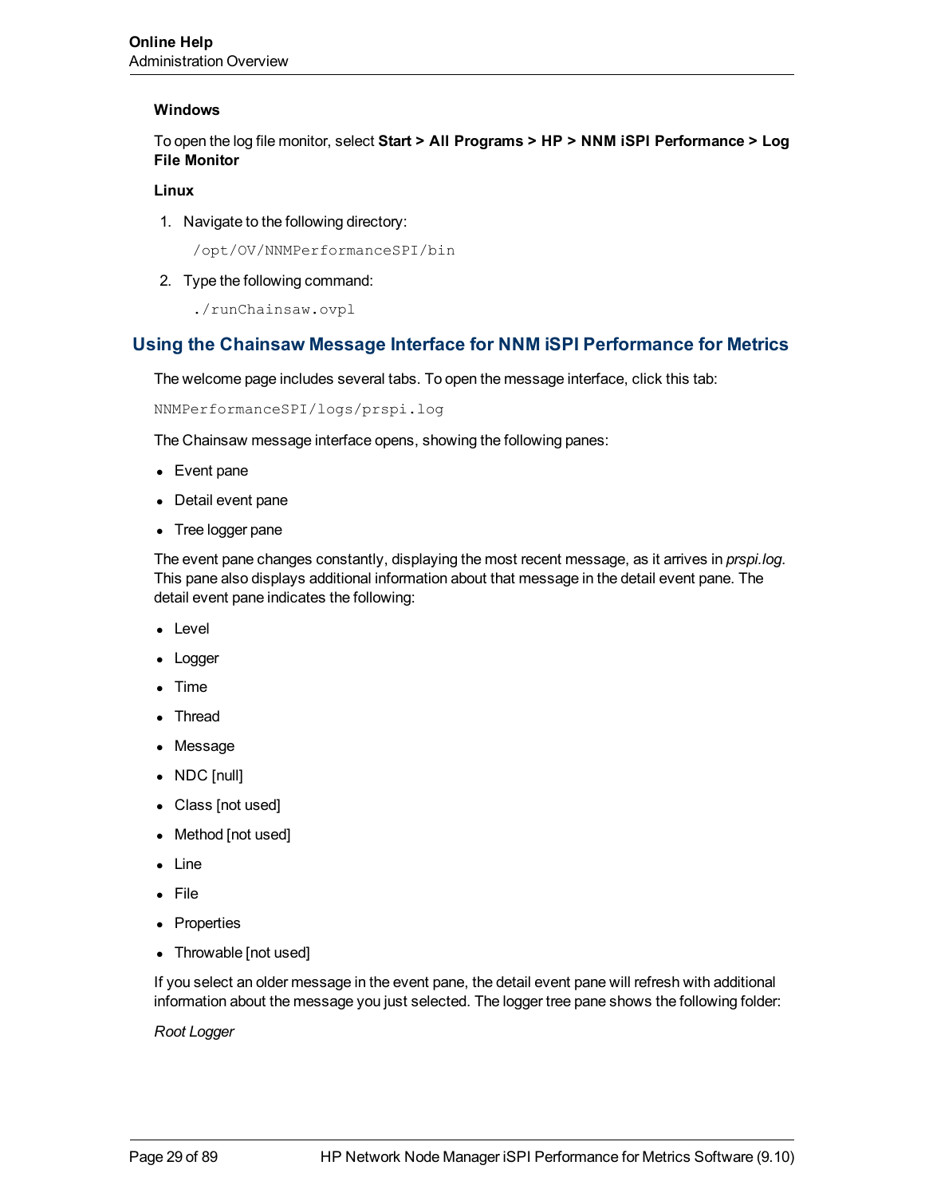**Windows**

To open the log file monitor, select **Start > All Programs > HP > NNM iSPI Performance > Log File Monitor**

**Linux**

1. Navigate to the following directory:

   ```
   /opt/OV/NNMPerformanceSPI/bin
   ```

2. Type the following command:

   ```
   ./runChainsaw.ovpl
   ```

## Using the Chainsaw Message Interface for NNM iSPI Performance for Metrics

The welcome page includes several tabs. To open the message interface, click this tab:

```
NNMPerformanceSPI/logs/prspi.log
```

The Chainsaw message interface opens, showing the following panes:

- Event pane
- Detail event pane
- Tree logger pane

The event pane changes constantly, displaying the most recent message, as it arrives in *prspi.log*. This pane also displays additional information about that message in the detail event pane. The detail event pane indicates the following:

- Level
- Logger
- Time
- Thread
- Message
- NDC [null]
- Class [not used]
- Method [not used]
- Line
- File
- Properties
- Throwable [not used]

If you select an older message in the event pane, the detail event pane will refresh with additional information about the message you just selected. The logger tree pane shows the following folder:

*Root Logger*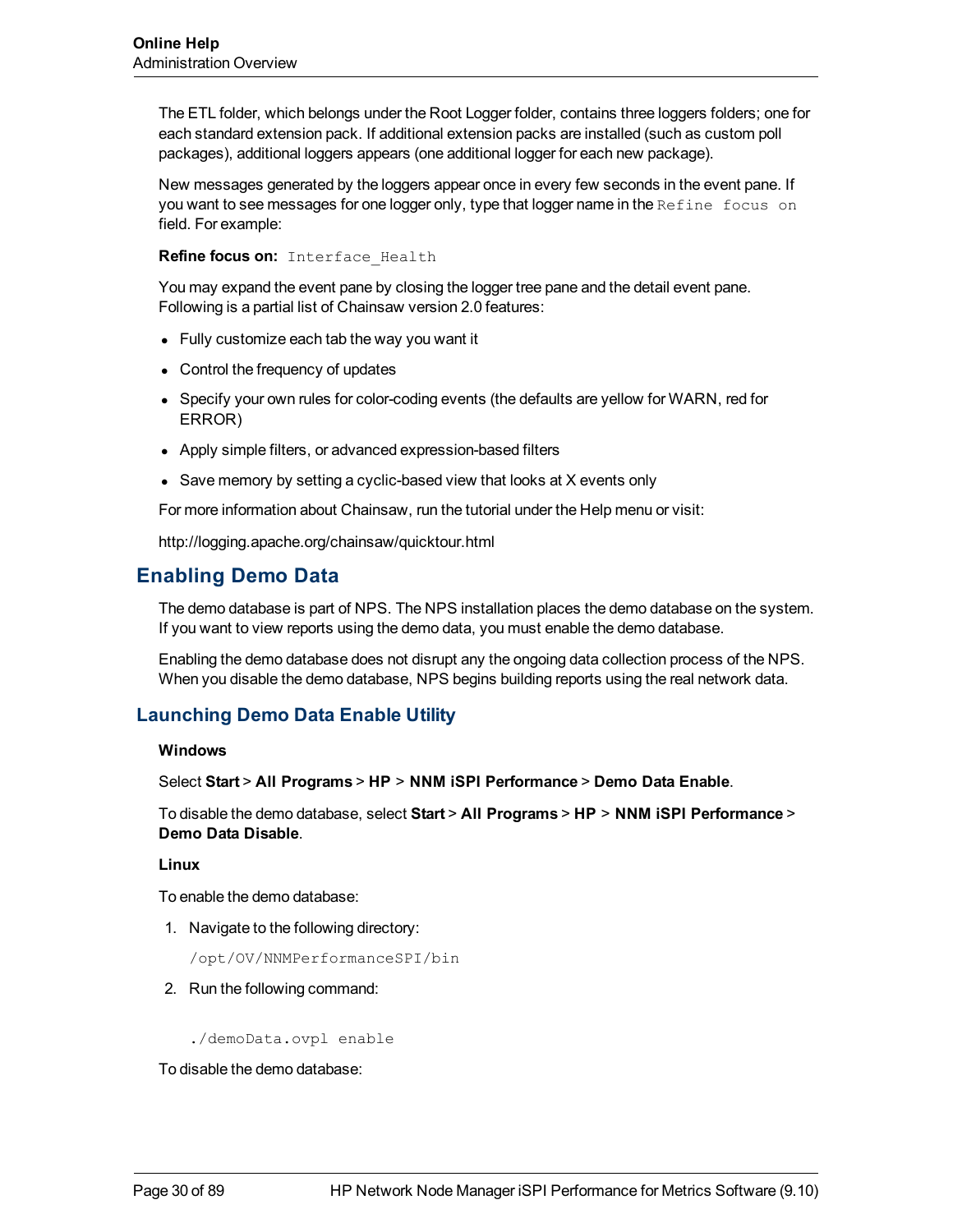The ETL folder, which belongs under the Root Logger folder, contains three loggers folders; one for each standard extension pack. If additional extension packs are installed (such as custom poll packages), additional loggers appears (one additional logger for each new package).

New messages generated by the loggers appear once in every few seconds in the event pane. If you want to see messages for one logger only, type that logger name in the `Refine focus on` field. For example:

**Refine focus on:** `Interface_Health`

You may expand the event pane by closing the logger tree pane and the detail event pane. Following is a partial list of Chainsaw version 2.0 features:

- Fully customize each tab the way you want it
- Control the frequency of updates
- Specify your own rules for color-coding events (the defaults are yellow for WARN, red for ERROR)
- Apply simple filters, or advanced expression-based filters
- Save memory by setting a cyclic-based view that looks at X events only

For more information about Chainsaw, run the tutorial under the Help menu or visit:

http://logging.apache.org/chainsaw/quicktour.html

## Enabling Demo Data

The demo database is part of NPS. The NPS installation places the demo database on the system. If you want to view reports using the demo data, you must enable the demo database.

Enabling the demo database does not disrupt any the ongoing data collection process of the NPS. When you disable the demo database, NPS begins building reports using the real network data.

### Launching Demo Data Enable Utility

**Windows**

Select **Start** > **All Programs** > **HP** > **NNM iSPI Performance** > **Demo Data Enable**.

To disable the demo database, select **Start** > **All Programs** > **HP** > **NNM iSPI Performance** > **Demo Data Disable**.

**Linux**

To enable the demo database:

1. Navigate to the following directory:

   `/opt/OV/NNMPerformanceSPI/bin`

2. Run the following command:

   `./demoData.ovpl enable`

To disable the demo database: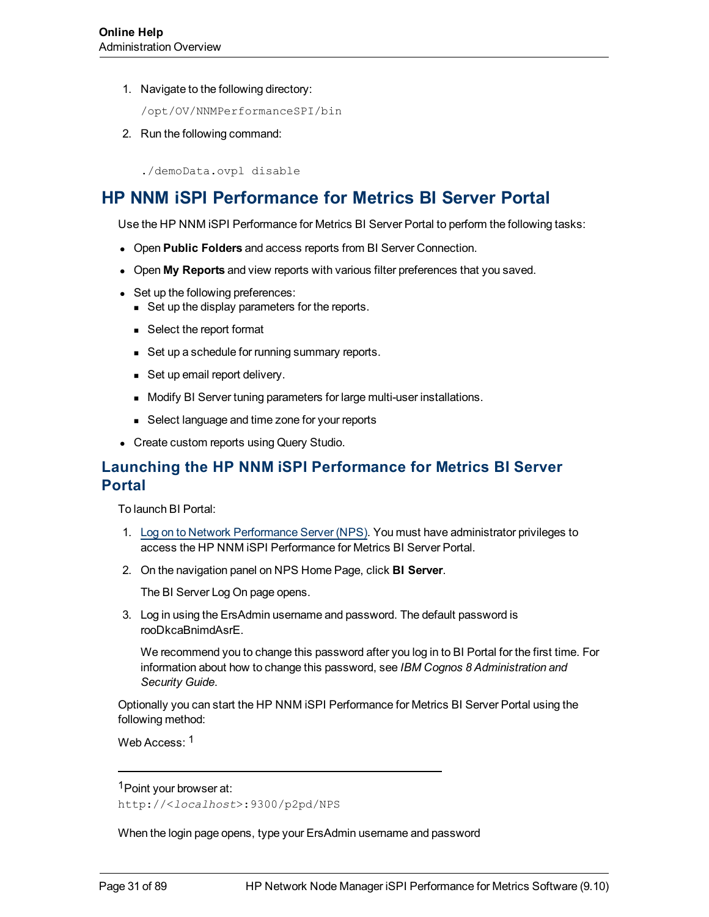1. Navigate to the following directory:

   ```
   /opt/OV/NNMPerformanceSPI/bin
   ```

2. Run the following command:

   ```
   ./demoData.ovpl disable
   ```

# HP NNM iSPI Performance for Metrics BI Server Portal

Use the HP NNM iSPI Performance for Metrics BI Server Portal to perform the following tasks:

- Open **Public Folders** and access reports from BI Server Connection.
- Open **My Reports** and view reports with various filter preferences that you saved.
- Set up the following preferences:
  - Set up the display parameters for the reports.
  - Select the report format
  - Set up a schedule for running summary reports.
  - Set up email report delivery.
  - Modify BI Server tuning parameters for large multi-user installations.
  - Select language and time zone for your reports
- Create custom reports using Query Studio.

## Launching the HP NNM iSPI Performance for Metrics BI Server Portal

To launch BI Portal:

1. Log on to Network Performance Server (NPS). You must have administrator privileges to access the HP NNM iSPI Performance for Metrics BI Server Portal.
2. On the navigation panel on NPS Home Page, click **BI Server**.

   The BI Server Log On page opens.

3. Log in using the ErsAdmin username and password. The default password is rooDkcaBnimdAsrE.

   We recommend you to change this password after you log in to BI Portal for the first time. For information about how to change this password, see *IBM Cognos 8 Administration and Security Guide*.

Optionally you can start the HP NNM iSPI Performance for Metrics BI Server Portal using the following method:

Web Access: [1]

---

[1] Point your browser at:
`http://<localhost>:9300/p2pd/NPS`

When the login page opens, type your ErsAdmin username and password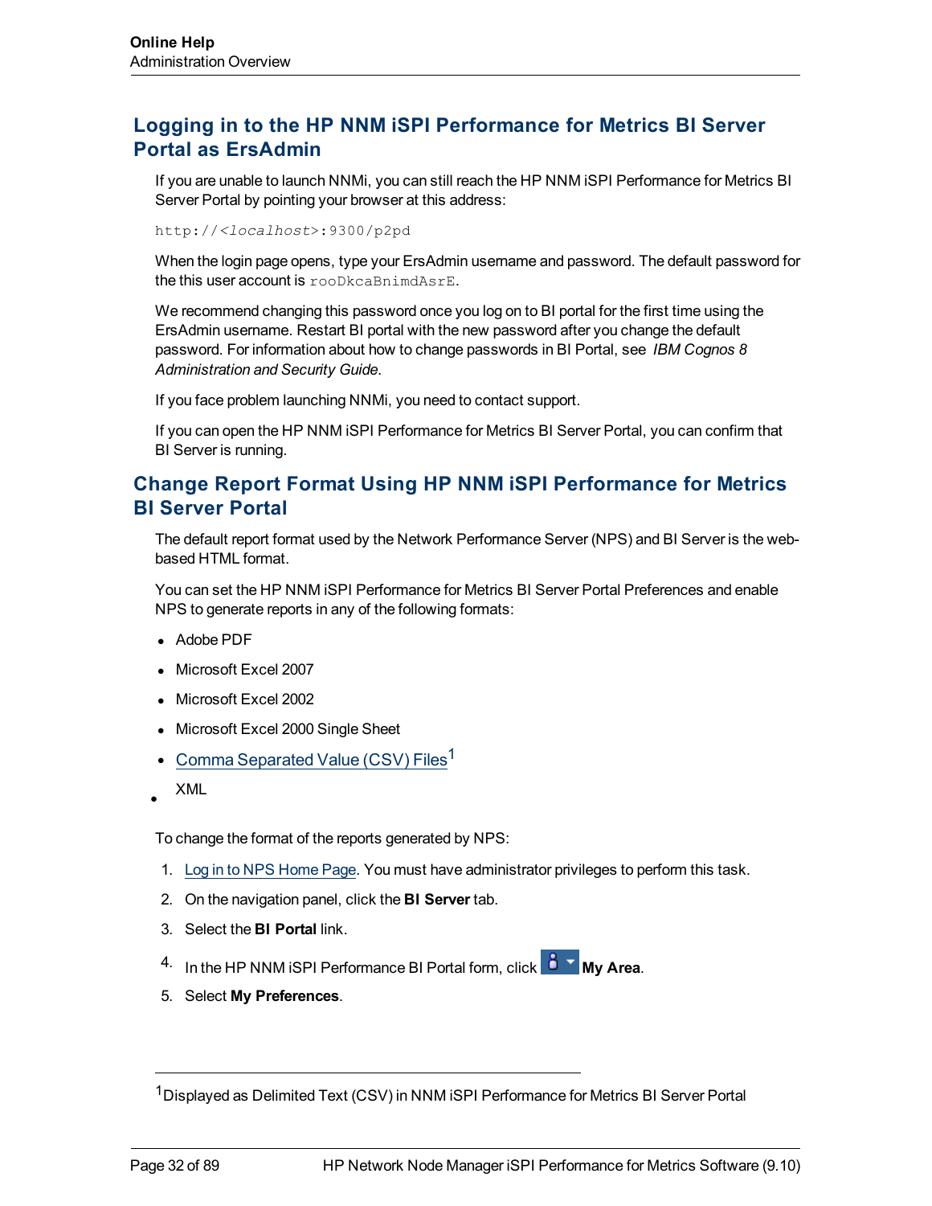## Logging in to the HP NNM iSPI Performance for Metrics BI Server Portal as ErsAdmin

If you are unable to launch NNMi, you can still reach the HP NNM iSPI Performance for Metrics BI Server Portal by pointing your browser at this address:

```
http://<localhost>:9300/p2pd
```

When the login page opens, type your ErsAdmin username and password. The default password for the this user account is `rooDkcaBnimdAsrE`.

We recommend changing this password once you log on to BI portal for the first time using the ErsAdmin username. Restart BI portal with the new password after you change the default password. For information about how to change passwords in BI Portal, see *IBM Cognos 8 Administration and Security Guide*.

If you face problem launching NNMi, you need to contact support.

If you can open the HP NNM iSPI Performance for Metrics BI Server Portal, you can confirm that BI Server is running.

## Change Report Format Using HP NNM iSPI Performance for Metrics BI Server Portal

The default report format used by the Network Performance Server (NPS) and BI Server is the web-based HTML format.

You can set the HP NNM iSPI Performance for Metrics BI Server Portal Preferences and enable NPS to generate reports in any of the following formats:

- Adobe PDF
- Microsoft Excel 2007
- Microsoft Excel 2002
- Microsoft Excel 2000 Single Sheet
- Comma Separated Value (CSV) Files[1]
- XML

To change the format of the reports generated by NPS:

1. Log in to NPS Home Page. You must have administrator privileges to perform this task.
2. On the navigation panel, click the **BI Server** tab.
3. Select the **BI Portal** link.
4. In the HP NNM iSPI Performance BI Portal form, click **My Area**.
5. Select **My Preferences**.

---

[1] Displayed as Delimited Text (CSV) in NNM iSPI Performance for Metrics BI Server Portal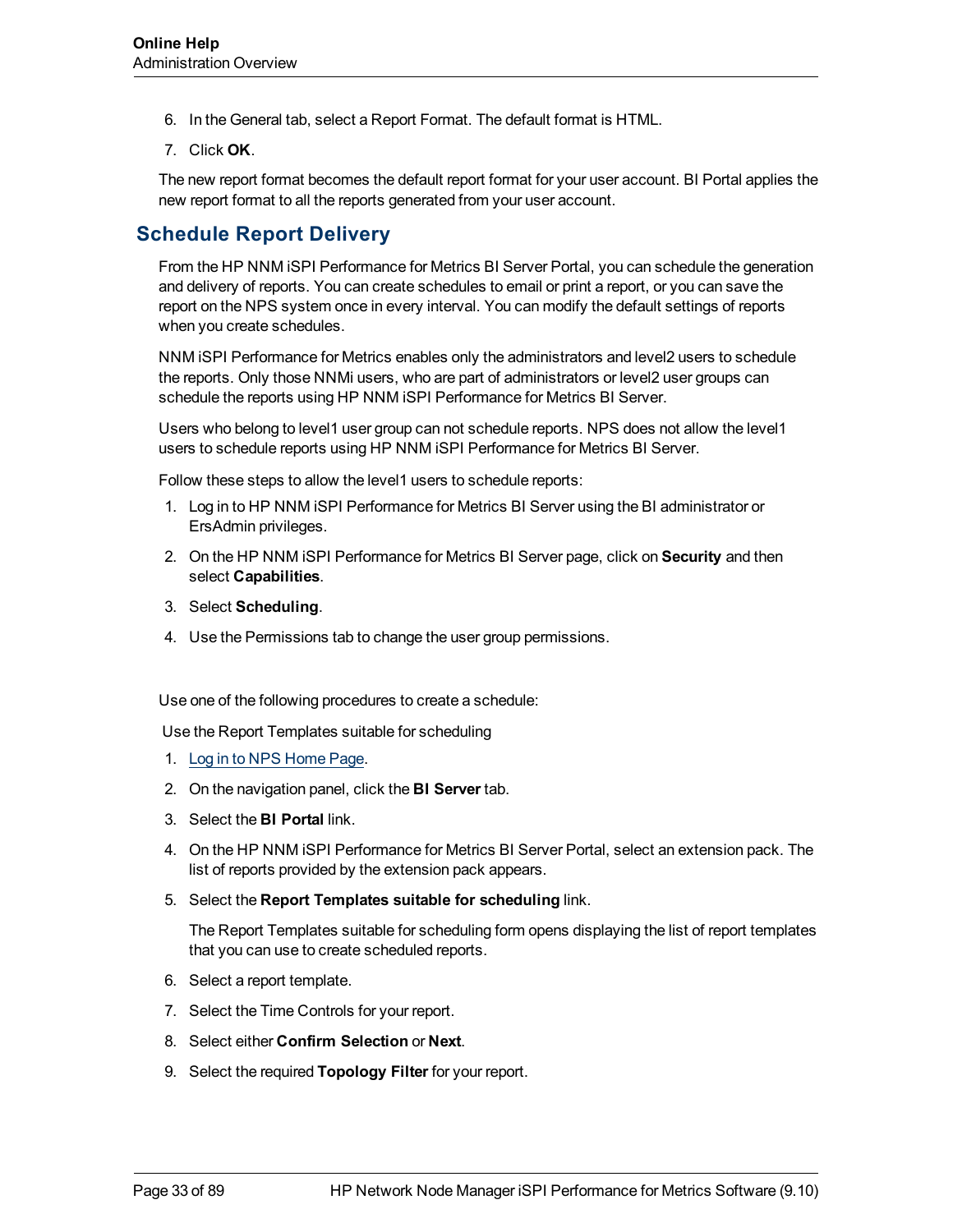6. In the General tab, select a Report Format. The default format is HTML.

7. Click **OK**.

The new report format becomes the default report format for your user account. BI Portal applies the new report format to all the reports generated from your user account.

## Schedule Report Delivery

From the HP NNM iSPI Performance for Metrics BI Server Portal, you can schedule the generation and delivery of reports. You can create schedules to email or print a report, or you can save the report on the NPS system once in every interval. You can modify the default settings of reports when you create schedules.

NNM iSPI Performance for Metrics enables only the administrators and level2 users to schedule the reports. Only those NNMi users, who are part of administrators or level2 user groups can schedule the reports using HP NNM iSPI Performance for Metrics BI Server.

Users who belong to level1 user group can not schedule reports. NPS does not allow the level1 users to schedule reports using HP NNM iSPI Performance for Metrics BI Server.

Follow these steps to allow the level1 users to schedule reports:

1. Log in to HP NNM iSPI Performance for Metrics BI Server using the BI administrator or ErsAdmin privileges.

2. On the HP NNM iSPI Performance for Metrics BI Server page, click on **Security** and then select **Capabilities**.

3. Select **Scheduling**.

4. Use the Permissions tab to change the user group permissions.

Use one of the following procedures to create a schedule:

Use the Report Templates suitable for scheduling

1. Log in to NPS Home Page.

2. On the navigation panel, click the **BI Server** tab.

3. Select the **BI Portal** link.

4. On the HP NNM iSPI Performance for Metrics BI Server Portal, select an extension pack. The list of reports provided by the extension pack appears.

5. Select the **Report Templates suitable for scheduling** link.

   The Report Templates suitable for scheduling form opens displaying the list of report templates that you can use to create scheduled reports.

6. Select a report template.

7. Select the Time Controls for your report.

8. Select either **Confirm Selection** or **Next**.

9. Select the required **Topology Filter** for your report.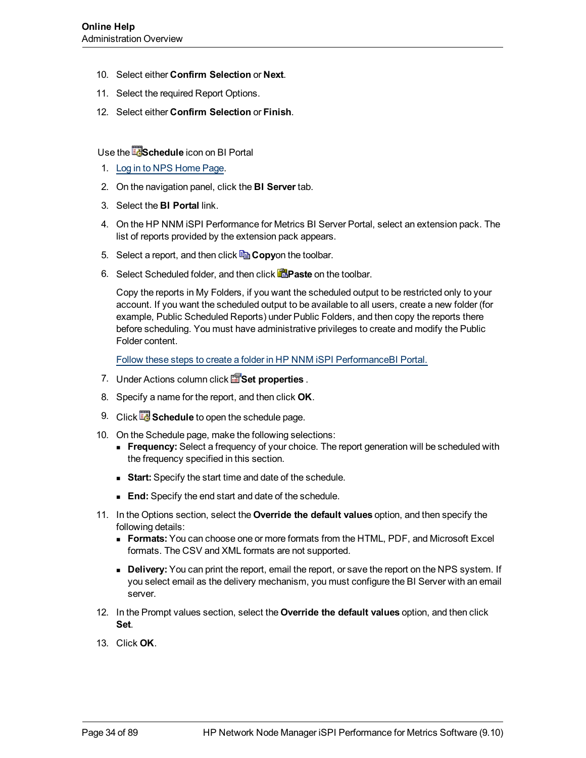10. Select either **Confirm Selection** or **Next**.
11. Select the required Report Options.
12. Select either **Confirm Selection** or **Finish**.

Use the **Schedule** icon on BI Portal

1. Log in to NPS Home Page.
2. On the navigation panel, click the **BI Server** tab.
3. Select the **BI Portal** link.
4. On the HP NNM iSPI Performance for Metrics BI Server Portal, select an extension pack. The list of reports provided by the extension pack appears.
5. Select a report, and then click **Copy**on the toolbar.
6. Select Scheduled folder, and then click **Paste** on the toolbar.

   Copy the reports in My Folders, if you want the scheduled output to be restricted only to your account. If you want the scheduled output to be available to all users, create a new folder (for example, Public Scheduled Reports) under Public Folders, and then copy the reports there before scheduling. You must have administrative privileges to create and modify the Public Folder content.

   Follow these steps to create a folder in HP NNM iSPI PerformanceBI Portal.

7. Under Actions column click **Set properties** .
8. Specify a name for the report, and then click **OK**.
9. Click **Schedule** to open the schedule page.
10. On the Schedule page, make the following selections:
    - **Frequency:** Select a frequency of your choice. The report generation will be scheduled with the frequency specified in this section.
    - **Start:** Specify the start time and date of the schedule.
    - **End:** Specify the end start and date of the schedule.
11. In the Options section, select the **Override the default values** option, and then specify the following details:
    - **Formats:** You can choose one or more formats from the HTML, PDF, and Microsoft Excel formats. The CSV and XML formats are not supported.
    - **Delivery:** You can print the report, email the report, or save the report on the NPS system. If you select email as the delivery mechanism, you must configure the BI Server with an email server.
12. In the Prompt values section, select the **Override the default values** option, and then click **Set**.
13. Click **OK**.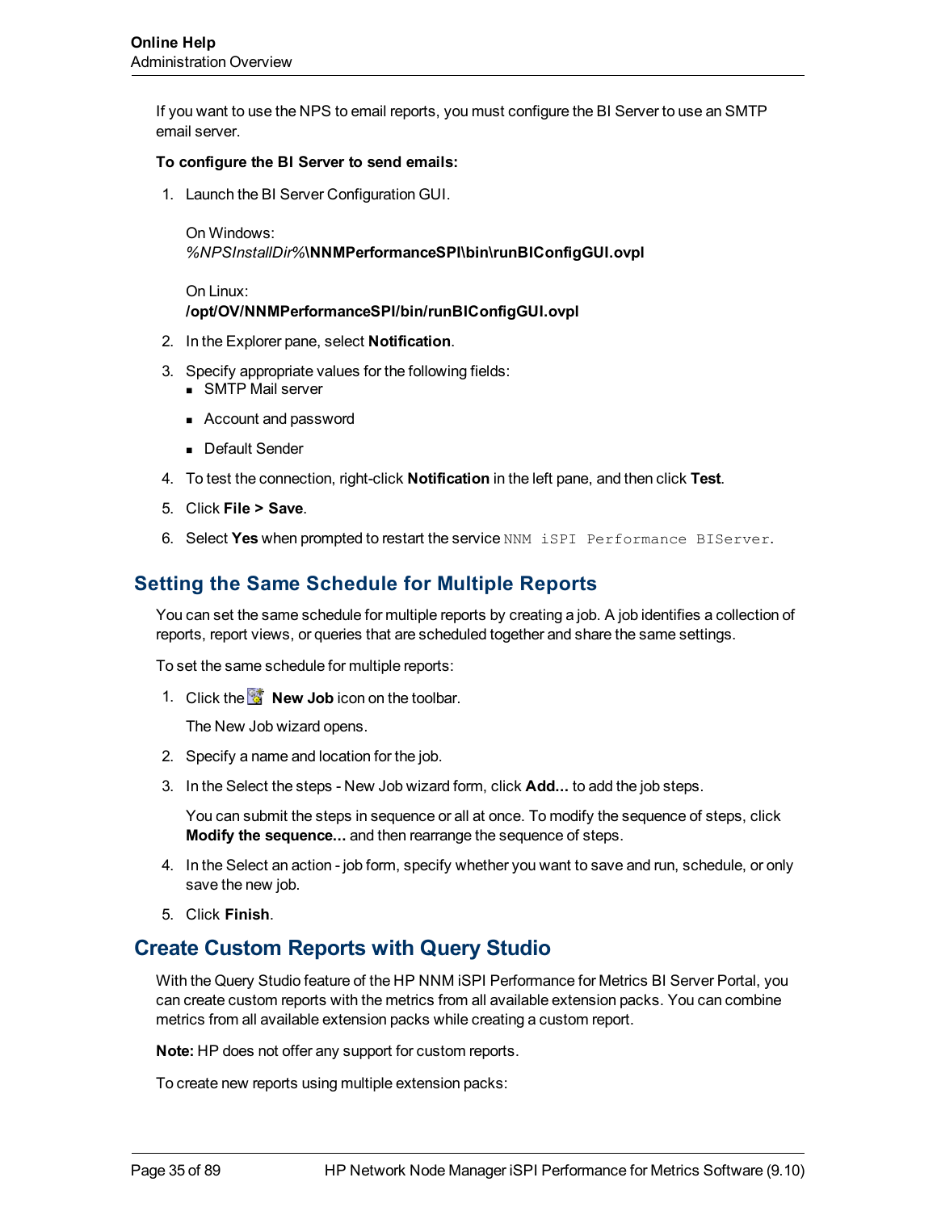If you want to use the NPS to email reports, you must configure the BI Server to use an SMTP email server.

**To configure the BI Server to send emails:**

1. Launch the BI Server Configuration GUI.

   On Windows:
   *%NPSInstallDir%***\NNMPerformanceSPI\bin\runBIConfigGUI.ovpl**

   On Linux:
   **/opt/OV/NNMPerformanceSPI/bin/runBIConfigGUI.ovpl**

2. In the Explorer pane, select **Notification**.
3. Specify appropriate values for the following fields:
   - SMTP Mail server
   - Account and password
   - Default Sender
4. To test the connection, right-click **Notification** in the left pane, and then click **Test**.
5. Click **File > Save**.
6. Select **Yes** when prompted to restart the service `NNM iSPI Performance BIServer`.

## Setting the Same Schedule for Multiple Reports

You can set the same schedule for multiple reports by creating a job. A job identifies a collection of reports, report views, or queries that are scheduled together and share the same settings.

To set the same schedule for multiple reports:

1. Click the **New Job** icon on the toolbar.

   The New Job wizard opens.

2. Specify a name and location for the job.
3. In the Select the steps - New Job wizard form, click **Add...** to add the job steps.

   You can submit the steps in sequence or all at once. To modify the sequence of steps, click **Modify the sequence...** and then rearrange the sequence of steps.

4. In the Select an action - job form, specify whether you want to save and run, schedule, or only save the new job.
5. Click **Finish**.

## Create Custom Reports with Query Studio

With the Query Studio feature of the HP NNM iSPI Performance for Metrics BI Server Portal, you can create custom reports with the metrics from all available extension packs. You can combine metrics from all available extension packs while creating a custom report.

**Note:** HP does not offer any support for custom reports.

To create new reports using multiple extension packs: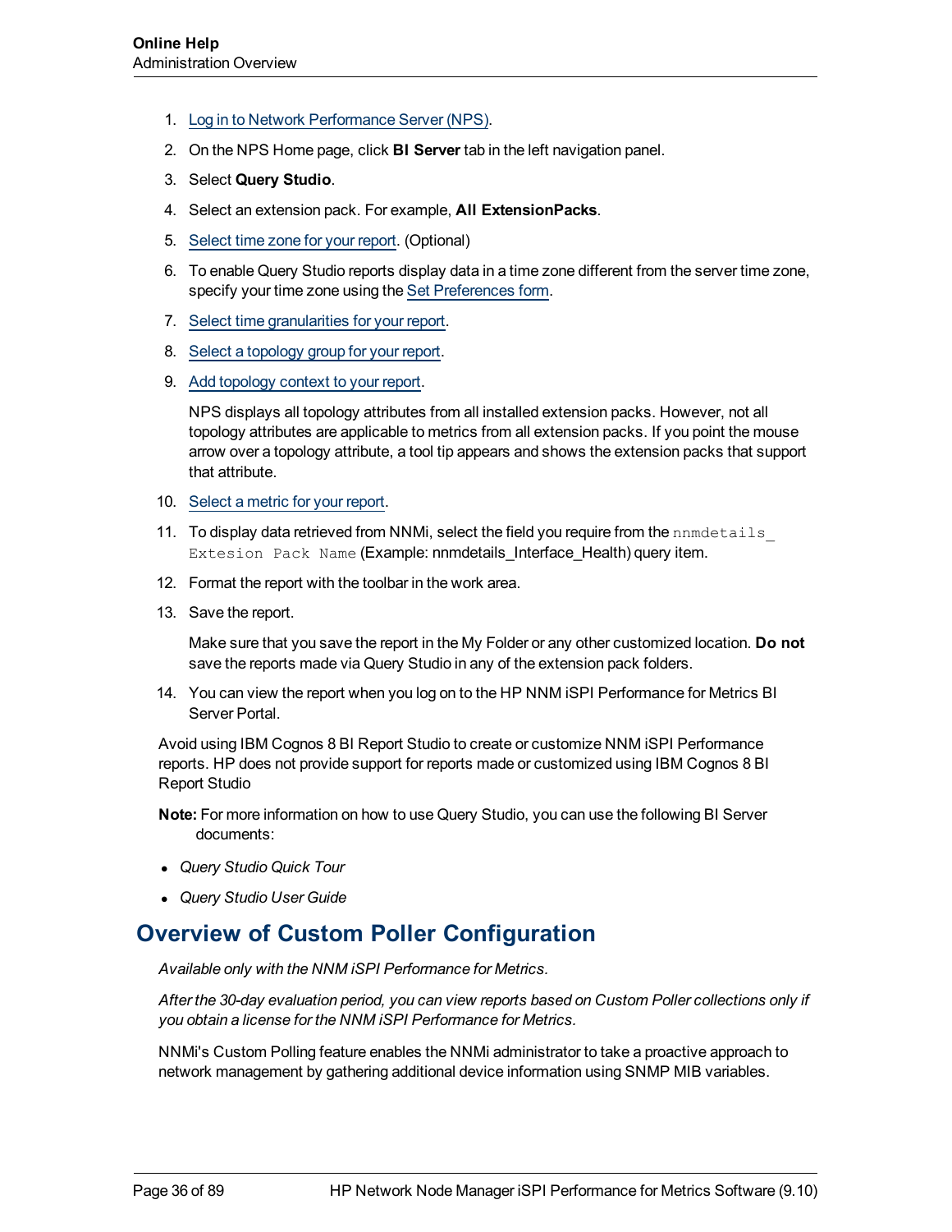1. Log in to Network Performance Server (NPS).
2. On the NPS Home page, click **BI Server** tab in the left navigation panel.
3. Select **Query Studio**.
4. Select an extension pack. For example, **All ExtensionPacks**.
5. Select time zone for your report. (Optional)
6. To enable Query Studio reports display data in a time zone different from the server time zone, specify your time zone using the Set Preferences form.
7. Select time granularities for your report.
8. Select a topology group for your report.
9. Add topology context to your report.

   NPS displays all topology attributes from all installed extension packs. However, not all topology attributes are applicable to metrics from all extension packs. If you point the mouse arrow over a topology attribute, a tool tip appears and shows the extension packs that support that attribute.
10. Select a metric for your report.
11. To display data retrieved from NNMi, select the field you require from the `nnmdetails_Extesion Pack Name` (Example: nnmdetails_Interface_Health) query item.
12. Format the report with the toolbar in the work area.
13. Save the report.

    Make sure that you save the report in the My Folder or any other customized location. **Do not** save the reports made via Query Studio in any of the extension pack folders.
14. You can view the report when you log on to the HP NNM iSPI Performance for Metrics BI Server Portal.

Avoid using IBM Cognos 8 BI Report Studio to create or customize NNM iSPI Performance reports. HP does not provide support for reports made or customized using IBM Cognos 8 BI Report Studio

**Note:** For more information on how to use Query Studio, you can use the following BI Server documents:

- *Query Studio Quick Tour*
- *Query Studio User Guide*

## Overview of Custom Poller Configuration

*Available only with the NNM iSPI Performance for Metrics.*

*After the 30-day evaluation period, you can view reports based on Custom Poller collections only if you obtain a license for the NNM iSPI Performance for Metrics.*

NNMi's Custom Polling feature enables the NNMi administrator to take a proactive approach to network management by gathering additional device information using SNMP MIB variables.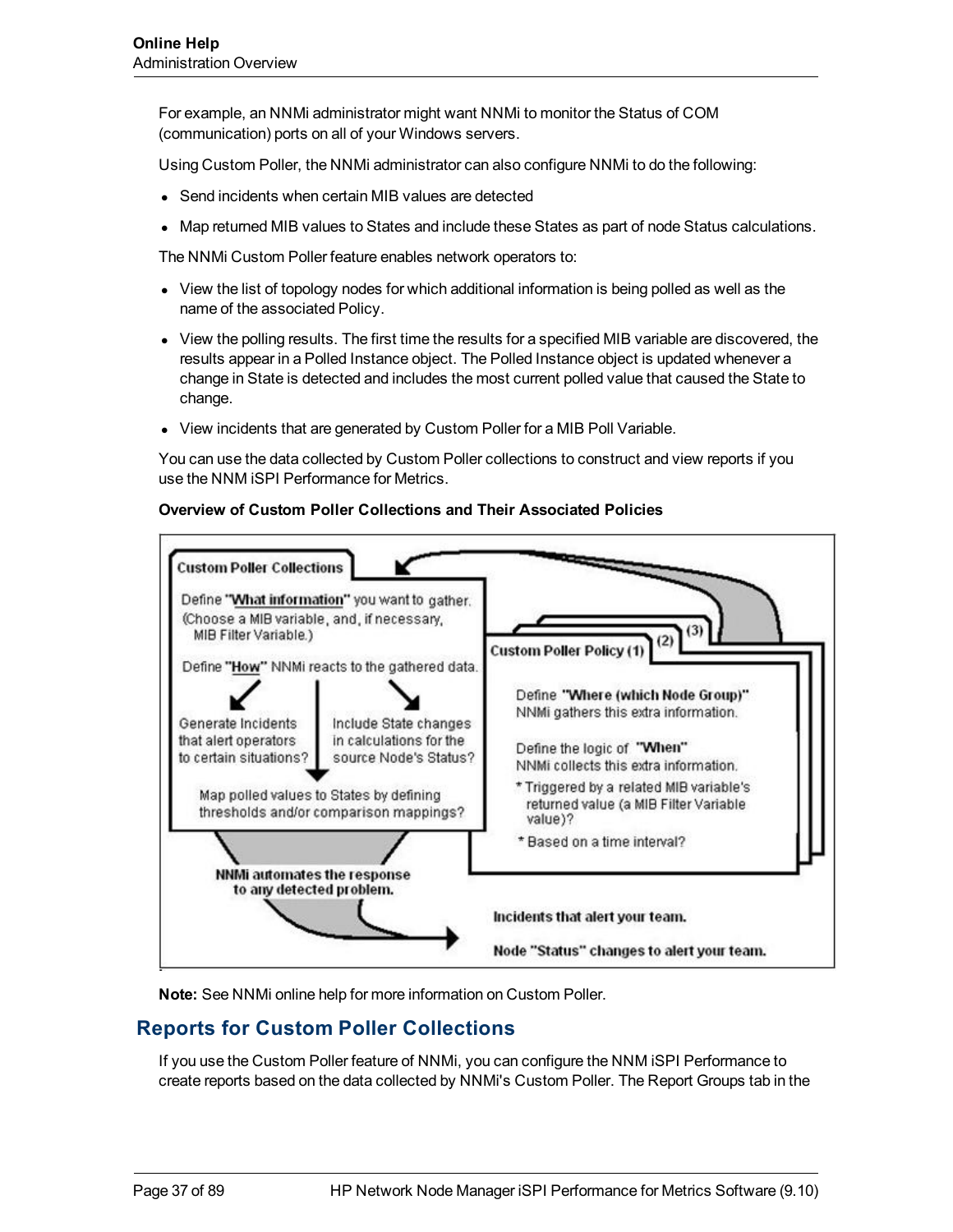For example, an NNMi administrator might want NNMi to monitor the Status of COM (communication) ports on all of your Windows servers.

Using Custom Poller, the NNMi administrator can also configure NNMi to do the following:

- Send incidents when certain MIB values are detected
- Map returned MIB values to States and include these States as part of node Status calculations.

The NNMi Custom Poller feature enables network operators to:

- View the list of topology nodes for which additional information is being polled as well as the name of the associated Policy.
- View the polling results. The first time the results for a specified MIB variable are discovered, the results appear in a Polled Instance object. The Polled Instance object is updated whenever a change in State is detected and includes the most current polled value that caused the State to change.
- View incidents that are generated by Custom Poller for a MIB Poll Variable.

You can use the data collected by Custom Poller collections to construct and view reports if you use the NNM iSPI Performance for Metrics.

**Overview of Custom Poller Collections and Their Associated Policies**

Custom Poller Collections

Define "What information" you want to gather. (Choose a MIB variable, and, if necessary, MIB Filter Variable.)

Define "How" NNMi reacts to the gathered data.

Generate Incidents that alert operators to certain situations?

Include State changes in calculations for the source Node's Status?

Map polled values to States by defining thresholds and/or comparison mappings?

Custom Poller Policy (1) (2) (3)

Define "Where (which Node Group)" NNMi gathers this extra information.

Define the logic of "When" NNMi collects this extra information.

* Triggered by a related MIB variable's returned value (a MIB Filter Variable value)?

* Based on a time interval?

NNMi automates the response to any detected problem.

Incidents that alert your team.

Node "Status" changes to alert your team.

**Note:** See NNMi online help for more information on Custom Poller.

## Reports for Custom Poller Collections

If you use the Custom Poller feature of NNMi, you can configure the NNM iSPI Performance to create reports based on the data collected by NNMi's Custom Poller. The Report Groups tab in the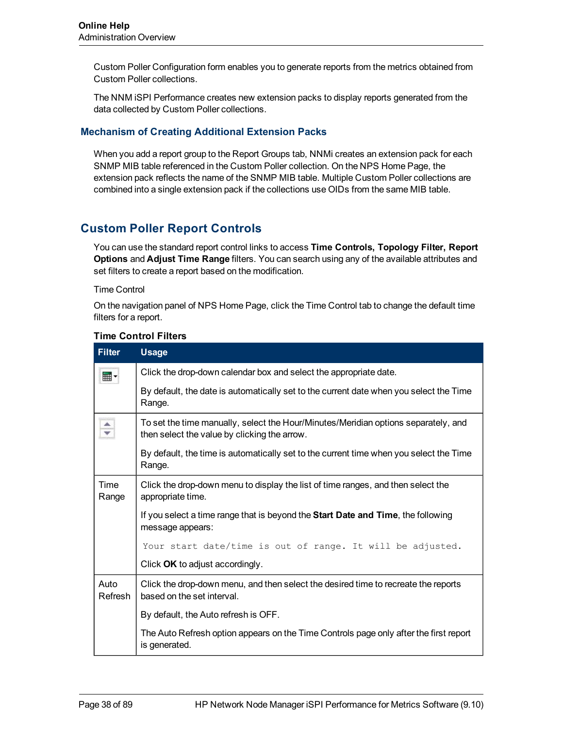Custom Poller Configuration form enables you to generate reports from the metrics obtained from Custom Poller collections.

The NNM iSPI Performance creates new extension packs to display reports generated from the data collected by Custom Poller collections.

### Mechanism of Creating Additional Extension Packs

When you add a report group to the Report Groups tab, NNMi creates an extension pack for each SNMP MIB table referenced in the Custom Poller collection. On the NPS Home Page, the extension pack reflects the name of the SNMP MIB table. Multiple Custom Poller collections are combined into a single extension pack if the collections use OIDs from the same MIB table.

## Custom Poller Report Controls

You can use the standard report control links to access **Time Controls, Topology Filter, Report Options** and **Adjust Time Range** filters. You can search using any of the available attributes and set filters to create a report based on the modification.

Time Control

On the navigation panel of NPS Home Page, click the Time Control tab to change the default time filters for a report.

**Time Control Filters**

| Filter | Usage |
|---|---|
| | Click the drop-down calendar box and select the appropriate date.<br><br>By default, the date is automatically set to the current date when you select the Time Range. |
| | To set the time manually, select the Hour/Minutes/Meridian options separately, and then select the value by clicking the arrow.<br><br>By default, the time is automatically set to the current time when you select the Time Range. |
| Time Range | Click the drop-down menu to display the list of time ranges, and then select the appropriate time.<br><br>If you select a time range that is beyond the **Start Date and Time**, the following message appears:<br><br>`Your start date/time is out of range. It will be adjusted.`<br><br>Click **OK** to adjust accordingly. |
| Auto Refresh | Click the drop-down menu, and then select the desired time to recreate the reports based on the set interval.<br><br>By default, the Auto refresh is OFF.<br><br>The Auto Refresh option appears on the Time Controls page only after the first report is generated. |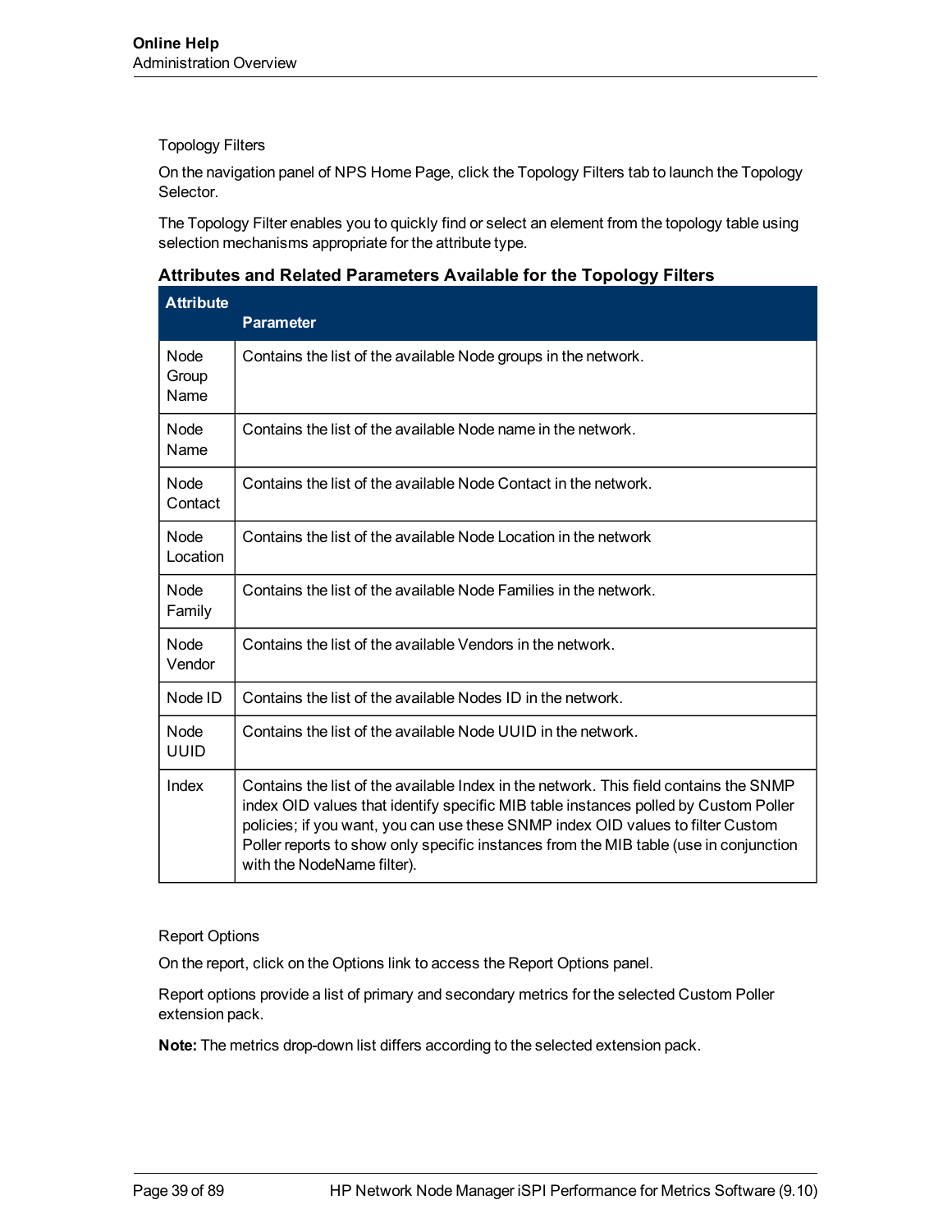Topology Filters

On the navigation panel of NPS Home Page, click the Topology Filters tab to launch the Topology Selector.

The Topology Filter enables you to quickly find or select an element from the topology table using selection mechanisms appropriate for the attribute type.

**Attributes and Related Parameters Available for the Topology Filters**

| Attribute | Parameter |
|---|---|
| Node Group Name | Contains the list of the available Node groups in the network. |
| Node Name | Contains the list of the available Node name in the network. |
| Node Contact | Contains the list of the available Node Contact in the network. |
| Node Location | Contains the list of the available Node Location in the network |
| Node Family | Contains the list of the available Node Families in the network. |
| Node Vendor | Contains the list of the available Vendors in the network. |
| Node ID | Contains the list of the available Nodes ID in the network. |
| Node UUID | Contains the list of the available Node UUID in the network. |
| Index | Contains the list of the available Index in the network. This field contains the SNMP index OID values that identify specific MIB table instances polled by Custom Poller policies; if you want, you can use these SNMP index OID values to filter Custom Poller reports to show only specific instances from the MIB table (use in conjunction with the NodeName filter). |

Report Options

On the report, click on the Options link to access the Report Options panel.

Report options provide a list of primary and secondary metrics for the selected Custom Poller extension pack.

**Note:** The metrics drop-down list differs according to the selected extension pack.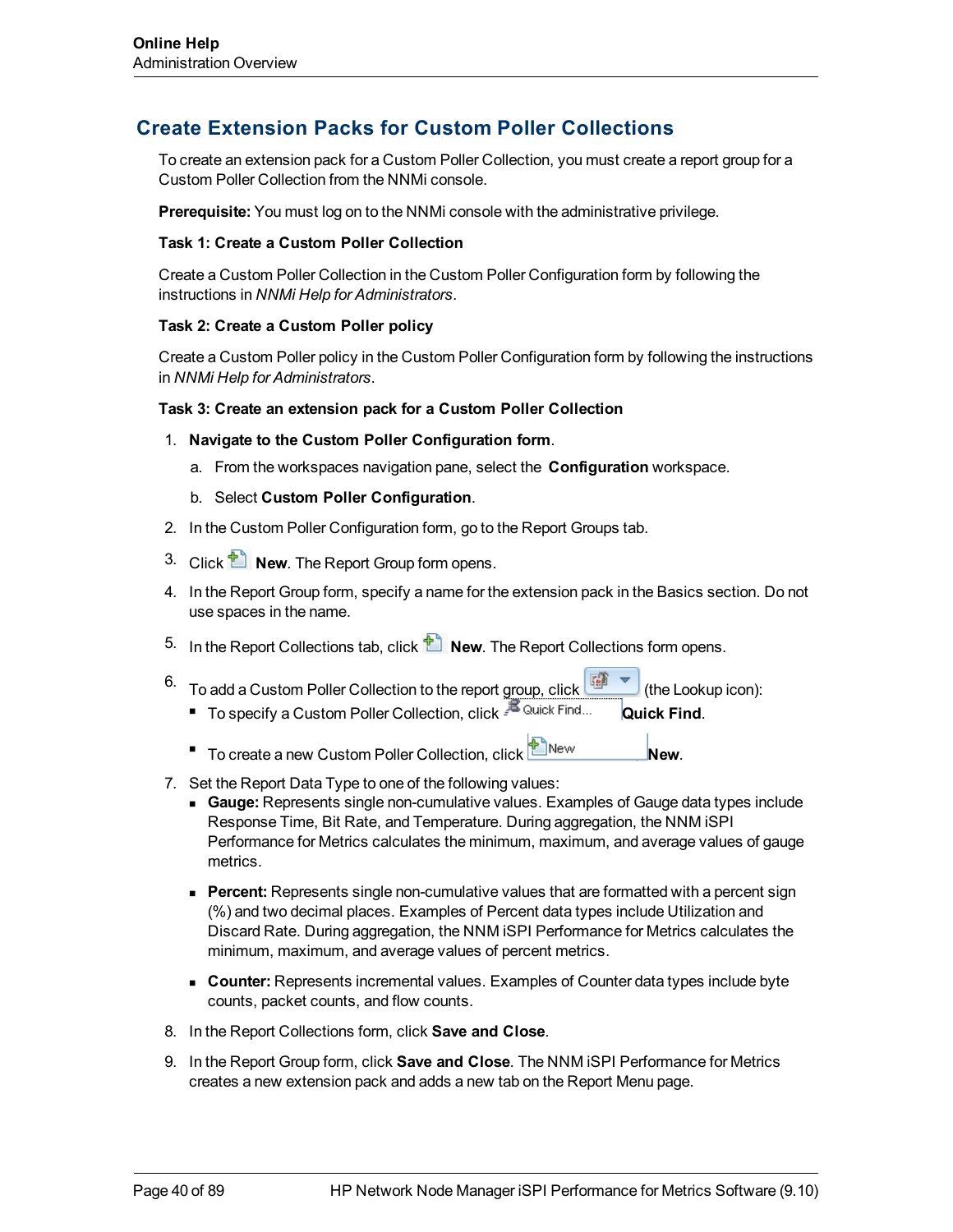## Create Extension Packs for Custom Poller Collections

To create an extension pack for a Custom Poller Collection, you must create a report group for a Custom Poller Collection from the NNMi console.

**Prerequisite:** You must log on to the NNMi console with the administrative privilege.

**Task 1: Create a Custom Poller Collection**

Create a Custom Poller Collection in the Custom Poller Configuration form by following the instructions in *NNMi Help for Administrators*.

**Task 2: Create a Custom Poller policy**

Create a Custom Poller policy in the Custom Poller Configuration form by following the instructions in *NNMi Help for Administrators*.

**Task 3: Create an extension pack for a Custom Poller Collection**

1. **Navigate to the Custom Poller Configuration form**.
   a. From the workspaces navigation pane, select the **Configuration** workspace.
   b. Select **Custom Poller Configuration**.
2. In the Custom Poller Configuration form, go to the Report Groups tab.
3. Click **New**. The Report Group form opens.
4. In the Report Group form, specify a name for the extension pack in the Basics section. Do not use spaces in the name.
5. In the Report Collections tab, click **New**. The Report Collections form opens.
6. To add a Custom Poller Collection to the report group, click (the Lookup icon):
   - To specify a Custom Poller Collection, click **Quick Find**.
   - To create a new Custom Poller Collection, click **New**.
7. Set the Report Data Type to one of the following values:
   - **Gauge:** Represents single non-cumulative values. Examples of Gauge data types include Response Time, Bit Rate, and Temperature. During aggregation, the NNM iSPI Performance for Metrics calculates the minimum, maximum, and average values of gauge metrics.
   - **Percent:** Represents single non-cumulative values that are formatted with a percent sign (%) and two decimal places. Examples of Percent data types include Utilization and Discard Rate. During aggregation, the NNM iSPI Performance for Metrics calculates the minimum, maximum, and average values of percent metrics.
   - **Counter:** Represents incremental values. Examples of Counter data types include byte counts, packet counts, and flow counts.
8. In the Report Collections form, click **Save and Close**.
9. In the Report Group form, click **Save and Close**. The NNM iSPI Performance for Metrics creates a new extension pack and adds a new tab on the Report Menu page.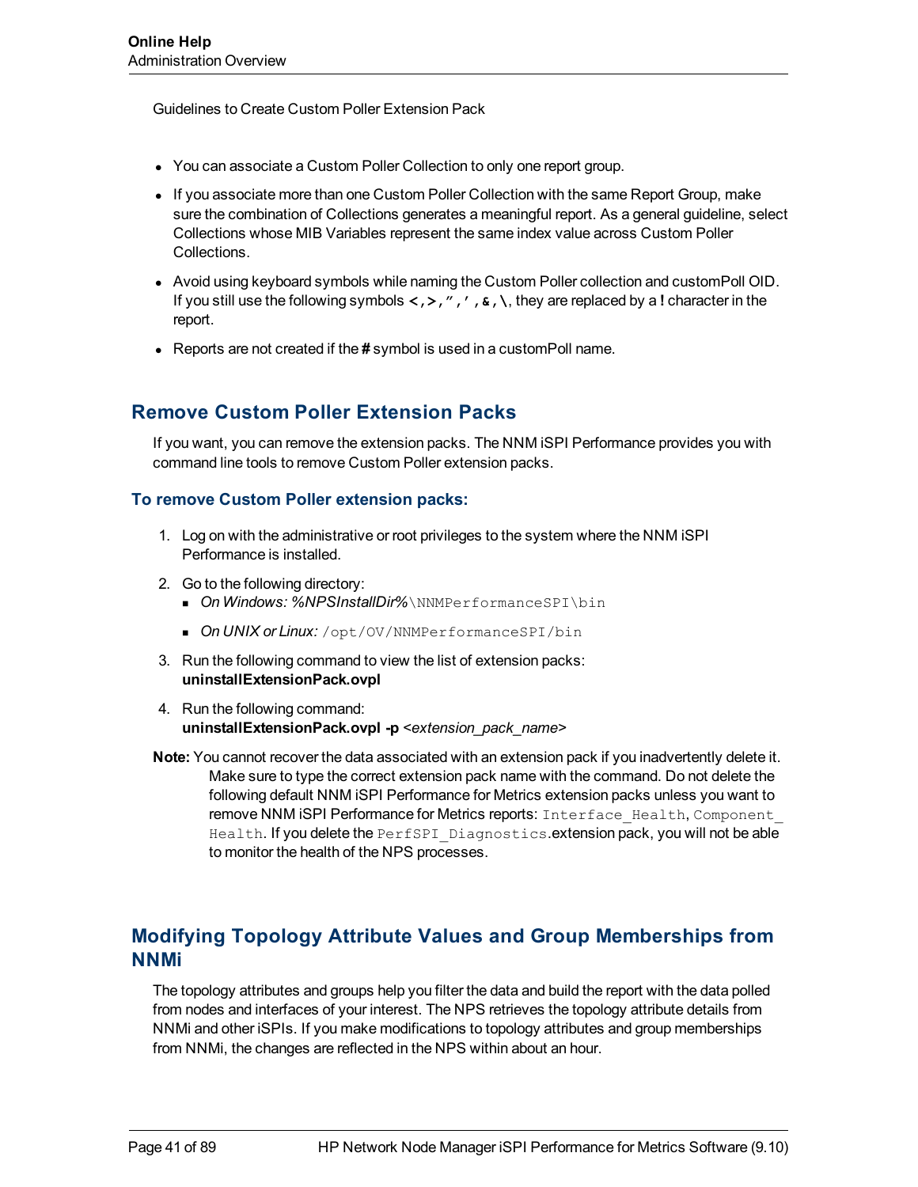Guidelines to Create Custom Poller Extension Pack

- You can associate a Custom Poller Collection to only one report group.
- If you associate more than one Custom Poller Collection with the same Report Group, make sure the combination of Collections generates a meaningful report. As a general guideline, select Collections whose MIB Variables represent the same index value across Custom Poller Collections.
- Avoid using keyboard symbols while naming the Custom Poller collection and customPoll OID. If you still use the following symbols **<,>,",',&,\**, they are replaced by a **!** character in the report.
- Reports are not created if the **#** symbol is used in a customPoll name.

## Remove Custom Poller Extension Packs

If you want, you can remove the extension packs. The NNM iSPI Performance provides you with command line tools to remove Custom Poller extension packs.

### To remove Custom Poller extension packs:

1. Log on with the administrative or root privileges to the system where the NNM iSPI Performance is installed.
2. Go to the following directory:
   - *On Windows: %NPSInstallDir%*`\NNMPerformanceSPI\bin`
   - *On UNIX or Linux:* `/opt/OV/NNMPerformanceSPI/bin`
3. Run the following command to view the list of extension packs:
   **uninstallExtensionPack.ovpl**
4. Run the following command:
   **uninstallExtensionPack.ovpl -p** <*extension_pack_name*>

**Note:** You cannot recover the data associated with an extension pack if you inadvertently delete it. Make sure to type the correct extension pack name with the command. Do not delete the following default NNM iSPI Performance for Metrics extension packs unless you want to remove NNM iSPI Performance for Metrics reports: `Interface_Health`, `Component_Health`. If you delete the `PerfSPI_Diagnostics`.extension pack, you will not be able to monitor the health of the NPS processes.

## Modifying Topology Attribute Values and Group Memberships from NNMi

The topology attributes and groups help you filter the data and build the report with the data polled from nodes and interfaces of your interest. The NPS retrieves the topology attribute details from NNMi and other iSPIs. If you make modifications to topology attributes and group memberships from NNMi, the changes are reflected in the NPS within about an hour.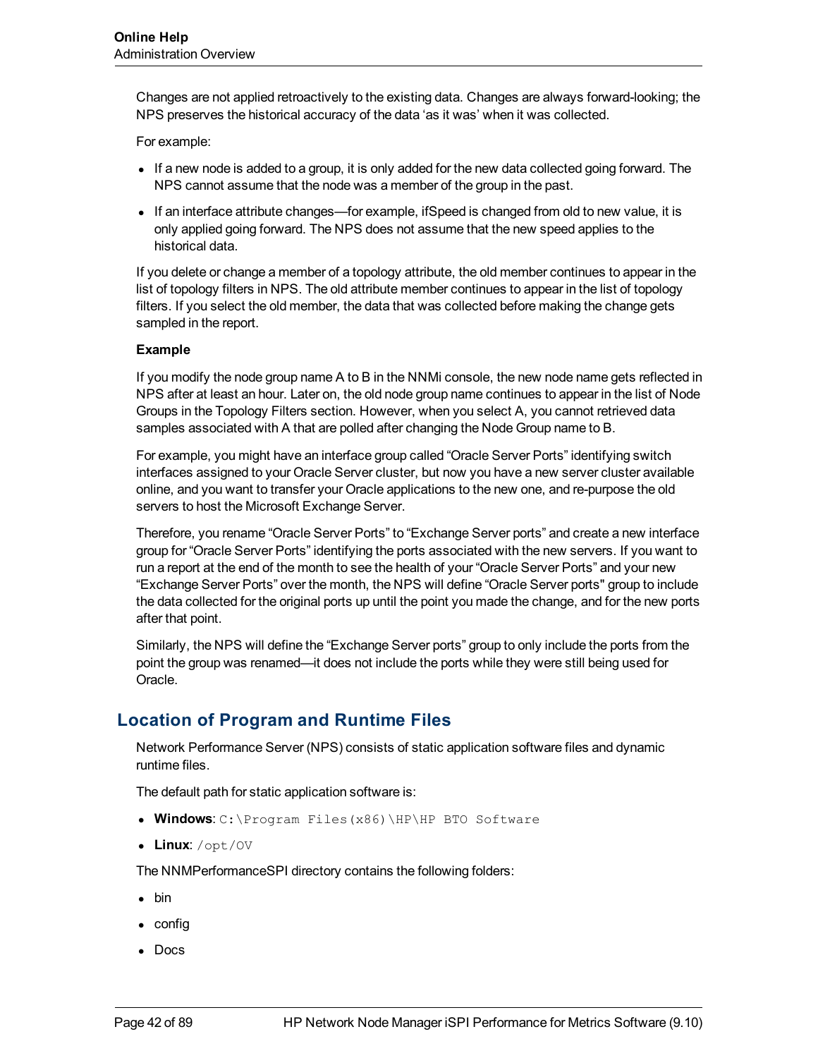Changes are not applied retroactively to the existing data. Changes are always forward-looking; the NPS preserves the historical accuracy of the data 'as it was' when it was collected.

For example:

- If a new node is added to a group, it is only added for the new data collected going forward. The NPS cannot assume that the node was a member of the group in the past.
- If an interface attribute changes—for example, ifSpeed is changed from old to new value, it is only applied going forward. The NPS does not assume that the new speed applies to the historical data.

If you delete or change a member of a topology attribute, the old member continues to appear in the list of topology filters in NPS. The old attribute member continues to appear in the list of topology filters. If you select the old member, the data that was collected before making the change gets sampled in the report.

**Example**

If you modify the node group name A to B in the NNMi console, the new node name gets reflected in NPS after at least an hour. Later on, the old node group name continues to appear in the list of Node Groups in the Topology Filters section. However, when you select A, you cannot retrieved data samples associated with A that are polled after changing the Node Group name to B.

For example, you might have an interface group called "Oracle Server Ports" identifying switch interfaces assigned to your Oracle Server cluster, but now you have a new server cluster available online, and you want to transfer your Oracle applications to the new one, and re-purpose the old servers to host the Microsoft Exchange Server.

Therefore, you rename "Oracle Server Ports" to "Exchange Server ports" and create a new interface group for "Oracle Server Ports" identifying the ports associated with the new servers. If you want to run a report at the end of the month to see the health of your "Oracle Server Ports" and your new "Exchange Server Ports" over the month, the NPS will define "Oracle Server ports" group to include the data collected for the original ports up until the point you made the change, and for the new ports after that point.

Similarly, the NPS will define the "Exchange Server ports" group to only include the ports from the point the group was renamed—it does not include the ports while they were still being used for Oracle.

## Location of Program and Runtime Files

Network Performance Server (NPS) consists of static application software files and dynamic runtime files.

The default path for static application software is:

- **Windows**: `C:\Program Files(x86)\HP\HP BTO Software`
- **Linux**: `/opt/OV`

The NNMPerformanceSPI directory contains the following folders:

- bin
- config
- Docs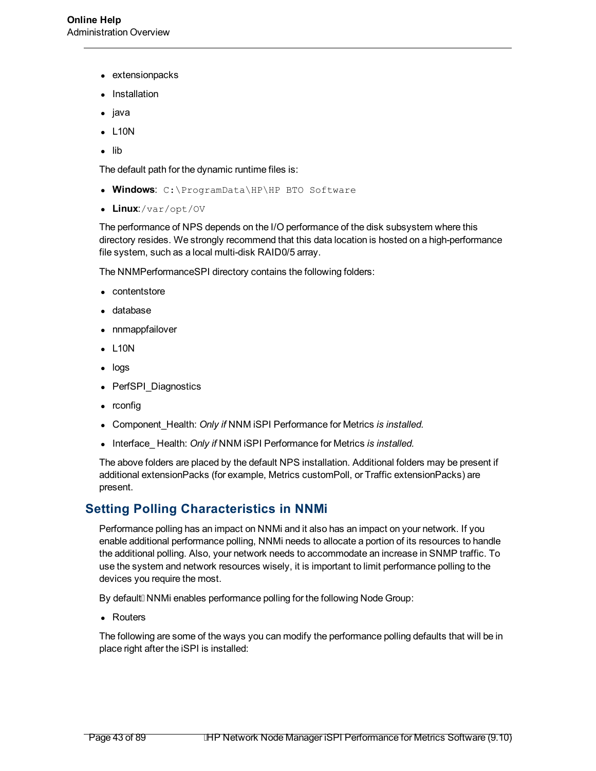- extensionpacks
- Installation
- java
- L10N
- lib

The default path for the dynamic runtime files is:

- **Windows**: `C:\ProgramData\HP\HP BTO Software`
- **Linux**: `/var/opt/OV`

The performance of NPS depends on the I/O performance of the disk subsystem where this directory resides. We strongly recommend that this data location is hosted on a high-performance file system, such as a local multi-disk RAID0/5 array.

The NNMPerformanceSPI directory contains the following folders:

- contentstore
- database
- nnmappfailover
- L10N
- logs
- PerfSPI_Diagnostics
- rconfig
- Component_Health: *Only if* NNM iSPI Performance for Metrics *is installed.*
- Interface_ Health: *Only if* NNM iSPI Performance for Metrics *is installed.*

The above folders are placed by the default NPS installation. Additional folders may be present if additional extensionPacks (for example, Metrics customPoll, or Traffic extensionPacks) are present.

## Setting Polling Characteristics in NNMi

Performance polling has an impact on NNMi and it also has an impact on your network. If you enable additional performance polling, NNMi needs to allocate a portion of its resources to handle the additional polling. Also, your network needs to accommodate an increase in SNMP traffic. To use the system and network resources wisely, it is important to limit performance polling to the devices you require the most.

By default NNMi enables performance polling for the following Node Group:

- Routers

The following are some of the ways you can modify the performance polling defaults that will be in place right after the iSPI is installed: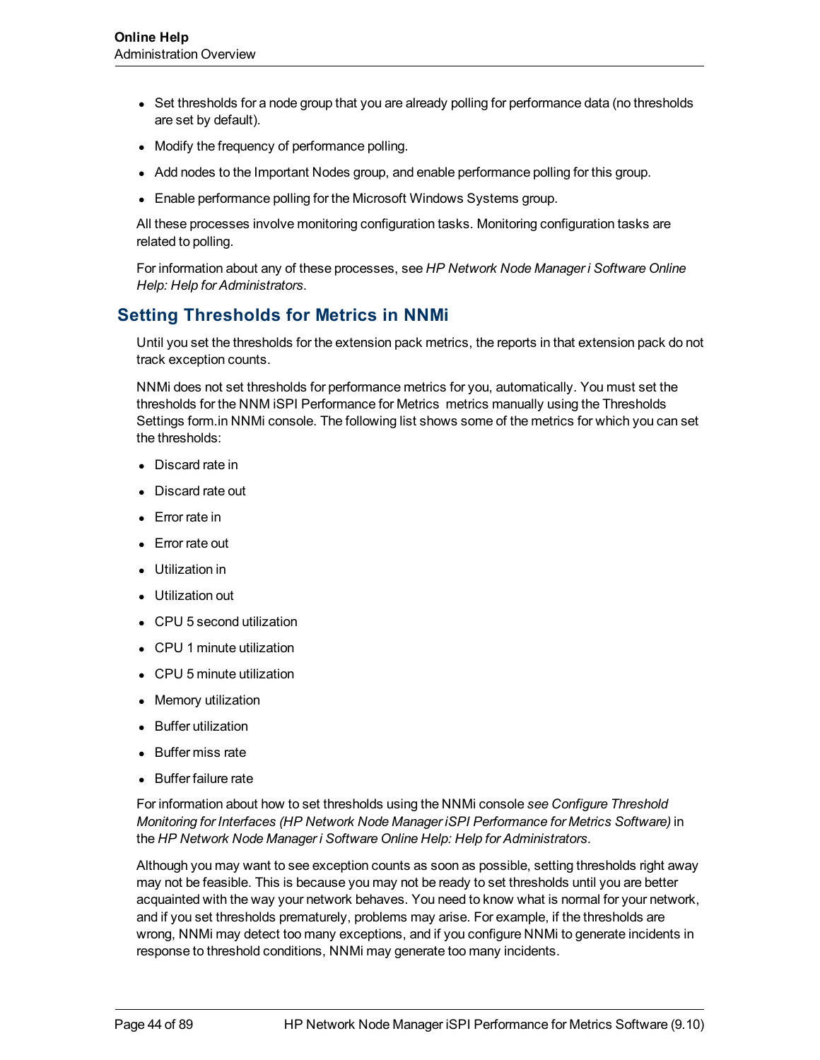- Set thresholds for a node group that you are already polling for performance data (no thresholds are set by default).
- Modify the frequency of performance polling.
- Add nodes to the Important Nodes group, and enable performance polling for this group.
- Enable performance polling for the Microsoft Windows Systems group.

All these processes involve monitoring configuration tasks. Monitoring configuration tasks are related to polling.

For information about any of these processes, see *HP Network Node Manager i Software Online Help: Help for Administrators*.

## Setting Thresholds for Metrics in NNMi

Until you set the thresholds for the extension pack metrics, the reports in that extension pack do not track exception counts.

NNMi does not set thresholds for performance metrics for you, automatically. You must set the thresholds for the NNM iSPI Performance for Metrics  metrics manually using the Thresholds Settings form.in NNMi console. The following list shows some of the metrics for which you can set the thresholds:

- Discard rate in
- Discard rate out
- Error rate in
- Error rate out
- Utilization in
- Utilization out
- CPU 5 second utilization
- CPU 1 minute utilization
- CPU 5 minute utilization
- Memory utilization
- Buffer utilization
- Buffer miss rate
- Buffer failure rate

For information about how to set thresholds using the NNMi console *see Configure Threshold Monitoring for Interfaces (HP Network Node Manager iSPI Performance for Metrics Software)* in the *HP Network Node Manager i Software Online Help: Help for Administrators*.

Although you may want to see exception counts as soon as possible, setting thresholds right away may not be feasible. This is because you may not be ready to set thresholds until you are better acquainted with the way your network behaves. You need to know what is normal for your network, and if you set thresholds prematurely, problems may arise. For example, if the thresholds are wrong, NNMi may detect too many exceptions, and if you configure NNMi to generate incidents in response to threshold conditions, NNMi may generate too many incidents.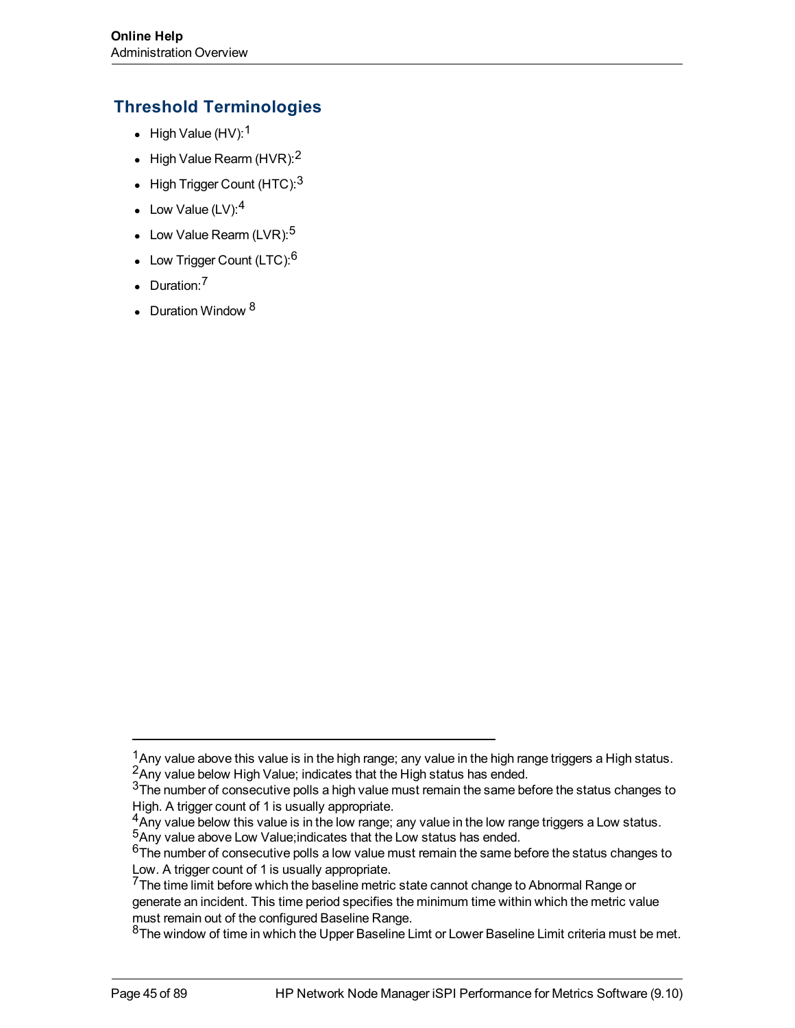## Threshold Terminologies

- High Value (HV):[1]
- High Value Rearm (HVR):[2]
- High Trigger Count (HTC):[3]
- Low Value (LV):[4]
- Low Value Rearm (LVR):[5]
- Low Trigger Count (LTC):[6]
- Duration:[7]
- Duration Window [8]

---

[1]Any value above this value is in the high range; any value in the high range triggers a High status.
[2]Any value below High Value; indicates that the High status has ended.
[3]The number of consecutive polls a high value must remain the same before the status changes to High. A trigger count of 1 is usually appropriate.
[4]Any value below this value is in the low range; any value in the low range triggers a Low status.
[5]Any value above Low Value;indicates that the Low status has ended.
[6]The number of consecutive polls a low value must remain the same before the status changes to Low. A trigger count of 1 is usually appropriate.
[7]The time limit before which the baseline metric state cannot change to Abnormal Range or generate an incident. This time period specifies the minimum time within which the metric value must remain out of the configured Baseline Range.
[8]The window of time in which the Upper Baseline Limt or Lower Baseline Limit criteria must be met.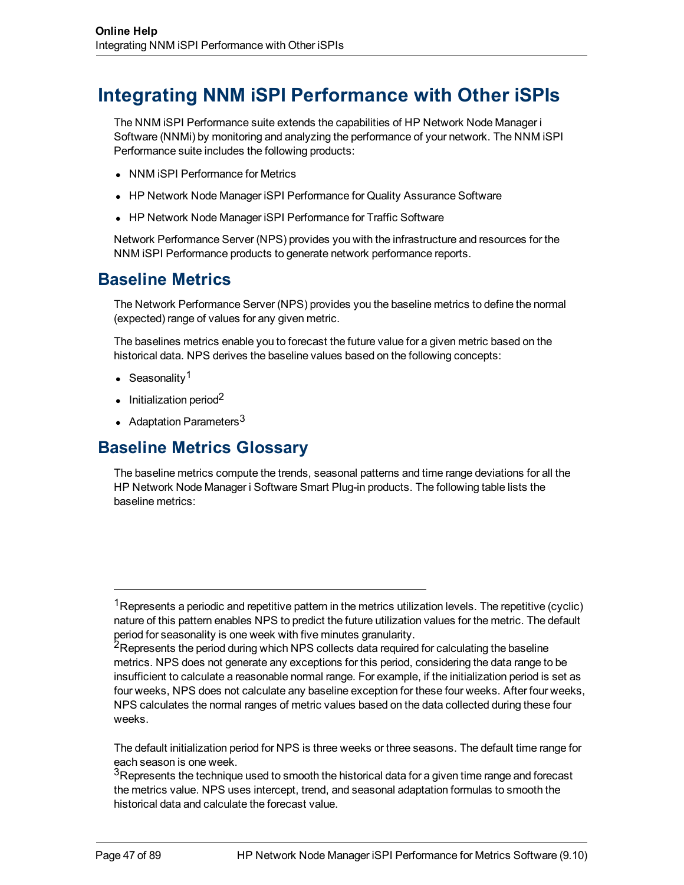# Integrating NNM iSPI Performance with Other iSPIs

The NNM iSPI Performance suite extends the capabilities of HP Network Node Manager i Software (NNMi) by monitoring and analyzing the performance of your network. The NNM iSPI Performance suite includes the following products:

- NNM iSPI Performance for Metrics
- HP Network Node Manager iSPI Performance for Quality Assurance Software
- HP Network Node Manager iSPI Performance for Traffic Software

Network Performance Server (NPS) provides you with the infrastructure and resources for the NNM iSPI Performance products to generate network performance reports.

## Baseline Metrics

The Network Performance Server (NPS) provides you the baseline metrics to define the normal (expected) range of values for any given metric.

The baselines metrics enable you to forecast the future value for a given metric based on the historical data. NPS derives the baseline values based on the following concepts:

- Seasonality[1]
- Initialization period[2]
- Adaptation Parameters[3]

## Baseline Metrics Glossary

The baseline metrics compute the trends, seasonal patterns and time range deviations for all the HP Network Node Manager i Software Smart Plug-in products. The following table lists the baseline metrics:

---

[1] Represents a periodic and repetitive pattern in the metrics utilization levels. The repetitive (cyclic) nature of this pattern enables NPS to predict the future utilization values for the metric. The default period for seasonality is one week with five minutes granularity.

[2] Represents the period during which NPS collects data required for calculating the baseline metrics. NPS does not generate any exceptions for this period, considering the data range to be insufficient to calculate a reasonable normal range. For example, if the initialization period is set as four weeks, NPS does not calculate any baseline exception for these four weeks. After four weeks, NPS calculates the normal ranges of metric values based on the data collected during these four weeks.

The default initialization period for NPS is three weeks or three seasons. The default time range for each season is one week.

[3] Represents the technique used to smooth the historical data for a given time range and forecast the metrics value. NPS uses intercept, trend, and seasonal adaptation formulas to smooth the historical data and calculate the forecast value.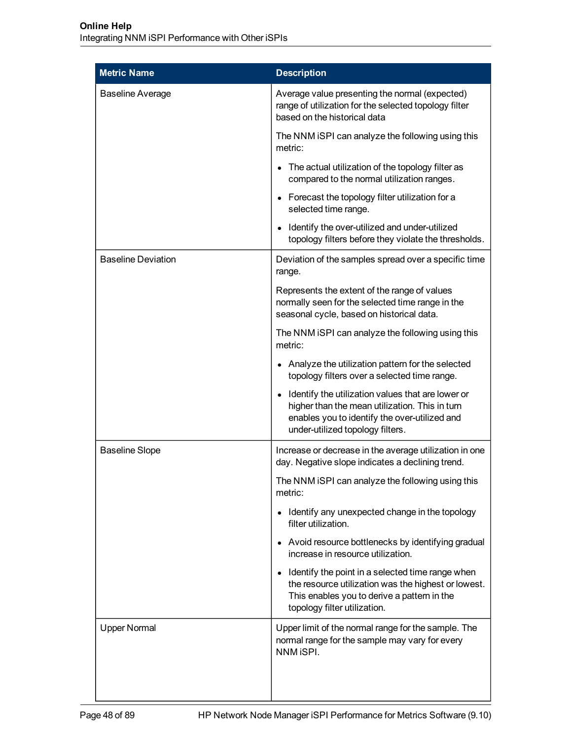| Metric Name | Description |
| --- | --- |
| Baseline Average | Average value presenting the normal (expected) range of utilization for the selected topology filter based on the historical data<br><br>The NNM iSPI can analyze the following using this metric:<br><br>• The actual utilization of the topology filter as compared to the normal utilization ranges.<br>• Forecast the topology filter utilization for a selected time range.<br>• Identify the over-utilized and under-utilized topology filters before they violate the thresholds. |
| Baseline Deviation | Deviation of the samples spread over a specific time range.<br><br>Represents the extent of the range of values normally seen for the selected time range in the seasonal cycle, based on historical data.<br><br>The NNM iSPI can analyze the following using this metric:<br><br>• Analyze the utilization pattern for the selected topology filters over a selected time range.<br>• Identify the utilization values that are lower or higher than the mean utilization. This in turn enables you to identify the over-utilized and under-utilized topology filters. |
| Baseline Slope | Increase or decrease in the average utilization in one day. Negative slope indicates a declining trend.<br><br>The NNM iSPI can analyze the following using this metric:<br><br>• Identify any unexpected change in the topology filter utilization.<br>• Avoid resource bottlenecks by identifying gradual increase in resource utilization.<br>• Identify the point in a selected time range when the resource utilization was the highest or lowest. This enables you to derive a pattern in the topology filter utilization. |
| Upper Normal | Upper limit of the normal range for the sample. The normal range for the sample may vary for every NNM iSPI. |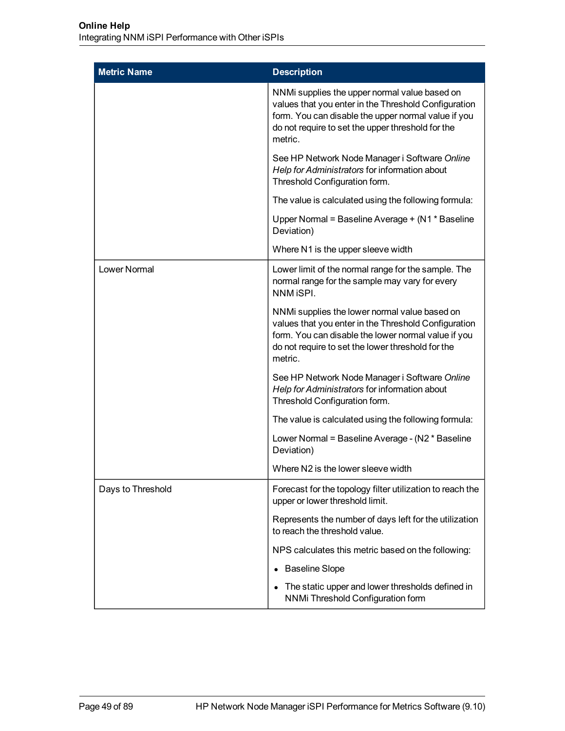| Metric Name | Description |
|---|---|
| | NNMi supplies the upper normal value based on values that you enter in the Threshold Configuration form. You can disable the upper normal value if you do not require to set the upper threshold for the metric.<br><br>See HP Network Node Manager i Software *Online Help for Administrators* for information about Threshold Configuration form.<br><br>The value is calculated using the following formula:<br><br>Upper Normal = Baseline Average + (N1 * Baseline Deviation)<br><br>Where N1 is the upper sleeve width |
| Lower Normal | Lower limit of the normal range for the sample. The normal range for the sample may vary for every NNM iSPI.<br><br>NNMi supplies the lower normal value based on values that you enter in the Threshold Configuration form. You can disable the lower normal value if you do not require to set the lower threshold for the metric.<br><br>See HP Network Node Manager i Software *Online Help for Administrators* for information about Threshold Configuration form.<br><br>The value is calculated using the following formula:<br><br>Lower Normal = Baseline Average - (N2 * Baseline Deviation)<br><br>Where N2 is the lower sleeve width |
| Days to Threshold | Forecast for the topology filter utilization to reach the upper or lower threshold limit.<br><br>Represents the number of days left for the utilization to reach the threshold value.<br><br>NPS calculates this metric based on the following:<br><br>• Baseline Slope<br>• The static upper and lower thresholds defined in NNMi Threshold Configuration form |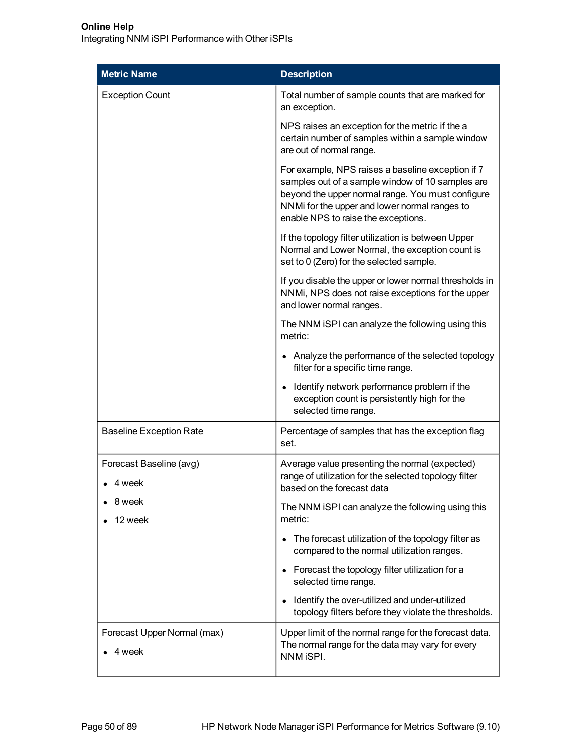| Metric Name | Description |
|---|---|
| Exception Count | Total number of sample counts that are marked for an exception.<br><br>NPS raises an exception for the metric if the a certain number of samples within a sample window are out of normal range.<br><br>For example, NPS raises a baseline exception if 7 samples out of a sample window of 10 samples are beyond the upper normal range. You must configure NNMi for the upper and lower normal ranges to enable NPS to raise the exceptions.<br><br>If the topology filter utilization is between Upper Normal and Lower Normal, the exception count is set to 0 (Zero) for the selected sample.<br><br>If you disable the upper or lower normal thresholds in NNMi, NPS does not raise exceptions for the upper and lower normal ranges.<br><br>The NNM iSPI can analyze the following using this metric:<br><br>• Analyze the performance of the selected topology filter for a specific time range.<br>• Identify network performance problem if the exception count is persistently high for the selected time range. |
| Baseline Exception Rate | Percentage of samples that has the exception flag set. |
| Forecast Baseline (avg)<br>• 4 week<br>• 8 week<br>• 12 week | Average value presenting the normal (expected) range of utilization for the selected topology filter based on the forecast data<br><br>The NNM iSPI can analyze the following using this metric:<br><br>• The forecast utilization of the topology filter as compared to the normal utilization ranges.<br>• Forecast the topology filter utilization for a selected time range.<br>• Identify the over-utilized and under-utilized topology filters before they violate the thresholds. |
| Forecast Upper Normal (max)<br>• 4 week | Upper limit of the normal range for the forecast data. The normal range for the data may vary for every NNM iSPI. |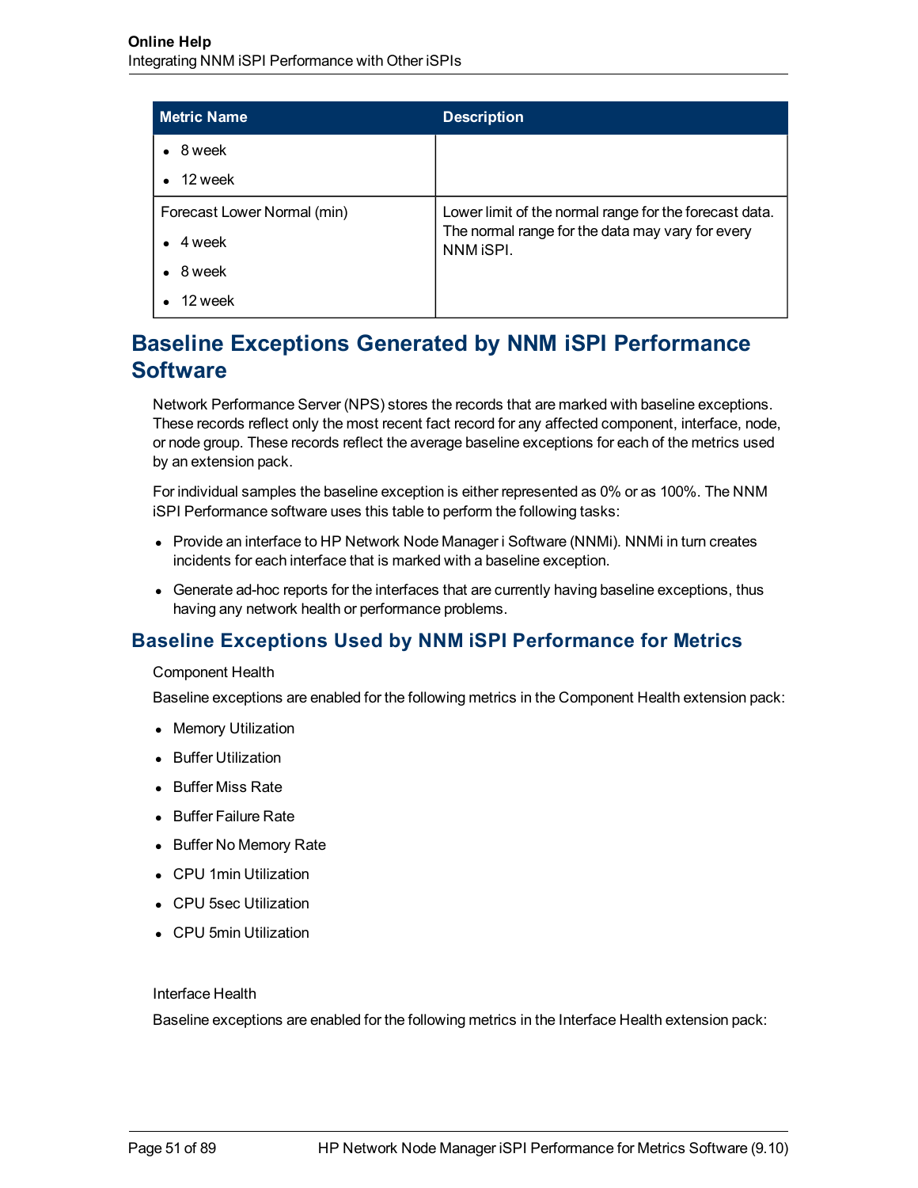| Metric Name | Description |
|---|---|
| • 8 week<br>• 12 week | |
| Forecast Lower Normal (min)<br>• 4 week<br>• 8 week<br>• 12 week | Lower limit of the normal range for the forecast data. The normal range for the data may vary for every NNM iSPI. |

## Baseline Exceptions Generated by NNM iSPI Performance Software

Network Performance Server (NPS) stores the records that are marked with baseline exceptions. These records reflect only the most recent fact record for any affected component, interface, node, or node group. These records reflect the average baseline exceptions for each of the metrics used by an extension pack.

For individual samples the baseline exception is either represented as 0% or as 100%. The NNM iSPI Performance software uses this table to perform the following tasks:

- Provide an interface to HP Network Node Manager i Software (NNMi). NNMi in turn creates incidents for each interface that is marked with a baseline exception.
- Generate ad-hoc reports for the interfaces that are currently having baseline exceptions, thus having any network health or performance problems.

### Baseline Exceptions Used by NNM iSPI Performance for Metrics

Component Health

Baseline exceptions are enabled for the following metrics in the Component Health extension pack:

- Memory Utilization
- Buffer Utilization
- Buffer Miss Rate
- Buffer Failure Rate
- Buffer No Memory Rate
- CPU 1min Utilization
- CPU 5sec Utilization
- CPU 5min Utilization

Interface Health

Baseline exceptions are enabled for the following metrics in the Interface Health extension pack: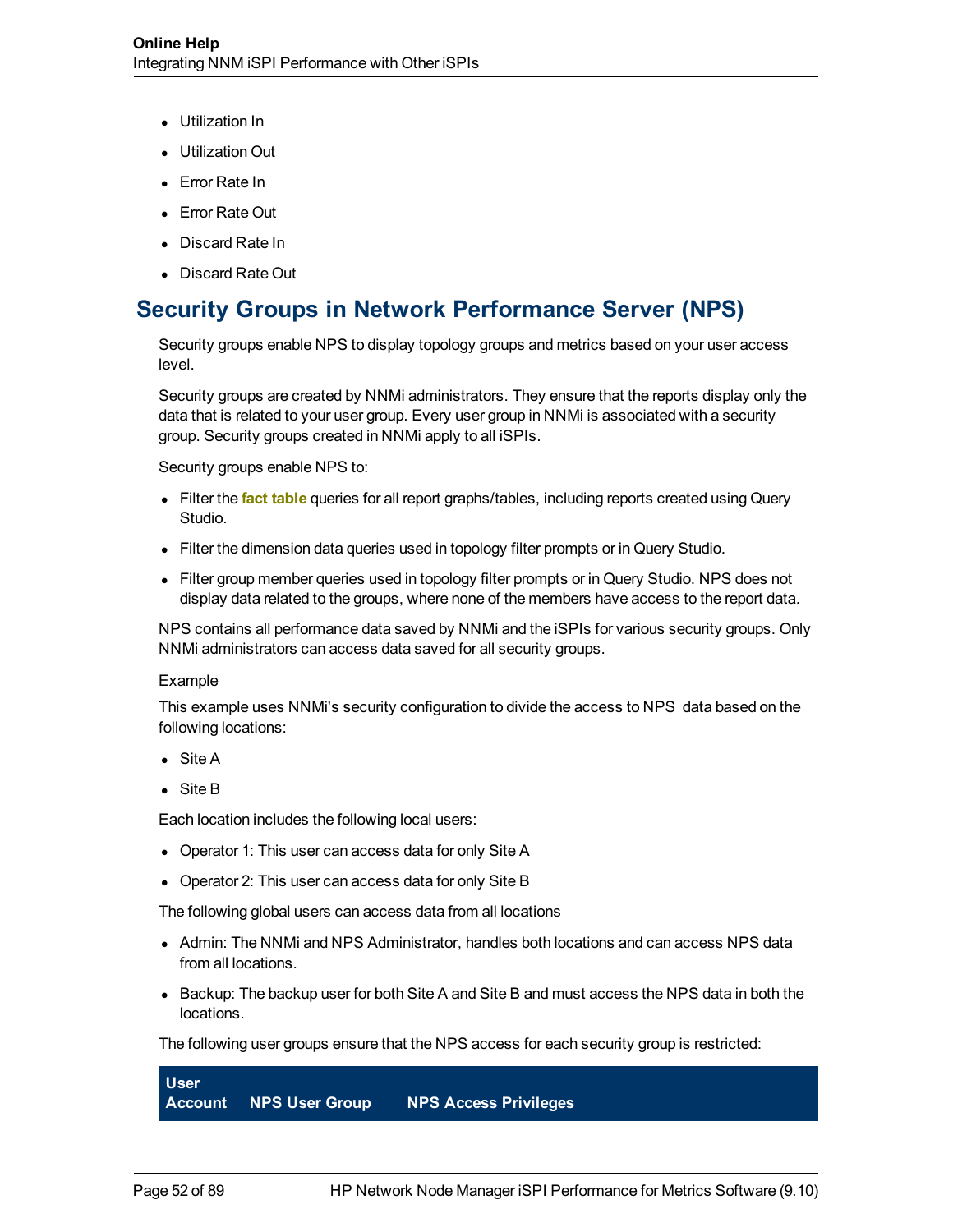- Utilization In
- Utilization Out
- Error Rate In
- Error Rate Out
- Discard Rate In
- Discard Rate Out

## Security Groups in Network Performance Server (NPS)

Security groups enable NPS to display topology groups and metrics based on your user access level.

Security groups are created by NNMi administrators. They ensure that the reports display only the data that is related to your user group. Every user group in NNMi is associated with a security group. Security groups created in NNMi apply to all iSPIs.

Security groups enable NPS to:

- Filter the **fact table** queries for all report graphs/tables, including reports created using Query Studio.
- Filter the dimension data queries used in topology filter prompts or in Query Studio.
- Filter group member queries used in topology filter prompts or in Query Studio. NPS does not display data related to the groups, where none of the members have access to the report data.

NPS contains all performance data saved by NNMi and the iSPIs for various security groups. Only NNMi administrators can access data saved for all security groups.

Example

This example uses NNMi's security configuration to divide the access to NPS data based on the following locations:

- Site A
- Site B

Each location includes the following local users:

- Operator 1: This user can access data for only Site A
- Operator 2: This user can access data for only Site B

The following global users can access data from all locations

- Admin: The NNMi and NPS Administrator, handles both locations and can access NPS data from all locations.
- Backup: The backup user for both Site A and Site B and must access the NPS data in both the locations.

The following user groups ensure that the NPS access for each security group is restricted:

| User Account | NPS User Group | NPS Access Privileges |
|---|---|---|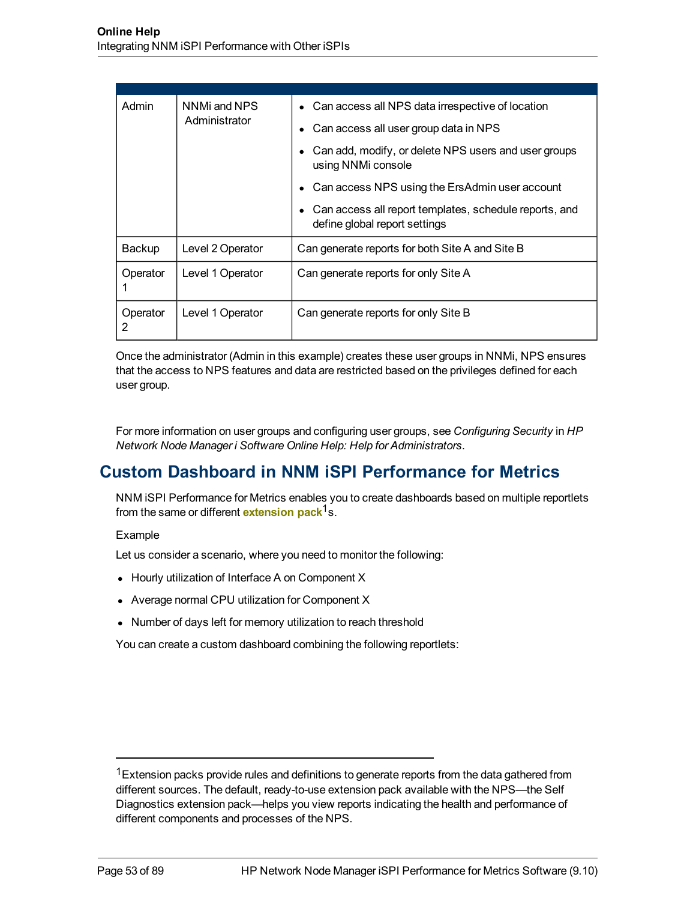| | | |
|---|---|---|
| Admin | NNMi and NPS Administrator | • Can access all NPS data irrespective of location<br>• Can access all user group data in NPS<br>• Can add, modify, or delete NPS users and user groups using NNMi console<br>• Can access NPS using the ErsAdmin user account<br>• Can access all report templates, schedule reports, and define global report settings |
| Backup | Level 2 Operator | Can generate reports for both Site A and Site B |
| Operator 1 | Level 1 Operator | Can generate reports for only Site A |
| Operator 2 | Level 1 Operator | Can generate reports for only Site B |

Once the administrator (Admin in this example) creates these user groups in NNMi, NPS ensures that the access to NPS features and data are restricted based on the privileges defined for each user group.

For more information on user groups and configuring user groups, see *Configuring Security* in *HP Network Node Manager i Software Online Help: Help for Administrators*.

## Custom Dashboard in NNM iSPI Performance for Metrics

NNM iSPI Performance for Metrics enables you to create dashboards based on multiple reportlets from the same or different **extension pack**[1]s.

Example

Let us consider a scenario, where you need to monitor the following:

- Hourly utilization of Interface A on Component X
- Average normal CPU utilization for Component X
- Number of days left for memory utilization to reach threshold

You can create a custom dashboard combining the following reportlets:

---

[1] Extension packs provide rules and definitions to generate reports from the data gathered from different sources. The default, ready-to-use extension pack available with the NPS—the Self Diagnostics extension pack—helps you view reports indicating the health and performance of different components and processes of the NPS.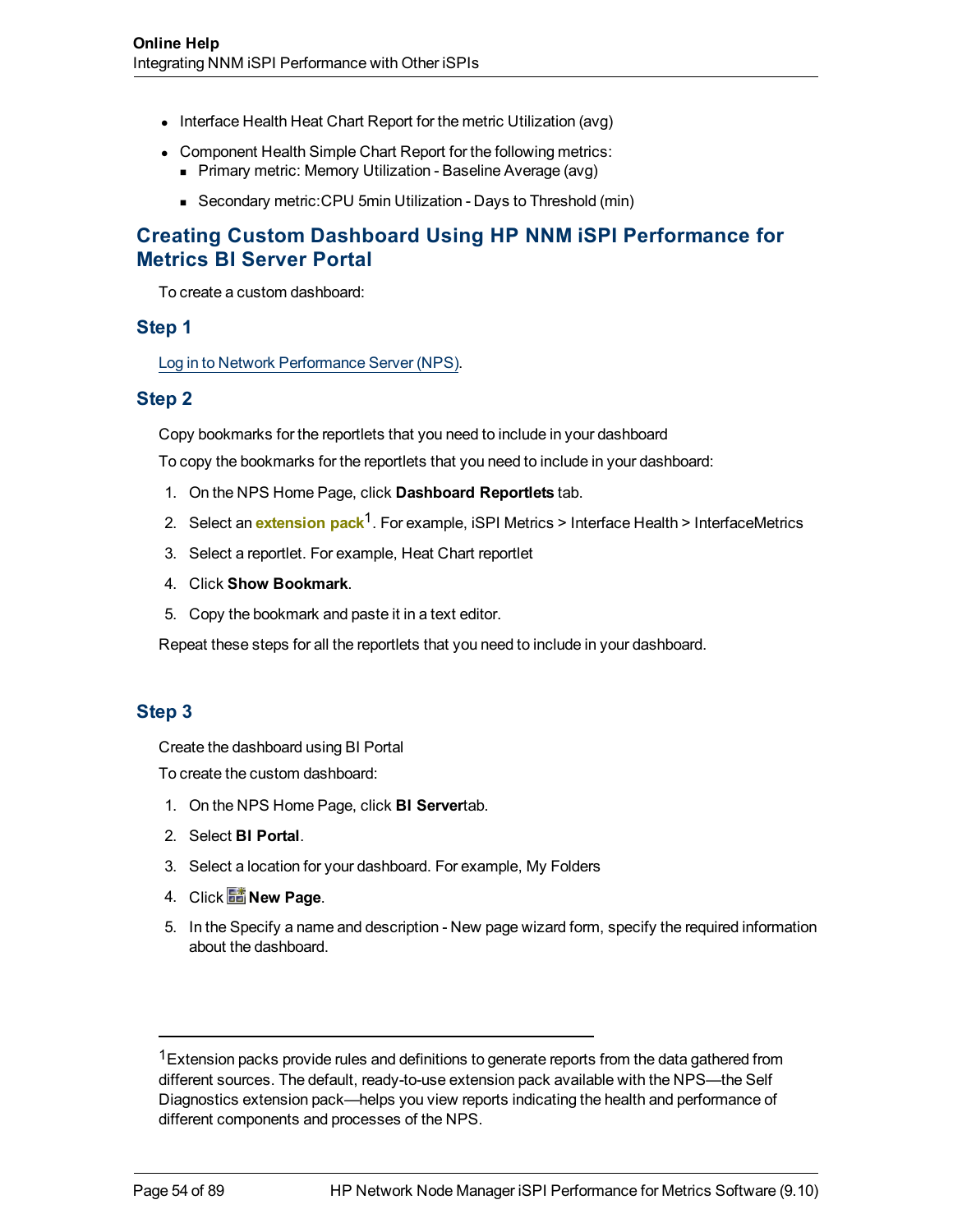- Interface Health Heat Chart Report for the metric Utilization (avg)
- Component Health Simple Chart Report for the following metrics:
  - Primary metric: Memory Utilization - Baseline Average (avg)
  - Secondary metric:CPU 5min Utilization - Days to Threshold (min)

## Creating Custom Dashboard Using HP NNM iSPI Performance for Metrics BI Server Portal

To create a custom dashboard:

### Step 1

Log in to Network Performance Server (NPS).

### Step 2

Copy bookmarks for the reportlets that you need to include in your dashboard

To copy the bookmarks for the reportlets that you need to include in your dashboard:

1. On the NPS Home Page, click **Dashboard Reportlets** tab.
2. Select an **extension pack**[1]. For example, iSPI Metrics > Interface Health > InterfaceMetrics
3. Select a reportlet. For example, Heat Chart reportlet
4. Click **Show Bookmark**.
5. Copy the bookmark and paste it in a text editor.

Repeat these steps for all the reportlets that you need to include in your dashboard.

### Step 3

Create the dashboard using BI Portal

To create the custom dashboard:

1. On the NPS Home Page, click **BI Server**tab.
2. Select **BI Portal**.
3. Select a location for your dashboard. For example, My Folders
4. Click **New Page**.
5. In the Specify a name and description - New page wizard form, specify the required information about the dashboard.

---

[1]Extension packs provide rules and definitions to generate reports from the data gathered from different sources. The default, ready-to-use extension pack available with the NPS—the Self Diagnostics extension pack—helps you view reports indicating the health and performance of different components and processes of the NPS.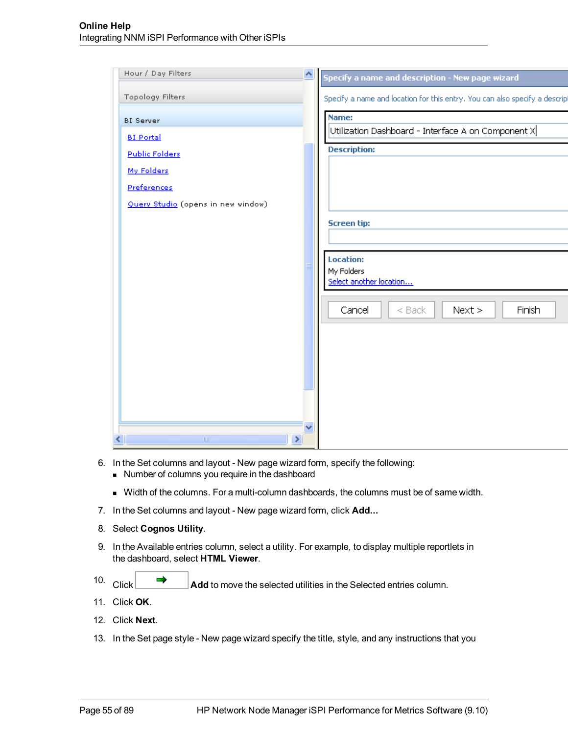6. In the Set columns and layout - New page wizard form, specify the following:
   - Number of columns you require in the dashboard
   - Width of the columns. For a multi-column dashboards, the columns must be of same width.
7. In the Set columns and layout - New page wizard form, click **Add...**
8. Select **Cognos Utility**.
9. In the Available entries column, select a utility. For example, to display multiple reportlets in the dashboard, select **HTML Viewer**.
10. Click **Add** to move the selected utilities in the Selected entries column.
11. Click **OK**.
12. Click **Next**.
13. In the Set page style - New page wizard specify the title, style, and any instructions that you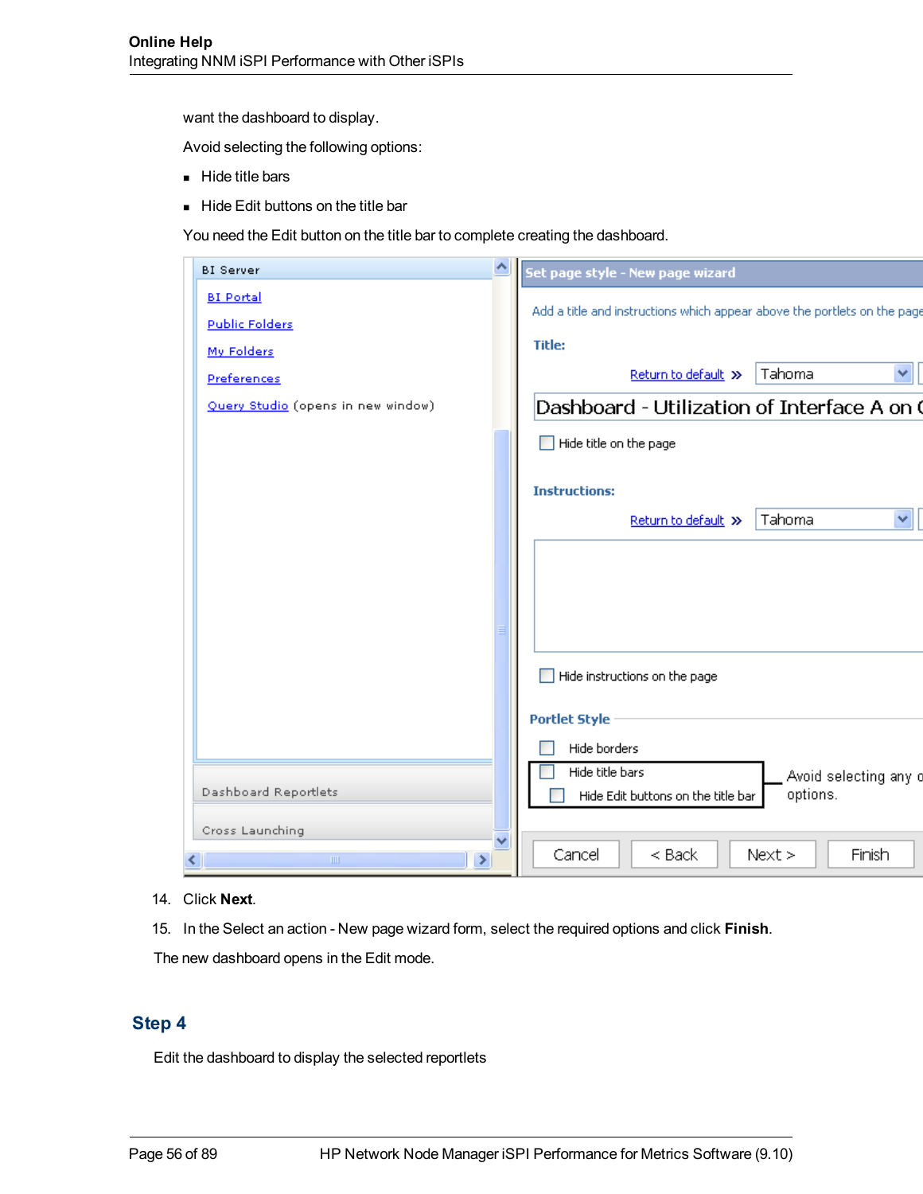want the dashboard to display.

Avoid selecting the following options:

- Hide title bars
- Hide Edit buttons on the title bar

You need the Edit button on the title bar to complete creating the dashboard.

14. Click **Next**.
15. In the Select an action - New page wizard form, select the required options and click **Finish**.

The new dashboard opens in the Edit mode.

## Step 4

Edit the dashboard to display the selected reportlets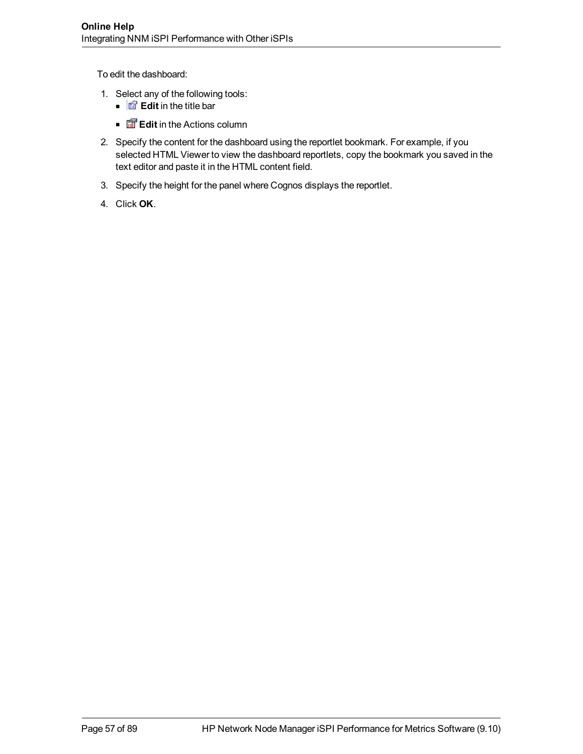To edit the dashboard:

1. Select any of the following tools:
   - **Edit** in the title bar
   - **Edit** in the Actions column
2. Specify the content for the dashboard using the reportlet bookmark. For example, if you selected HTML Viewer to view the dashboard reportlets, copy the bookmark you saved in the text editor and paste it in the HTML content field.
3. Specify the height for the panel where Cognos displays the reportlet.
4. Click **OK**.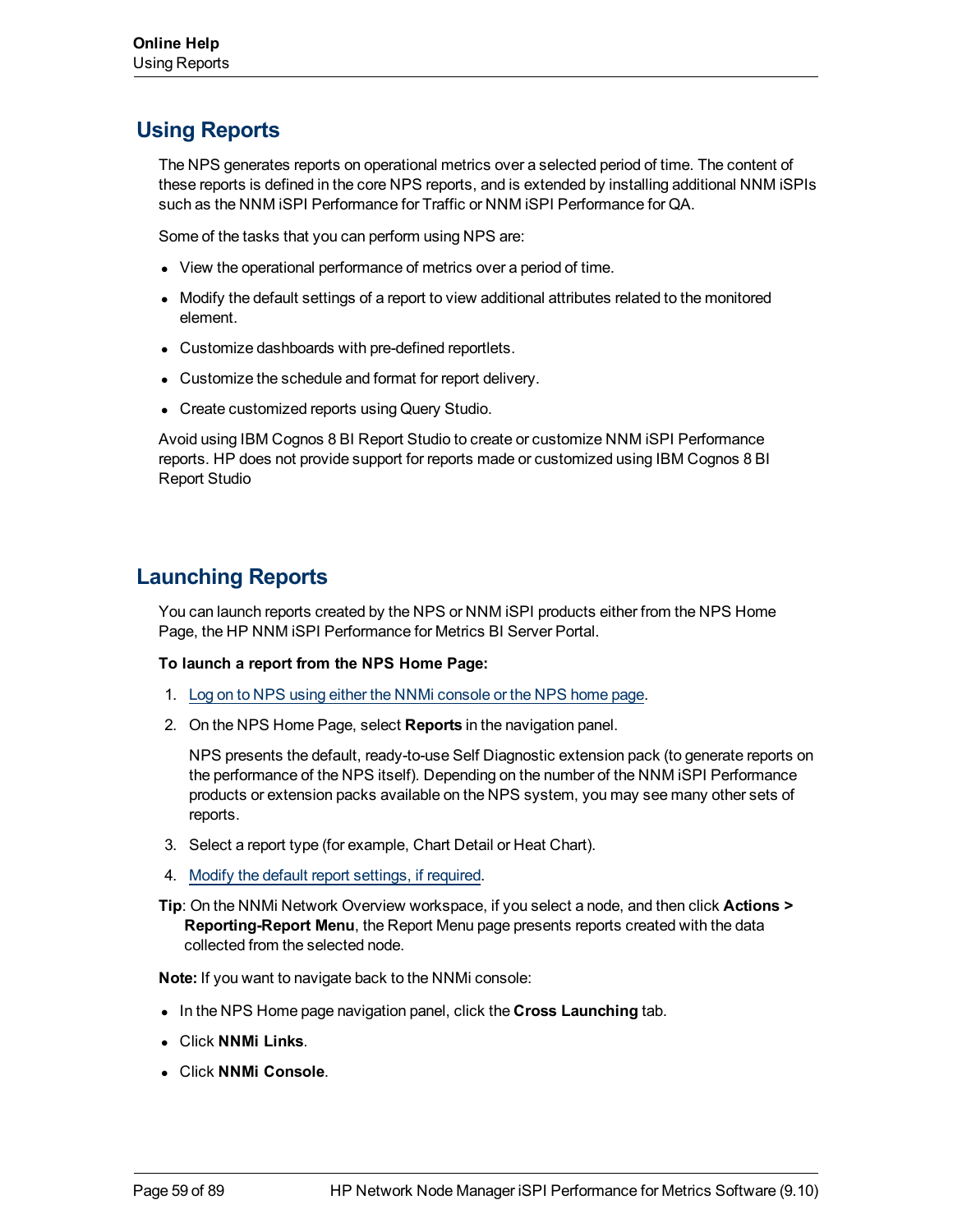## Using Reports

The NPS generates reports on operational metrics over a selected period of time. The content of these reports is defined in the core NPS reports, and is extended by installing additional NNM iSPIs such as the NNM iSPI Performance for Traffic or NNM iSPI Performance for QA.

Some of the tasks that you can perform using NPS are:

- View the operational performance of metrics over a period of time.
- Modify the default settings of a report to view additional attributes related to the monitored element.
- Customize dashboards with pre-defined reportlets.
- Customize the schedule and format for report delivery.
- Create customized reports using Query Studio.

Avoid using IBM Cognos 8 BI Report Studio to create or customize NNM iSPI Performance reports. HP does not provide support for reports made or customized using IBM Cognos 8 BI Report Studio

## Launching Reports

You can launch reports created by the NPS or NNM iSPI products either from the NPS Home Page, the HP NNM iSPI Performance for Metrics BI Server Portal.

**To launch a report from the NPS Home Page:**

1. Log on to NPS using either the NNMi console or the NPS home page.
2. On the NPS Home Page, select **Reports** in the navigation panel.

   NPS presents the default, ready-to-use Self Diagnostic extension pack (to generate reports on the performance of the NPS itself). Depending on the number of the NNM iSPI Performance products or extension packs available on the NPS system, you may see many other sets of reports.
3. Select a report type (for example, Chart Detail or Heat Chart).
4. Modify the default report settings, if required.

**Tip**: On the NNMi Network Overview workspace, if you select a node, and then click **Actions > Reporting-Report Menu**, the Report Menu page presents reports created with the data collected from the selected node.

**Note:** If you want to navigate back to the NNMi console:

- In the NPS Home page navigation panel, click the **Cross Launching** tab.
- Click **NNMi Links**.
- Click **NNMi Console**.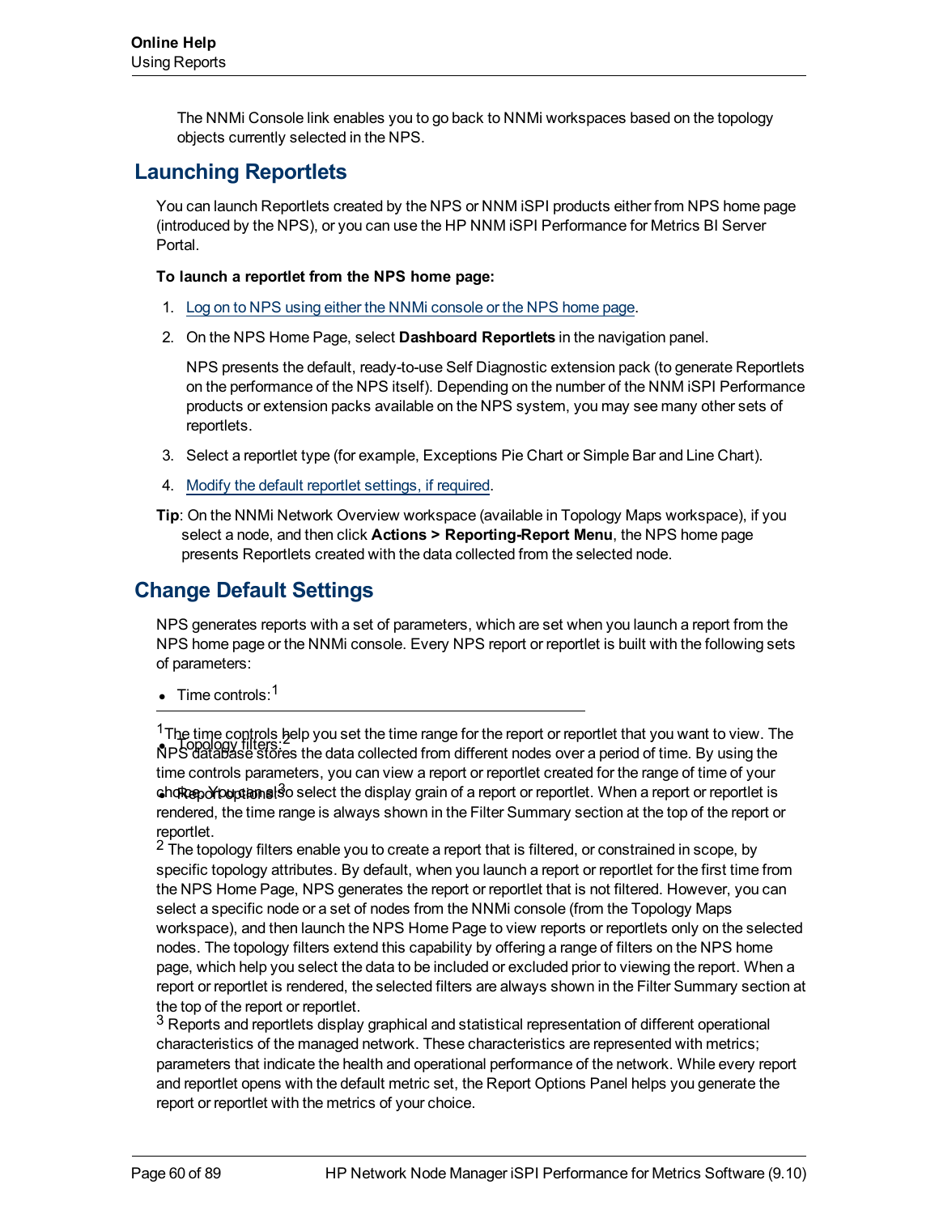The NNMi Console link enables you to go back to NNMi workspaces based on the topology objects currently selected in the NPS.

## Launching Reportlets

You can launch Reportlets created by the NPS or NNM iSPI products either from NPS home page (introduced by the NPS), or you can use the HP NNM iSPI Performance for Metrics BI Server Portal.

**To launch a reportlet from the NPS home page:**

1. Log on to NPS using either the NNMi console or the NPS home page.
2. On the NPS Home Page, select **Dashboard Reportlets** in the navigation panel.

   NPS presents the default, ready-to-use Self Diagnostic extension pack (to generate Reportlets on the performance of the NPS itself). Depending on the number of the NNM iSPI Performance products or extension packs available on the NPS system, you may see many other sets of reportlets.

3. Select a reportlet type (for example, Exceptions Pie Chart or Simple Bar and Line Chart).
4. Modify the default reportlet settings, if required.

**Tip**: On the NNMi Network Overview workspace (available in Topology Maps workspace), if you select a node, and then click **Actions > Reporting-Report Menu**, the NPS home page presents Reportlets created with the data collected from the selected node.

## Change Default Settings

NPS generates reports with a set of parameters, which are set when you launch a report from the NPS home page or the NNMi console. Every NPS report or reportlet is built with the following sets of parameters:

- Time controls:[1]
- Topology filters:[2]
- Report options:[3]

[1] The time controls help you set the time range for the report or reportlet that you want to view. The NPS database stores the data collected from different nodes over a period of time. By using the time controls parameters, you can view a report or reportlet created for the range of time of your choice. You can also select the display grain of a report or reportlet. When a report or reportlet is rendered, the time range is always shown in the Filter Summary section at the top of the report or reportlet.

[2] The topology filters enable you to create a report that is filtered, or constrained in scope, by specific topology attributes. By default, when you launch a report or reportlet for the first time from the NPS Home Page, NPS generates the report or reportlet that is not filtered. However, you can select a specific node or a set of nodes from the NNMi console (from the Topology Maps workspace), and then launch the NPS Home Page to view reports or reportlets only on the selected nodes. The topology filters extend this capability by offering a range of filters on the NPS home page, which help you select the data to be included or excluded prior to viewing the report. When a report or reportlet is rendered, the selected filters are always shown in the Filter Summary section at the top of the report or reportlet.

[3] Reports and reportlets display graphical and statistical representation of different operational characteristics of the managed network. These characteristics are represented with metrics; parameters that indicate the health and operational performance of the network. While every report and reportlet opens with the default metric set, the Report Options Panel helps you generate the report or reportlet with the metrics of your choice.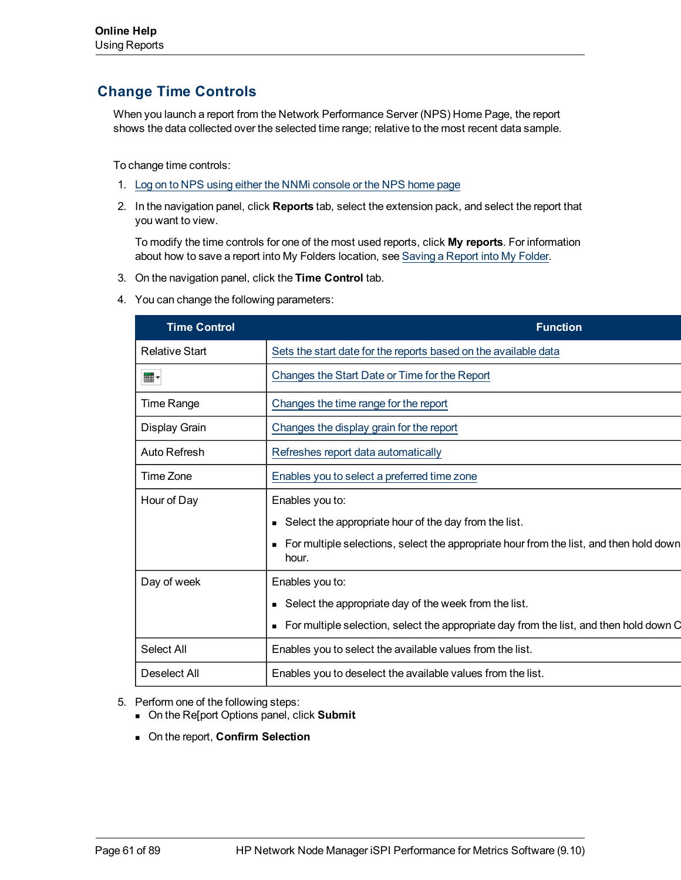## Change Time Controls

When you launch a report from the Network Performance Server (NPS) Home Page, the report shows the data collected over the selected time range; relative to the most recent data sample.

To change time controls:

1. Log on to NPS using either the NNMi console or the NPS home page
2. In the navigation panel, click **Reports** tab, select the extension pack, and select the report that you want to view.

   To modify the time controls for one of the most used reports, click **My reports**. For information about how to save a report into My Folders location, see Saving a Report into My Folder.
3. On the navigation panel, click the **Time Control** tab.
4. You can change the following parameters:

| Time Control | Function |
|---|---|
| Relative Start | Sets the start date for the reports based on the available data |
| | Changes the Start Date or Time for the Report |
| Time Range | Changes the time range for the report |
| Display Grain | Changes the display grain for the report |
| Auto Refresh | Refreshes report data automatically |
| Time Zone | Enables you to select a preferred time zone |
| Hour of Day | Enables you to:<br>▪ Select the appropriate hour of the day from the list.<br>▪ For multiple selections, select the appropriate hour from the list, and then hold down hour. |
| Day of week | Enables you to:<br>▪ Select the appropriate day of the week from the list.<br>▪ For multiple selection, select the appropriate day from the list, and then hold down C |
| Select All | Enables you to select the available values from the list. |
| Deselect All | Enables you to deselect the available values from the list. |

5. Perform one of the following steps:
   - On the Re[port Options panel, click **Submit**
   - On the report, **Confirm Selection**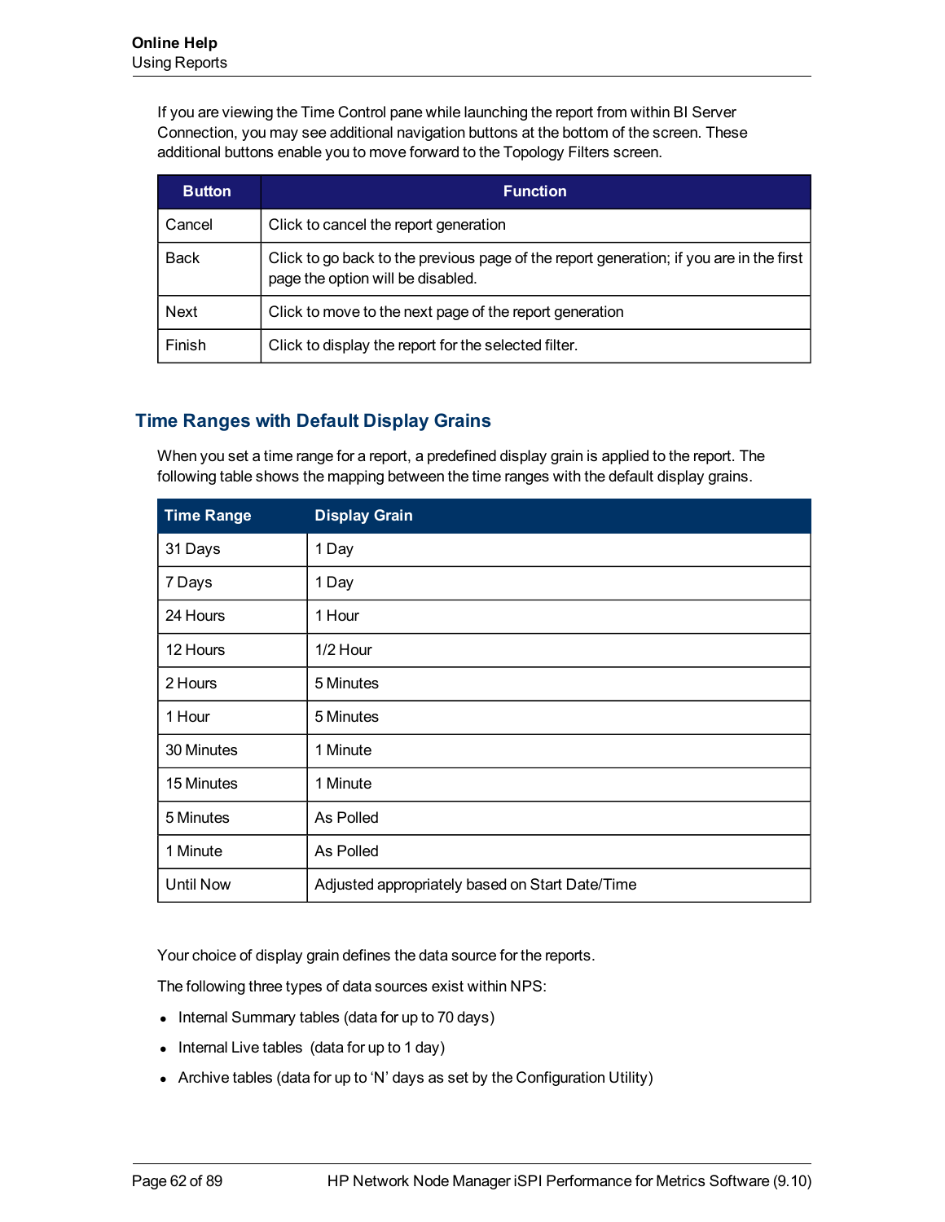If you are viewing the Time Control pane while launching the report from within BI Server Connection, you may see additional navigation buttons at the bottom of the screen. These additional buttons enable you to move forward to the Topology Filters screen.

| Button | Function |
|---|---|
| Cancel | Click to cancel the report generation |
| Back | Click to go back to the previous page of the report generation; if you are in the first page the option will be disabled. |
| Next | Click to move to the next page of the report generation |
| Finish | Click to display the report for the selected filter. |

## Time Ranges with Default Display Grains

When you set a time range for a report, a predefined display grain is applied to the report. The following table shows the mapping between the time ranges with the default display grains.

| Time Range | Display Grain |
|---|---|
| 31 Days | 1 Day |
| 7 Days | 1 Day |
| 24 Hours | 1 Hour |
| 12 Hours | 1/2 Hour |
| 2 Hours | 5 Minutes |
| 1 Hour | 5 Minutes |
| 30 Minutes | 1 Minute |
| 15 Minutes | 1 Minute |
| 5 Minutes | As Polled |
| 1 Minute | As Polled |
| Until Now | Adjusted appropriately based on Start Date/Time |

Your choice of display grain defines the data source for the reports.

The following three types of data sources exist within NPS:

- Internal Summary tables (data for up to 70 days)
- Internal Live tables (data for up to 1 day)
- Archive tables (data for up to 'N' days as set by the Configuration Utility)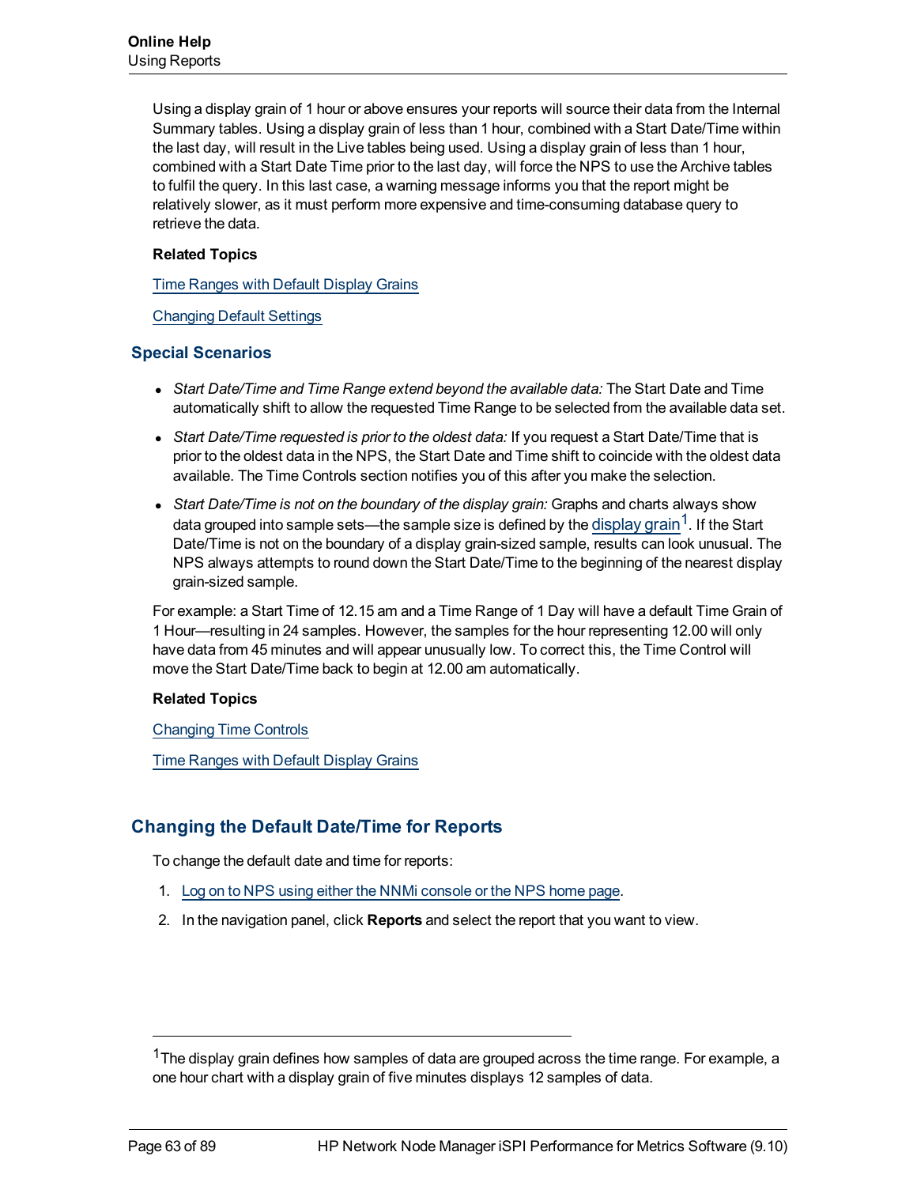Using a display grain of 1 hour or above ensures your reports will source their data from the Internal Summary tables. Using a display grain of less than 1 hour, combined with a Start Date/Time within the last day, will result in the Live tables being used. Using a display grain of less than 1 hour, combined with a Start Date Time prior to the last day, will force the NPS to use the Archive tables to fulfil the query. In this last case, a warning message informs you that the report might be relatively slower, as it must perform more expensive and time-consuming database query to retrieve the data.

**Related Topics**

Time Ranges with Default Display Grains

Changing Default Settings

## Special Scenarios

- *Start Date/Time and Time Range extend beyond the available data:* The Start Date and Time automatically shift to allow the requested Time Range to be selected from the available data set.
- *Start Date/Time requested is prior to the oldest data:* If you request a Start Date/Time that is prior to the oldest data in the NPS, the Start Date and Time shift to coincide with the oldest data available. The Time Controls section notifies you of this after you make the selection.
- *Start Date/Time is not on the boundary of the display grain:* Graphs and charts always show data grouped into sample sets—the sample size is defined by the display grain[1]. If the Start Date/Time is not on the boundary of a display grain-sized sample, results can look unusual. The NPS always attempts to round down the Start Date/Time to the beginning of the nearest display grain-sized sample.

For example: a Start Time of 12.15 am and a Time Range of 1 Day will have a default Time Grain of 1 Hour—resulting in 24 samples. However, the samples for the hour representing 12.00 will only have data from 45 minutes and will appear unusually low. To correct this, the Time Control will move the Start Date/Time back to begin at 12.00 am automatically.

**Related Topics**

Changing Time Controls

Time Ranges with Default Display Grains

## Changing the Default Date/Time for Reports

To change the default date and time for reports:

1. Log on to NPS using either the NNMi console or the NPS home page.
2. In the navigation panel, click **Reports** and select the report that you want to view.

---

[1] The display grain defines how samples of data are grouped across the time range. For example, a one hour chart with a display grain of five minutes displays 12 samples of data.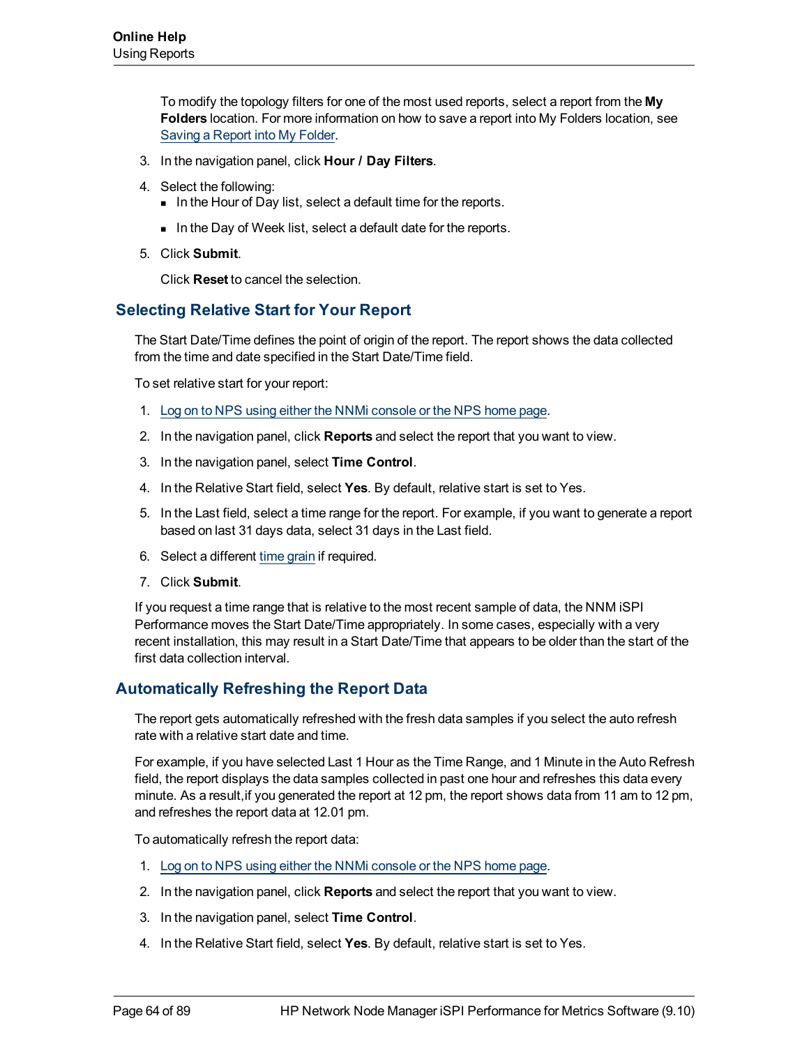To modify the topology filters for one of the most used reports, select a report from the **My Folders** location. For more information on how to save a report into My Folders location, see [Saving a Report into My Folder](#).

3. In the navigation panel, click **Hour / Day Filters**.
4. Select the following:
   - In the Hour of Day list, select a default time for the reports.
   - In the Day of Week list, select a default date for the reports.
5. Click **Submit**.

   Click **Reset** to cancel the selection.

## Selecting Relative Start for Your Report

The Start Date/Time defines the point of origin of the report. The report shows the data collected from the time and date specified in the Start Date/Time field.

To set relative start for your report:

1. [Log on to NPS using either the NNMi console or the NPS home page](#).
2. In the navigation panel, click **Reports** and select the report that you want to view.
3. In the navigation panel, select **Time Control**.
4. In the Relative Start field, select **Yes**. By default, relative start is set to Yes.
5. In the Last field, select a time range for the report. For example, if you want to generate a report based on last 31 days data, select 31 days in the Last field.
6. Select a different [time grain](#) if required.
7. Click **Submit**.

If you request a time range that is relative to the most recent sample of data, the NNM iSPI Performance moves the Start Date/Time appropriately. In some cases, especially with a very recent installation, this may result in a Start Date/Time that appears to be older than the start of the first data collection interval.

## Automatically Refreshing the Report Data

The report gets automatically refreshed with the fresh data samples if you select the auto refresh rate with a relative start date and time.

For example, if you have selected Last 1 Hour as the Time Range, and 1 Minute in the Auto Refresh field, the report displays the data samples collected in past one hour and refreshes this data every minute. As a result,if you generated the report at 12 pm, the report shows data from 11 am to 12 pm, and refreshes the report data at 12.01 pm.

To automatically refresh the report data:

1. [Log on to NPS using either the NNMi console or the NPS home page](#).
2. In the navigation panel, click **Reports** and select the report that you want to view.
3. In the navigation panel, select **Time Control**.
4. In the Relative Start field, select **Yes**. By default, relative start is set to Yes.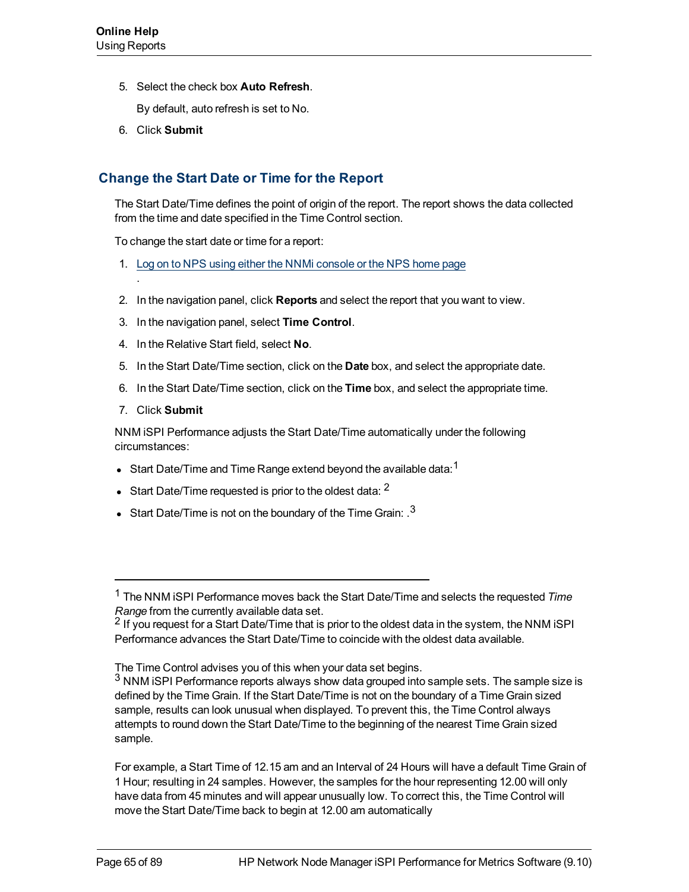5. Select the check box **Auto Refresh**.

   By default, auto refresh is set to No.

6. Click **Submit**

## Change the Start Date or Time for the Report

The Start Date/Time defines the point of origin of the report. The report shows the data collected from the time and date specified in the Time Control section.

To change the start date or time for a report:

1. Log on to NPS using either the NNMi console or the NPS home page
   .
2. In the navigation panel, click **Reports** and select the report that you want to view.
3. In the navigation panel, select **Time Control**.
4. In the Relative Start field, select **No**.
5. In the Start Date/Time section, click on the **Date** box, and select the appropriate date.
6. In the Start Date/Time section, click on the **Time** box, and select the appropriate time.
7. Click **Submit**

NNM iSPI Performance adjusts the Start Date/Time automatically under the following circumstances:

- Start Date/Time and Time Range extend beyond the available data:[1]
- Start Date/Time requested is prior to the oldest data: [2]
- Start Date/Time is not on the boundary of the Time Grain: .[3]

---

[1] The NNM iSPI Performance moves back the Start Date/Time and selects the requested *Time Range* from the currently available data set.

[2] If you request for a Start Date/Time that is prior to the oldest data in the system, the NNM iSPI Performance advances the Start Date/Time to coincide with the oldest data available.

The Time Control advises you of this when your data set begins.

[3] NNM iSPI Performance reports always show data grouped into sample sets. The sample size is defined by the Time Grain. If the Start Date/Time is not on the boundary of a Time Grain sized sample, results can look unusual when displayed. To prevent this, the Time Control always attempts to round down the Start Date/Time to the beginning of the nearest Time Grain sized sample.

For example, a Start Time of 12.15 am and an Interval of 24 Hours will have a default Time Grain of 1 Hour; resulting in 24 samples. However, the samples for the hour representing 12.00 will only have data from 45 minutes and will appear unusually low. To correct this, the Time Control will move the Start Date/Time back to begin at 12.00 am automatically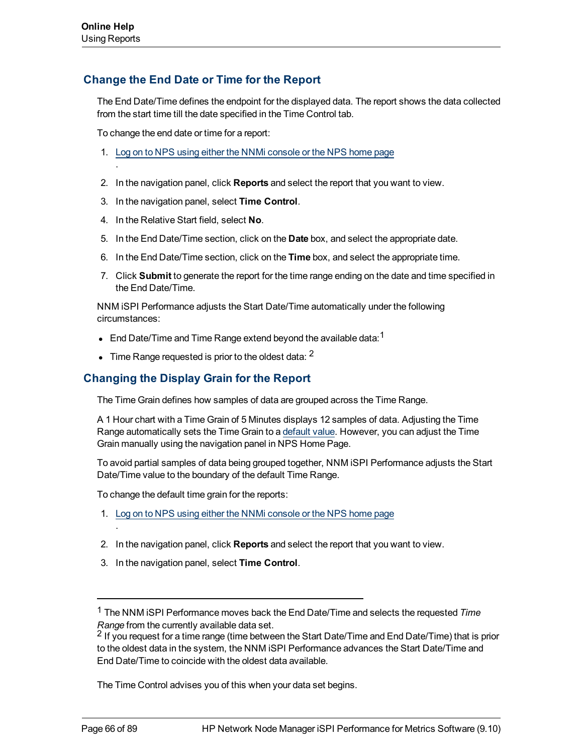## Change the End Date or Time for the Report

The End Date/Time defines the endpoint for the displayed data. The report shows the data collected from the start time till the date specified in the Time Control tab.

To change the end date or time for a report:

1. Log on to NPS using either the NNMi console or the NPS home page
.
2. In the navigation panel, click **Reports** and select the report that you want to view.
3. In the navigation panel, select **Time Control**.
4. In the Relative Start field, select **No**.
5. In the End Date/Time section, click on the **Date** box, and select the appropriate date.
6. In the End Date/Time section, click on the **Time** box, and select the appropriate time.
7. Click **Submit** to generate the report for the time range ending on the date and time specified in the End Date/Time.

NNM iSPI Performance adjusts the Start Date/Time automatically under the following circumstances:

- End Date/Time and Time Range extend beyond the available data:[1]
- Time Range requested is prior to the oldest data: [2]

## Changing the Display Grain for the Report

The Time Grain defines how samples of data are grouped across the Time Range.

A 1 Hour chart with a Time Grain of 5 Minutes displays 12 samples of data. Adjusting the Time Range automatically sets the Time Grain to a default value. However, you can adjust the Time Grain manually using the navigation panel in NPS Home Page.

To avoid partial samples of data being grouped together, NNM iSPI Performance adjusts the Start Date/Time value to the boundary of the default Time Range.

To change the default time grain for the reports:

1. Log on to NPS using either the NNMi console or the NPS home page
.
2. In the navigation panel, click **Reports** and select the report that you want to view.
3. In the navigation panel, select **Time Control**.

---

[1] The NNM iSPI Performance moves back the End Date/Time and selects the requested *Time Range* from the currently available data set.

[2] If you request for a time range (time between the Start Date/Time and End Date/Time) that is prior to the oldest data in the system, the NNM iSPI Performance advances the Start Date/Time and End Date/Time to coincide with the oldest data available.

The Time Control advises you of this when your data set begins.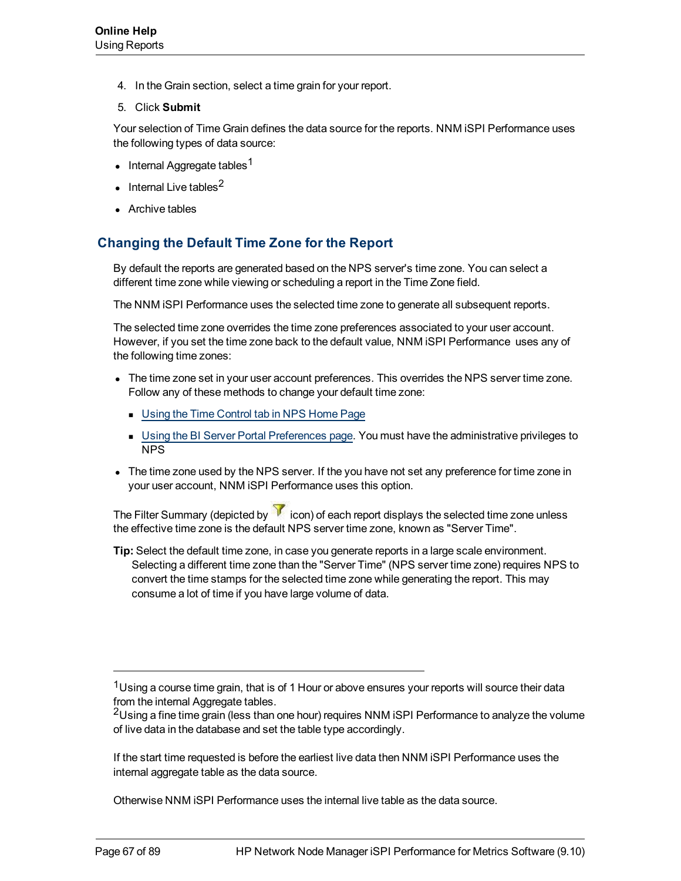4. In the Grain section, select a time grain for your report.
5. Click **Submit**

Your selection of Time Grain defines the data source for the reports. NNM iSPI Performance uses the following types of data source:

- Internal Aggregate tables[1]
- Internal Live tables[2]
- Archive tables

## Changing the Default Time Zone for the Report

By default the reports are generated based on the NPS server's time zone. You can select a different time zone while viewing or scheduling a report in the Time Zone field.

The NNM iSPI Performance uses the selected time zone to generate all subsequent reports.

The selected time zone overrides the time zone preferences associated to your user account. However, if you set the time zone back to the default value, NNM iSPI Performance uses any of the following time zones:

- The time zone set in your user account preferences. This overrides the NPS server time zone. Follow any of these methods to change your default time zone:
  - Using the Time Control tab in NPS Home Page
  - Using the BI Server Portal Preferences page. You must have the administrative privileges to NPS
- The time zone used by the NPS server. If the you have not set any preference for time zone in your user account, NNM iSPI Performance uses this option.

The Filter Summary (depicted by icon) of each report displays the selected time zone unless the effective time zone is the default NPS server time zone, known as "Server Time".

**Tip:** Select the default time zone, in case you generate reports in a large scale environment. Selecting a different time zone than the "Server Time" (NPS server time zone) requires NPS to convert the time stamps for the selected time zone while generating the report. This may consume a lot of time if you have large volume of data.

---

[1]Using a course time grain, that is of 1 Hour or above ensures your reports will source their data from the internal Aggregate tables.

[2]Using a fine time grain (less than one hour) requires NNM iSPI Performance to analyze the volume of live data in the database and set the table type accordingly.

If the start time requested is before the earliest live data then NNM iSPI Performance uses the internal aggregate table as the data source.

Otherwise NNM iSPI Performance uses the internal live table as the data source.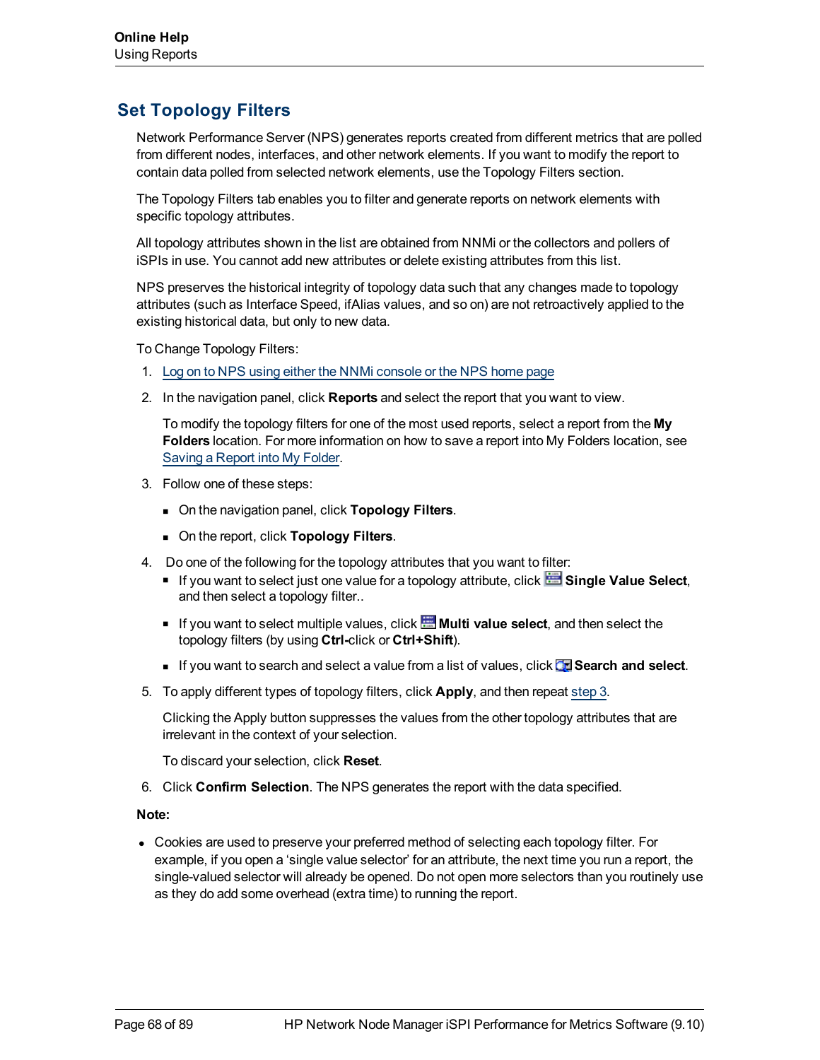## Set Topology Filters

Network Performance Server (NPS) generates reports created from different metrics that are polled from different nodes, interfaces, and other network elements. If you want to modify the report to contain data polled from selected network elements, use the Topology Filters section.

The Topology Filters tab enables you to filter and generate reports on network elements with specific topology attributes.

All topology attributes shown in the list are obtained from NNMi or the collectors and pollers of iSPIs in use. You cannot add new attributes or delete existing attributes from this list.

NPS preserves the historical integrity of topology data such that any changes made to topology attributes (such as Interface Speed, ifAlias values, and so on) are not retroactively applied to the existing historical data, but only to new data.

To Change Topology Filters:

1. Log on to NPS using either the NNMi console or the NPS home page
2. In the navigation panel, click **Reports** and select the report that you want to view.

   To modify the topology filters for one of the most used reports, select a report from the **My Folders** location. For more information on how to save a report into My Folders location, see Saving a Report into My Folder.
3. Follow one of these steps:
   - On the navigation panel, click **Topology Filters**.
   - On the report, click **Topology Filters**.
4. Do one of the following for the topology attributes that you want to filter:
   - If you want to select just one value for a topology attribute, click **Single Value Select**, and then select a topology filter..
   - If you want to select multiple values, click **Multi value select**, and then select the topology filters (by using **Ctrl-**click or **Ctrl+Shift**).
   - If you want to search and select a value from a list of values, click **Search and select**.
5. To apply different types of topology filters, click **Apply**, and then repeat step 3.

   Clicking the Apply button suppresses the values from the other topology attributes that are irrelevant in the context of your selection.

   To discard your selection, click **Reset**.
6. Click **Confirm Selection**. The NPS generates the report with the data specified.

**Note:**

- Cookies are used to preserve your preferred method of selecting each topology filter. For example, if you open a 'single value selector' for an attribute, the next time you run a report, the single-valued selector will already be opened. Do not open more selectors than you routinely use as they do add some overhead (extra time) to running the report.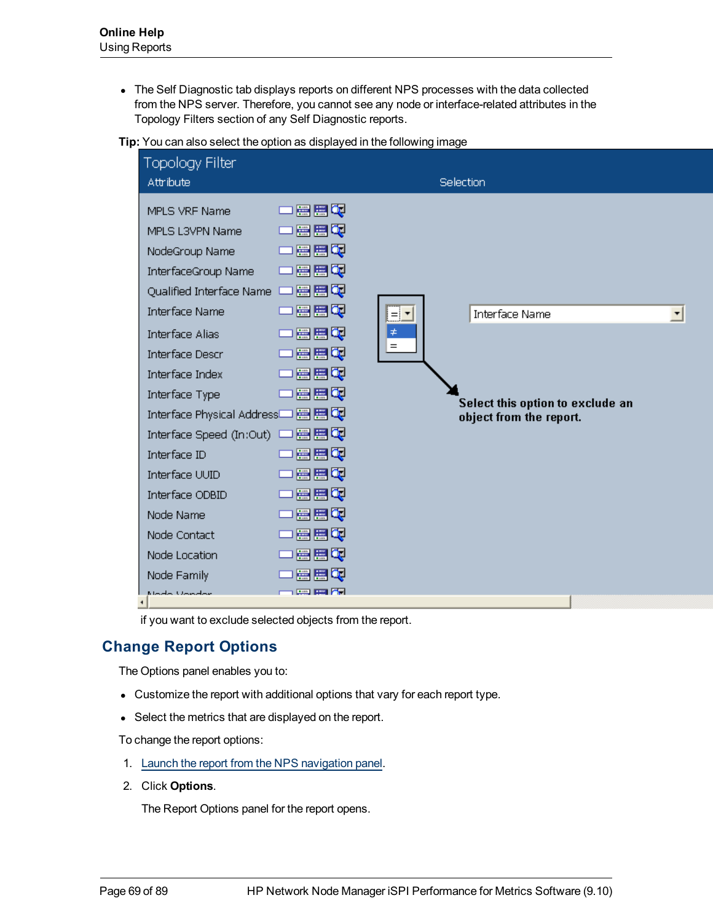- The Self Diagnostic tab displays reports on different NPS processes with the data collected from the NPS server. Therefore, you cannot see any node or interface-related attributes in the Topology Filters section of any Self Diagnostic reports.

**Tip:** You can also select the option as displayed in the following image

if you want to exclude selected objects from the report.

## Change Report Options

The Options panel enables you to:

- Customize the report with additional options that vary for each report type.
- Select the metrics that are displayed on the report.

To change the report options:

1. Launch the report from the NPS navigation panel.
2. Click **Options**.

   The Report Options panel for the report opens.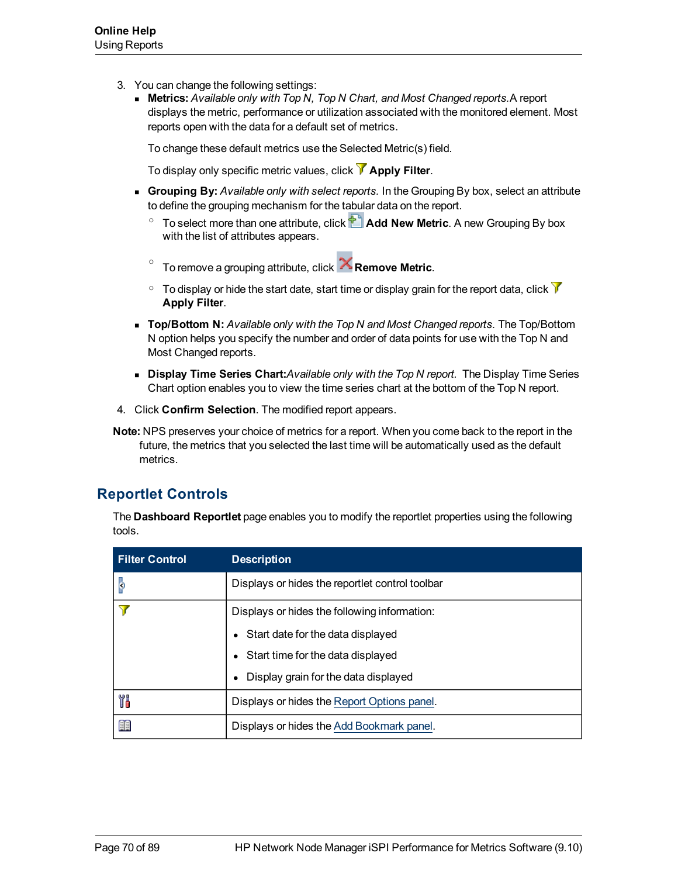3. You can change the following settings:
   - **Metrics:** *Available only with Top N, Top N Chart, and Most Changed reports.* A report displays the metric, performance or utilization associated with the monitored element. Most reports open with the data for a default set of metrics.

     To change these default metrics use the Selected Metric(s) field.

     To display only specific metric values, click **Apply Filter**.
   - **Grouping By:** *Available only with select reports.* In the Grouping By box, select an attribute to define the grouping mechanism for the tabular data on the report.
     - To select more than one attribute, click **Add New Metric**. A new Grouping By box with the list of attributes appears.
     - To remove a grouping attribute, click **Remove Metric**.
     - To display or hide the start date, start time or display grain for the report data, click **Apply Filter**.
   - **Top/Bottom N:** *Available only with the Top N and Most Changed reports.* The Top/Bottom N option helps you specify the number and order of data points for use with the Top N and Most Changed reports.
   - **Display Time Series Chart:** *Available only with the Top N report.* The Display Time Series Chart option enables you to view the time series chart at the bottom of the Top N report.
4. Click **Confirm Selection**. The modified report appears.

**Note:** NPS preserves your choice of metrics for a report. When you come back to the report in the future, the metrics that you selected the last time will be automatically used as the default metrics.

## Reportlet Controls

The **Dashboard Reportlet** page enables you to modify the reportlet properties using the following tools.

| Filter Control | Description |
|---|---|
| | Displays or hides the reportlet control toolbar |
| | Displays or hides the following information:<br>• Start date for the data displayed<br>• Start time for the data displayed<br>• Display grain for the data displayed |
| | Displays or hides the Report Options panel. |
| | Displays or hides the Add Bookmark panel. |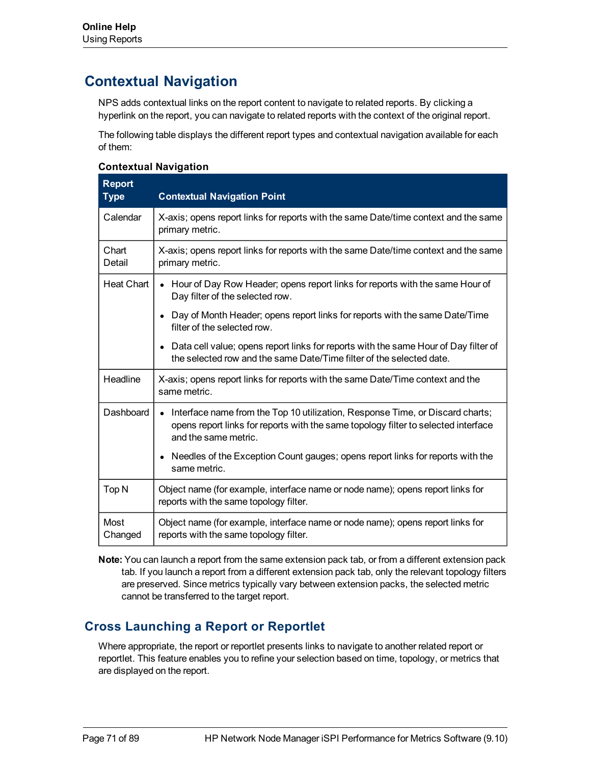# Contextual Navigation

NPS adds contextual links on the report content to navigate to related reports. By clicking a hyperlink on the report, you can navigate to related reports with the context of the original report.

The following table displays the different report types and contextual navigation available for each of them:

**Contextual Navigation**

| Report Type | Contextual Navigation Point |
|---|---|
| Calendar | X-axis; opens report links for reports with the same Date/time context and the same primary metric. |
| Chart Detail | X-axis; opens report links for reports with the same Date/time context and the same primary metric. |
| Heat Chart | • Hour of Day Row Header; opens report links for reports with the same Hour of Day filter of the selected row.<br>• Day of Month Header; opens report links for reports with the same Date/Time filter of the selected row.<br>• Data cell value; opens report links for reports with the same Hour of Day filter of the selected row and the same Date/Time filter of the selected date. |
| Headline | X-axis; opens report links for reports with the same Date/Time context and the same metric. |
| Dashboard | • Interface name from the Top 10 utilization, Response Time, or Discard charts; opens report links for reports with the same topology filter to selected interface and the same metric.<br>• Needles of the Exception Count gauges; opens report links for reports with the same metric. |
| Top N | Object name (for example, interface name or node name); opens report links for reports with the same topology filter. |
| Most Changed | Object name (for example, interface name or node name); opens report links for reports with the same topology filter. |

**Note:** You can launch a report from the same extension pack tab, or from a different extension pack tab. If you launch a report from a different extension pack tab, only the relevant topology filters are preserved. Since metrics typically vary between extension packs, the selected metric cannot be transferred to the target report.

## Cross Launching a Report or Reportlet

Where appropriate, the report or reportlet presents links to navigate to another related report or reportlet. This feature enables you to refine your selection based on time, topology, or metrics that are displayed on the report.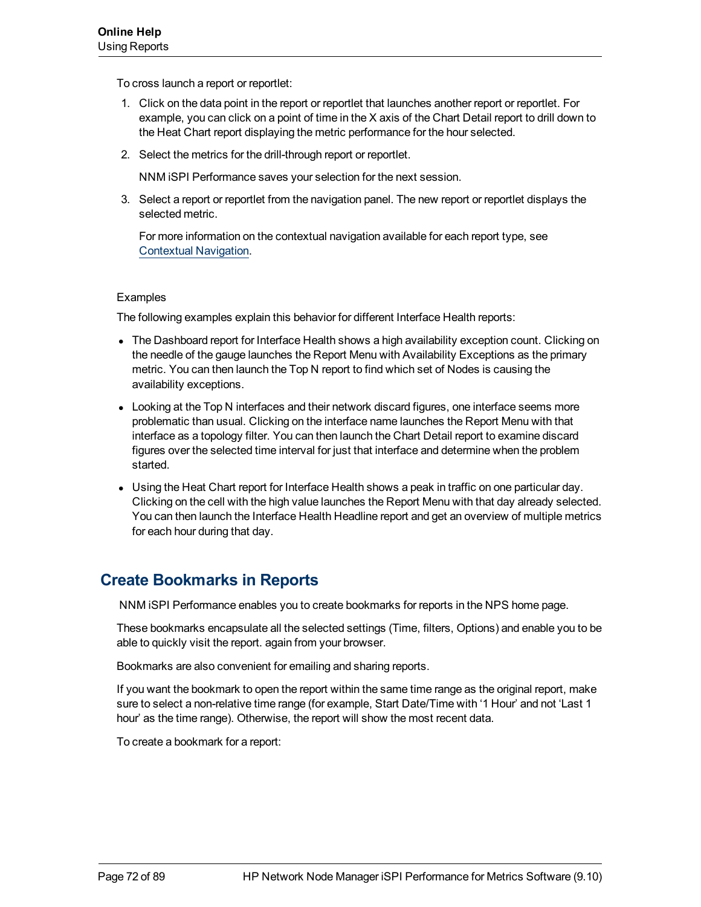To cross launch a report or reportlet:

1. Click on the data point in the report or reportlet that launches another report or reportlet. For example, you can click on a point of time in the X axis of the Chart Detail report to drill down to the Heat Chart report displaying the metric performance for the hour selected.
2. Select the metrics for the drill-through report or reportlet.

   NNM iSPI Performance saves your selection for the next session.
3. Select a report or reportlet from the navigation panel. The new report or reportlet displays the selected metric.

   For more information on the contextual navigation available for each report type, see Contextual Navigation.

Examples

The following examples explain this behavior for different Interface Health reports:

- The Dashboard report for Interface Health shows a high availability exception count. Clicking on the needle of the gauge launches the Report Menu with Availability Exceptions as the primary metric. You can then launch the Top N report to find which set of Nodes is causing the availability exceptions.
- Looking at the Top N interfaces and their network discard figures, one interface seems more problematic than usual. Clicking on the interface name launches the Report Menu with that interface as a topology filter. You can then launch the Chart Detail report to examine discard figures over the selected time interval for just that interface and determine when the problem started.
- Using the Heat Chart report for Interface Health shows a peak in traffic on one particular day. Clicking on the cell with the high value launches the Report Menu with that day already selected. You can then launch the Interface Health Headline report and get an overview of multiple metrics for each hour during that day.

## Create Bookmarks in Reports

NNM iSPI Performance enables you to create bookmarks for reports in the NPS home page.

These bookmarks encapsulate all the selected settings (Time, filters, Options) and enable you to be able to quickly visit the report. again from your browser.

Bookmarks are also convenient for emailing and sharing reports.

If you want the bookmark to open the report within the same time range as the original report, make sure to select a non-relative time range (for example, Start Date/Time with '1 Hour' and not 'Last 1 hour' as the time range). Otherwise, the report will show the most recent data.

To create a bookmark for a report: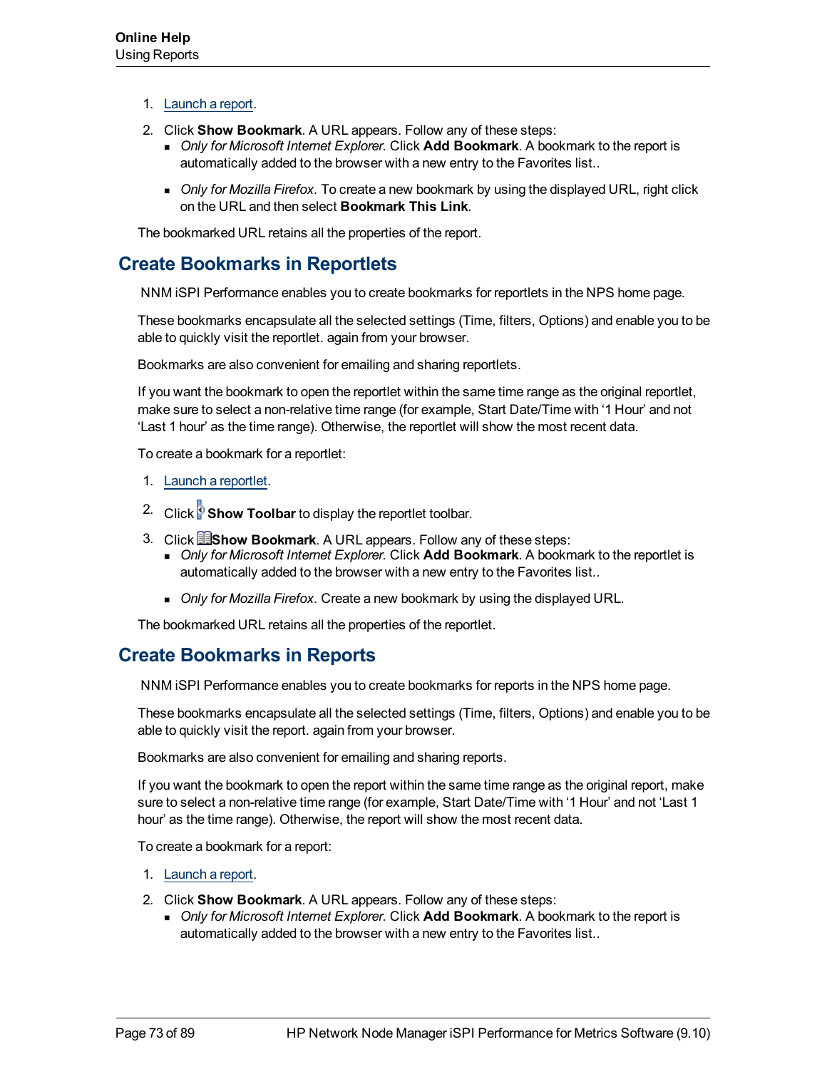1. Launch a report.
2. Click **Show Bookmark**. A URL appears. Follow any of these steps:
   - *Only for Microsoft Internet Explorer.* Click **Add Bookmark**. A bookmark to the report is automatically added to the browser with a new entry to the Favorites list..
   - *Only for Mozilla Firefox*. To create a new bookmark by using the displayed URL, right click on the URL and then select **Bookmark This Link**.

The bookmarked URL retains all the properties of the report.

## Create Bookmarks in Reportlets

NNM iSPI Performance enables you to create bookmarks for reportlets in the NPS home page.

These bookmarks encapsulate all the selected settings (Time, filters, Options) and enable you to be able to quickly visit the reportlet. again from your browser.

Bookmarks are also convenient for emailing and sharing reportlets.

If you want the bookmark to open the reportlet within the same time range as the original reportlet, make sure to select a non-relative time range (for example, Start Date/Time with '1 Hour' and not 'Last 1 hour' as the time range). Otherwise, the reportlet will show the most recent data.

To create a bookmark for a reportlet:

1. Launch a reportlet.
2. Click **Show Toolbar** to display the reportlet toolbar.
3. Click **Show Bookmark**. A URL appears. Follow any of these steps:
   - *Only for Microsoft Internet Explorer.* Click **Add Bookmark**. A bookmark to the reportlet is automatically added to the browser with a new entry to the Favorites list..
   - *Only for Mozilla Firefox*. Create a new bookmark by using the displayed URL.

The bookmarked URL retains all the properties of the reportlet.

## Create Bookmarks in Reports

NNM iSPI Performance enables you to create bookmarks for reports in the NPS home page.

These bookmarks encapsulate all the selected settings (Time, filters, Options) and enable you to be able to quickly visit the report. again from your browser.

Bookmarks are also convenient for emailing and sharing reports.

If you want the bookmark to open the report within the same time range as the original report, make sure to select a non-relative time range (for example, Start Date/Time with '1 Hour' and not 'Last 1 hour' as the time range). Otherwise, the report will show the most recent data.

To create a bookmark for a report:

1. Launch a report.
2. Click **Show Bookmark**. A URL appears. Follow any of these steps:
   - *Only for Microsoft Internet Explorer.* Click **Add Bookmark**. A bookmark to the report is automatically added to the browser with a new entry to the Favorites list..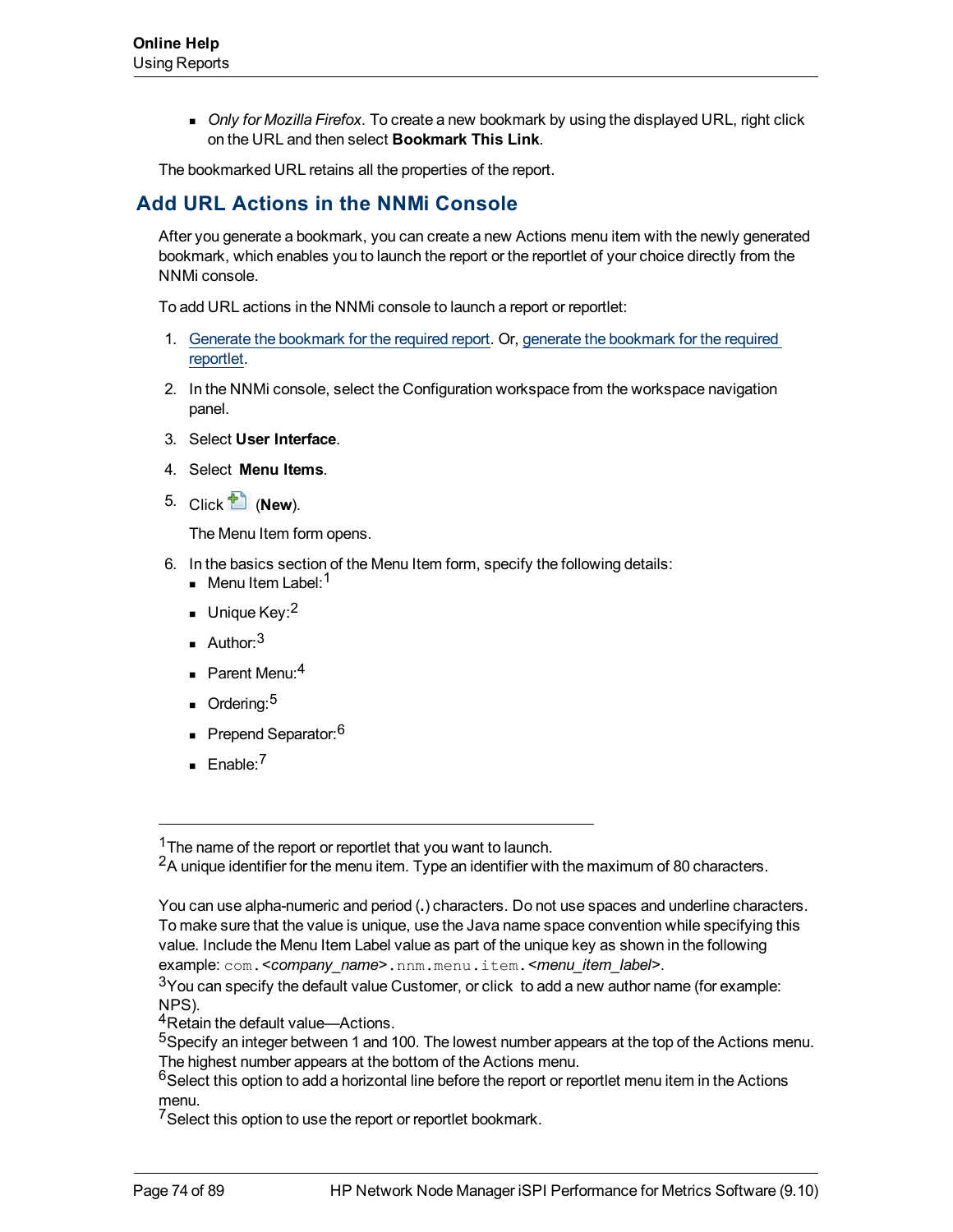- *Only for Mozilla Firefox*. To create a new bookmark by using the displayed URL, right click on the URL and then select **Bookmark This Link**.

The bookmarked URL retains all the properties of the report.

## Add URL Actions in the NNMi Console

After you generate a bookmark, you can create a new Actions menu item with the newly generated bookmark, which enables you to launch the report or the reportlet of your choice directly from the NNMi console.

To add URL actions in the NNMi console to launch a report or reportlet:

1. Generate the bookmark for the required report. Or, generate the bookmark for the required reportlet.
2. In the NNMi console, select the Configuration workspace from the workspace navigation panel.
3. Select **User Interface**.
4. Select **Menu Items**.
5. Click (**New**).

   The Menu Item form opens.
6. In the basics section of the Menu Item form, specify the following details:
   - Menu Item Label:[1]
   - Unique Key:[2]
   - Author:[3]
   - Parent Menu:[4]
   - Ordering:[5]
   - Prepend Separator:[6]
   - Enable:[7]

---

[1]The name of the report or reportlet that you want to launch.

[2]A unique identifier for the menu item. Type an identifier with the maximum of 80 characters.

You can use alpha-numeric and period (.) characters. Do not use spaces and underline characters. To make sure that the value is unique, use the Java name space convention while specifying this value. Include the Menu Item Label value as part of the unique key as shown in the following example: `com.`<*company_name*>`.nnm.menu.item.`<*menu_item_label*>.

[3]You can specify the default value Customer, or click to add a new author name (for example: NPS).

[4]Retain the default value—Actions.

[5]Specify an integer between 1 and 100. The lowest number appears at the top of the Actions menu. The highest number appears at the bottom of the Actions menu.

[6]Select this option to add a horizontal line before the report or reportlet menu item in the Actions menu.

[7]Select this option to use the report or reportlet bookmark.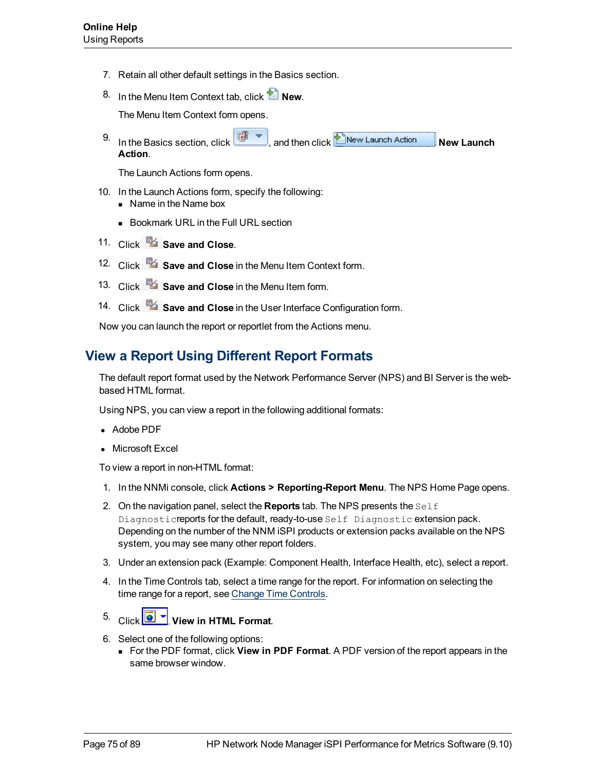7. Retain all other default settings in the Basics section.
8. In the Menu Item Context tab, click **New**.

   The Menu Item Context form opens.
9. In the Basics section, click , and then click **New Launch Action**.

   The Launch Actions form opens.
10. In the Launch Actions form, specify the following:
    - Name in the Name box
    - Bookmark URL in the Full URL section
11. Click **Save and Close**.
12. Click **Save and Close** in the Menu Item Context form.
13. Click **Save and Close** in the Menu Item form.
14. Click **Save and Close** in the User Interface Configuration form.

Now you can launch the report or reportlet from the Actions menu.

## View a Report Using Different Report Formats

The default report format used by the Network Performance Server (NPS) and BI Server is the web-based HTML format.

Using NPS, you can view a report in the following additional formats:

- Adobe PDF
- Microsoft Excel

To view a report in non-HTML format:

1. In the NNMi console, click **Actions > Reporting-Report Menu**. The NPS Home Page opens.
2. On the navigation panel, select the **Reports** tab. The NPS presents the `Self Diagnostic`reports for the default, ready-to-use `Self Diagnostic` extension pack. Depending on the number of the NNM iSPI products or extension packs available on the NPS system, you may see many other report folders.
3. Under an extension pack (Example: Component Health, Interface Health, etc), select a report.
4. In the Time Controls tab, select a time range for the report. For information on selecting the time range for a report, see Change Time Controls.
5. Click **View in HTML Format**.
6. Select one of the following options:
   - For the PDF format, click **View in PDF Format**. A PDF version of the report appears in the same browser window.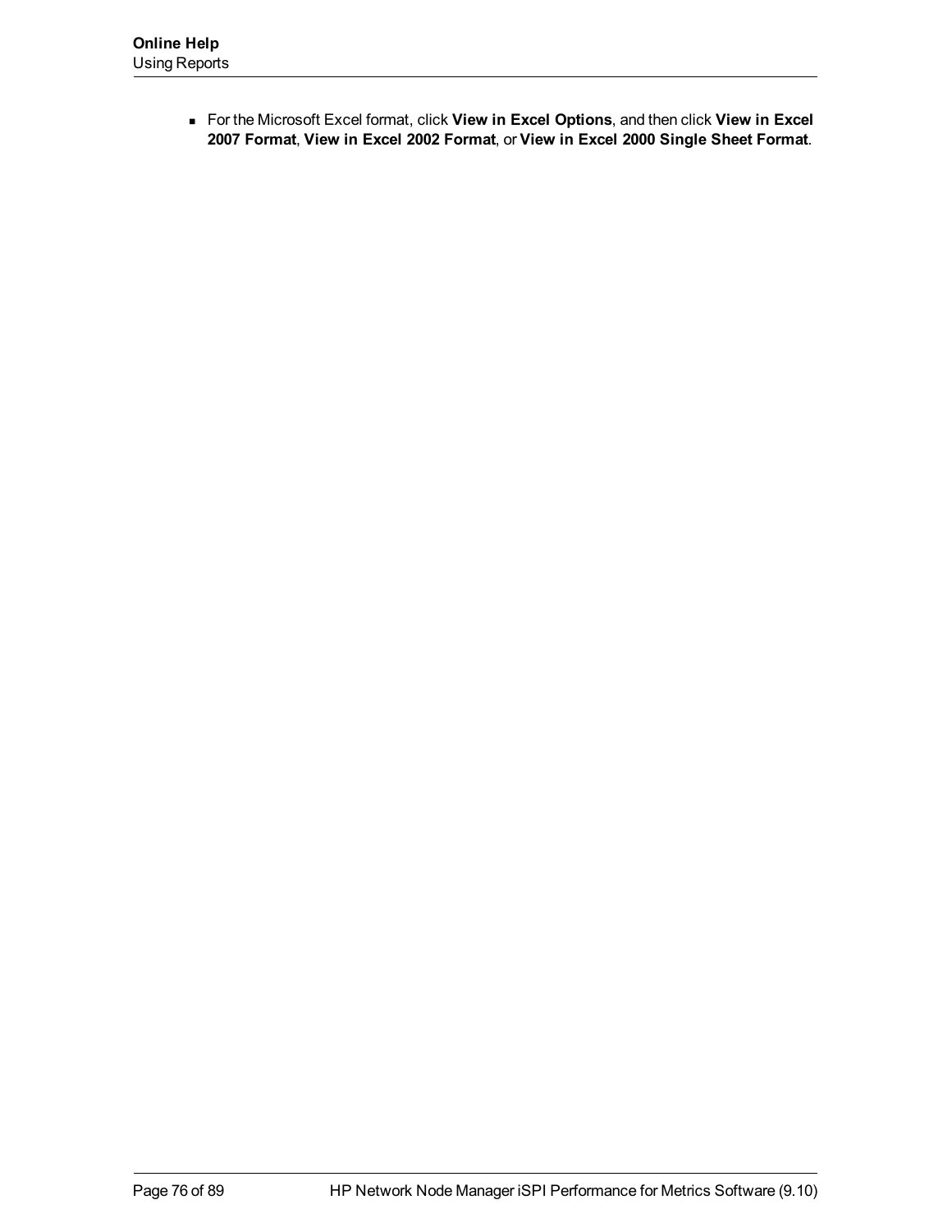- For the Microsoft Excel format, click **View in Excel Options**, and then click **View in Excel 2007 Format**, **View in Excel 2002 Format**, or **View in Excel 2000 Single Sheet Format**.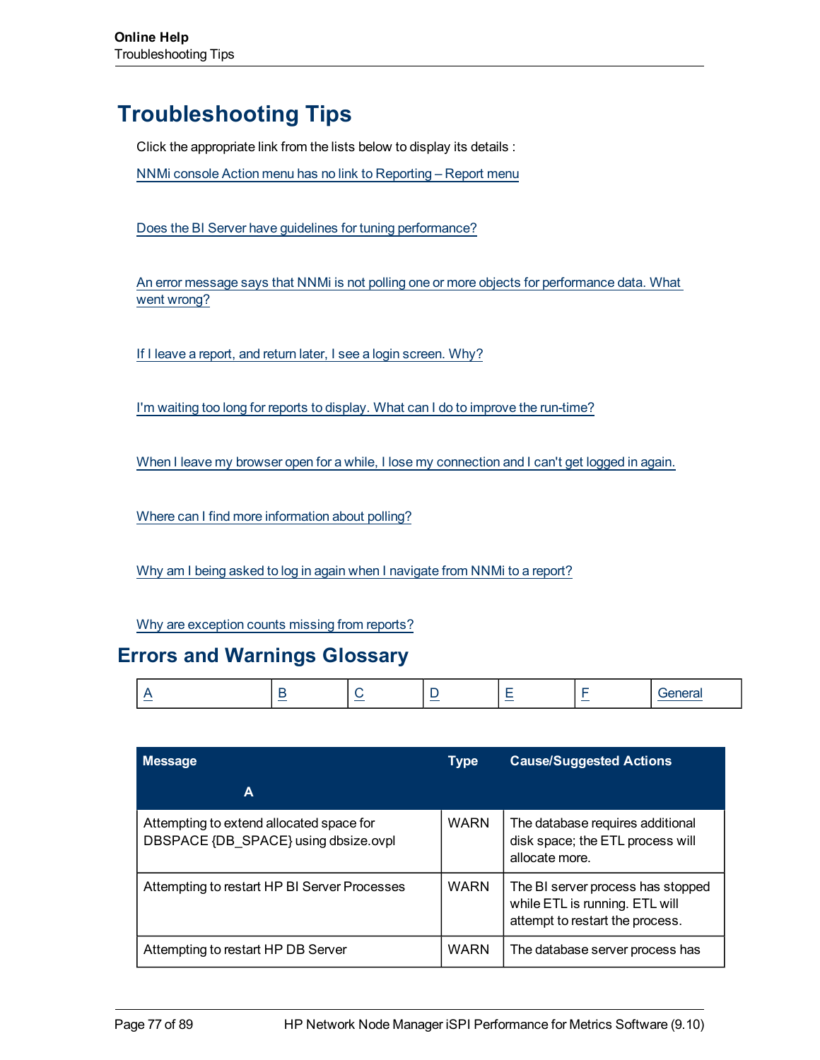# Troubleshooting Tips

Click the appropriate link from the lists below to display its details :

NNMi console Action menu has no link to Reporting – Report menu

Does the BI Server have guidelines for tuning performance?

An error message says that NNMi is not polling one or more objects for performance data. What went wrong?

If I leave a report, and return later, I see a login screen. Why?

I'm waiting too long for reports to display. What can I do to improve the run-time?

When I leave my browser open for a while, I lose my connection and I can't get logged in again.

Where can I find more information about polling?

Why am I being asked to log in again when I navigate from NNMi to a report?

Why are exception counts missing from reports?

## Errors and Warnings Glossary

| A | B | C | D | E | F | General |
|---|---|---|---|---|---|---|

| Message | Type | Cause/Suggested Actions |
|---|---|---|
| **A** | | |
| Attempting to extend allocated space for DBSPACE {DB_SPACE} using dbsize.ovpl | WARN | The database requires additional disk space; the ETL process will allocate more. |
| Attempting to restart HP BI Server Processes | WARN | The BI server process has stopped while ETL is running. ETL will attempt to restart the process. |
| Attempting to restart HP DB Server | WARN | The database server process has |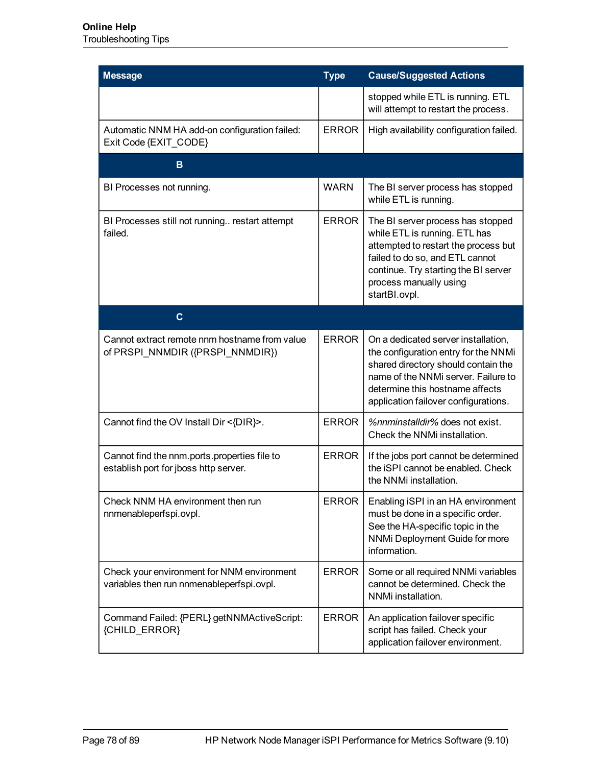| Message | Type | Cause/Suggested Actions |
| --- | --- | --- |
| | | stopped while ETL is running. ETL will attempt to restart the process. |
| Automatic NNM HA add-on configuration failed: Exit Code {EXIT_CODE} | ERROR | High availability configuration failed. |
| **B** | | |
| BI Processes not running. | WARN | The BI server process has stopped while ETL is running. |
| BI Processes still not running.. restart attempt failed. | ERROR | The BI server process has stopped while ETL is running. ETL has attempted to restart the process but failed to do so, and ETL cannot continue. Try starting the BI server process manually using startBI.ovpl. |
| **C** | | |
| Cannot extract remote nnm hostname from value of PRSPI_NNMDIR ({PRSPI_NNMDIR}) | ERROR | On a dedicated server installation, the configuration entry for the NNMi shared directory should contain the name of the NNMi server. Failure to determine this hostname affects application failover configurations. |
| Cannot find the OV Install Dir <{DIR}>. | ERROR | *%nnminstalldir%* does not exist. Check the NNMi installation. |
| Cannot find the nnm.ports.properties file to establish port for jboss http server. | ERROR | If the jobs port cannot be determined the iSPI cannot be enabled. Check the NNMi installation. |
| Check NNM HA environment then run nnmenableperfspi.ovpl. | ERROR | Enabling iSPI in an HA environment must be done in a specific order. See the HA-specific topic in the NNMi Deployment Guide for more information. |
| Check your environment for NNM environment variables then run nnmenableperfspi.ovpl. | ERROR | Some or all required NNMi variables cannot be determined. Check the NNMi installation. |
| Command Failed: {PERL} getNNMActiveScript: {CHILD_ERROR} | ERROR | An application failover specific script has failed. Check your application failover environment. |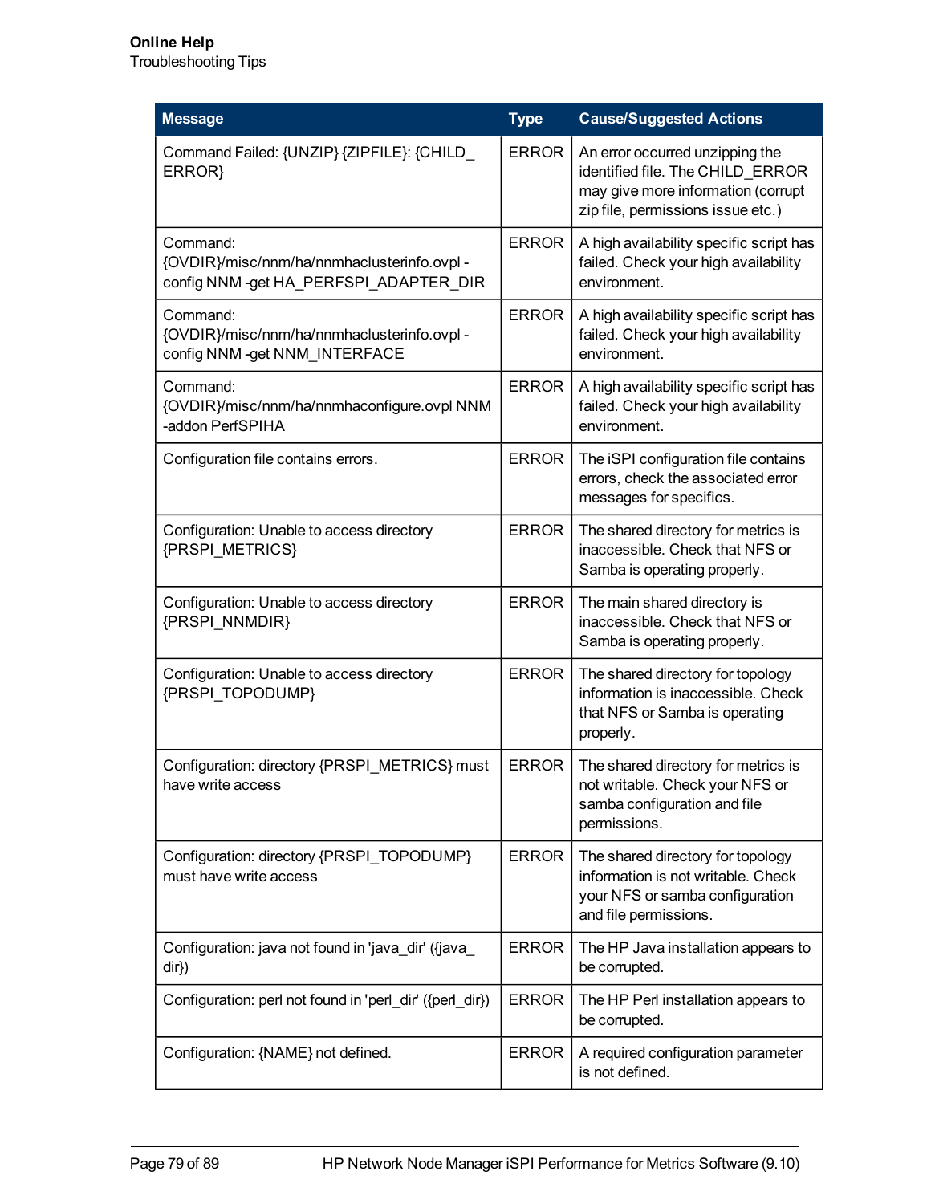| Message | Type | Cause/Suggested Actions |
|---|---|---|
| Command Failed: {UNZIP} {ZIPFILE}: {CHILD_ERROR} | ERROR | An error occurred unzipping the identified file. The CHILD_ERROR may give more information (corrupt zip file, permissions issue etc.) |
| Command: {OVDIR}/misc/nnm/ha/nnmhaclusterinfo.ovpl -config NNM -get HA_PERFSPI_ADAPTER_DIR | ERROR | A high availability specific script has failed. Check your high availability environment. |
| Command: {OVDIR}/misc/nnm/ha/nnmhaclusterinfo.ovpl -config NNM -get NNM_INTERFACE | ERROR | A high availability specific script has failed. Check your high availability environment. |
| Command: {OVDIR}/misc/nnm/ha/nnmhaconfigure.ovpl NNM -addon PerfSPIHA | ERROR | A high availability specific script has failed. Check your high availability environment. |
| Configuration file contains errors. | ERROR | The iSPI configuration file contains errors, check the associated error messages for specifics. |
| Configuration: Unable to access directory {PRSPI_METRICS} | ERROR | The shared directory for metrics is inaccessible. Check that NFS or Samba is operating properly. |
| Configuration: Unable to access directory {PRSPI_NNMDIR} | ERROR | The main shared directory is inaccessible. Check that NFS or Samba is operating properly. |
| Configuration: Unable to access directory {PRSPI_TOPODUMP} | ERROR | The shared directory for topology information is inaccessible. Check that NFS or Samba is operating properly. |
| Configuration: directory {PRSPI_METRICS} must have write access | ERROR | The shared directory for metrics is not writable. Check your NFS or samba configuration and file permissions. |
| Configuration: directory {PRSPI_TOPODUMP} must have write access | ERROR | The shared directory for topology information is not writable. Check your NFS or samba configuration and file permissions. |
| Configuration: java not found in 'java_dir' ({java_dir}) | ERROR | The HP Java installation appears to be corrupted. |
| Configuration: perl not found in 'perl_dir' ({perl_dir}) | ERROR | The HP Perl installation appears to be corrupted. |
| Configuration: {NAME} not defined. | ERROR | A required configuration parameter is not defined. |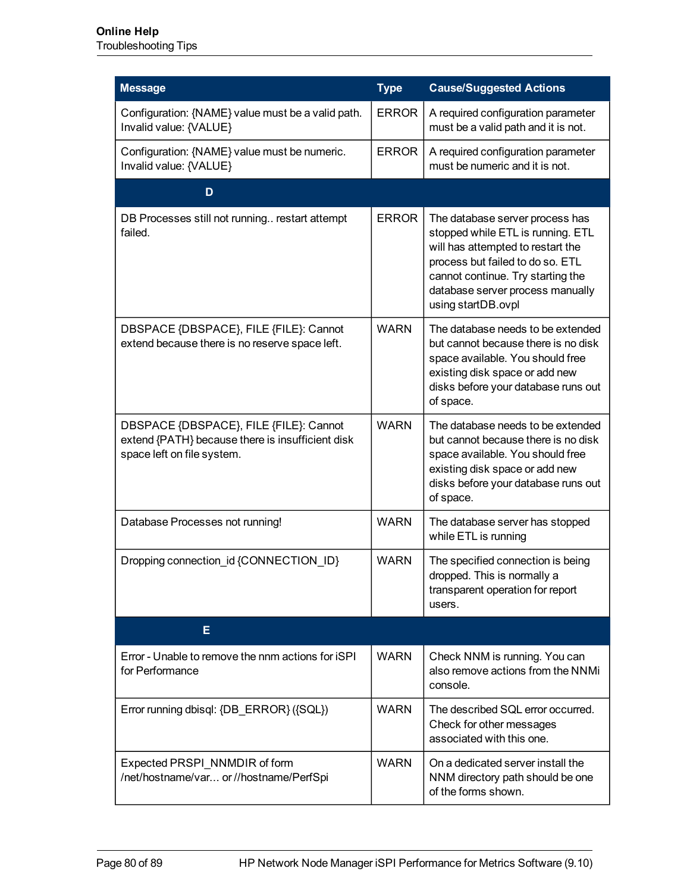| Message | Type | Cause/Suggested Actions |
|---|---|---|
| Configuration: {NAME} value must be a valid path. Invalid value: {VALUE} | ERROR | A required configuration parameter must be a valid path and it is not. |
| Configuration: {NAME} value must be numeric. Invalid value: {VALUE} | ERROR | A required configuration parameter must be numeric and it is not. |
| **D** | | |
| DB Processes still not running.. restart attempt failed. | ERROR | The database server process has stopped while ETL is running. ETL will has attempted to restart the process but failed to do so. ETL cannot continue. Try starting the database server process manually using startDB.ovpl |
| DBSPACE {DBSPACE}, FILE {FILE}: Cannot extend because there is no reserve space left. | WARN | The database needs to be extended but cannot because there is no disk space available. You should free existing disk space or add new disks before your database runs out of space. |
| DBSPACE {DBSPACE}, FILE {FILE}: Cannot extend {PATH} because there is insufficient disk space left on file system. | WARN | The database needs to be extended but cannot because there is no disk space available. You should free existing disk space or add new disks before your database runs out of space. |
| Database Processes not running! | WARN | The database server has stopped while ETL is running |
| Dropping connection_id {CONNECTION_ID} | WARN | The specified connection is being dropped. This is normally a transparent operation for report users. |
| **E** | | |
| Error - Unable to remove the nnm actions for iSPI for Performance | WARN | Check NNM is running. You can also remove actions from the NNMi console. |
| Error running dbisql: {DB_ERROR} ({SQL}) | WARN | The described SQL error occurred. Check for other messages associated with this one. |
| Expected PRSPI_NNMDIR of form /net/hostname/var… or //hostname/PerfSpi | WARN | On a dedicated server install the NNM directory path should be one of the forms shown. |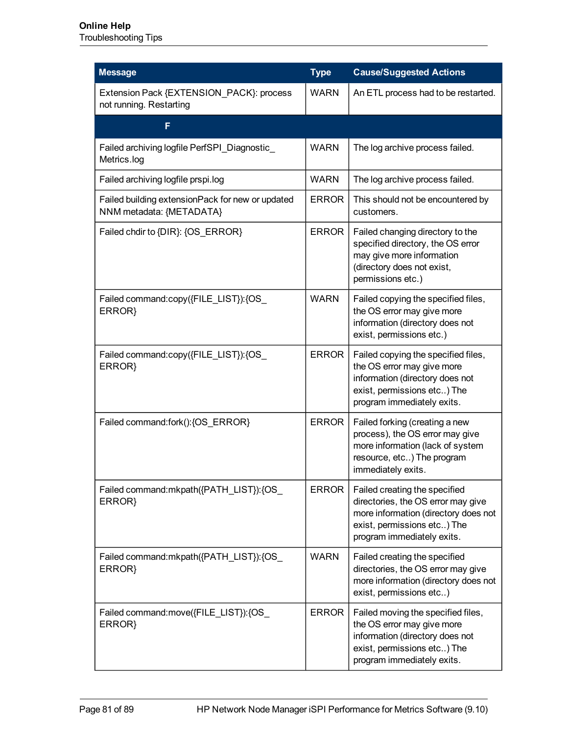| Message | Type | Cause/Suggested Actions |
|---|---|---|
| Extension Pack {EXTENSION_PACK}: process not running. Restarting | WARN | An ETL process had to be restarted. |
| **F** | | |
| Failed archiving logfile PerfSPI_Diagnostic_Metrics.log | WARN | The log archive process failed. |
| Failed archiving logfile prspi.log | WARN | The log archive process failed. |
| Failed building extensionPack for new or updated NNM metadata: {METADATA} | ERROR | This should not be encountered by customers. |
| Failed chdir to {DIR}: {OS_ERROR} | ERROR | Failed changing directory to the specified directory, the OS error may give more information (directory does not exist, permissions etc.) |
| Failed command:copy({FILE_LIST}):{OS_ERROR} | WARN | Failed copying the specified files, the OS error may give more information (directory does not exist, permissions etc.) |
| Failed command:copy({FILE_LIST}):{OS_ERROR} | ERROR | Failed copying the specified files, the OS error may give more information (directory does not exist, permissions etc..) The program immediately exits. |
| Failed command:fork():{OS_ERROR} | ERROR | Failed forking (creating a new process), the OS error may give more information (lack of system resource, etc..) The program immediately exits. |
| Failed command:mkpath({PATH_LIST}):{OS_ERROR} | ERROR | Failed creating the specified directories, the OS error may give more information (directory does not exist, permissions etc..) The program immediately exits. |
| Failed command:mkpath({PATH_LIST}):{OS_ERROR} | WARN | Failed creating the specified directories, the OS error may give more information (directory does not exist, permissions etc..) |
| Failed command:move({FILE_LIST}):{OS_ERROR} | ERROR | Failed moving the specified files, the OS error may give more information (directory does not exist, permissions etc..) The program immediately exits. |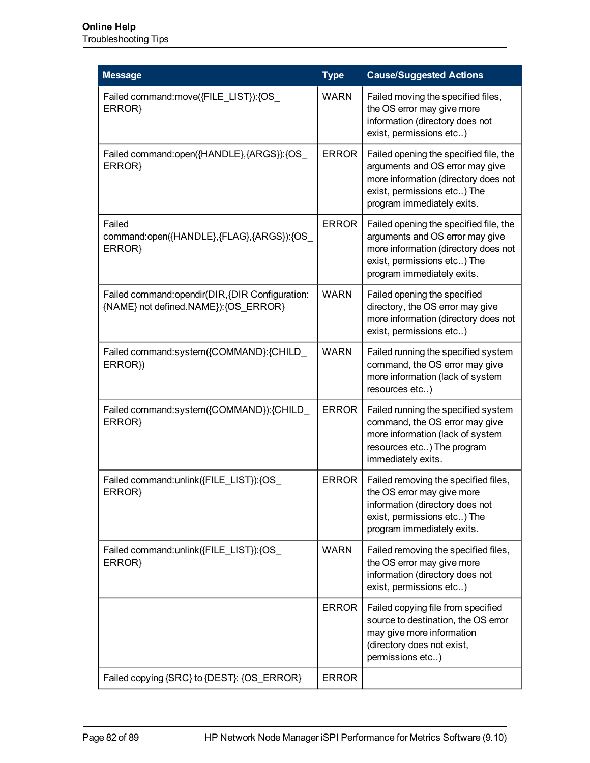| Message | Type | Cause/Suggested Actions |
|---|---|---|
| Failed command:move({FILE_LIST}):{OS_ERROR} | WARN | Failed moving the specified files, the OS error may give more information (directory does not exist, permissions etc..) |
| Failed command:open({HANDLE},{ARGS}):{OS_ERROR} | ERROR | Failed opening the specified file, the arguments and OS error may give more information (directory does not exist, permissions etc..) The program immediately exits. |
| Failed command:open({HANDLE},{FLAG},{ARGS}):{OS_ERROR} | ERROR | Failed opening the specified file, the arguments and OS error may give more information (directory does not exist, permissions etc..) The program immediately exits. |
| Failed command:opendir(DIR,{DIR Configuration:{NAME} not defined.NAME}):{OS_ERROR} | WARN | Failed opening the specified directory, the OS error may give more information (directory does not exist, permissions etc..) |
| Failed command:system({COMMAND}:{CHILD_ERROR}) | WARN | Failed running the specified system command, the OS error may give more information (lack of system resources etc..) |
| Failed command:system({COMMAND}):{CHILD_ERROR} | ERROR | Failed running the specified system command, the OS error may give more information (lack of system resources etc..) The program immediately exits. |
| Failed command:unlink({FILE_LIST}):{OS_ERROR} | ERROR | Failed removing the specified files, the OS error may give more information (directory does not exist, permissions etc..) The program immediately exits. |
| Failed command:unlink({FILE_LIST}):{OS_ERROR} | WARN | Failed removing the specified files, the OS error may give more information (directory does not exist, permissions etc..) |
| | ERROR | Failed copying file from specified source to destination, the OS error may give more information (directory does not exist, permissions etc..) |
| Failed copying {SRC} to {DEST}: {OS_ERROR} | ERROR | |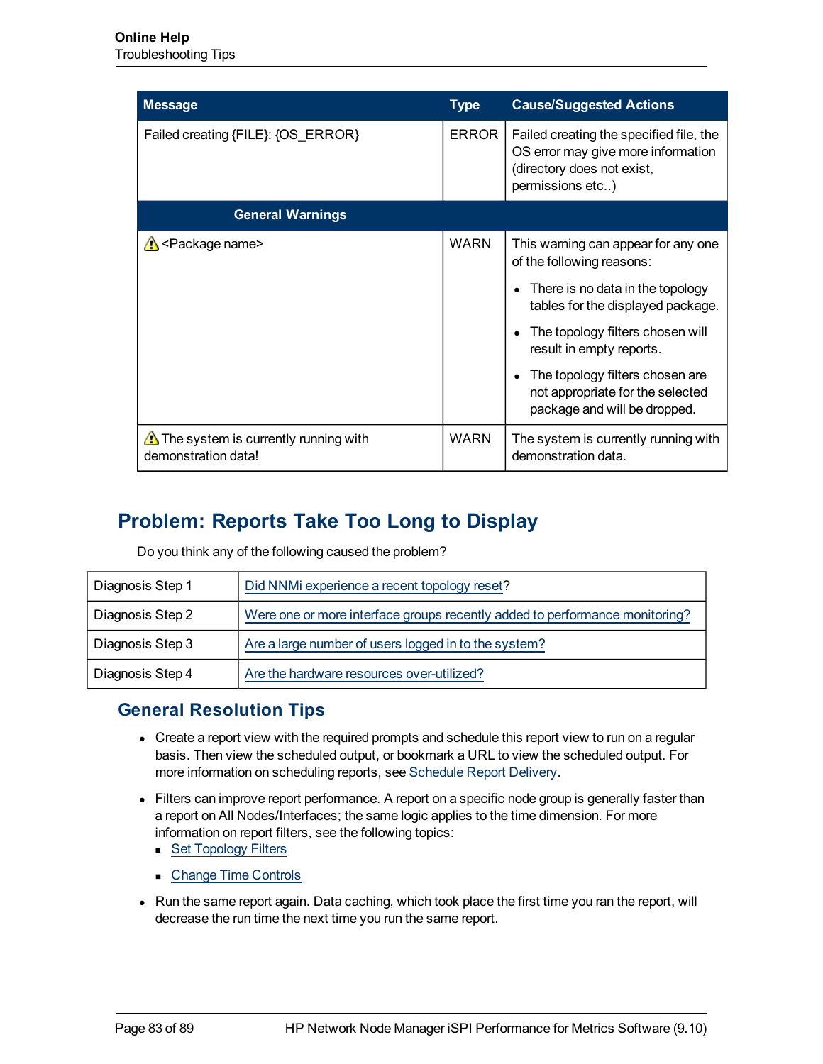| Message | Type | Cause/Suggested Actions |
|---|---|---|
| Failed creating {FILE}: {OS_ERROR} | ERROR | Failed creating the specified file, the OS error may give more information (directory does not exist, permissions etc..) |
| **General Warnings** | | |
| ⚠ <Package name> | WARN | This warning can appear for any one of the following reasons:<br>• There is no data in the topology tables for the displayed package.<br>• The topology filters chosen will result in empty reports.<br>• The topology filters chosen are not appropriate for the selected package and will be dropped. |
| ⚠ The system is currently running with demonstration data! | WARN | The system is currently running with demonstration data. |

## Problem: Reports Take Too Long to Display

Do you think any of the following caused the problem?

| | |
|---|---|
| Diagnosis Step 1 | Did NNMi experience a recent topology reset? |
| Diagnosis Step 2 | Were one or more interface groups recently added to performance monitoring? |
| Diagnosis Step 3 | Are a large number of users logged in to the system? |
| Diagnosis Step 4 | Are the hardware resources over-utilized? |

### General Resolution Tips

- Create a report view with the required prompts and schedule this report view to run on a regular basis. Then view the scheduled output, or bookmark a URL to view the scheduled output. For more information on scheduling reports, see Schedule Report Delivery.
- Filters can improve report performance. A report on a specific node group is generally faster than a report on All Nodes/Interfaces; the same logic applies to the time dimension. For more information on report filters, see the following topics:
  - Set Topology Filters
  - Change Time Controls
- Run the same report again. Data caching, which took place the first time you ran the report, will decrease the run time the next time you run the same report.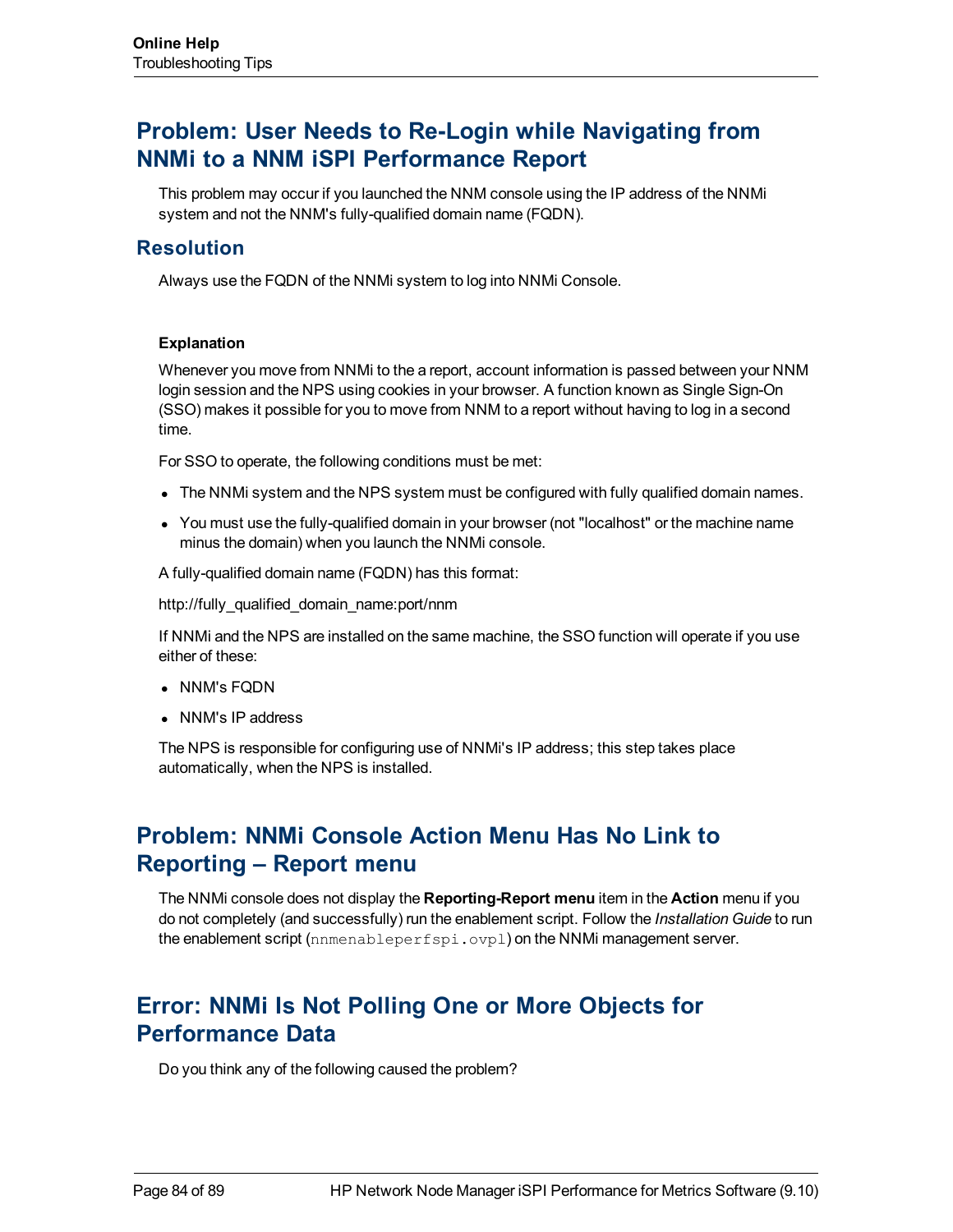## Problem: User Needs to Re-Login while Navigating from NNMi to a NNM iSPI Performance Report

This problem may occur if you launched the NNM console using the IP address of the NNMi system and not the NNM's fully-qualified domain name (FQDN).

### Resolution

Always use the FQDN of the NNMi system to log into NNMi Console.

#### Explanation

Whenever you move from NNMi to the a report, account information is passed between your NNM login session and the NPS using cookies in your browser. A function known as Single Sign-On (SSO) makes it possible for you to move from NNM to a report without having to log in a second time.

For SSO to operate, the following conditions must be met:

- The NNMi system and the NPS system must be configured with fully qualified domain names.
- You must use the fully-qualified domain in your browser (not "localhost" or the machine name minus the domain) when you launch the NNMi console.

A fully-qualified domain name (FQDN) has this format:

http://fully_qualified_domain_name:port/nnm

If NNMi and the NPS are installed on the same machine, the SSO function will operate if you use either of these:

- NNM's FQDN
- NNM's IP address

The NPS is responsible for configuring use of NNMi's IP address; this step takes place automatically, when the NPS is installed.

## Problem: NNMi Console Action Menu Has No Link to Reporting – Report menu

The NNMi console does not display the **Reporting-Report menu** item in the **Action** menu if you do not completely (and successfully) run the enablement script. Follow the *Installation Guide* to run the enablement script (`nnmenableperfspi.ovpl`) on the NNMi management server.

## Error: NNMi Is Not Polling One or More Objects for Performance Data

Do you think any of the following caused the problem?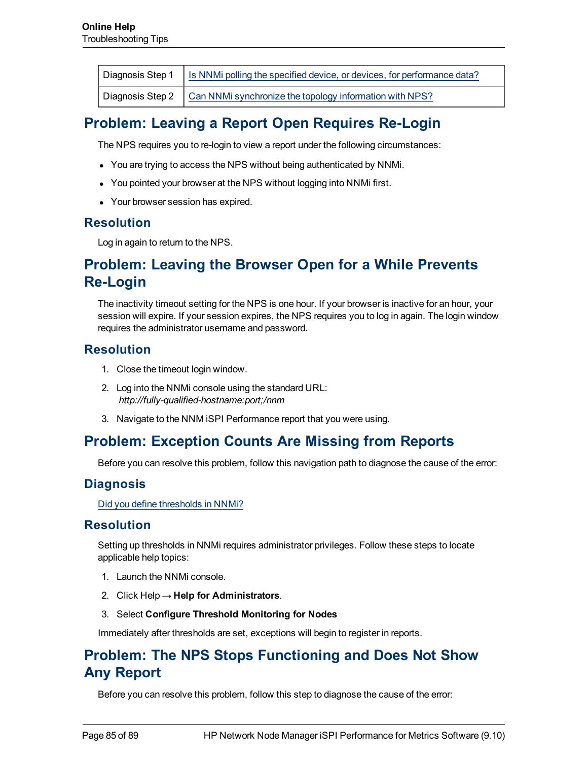| Diagnosis Step 1 | Is NNMi polling the specified device, or devices, for performance data? |
| --- | --- |
| Diagnosis Step 2 | Can NNMi synchronize the topology information with NPS? |

## Problem: Leaving a Report Open Requires Re-Login

The NPS requires you to re-login to view a report under the following circumstances:

- You are trying to access the NPS without being authenticated by NNMi.
- You pointed your browser at the NPS without logging into NNMi first.
- Your browser session has expired.

### Resolution

Log in again to return to the NPS.

## Problem: Leaving the Browser Open for a While Prevents Re-Login

The inactivity timeout setting for the NPS is one hour. If your browser is inactive for an hour, your session will expire. If your session expires, the NPS requires you to log in again. The login window requires the administrator username and password.

### Resolution

1. Close the timeout login window.
2. Log into the NNMi console using the standard URL:
   *http://fully-qualified-hostname:port;/nnm*
3. Navigate to the NNM iSPI Performance report that you were using.

## Problem: Exception Counts Are Missing from Reports

Before you can resolve this problem, follow this navigation path to diagnose the cause of the error:

### Diagnosis

Did you define thresholds in NNMi?

### Resolution

Setting up thresholds in NNMi requires administrator privileges. Follow these steps to locate applicable help topics:

1. Launch the NNMi console.
2. Click Help → **Help for Administrators**.
3. Select **Configure Threshold Monitoring for Nodes**

Immediately after thresholds are set, exceptions will begin to register in reports.

## Problem: The NPS Stops Functioning and Does Not Show Any Report

Before you can resolve this problem, follow this step to diagnose the cause of the error: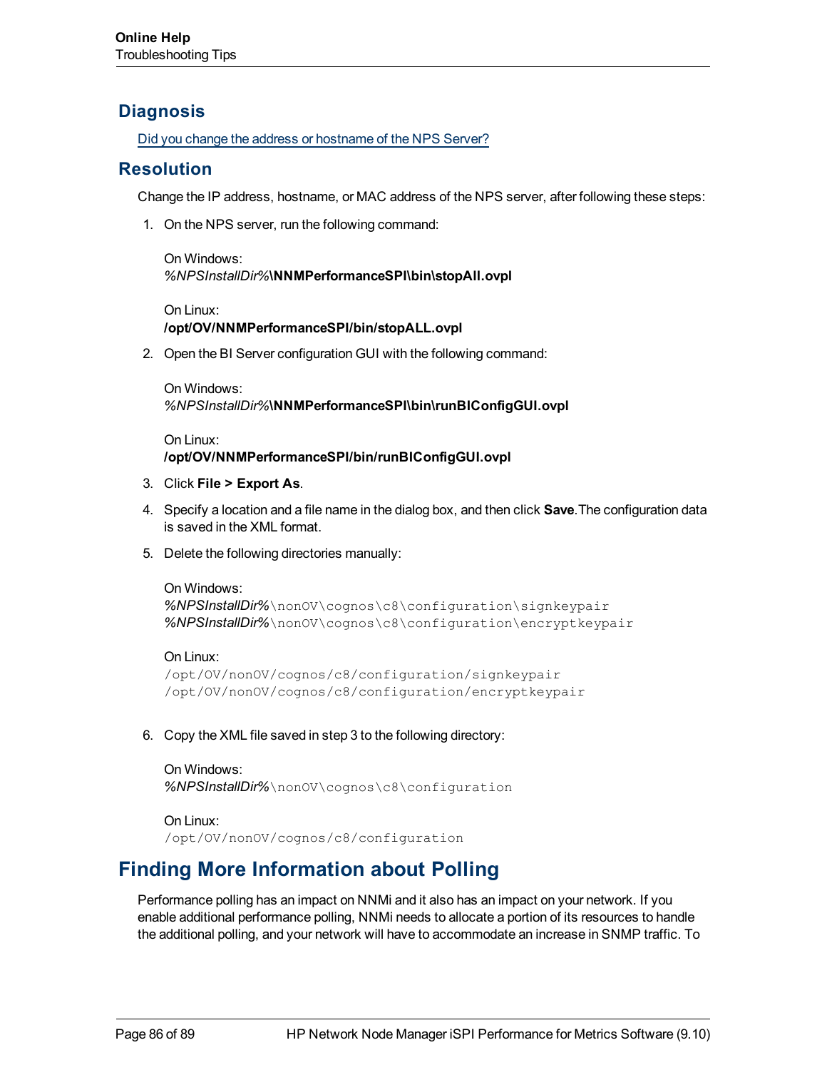## Diagnosis

Did you change the address or hostname of the NPS Server?

## Resolution

Change the IP address, hostname, or MAC address of the NPS server, after following these steps:

1. On the NPS server, run the following command:

   On Windows:
   *%NPSInstallDir%*\NNMPerformanceSPI\bin\stopAll.ovpl**

   On Linux:
   **/opt/OV/NNMPerformanceSPI/bin/stopALL.ovpl**

2. Open the BI Server configuration GUI with the following command:

   On Windows:
   *%NPSInstallDir%*\NNMPerformanceSPI\bin\runBIConfigGUI.ovpl**

   On Linux:
   **/opt/OV/NNMPerformanceSPI/bin/runBIConfigGUI.ovpl**

3. Click **File > Export As**.

4. Specify a location and a file name in the dialog box, and then click **Save**.The configuration data is saved in the XML format.

5. Delete the following directories manually:

   On Windows:
   *%NPSInstallDir%*`\nonOV\cognos\c8\configuration\signkeypair`
   *%NPSInstallDir%*`\nonOV\cognos\c8\configuration\encryptkeypair`

   On Linux:
   `/opt/OV/nonOV/cognos/c8/configuration/signkeypair`
   `/opt/OV/nonOV/cognos/c8/configuration/encryptkeypair`

6. Copy the XML file saved in step 3 to the following directory:

   On Windows:
   *%NPSInstallDir%*`\nonOV\cognos\c8\configuration`

   On Linux:
   `/opt/OV/nonOV/cognos/c8/configuration`

# Finding More Information about Polling

Performance polling has an impact on NNMi and it also has an impact on your network. If you enable additional performance polling, NNMi needs to allocate a portion of its resources to handle the additional polling, and your network will have to accommodate an increase in SNMP traffic. To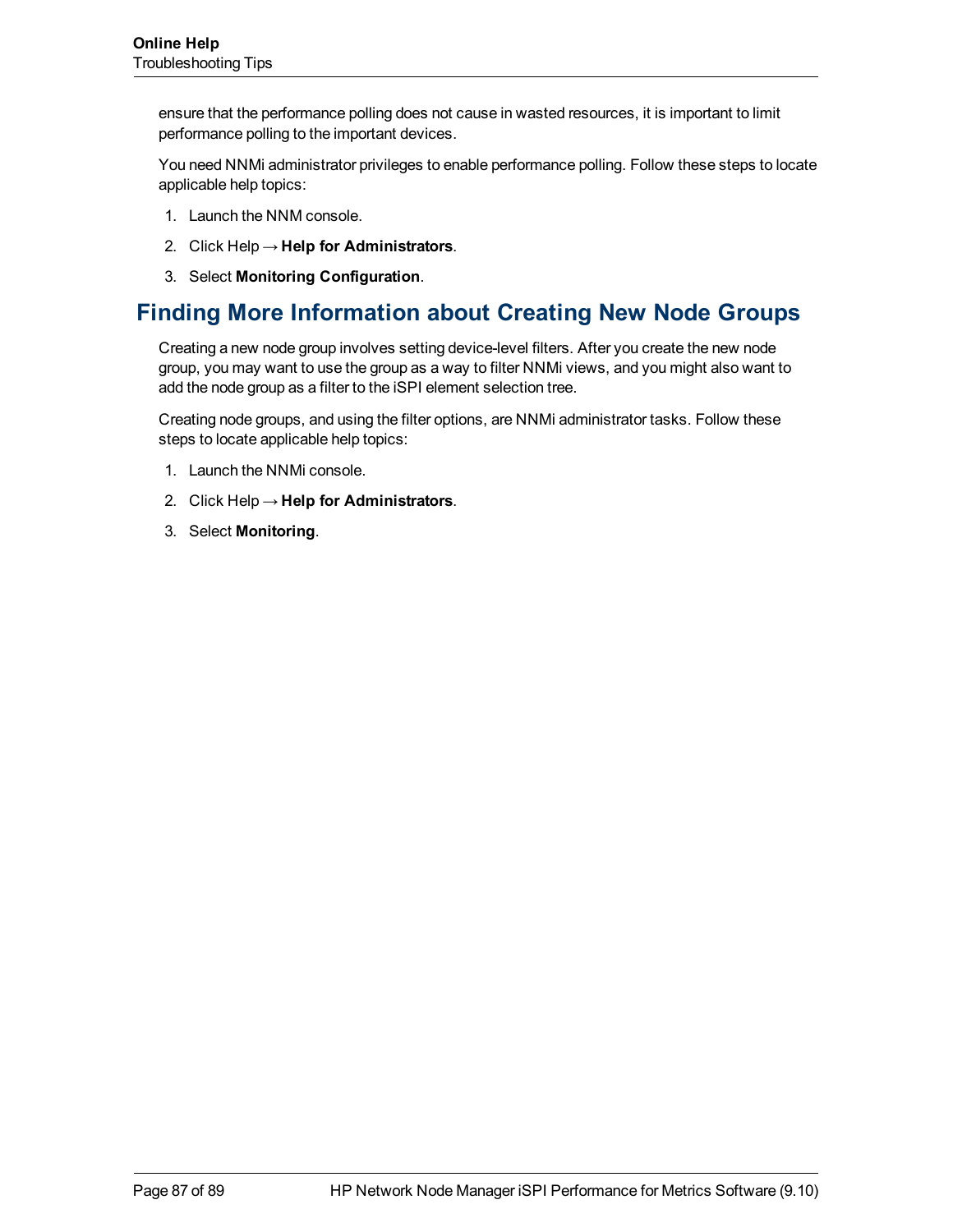ensure that the performance polling does not cause in wasted resources, it is important to limit performance polling to the important devices.

You need NNMi administrator privileges to enable performance polling. Follow these steps to locate applicable help topics:

1. Launch the NNM console.
2. Click Help → **Help for Administrators**.
3. Select **Monitoring Configuration**.

## Finding More Information about Creating New Node Groups

Creating a new node group involves setting device-level filters. After you create the new node group, you may want to use the group as a way to filter NNMi views, and you might also want to add the node group as a filter to the iSPI element selection tree.

Creating node groups, and using the filter options, are NNMi administrator tasks. Follow these steps to locate applicable help topics:

1. Launch the NNMi console.
2. Click Help → **Help for Administrators**.
3. Select **Monitoring**.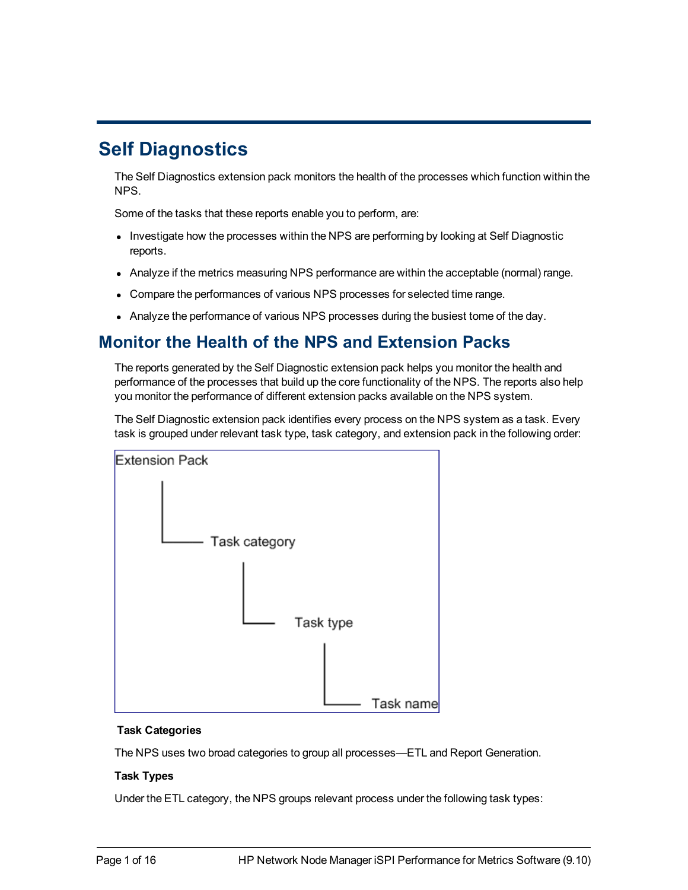# Self Diagnostics

The Self Diagnostics extension pack monitors the health of the processes which function within the NPS.

Some of the tasks that these reports enable you to perform, are:

- Investigate how the processes within the NPS are performing by looking at Self Diagnostic reports.
- Analyze if the metrics measuring NPS performance are within the acceptable (normal) range.
- Compare the performances of various NPS processes for selected time range.
- Analyze the performance of various NPS processes during the busiest tome of the day.

## Monitor the Health of the NPS and Extension Packs

The reports generated by the Self Diagnostic extension pack helps you monitor the health and performance of the processes that build up the core functionality of the NPS. The reports also help you monitor the performance of different extension packs available on the NPS system.

The Self Diagnostic extension pack identifies every process on the NPS system as a task. Every task is grouped under relevant task type, task category, and extension pack in the following order:

- Extension Pack
  - Task category
    - Task type
      - Task name

**Task Categories**

The NPS uses two broad categories to group all processes—ETL and Report Generation.

**Task Types**

Under the ETL category, the NPS groups relevant process under the following task types: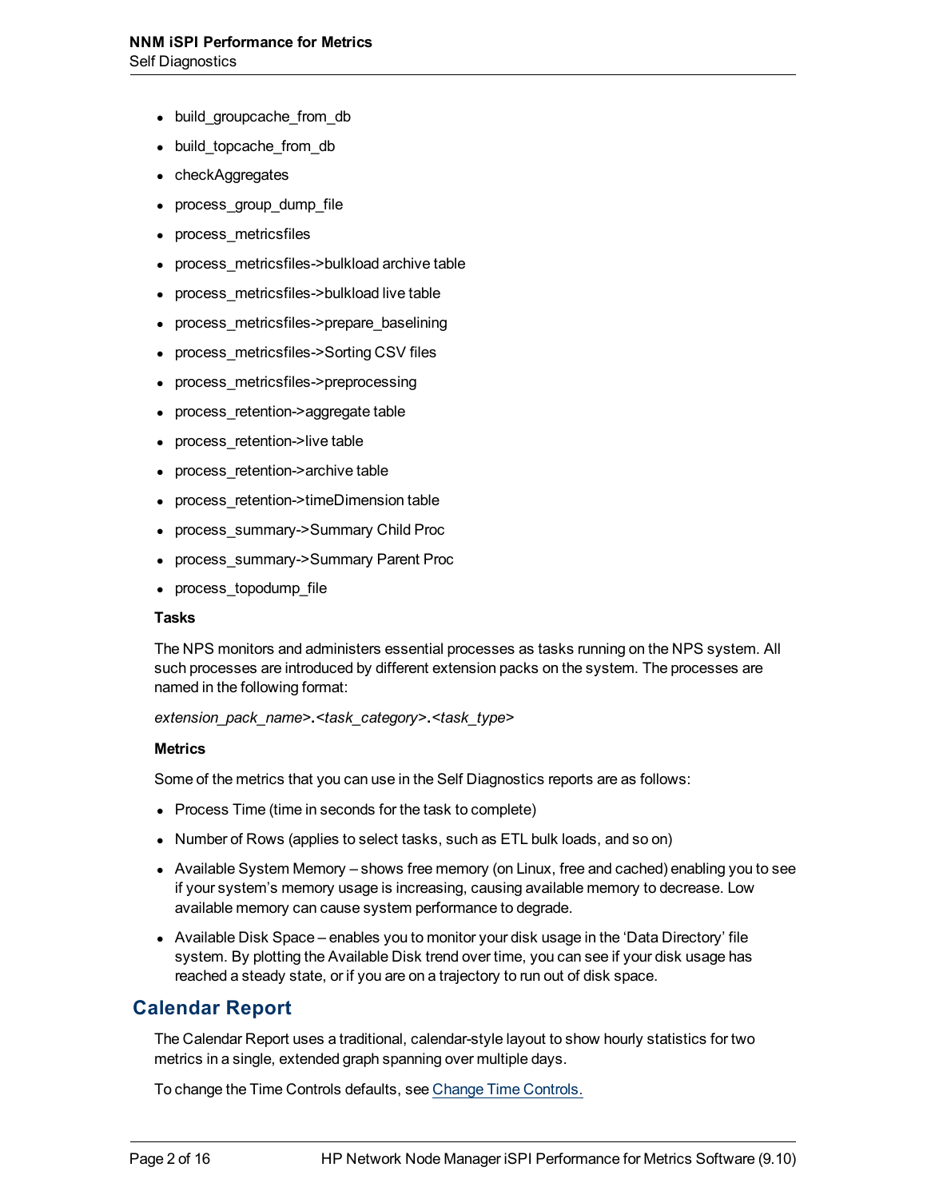- build_groupcache_from_db
- build_topcache_from_db
- checkAggregates
- process_group_dump_file
- process_metricsfiles
- process_metricsfiles->bulkload archive table
- process_metricsfiles->bulkload live table
- process_metricsfiles->prepare_baselining
- process_metricsfiles->Sorting CSV files
- process_metricsfiles->preprocessing
- process_retention->aggregate table
- process_retention->live table
- process_retention->archive table
- process_retention->timeDimension table
- process_summary->Summary Child Proc
- process_summary->Summary Parent Proc
- process_topodump_file

**Tasks**

The NPS monitors and administers essential processes as tasks running on the NPS system. All such processes are introduced by different extension packs on the system. The processes are named in the following format:

*extension_pack_name>.<task_category>.<task_type>*

**Metrics**

Some of the metrics that you can use in the Self Diagnostics reports are as follows:

- Process Time (time in seconds for the task to complete)
- Number of Rows (applies to select tasks, such as ETL bulk loads, and so on)
- Available System Memory – shows free memory (on Linux, free and cached) enabling you to see if your system's memory usage is increasing, causing available memory to decrease. Low available memory can cause system performance to degrade.
- Available Disk Space – enables you to monitor your disk usage in the 'Data Directory' file system. By plotting the Available Disk trend over time, you can see if your disk usage has reached a steady state, or if you are on a trajectory to run out of disk space.

## Calendar Report

The Calendar Report uses a traditional, calendar-style layout to show hourly statistics for two metrics in a single, extended graph spanning over multiple days.

To change the Time Controls defaults, see Change Time Controls.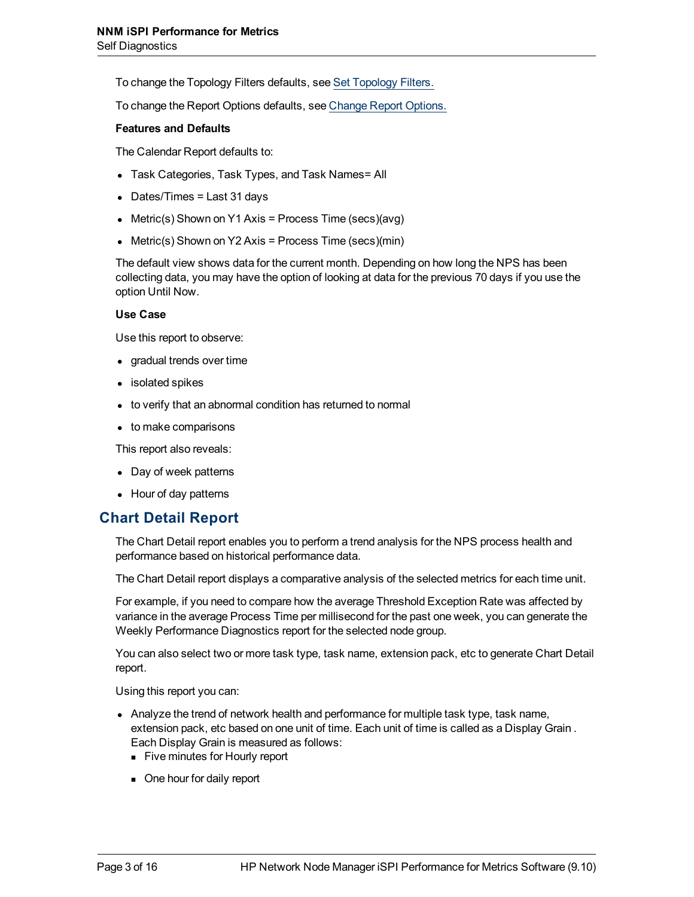To change the Topology Filters defaults, see Set Topology Filters.

To change the Report Options defaults, see Change Report Options.

**Features and Defaults**

The Calendar Report defaults to:

- Task Categories, Task Types, and Task Names= All
- Dates/Times = Last 31 days
- Metric(s) Shown on Y1 Axis = Process Time (secs)(avg)
- Metric(s) Shown on Y2 Axis = Process Time (secs)(min)

The default view shows data for the current month. Depending on how long the NPS has been collecting data, you may have the option of looking at data for the previous 70 days if you use the option Until Now.

**Use Case**

Use this report to observe:

- gradual trends over time
- isolated spikes
- to verify that an abnormal condition has returned to normal
- to make comparisons

This report also reveals:

- Day of week patterns
- Hour of day patterns

## Chart Detail Report

The Chart Detail report enables you to perform a trend analysis for the NPS process health and performance based on historical performance data.

The Chart Detail report displays a comparative analysis of the selected metrics for each time unit.

For example, if you need to compare how the average Threshold Exception Rate was affected by variance in the average Process Time per millisecond for the past one week, you can generate the Weekly Performance Diagnostics report for the selected node group.

You can also select two or more task type, task name, extension pack, etc to generate Chart Detail report.

Using this report you can:

- Analyze the trend of network health and performance for multiple task type, task name, extension pack, etc based on one unit of time. Each unit of time is called as a Display Grain . Each Display Grain is measured as follows:
  - Five minutes for Hourly report
  - One hour for daily report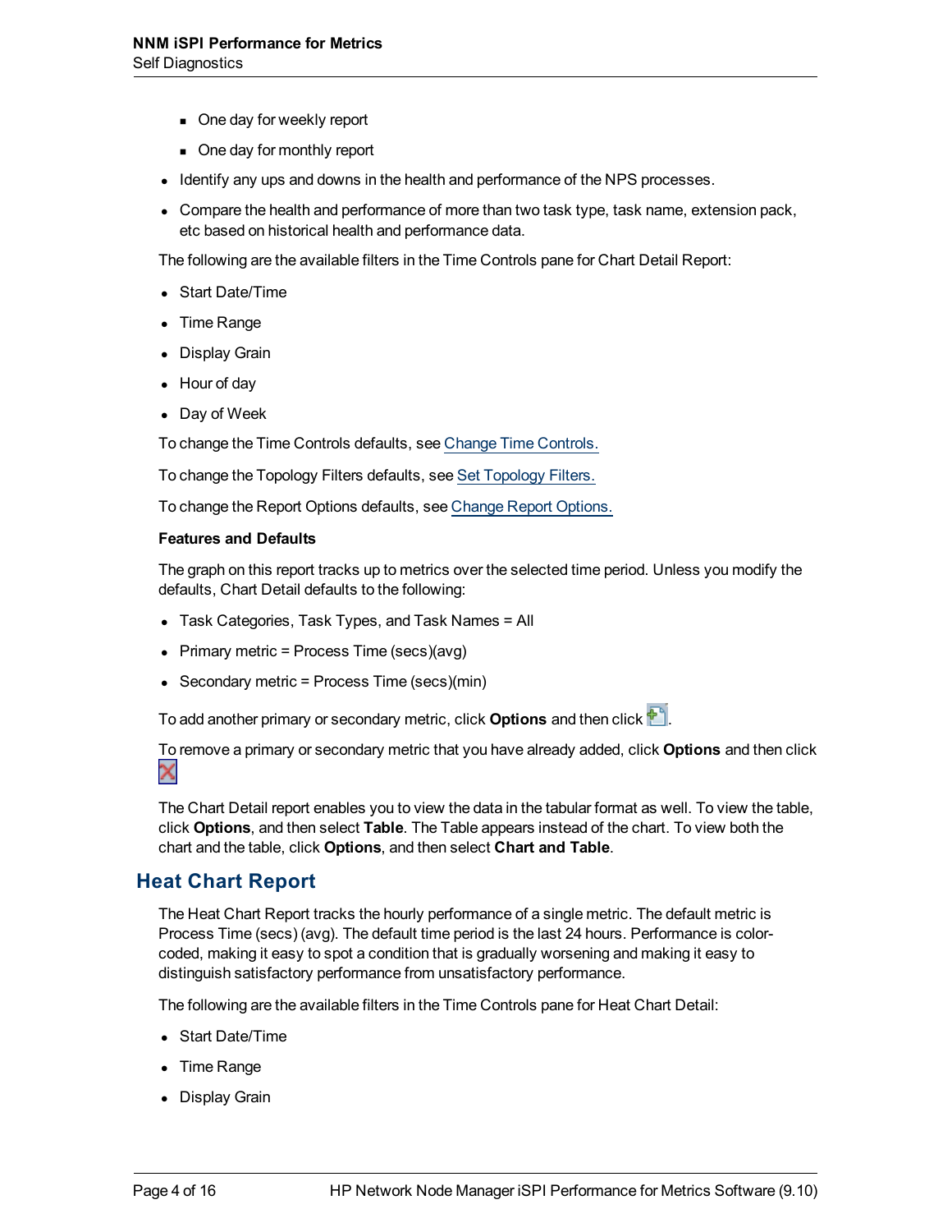- One day for weekly report
- One day for monthly report

- Identify any ups and downs in the health and performance of the NPS processes.
- Compare the health and performance of more than two task type, task name, extension pack, etc based on historical health and performance data.

The following are the available filters in the Time Controls pane for Chart Detail Report:

- Start Date/Time
- Time Range
- Display Grain
- Hour of day
- Day of Week

To change the Time Controls defaults, see Change Time Controls.

To change the Topology Filters defaults, see Set Topology Filters.

To change the Report Options defaults, see Change Report Options.

**Features and Defaults**

The graph on this report tracks up to metrics over the selected time period. Unless you modify the defaults, Chart Detail defaults to the following:

- Task Categories, Task Types, and Task Names = All
- Primary metric = Process Time (secs)(avg)
- Secondary metric = Process Time (secs)(min)

To add another primary or secondary metric, click **Options** and then click .

To remove a primary or secondary metric that you have already added, click **Options** and then click

The Chart Detail report enables you to view the data in the tabular format as well. To view the table, click **Options**, and then select **Table**. The Table appears instead of the chart. To view both the chart and the table, click **Options**, and then select **Chart and Table**.

## Heat Chart Report

The Heat Chart Report tracks the hourly performance of a single metric. The default metric is Process Time (secs) (avg). The default time period is the last 24 hours. Performance is color-coded, making it easy to spot a condition that is gradually worsening and making it easy to distinguish satisfactory performance from unsatisfactory performance.

The following are the available filters in the Time Controls pane for Heat Chart Detail:

- Start Date/Time
- Time Range
- Display Grain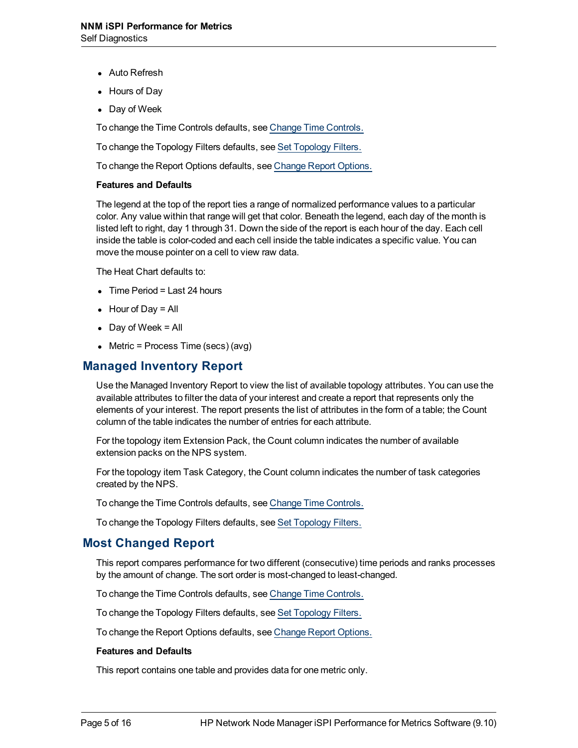- Auto Refresh
- Hours of Day
- Day of Week

To change the Time Controls defaults, see Change Time Controls.

To change the Topology Filters defaults, see Set Topology Filters.

To change the Report Options defaults, see Change Report Options.

**Features and Defaults**

The legend at the top of the report ties a range of normalized performance values to a particular color. Any value within that range will get that color. Beneath the legend, each day of the month is listed left to right, day 1 through 31. Down the side of the report is each hour of the day. Each cell inside the table is color-coded and each cell inside the table indicates a specific value. You can move the mouse pointer on a cell to view raw data.

The Heat Chart defaults to:

- Time Period = Last 24 hours
- Hour of Day = All
- Day of Week = All
- Metric = Process Time (secs) (avg)

## Managed Inventory Report

Use the Managed Inventory Report to view the list of available topology attributes. You can use the available attributes to filter the data of your interest and create a report that represents only the elements of your interest. The report presents the list of attributes in the form of a table; the Count column of the table indicates the number of entries for each attribute.

For the topology item Extension Pack, the Count column indicates the number of available extension packs on the NPS system.

For the topology item Task Category, the Count column indicates the number of task categories created by the NPS.

To change the Time Controls defaults, see Change Time Controls.

To change the Topology Filters defaults, see Set Topology Filters.

## Most Changed Report

This report compares performance for two different (consecutive) time periods and ranks processes by the amount of change. The sort order is most-changed to least-changed.

To change the Time Controls defaults, see Change Time Controls.

To change the Topology Filters defaults, see Set Topology Filters.

To change the Report Options defaults, see Change Report Options.

**Features and Defaults**

This report contains one table and provides data for one metric only.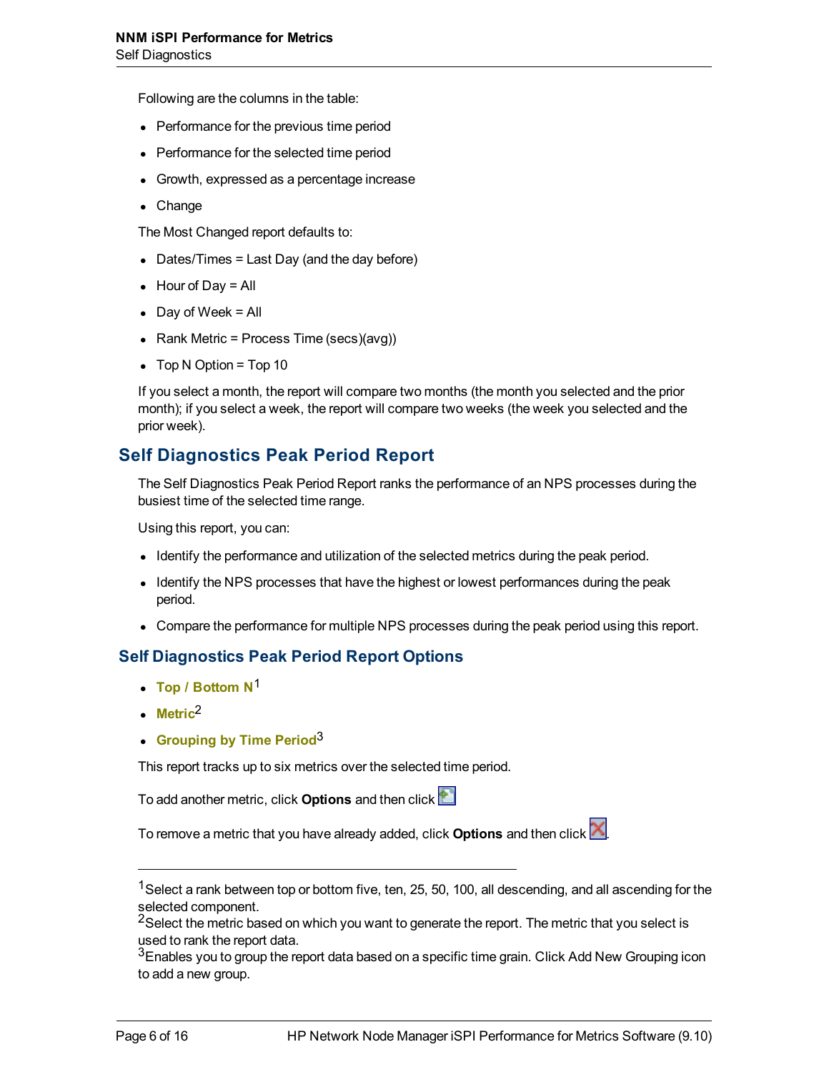Following are the columns in the table:

- Performance for the previous time period
- Performance for the selected time period
- Growth, expressed as a percentage increase
- Change

The Most Changed report defaults to:

- Dates/Times = Last Day (and the day before)
- Hour of Day = All
- Day of Week = All
- Rank Metric = Process Time (secs)(avg))
- Top N Option = Top 10

If you select a month, the report will compare two months (the month you selected and the prior month); if you select a week, the report will compare two weeks (the week you selected and the prior week).

## Self Diagnostics Peak Period Report

The Self Diagnostics Peak Period Report ranks the performance of an NPS processes during the busiest time of the selected time range.

Using this report, you can:

- Identify the performance and utilization of the selected metrics during the peak period.
- Identify the NPS processes that have the highest or lowest performances during the peak period.
- Compare the performance for multiple NPS processes during the peak period using this report.

### Self Diagnostics Peak Period Report Options

- **Top / Bottom N**[1]
- **Metric**[2]
- **Grouping by Time Period**[3]

This report tracks up to six metrics over the selected time period.

To add another metric, click **Options** and then click

To remove a metric that you have already added, click **Options** and then click .

---

[1] Select a rank between top or bottom five, ten, 25, 50, 100, all descending, and all ascending for the selected component.

[2] Select the metric based on which you want to generate the report. The metric that you select is used to rank the report data.

[3] Enables you to group the report data based on a specific time grain. Click Add New Grouping icon to add a new group.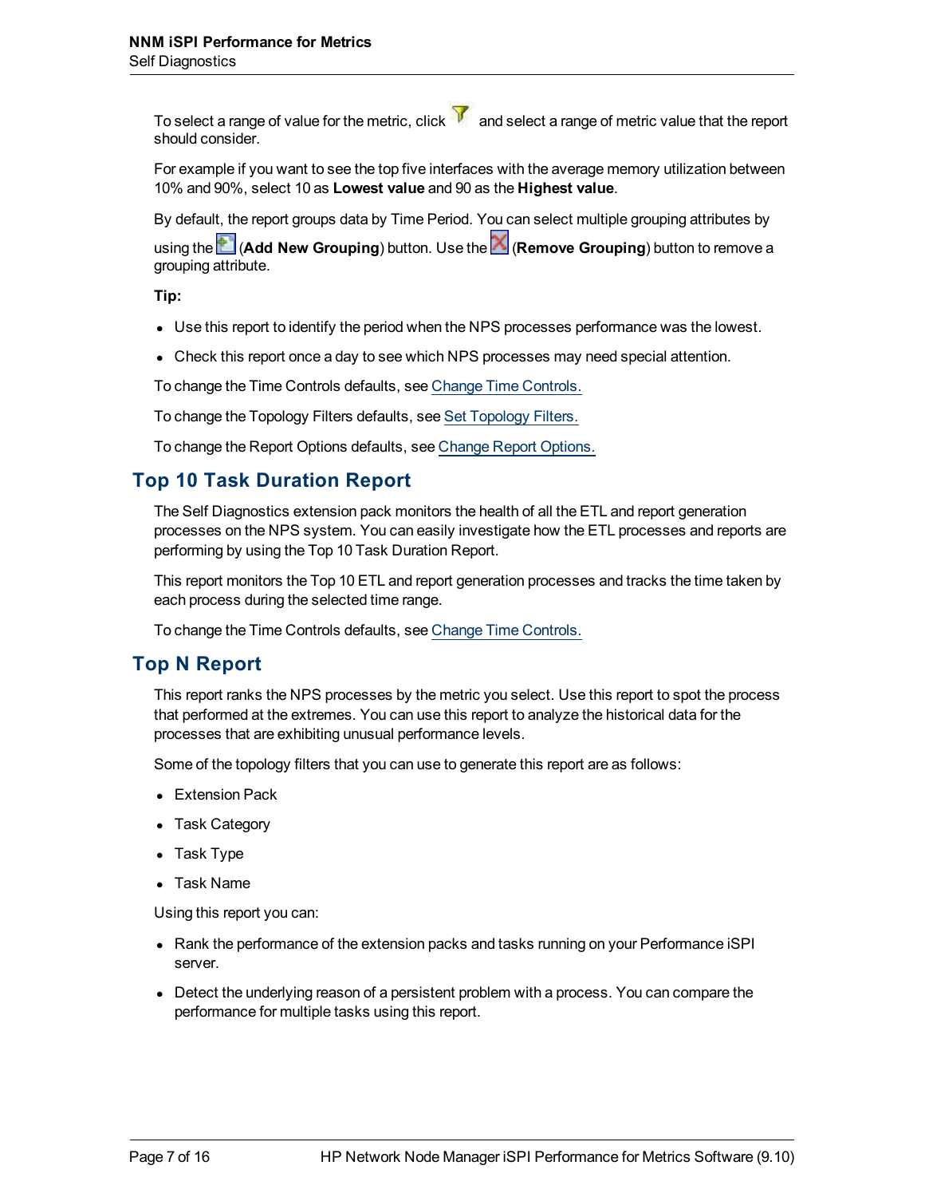To select a range of value for the metric, click and select a range of metric value that the report should consider.

For example if you want to see the top five interfaces with the average memory utilization between 10% and 90%, select 10 as **Lowest value** and 90 as the **Highest value**.

By default, the report groups data by Time Period. You can select multiple grouping attributes by using the (**Add New Grouping**) button. Use the (**Remove Grouping**) button to remove a grouping attribute.

**Tip:**

- Use this report to identify the period when the NPS processes performance was the lowest.
- Check this report once a day to see which NPS processes may need special attention.

To change the Time Controls defaults, see Change Time Controls.

To change the Topology Filters defaults, see Set Topology Filters.

To change the Report Options defaults, see Change Report Options.

## Top 10 Task Duration Report

The Self Diagnostics extension pack monitors the health of all the ETL and report generation processes on the NPS system. You can easily investigate how the ETL processes and reports are performing by using the Top 10 Task Duration Report.

This report monitors the Top 10 ETL and report generation processes and tracks the time taken by each process during the selected time range.

To change the Time Controls defaults, see Change Time Controls.

## Top N Report

This report ranks the NPS processes by the metric you select. Use this report to spot the process that performed at the extremes. You can use this report to analyze the historical data for the processes that are exhibiting unusual performance levels.

Some of the topology filters that you can use to generate this report are as follows:

- Extension Pack
- Task Category
- Task Type
- Task Name

Using this report you can:

- Rank the performance of the extension packs and tasks running on your Performance iSPI server.
- Detect the underlying reason of a persistent problem with a process. You can compare the performance for multiple tasks using this report.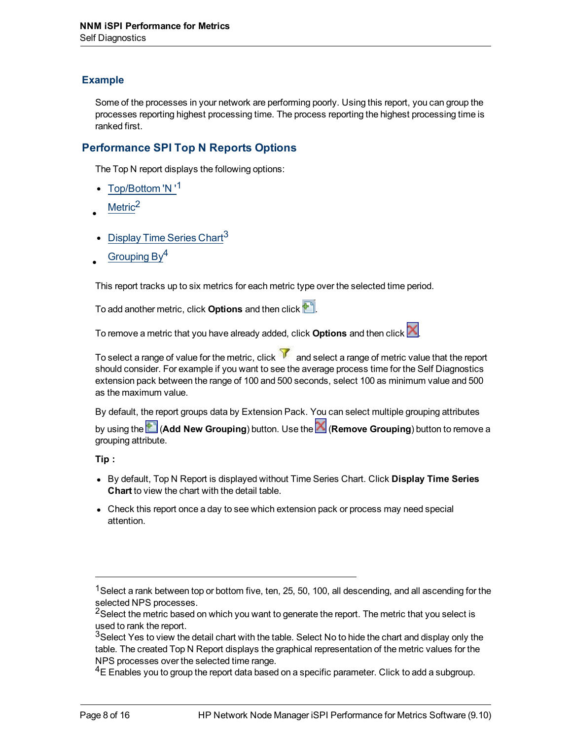### Example

Some of the processes in your network are performing poorly. Using this report, you can group the processes reporting highest processing time. The process reporting the highest processing time is ranked first.

## Performance SPI Top N Reports Options

The Top N report displays the following options:

- Top/Bottom 'N '[1]
- Metric[2]
- Display Time Series Chart[3]
- Grouping By[4]

This report tracks up to six metrics for each metric type over the selected time period.

To add another metric, click **Options** and then click .

To remove a metric that you have already added, click **Options** and then click .

To select a range of value for the metric, click  and select a range of metric value that the report should consider. For example if you want to see the average process time for the Self Diagnostics extension pack between the range of 100 and 500 seconds, select 100 as minimum value and 500 as the maximum value.

By default, the report groups data by Extension Pack. You can select multiple grouping attributes by using the  (**Add New Grouping**) button. Use the  (**Remove Grouping**) button to remove a grouping attribute.

**Tip :**

- By default, Top N Report is displayed without Time Series Chart. Click **Display Time Series Chart** to view the chart with the detail table.
- Check this report once a day to see which extension pack or process may need special attention.

---

[1]Select a rank between top or bottom five, ten, 25, 50, 100, all descending, and all ascending for the selected NPS processes.

[2]Select the metric based on which you want to generate the report. The metric that you select is used to rank the report.

[3]Select Yes to view the detail chart with the table. Select No to hide the chart and display only the table. The created Top N Report displays the graphical representation of the metric values for the NPS processes over the selected time range.

[4]E Enables you to group the report data based on a specific parameter. Click to add a subgroup.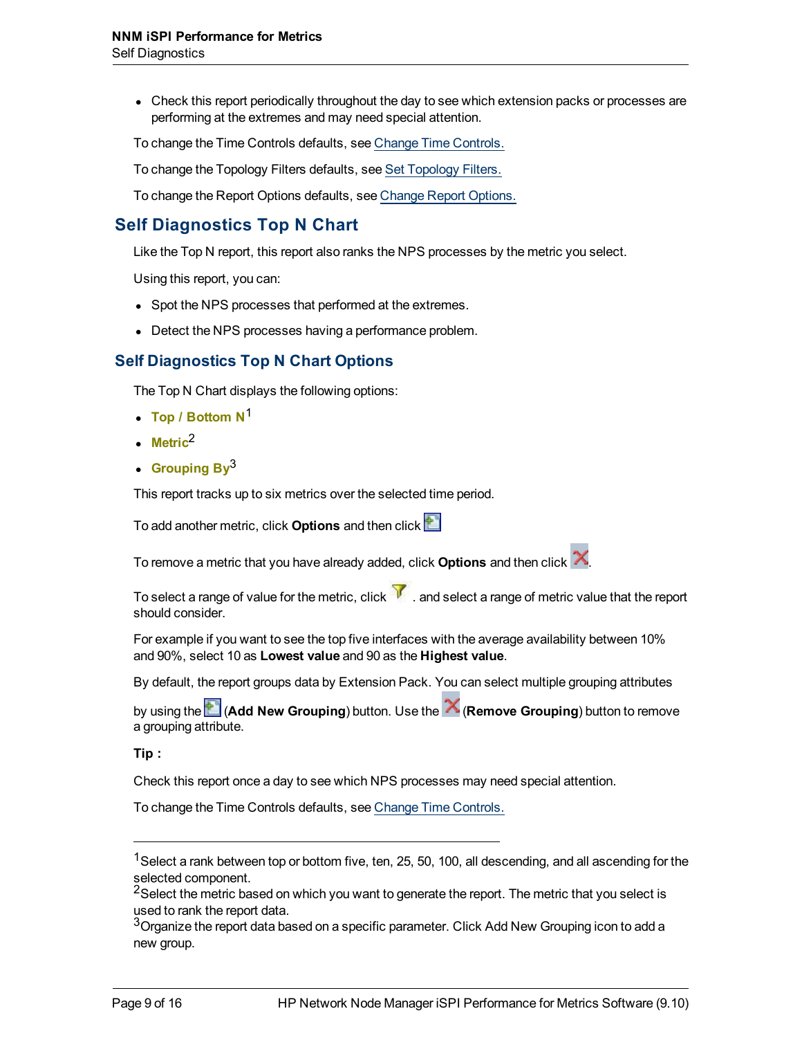- Check this report periodically throughout the day to see which extension packs or processes are performing at the extremes and may need special attention.

To change the Time Controls defaults, see Change Time Controls.

To change the Topology Filters defaults, see Set Topology Filters.

To change the Report Options defaults, see Change Report Options.

## Self Diagnostics Top N Chart

Like the Top N report, this report also ranks the NPS processes by the metric you select.

Using this report, you can:

- Spot the NPS processes that performed at the extremes.
- Detect the NPS processes having a performance problem.

## Self Diagnostics Top N Chart Options

The Top N Chart displays the following options:

- **Top / Bottom N**[1]
- **Metric**[2]
- **Grouping By**[3]

This report tracks up to six metrics over the selected time period.

To add another metric, click **Options** and then click

To remove a metric that you have already added, click **Options** and then click .

To select a range of value for the metric, click . and select a range of metric value that the report should consider.

For example if you want to see the top five interfaces with the average availability between 10% and 90%, select 10 as **Lowest value** and 90 as the **Highest value**.

By default, the report groups data by Extension Pack. You can select multiple grouping attributes by using the (**Add New Grouping**) button. Use the (**Remove Grouping**) button to remove a grouping attribute.

**Tip :**

Check this report once a day to see which NPS processes may need special attention.

To change the Time Controls defaults, see Change Time Controls.

---

[1] Select a rank between top or bottom five, ten, 25, 50, 100, all descending, and all ascending for the selected component.

[2] Select the metric based on which you want to generate the report. The metric that you select is used to rank the report data.

[3] Organize the report data based on a specific parameter. Click Add New Grouping icon to add a new group.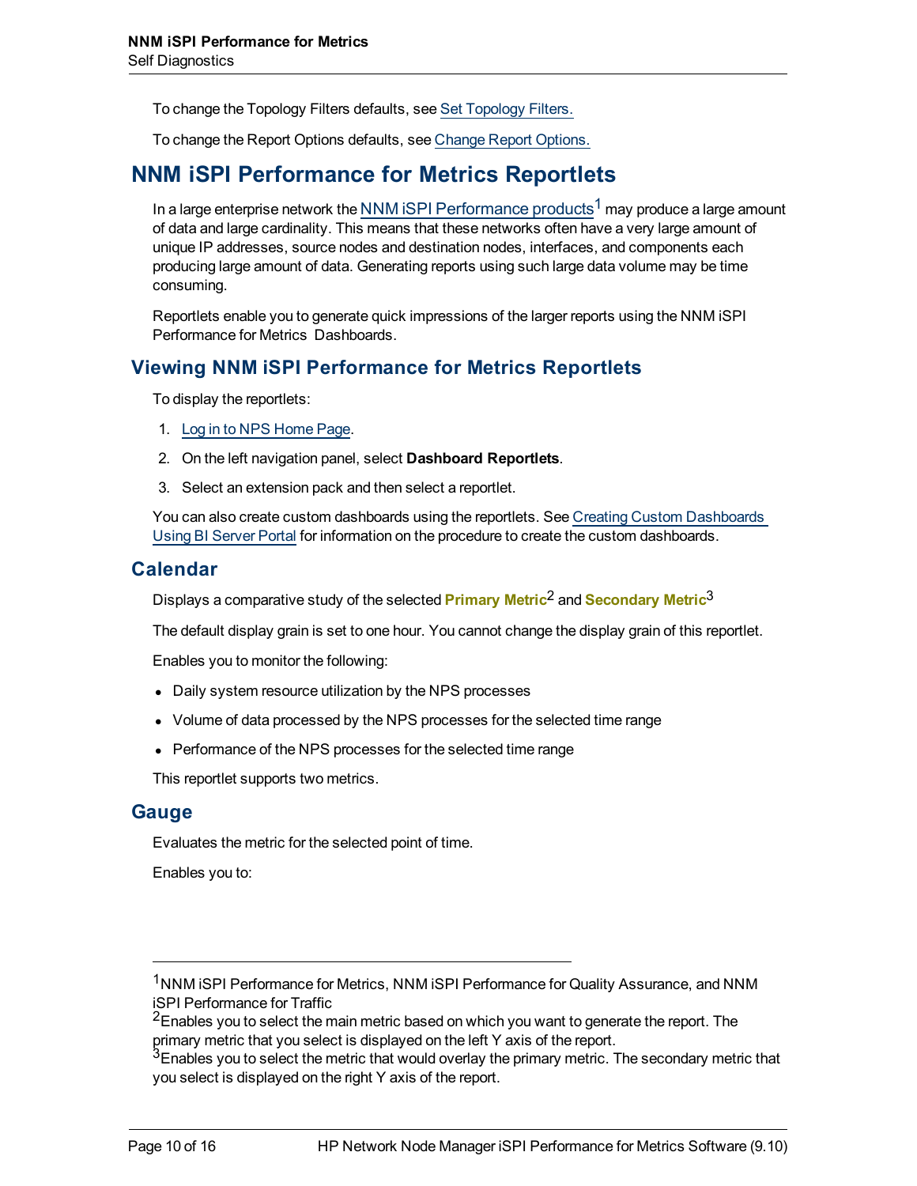To change the Topology Filters defaults, see Set Topology Filters.

To change the Report Options defaults, see Change Report Options.

# NNM iSPI Performance for Metrics Reportlets

In a large enterprise network the NNM iSPI Performance products[1] may produce a large amount of data and large cardinality. This means that these networks often have a very large amount of unique IP addresses, source nodes and destination nodes, interfaces, and components each producing large amount of data. Generating reports using such large data volume may be time consuming.

Reportlets enable you to generate quick impressions of the larger reports using the NNM iSPI Performance for Metrics Dashboards.

## Viewing NNM iSPI Performance for Metrics Reportlets

To display the reportlets:

1. Log in to NPS Home Page.
2. On the left navigation panel, select **Dashboard Reportlets**.
3. Select an extension pack and then select a reportlet.

You can also create custom dashboards using the reportlets. See Creating Custom Dashboards Using BI Server Portal for information on the procedure to create the custom dashboards.

## Calendar

Displays a comparative study of the selected **Primary Metric**[2] and **Secondary Metric**[3]

The default display grain is set to one hour. You cannot change the display grain of this reportlet.

Enables you to monitor the following:

- Daily system resource utilization by the NPS processes
- Volume of data processed by the NPS processes for the selected time range
- Performance of the NPS processes for the selected time range

This reportlet supports two metrics.

## Gauge

Evaluates the metric for the selected point of time.

Enables you to:

---

[1] NNM iSPI Performance for Metrics, NNM iSPI Performance for Quality Assurance, and NNM iSPI Performance for Traffic

[2] Enables you to select the main metric based on which you want to generate the report. The primary metric that you select is displayed on the left Y axis of the report.

[3] Enables you to select the metric that would overlay the primary metric. The secondary metric that you select is displayed on the right Y axis of the report.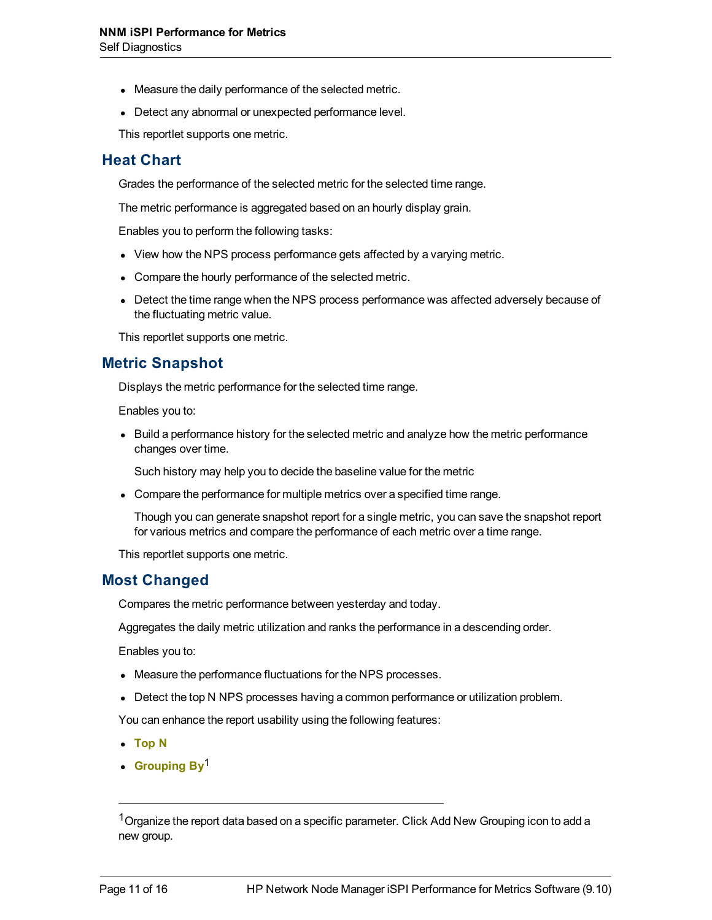- Measure the daily performance of the selected metric.
- Detect any abnormal or unexpected performance level.

This reportlet supports one metric.

## Heat Chart

Grades the performance of the selected metric for the selected time range.

The metric performance is aggregated based on an hourly display grain.

Enables you to perform the following tasks:

- View how the NPS process performance gets affected by a varying metric.
- Compare the hourly performance of the selected metric.
- Detect the time range when the NPS process performance was affected adversely because of the fluctuating metric value.

This reportlet supports one metric.

## Metric Snapshot

Displays the metric performance for the selected time range.

Enables you to:

- Build a performance history for the selected metric and analyze how the metric performance changes over time.

  Such history may help you to decide the baseline value for the metric
- Compare the performance for multiple metrics over a specified time range.

  Though you can generate snapshot report for a single metric, you can save the snapshot report for various metrics and compare the performance of each metric over a time range.

This reportlet supports one metric.

## Most Changed

Compares the metric performance between yesterday and today.

Aggregates the daily metric utilization and ranks the performance in a descending order.

Enables you to:

- Measure the performance fluctuations for the NPS processes.
- Detect the top N NPS processes having a common performance or utilization problem.

You can enhance the report usability using the following features:

- **Top N**
- **Grouping By**[1]

---

[1] Organize the report data based on a specific parameter. Click Add New Grouping icon to add a new group.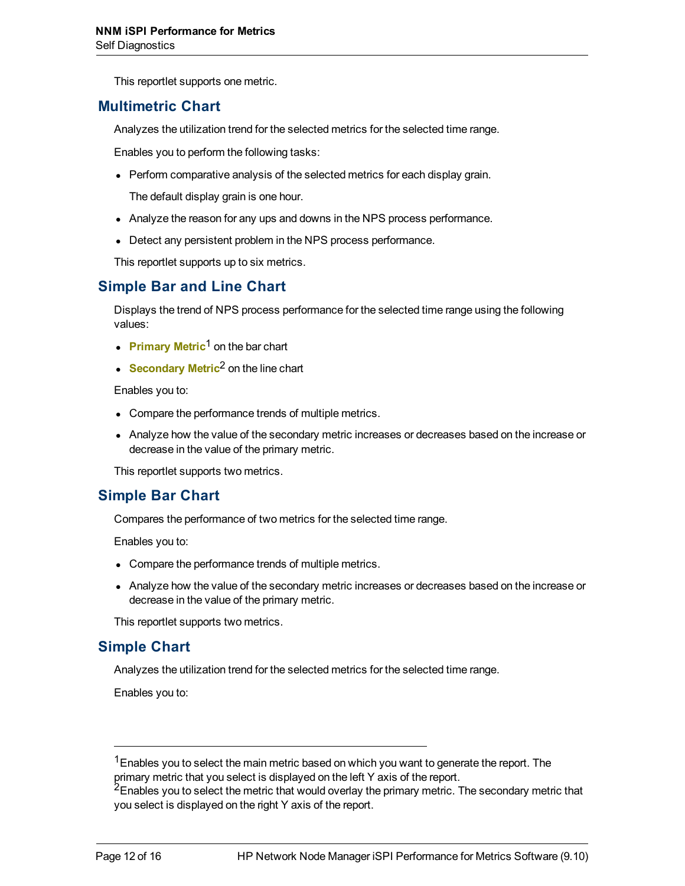This reportlet supports one metric.

## Multimetric Chart

Analyzes the utilization trend for the selected metrics for the selected time range.

Enables you to perform the following tasks:

- Perform comparative analysis of the selected metrics for each display grain.

  The default display grain is one hour.

- Analyze the reason for any ups and downs in the NPS process performance.
- Detect any persistent problem in the NPS process performance.

This reportlet supports up to six metrics.

## Simple Bar and Line Chart

Displays the trend of NPS process performance for the selected time range using the following values:

- **Primary Metric**[1] on the bar chart
- **Secondary Metric**[2] on the line chart

Enables you to:

- Compare the performance trends of multiple metrics.
- Analyze how the value of the secondary metric increases or decreases based on the increase or decrease in the value of the primary metric.

This reportlet supports two metrics.

## Simple Bar Chart

Compares the performance of two metrics for the selected time range.

Enables you to:

- Compare the performance trends of multiple metrics.
- Analyze how the value of the secondary metric increases or decreases based on the increase or decrease in the value of the primary metric.

This reportlet supports two metrics.

## Simple Chart

Analyzes the utilization trend for the selected metrics for the selected time range.

Enables you to:

---

[1] Enables you to select the main metric based on which you want to generate the report. The primary metric that you select is displayed on the left Y axis of the report.

[2] Enables you to select the metric that would overlay the primary metric. The secondary metric that you select is displayed on the right Y axis of the report.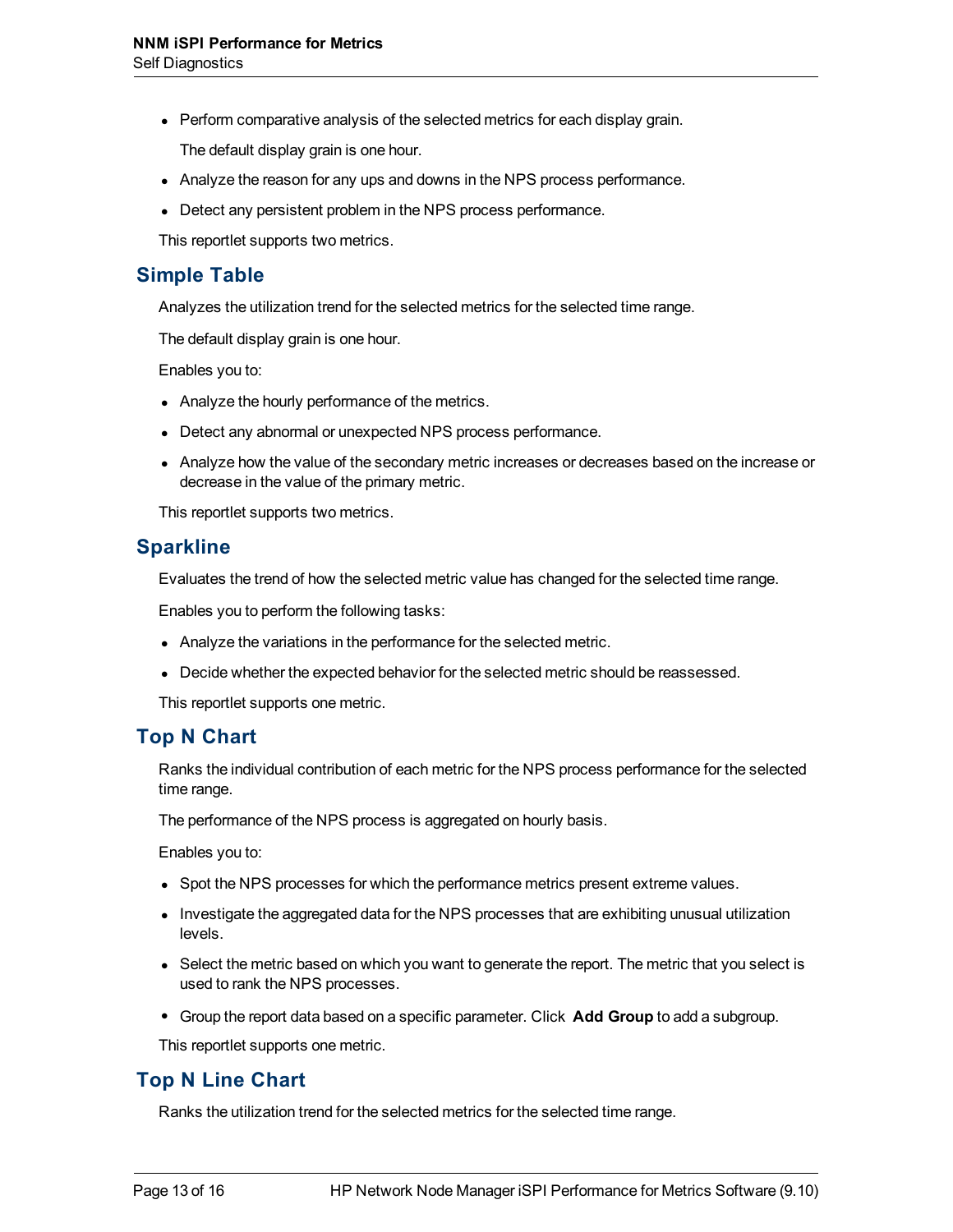- Perform comparative analysis of the selected metrics for each display grain.

  The default display grain is one hour.

- Analyze the reason for any ups and downs in the NPS process performance.
- Detect any persistent problem in the NPS process performance.

This reportlet supports two metrics.

## Simple Table

Analyzes the utilization trend for the selected metrics for the selected time range.

The default display grain is one hour.

Enables you to:

- Analyze the hourly performance of the metrics.
- Detect any abnormal or unexpected NPS process performance.
- Analyze how the value of the secondary metric increases or decreases based on the increase or decrease in the value of the primary metric.

This reportlet supports two metrics.

## Sparkline

Evaluates the trend of how the selected metric value has changed for the selected time range.

Enables you to perform the following tasks:

- Analyze the variations in the performance for the selected metric.
- Decide whether the expected behavior for the selected metric should be reassessed.

This reportlet supports one metric.

## Top N Chart

Ranks the individual contribution of each metric for the NPS process performance for the selected time range.

The performance of the NPS process is aggregated on hourly basis.

Enables you to:

- Spot the NPS processes for which the performance metrics present extreme values.
- Investigate the aggregated data for the NPS processes that are exhibiting unusual utilization levels.
- Select the metric based on which you want to generate the report. The metric that you select is used to rank the NPS processes.
- Group the report data based on a specific parameter. Click **Add Group** to add a subgroup.

This reportlet supports one metric.

## Top N Line Chart

Ranks the utilization trend for the selected metrics for the selected time range.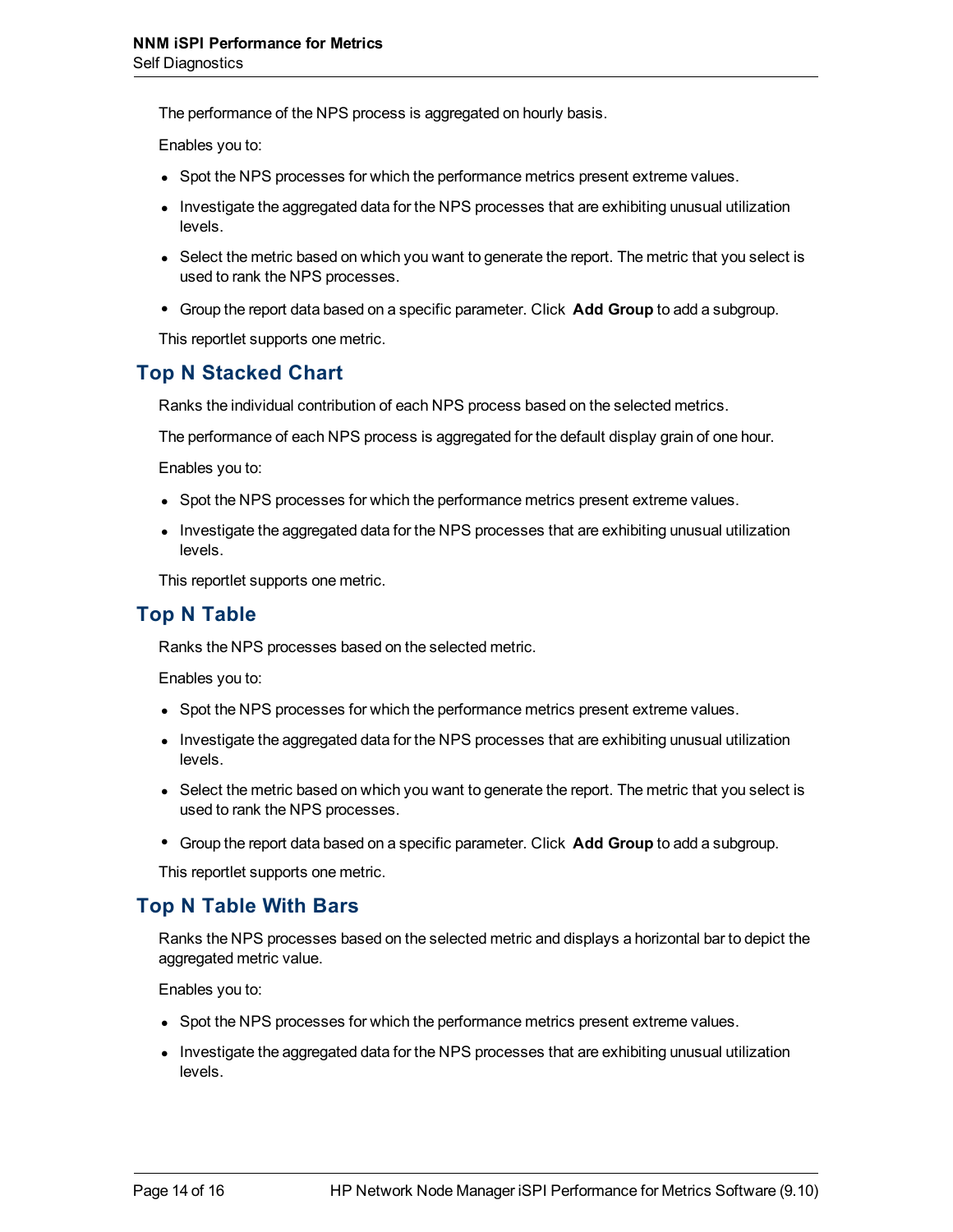The performance of the NPS process is aggregated on hourly basis.

Enables you to:

- Spot the NPS processes for which the performance metrics present extreme values.
- Investigate the aggregated data for the NPS processes that are exhibiting unusual utilization levels.
- Select the metric based on which you want to generate the report. The metric that you select is used to rank the NPS processes.
- Group the report data based on a specific parameter. Click **Add Group** to add a subgroup.

This reportlet supports one metric.

## Top N Stacked Chart

Ranks the individual contribution of each NPS process based on the selected metrics.

The performance of each NPS process is aggregated for the default display grain of one hour.

Enables you to:

- Spot the NPS processes for which the performance metrics present extreme values.
- Investigate the aggregated data for the NPS processes that are exhibiting unusual utilization levels.

This reportlet supports one metric.

## Top N Table

Ranks the NPS processes based on the selected metric.

Enables you to:

- Spot the NPS processes for which the performance metrics present extreme values.
- Investigate the aggregated data for the NPS processes that are exhibiting unusual utilization levels.
- Select the metric based on which you want to generate the report. The metric that you select is used to rank the NPS processes.
- Group the report data based on a specific parameter. Click **Add Group** to add a subgroup.

This reportlet supports one metric.

## Top N Table With Bars

Ranks the NPS processes based on the selected metric and displays a horizontal bar to depict the aggregated metric value.

Enables you to:

- Spot the NPS processes for which the performance metrics present extreme values.
- Investigate the aggregated data for the NPS processes that are exhibiting unusual utilization levels.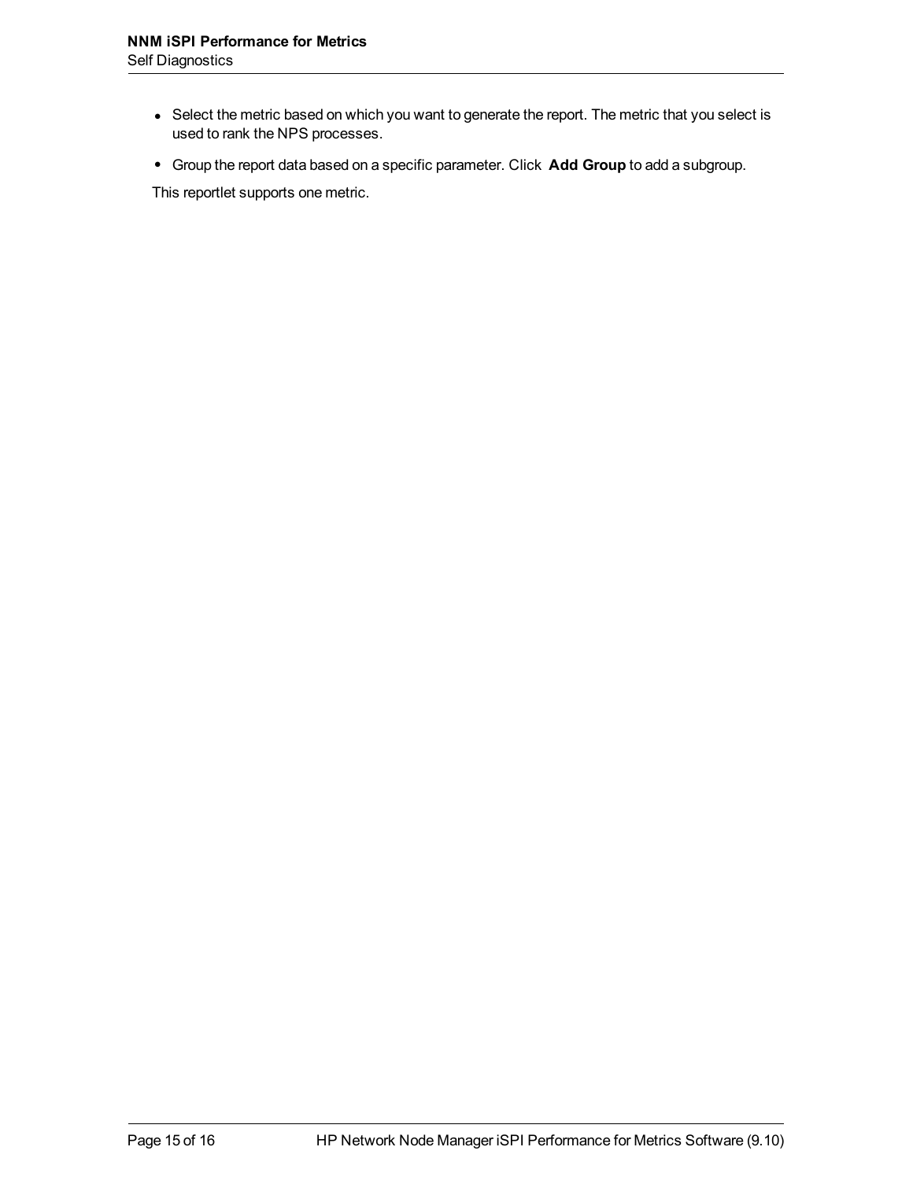- Select the metric based on which you want to generate the report. The metric that you select is used to rank the NPS processes.
- Group the report data based on a specific parameter. Click **Add Group** to add a subgroup.

This reportlet supports one metric.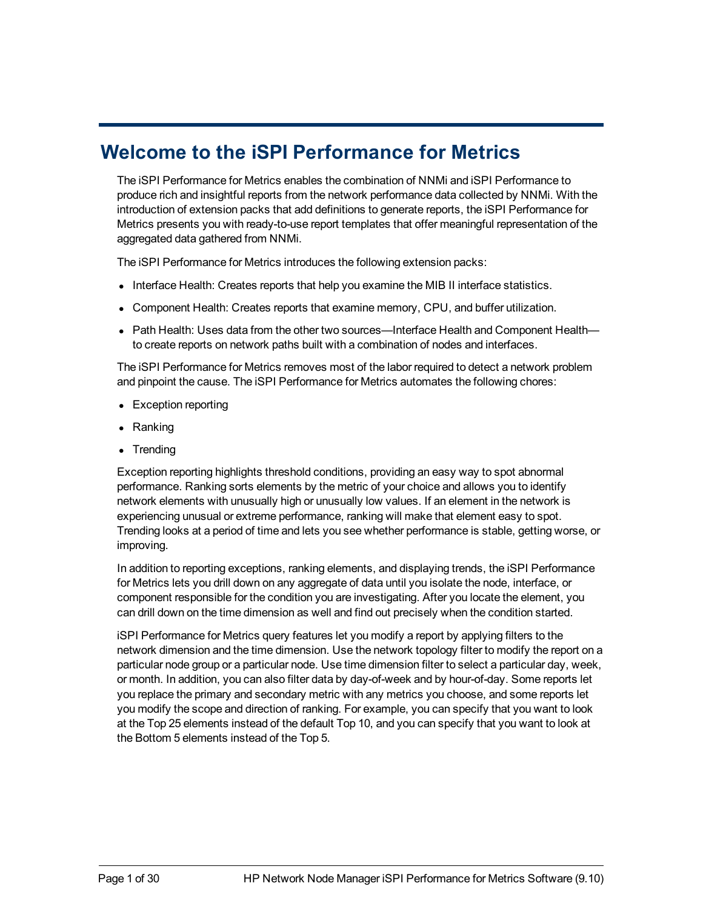# Welcome to the iSPI Performance for Metrics

The iSPI Performance for Metrics enables the combination of NNMi and iSPI Performance to produce rich and insightful reports from the network performance data collected by NNMi. With the introduction of extension packs that add definitions to generate reports, the iSPI Performance for Metrics presents you with ready-to-use report templates that offer meaningful representation of the aggregated data gathered from NNMi.

The iSPI Performance for Metrics introduces the following extension packs:

- Interface Health: Creates reports that help you examine the MIB II interface statistics.
- Component Health: Creates reports that examine memory, CPU, and buffer utilization.
- Path Health: Uses data from the other two sources—Interface Health and Component Health—to create reports on network paths built with a combination of nodes and interfaces.

The iSPI Performance for Metrics removes most of the labor required to detect a network problem and pinpoint the cause. The iSPI Performance for Metrics automates the following chores:

- Exception reporting
- Ranking
- Trending

Exception reporting highlights threshold conditions, providing an easy way to spot abnormal performance. Ranking sorts elements by the metric of your choice and allows you to identify network elements with unusually high or unusually low values. If an element in the network is experiencing unusual or extreme performance, ranking will make that element easy to spot. Trending looks at a period of time and lets you see whether performance is stable, getting worse, or improving.

In addition to reporting exceptions, ranking elements, and displaying trends, the iSPI Performance for Metrics lets you drill down on any aggregate of data until you isolate the node, interface, or component responsible for the condition you are investigating. After you locate the element, you can drill down on the time dimension as well and find out precisely when the condition started.

iSPI Performance for Metrics query features let you modify a report by applying filters to the network dimension and the time dimension. Use the network topology filter to modify the report on a particular node group or a particular node. Use time dimension filter to select a particular day, week, or month. In addition, you can also filter data by day-of-week and by hour-of-day. Some reports let you replace the primary and secondary metric with any metrics you choose, and some reports let you modify the scope and direction of ranking. For example, you can specify that you want to look at the Top 25 elements instead of the default Top 10, and you can specify that you want to look at the Bottom 5 elements instead of the Top 5.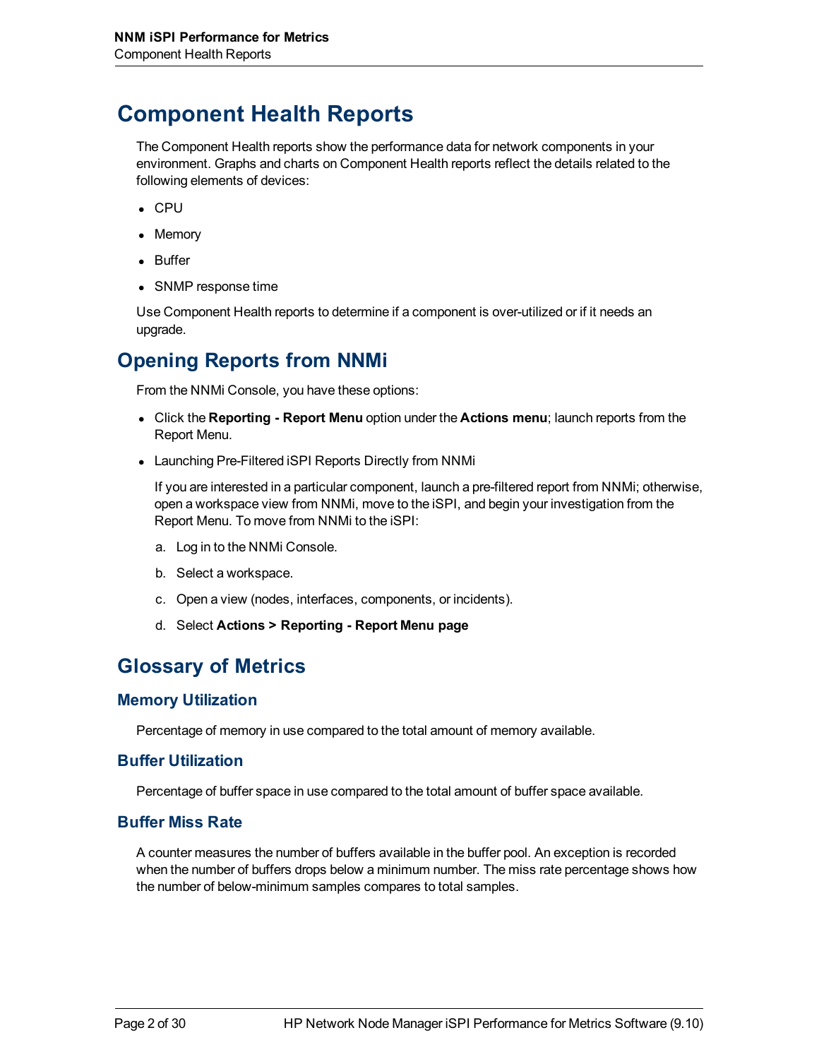# Component Health Reports

The Component Health reports show the performance data for network components in your environment. Graphs and charts on Component Health reports reflect the details related to the following elements of devices:

- CPU
- Memory
- Buffer
- SNMP response time

Use Component Health reports to determine if a component is over-utilized or if it needs an upgrade.

## Opening Reports from NNMi

From the NNMi Console, you have these options:

- Click the **Reporting - Report Menu** option under the **Actions menu**; launch reports from the Report Menu.
- Launching Pre-Filtered iSPI Reports Directly from NNMi

  If you are interested in a particular component, launch a pre-filtered report from NNMi; otherwise, open a workspace view from NNMi, move to the iSPI, and begin your investigation from the Report Menu. To move from NNMi to the iSPI:

  a. Log in to the NNMi Console.

  b. Select a workspace.

  c. Open a view (nodes, interfaces, components, or incidents).

  d. Select **Actions > Reporting - Report Menu page**

## Glossary of Metrics

### Memory Utilization

Percentage of memory in use compared to the total amount of memory available.

### Buffer Utilization

Percentage of buffer space in use compared to the total amount of buffer space available.

### Buffer Miss Rate

A counter measures the number of buffers available in the buffer pool. An exception is recorded when the number of buffers drops below a minimum number. The miss rate percentage shows how the number of below-minimum samples compares to total samples.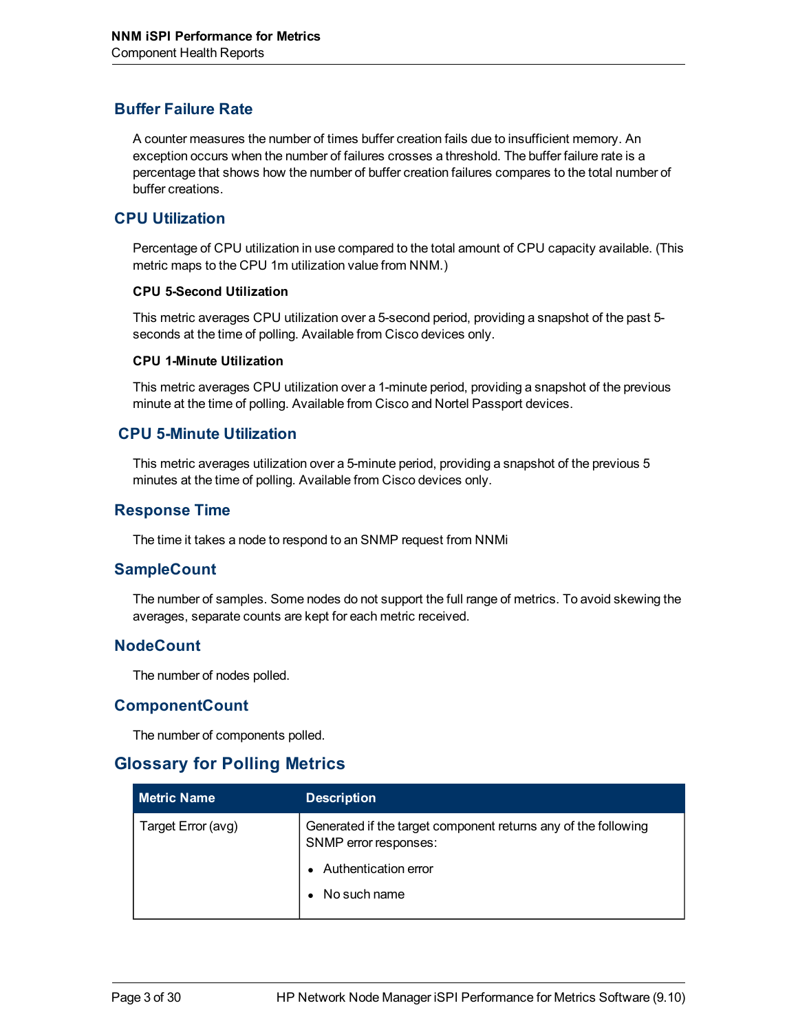### Buffer Failure Rate

A counter measures the number of times buffer creation fails due to insufficient memory. An exception occurs when the number of failures crosses a threshold. The buffer failure rate is a percentage that shows how the number of buffer creation failures compares to the total number of buffer creations.

### CPU Utilization

Percentage of CPU utilization in use compared to the total amount of CPU capacity available. (This metric maps to the CPU 1m utilization value from NNM.)

#### CPU 5-Second Utilization

This metric averages CPU utilization over a 5-second period, providing a snapshot of the past 5-seconds at the time of polling. Available from Cisco devices only.

#### CPU 1-Minute Utilization

This metric averages CPU utilization over a 1-minute period, providing a snapshot of the previous minute at the time of polling. Available from Cisco and Nortel Passport devices.

### CPU 5-Minute Utilization

This metric averages utilization over a 5-minute period, providing a snapshot of the previous 5 minutes at the time of polling. Available from Cisco devices only.

### Response Time

The time it takes a node to respond to an SNMP request from NNMi

### SampleCount

The number of samples. Some nodes do not support the full range of metrics. To avoid skewing the averages, separate counts are kept for each metric received.

### NodeCount

The number of nodes polled.

### ComponentCount

The number of components polled.

## Glossary for Polling Metrics

| Metric Name | Description |
|---|---|
| Target Error (avg) | Generated if the target component returns any of the following SNMP error responses: <br>• Authentication error <br>• No such name |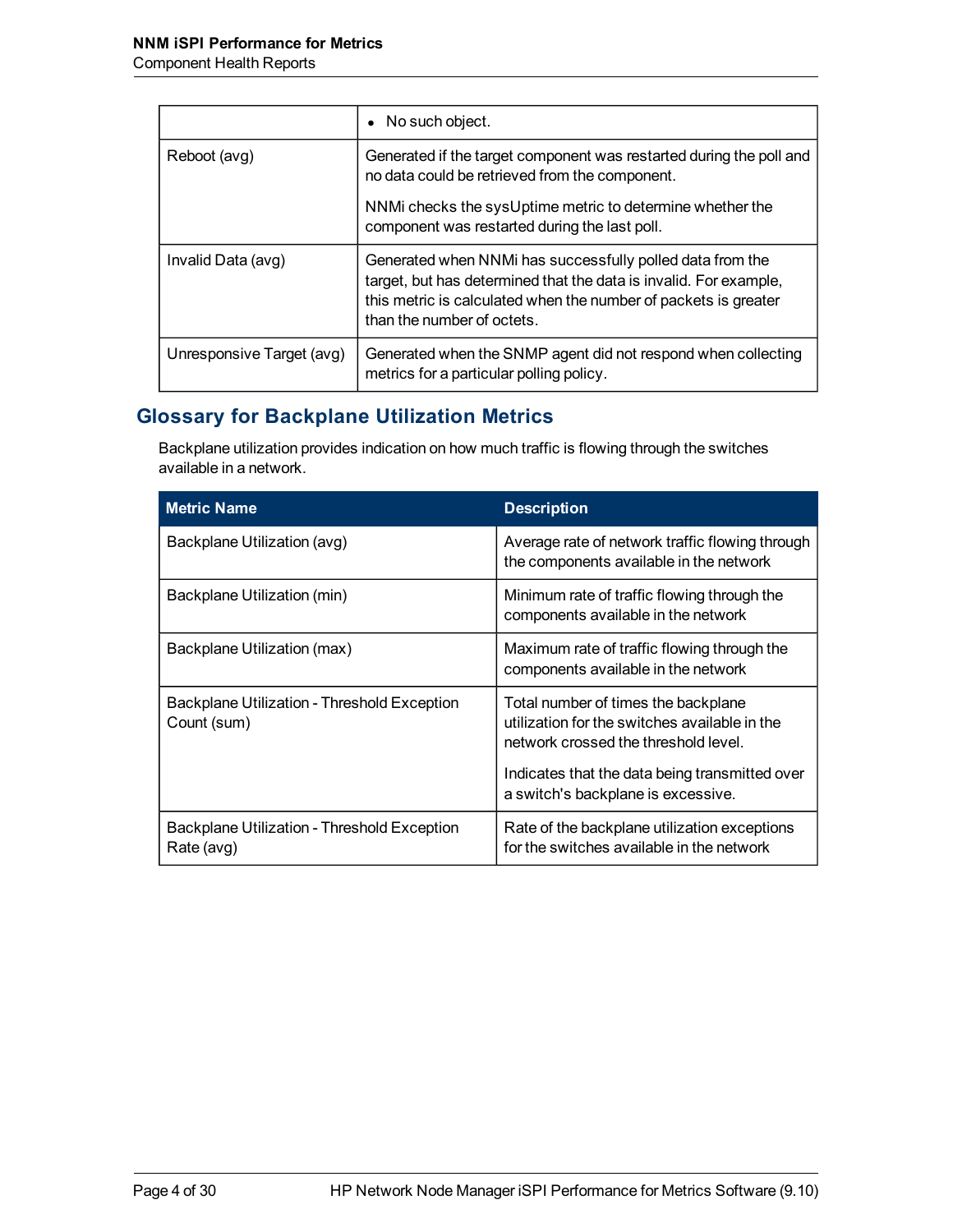|  |  |
| --- | --- |
|  | • No such object. |
| Reboot (avg) | Generated if the target component was restarted during the poll and no data could be retrieved from the component.<br><br>NNMi checks the sysUptime metric to determine whether the component was restarted during the last poll. |
| Invalid Data (avg) | Generated when NNMi has successfully polled data from the target, but has determined that the data is invalid. For example, this metric is calculated when the number of packets is greater than the number of octets. |
| Unresponsive Target (avg) | Generated when the SNMP agent did not respond when collecting metrics for a particular polling policy. |

## Glossary for Backplane Utilization Metrics

Backplane utilization provides indication on how much traffic is flowing through the switches available in a network.

| Metric Name | Description |
| --- | --- |
| Backplane Utilization (avg) | Average rate of network traffic flowing through the components available in the network |
| Backplane Utilization (min) | Minimum rate of traffic flowing through the components available in the network |
| Backplane Utilization (max) | Maximum rate of traffic flowing through the components available in the network |
| Backplane Utilization - Threshold Exception Count (sum) | Total number of times the backplane utilization for the switches available in the network crossed the threshold level.<br><br>Indicates that the data being transmitted over a switch's backplane is excessive. |
| Backplane Utilization - Threshold Exception Rate (avg) | Rate of the backplane utilization exceptions for the switches available in the network |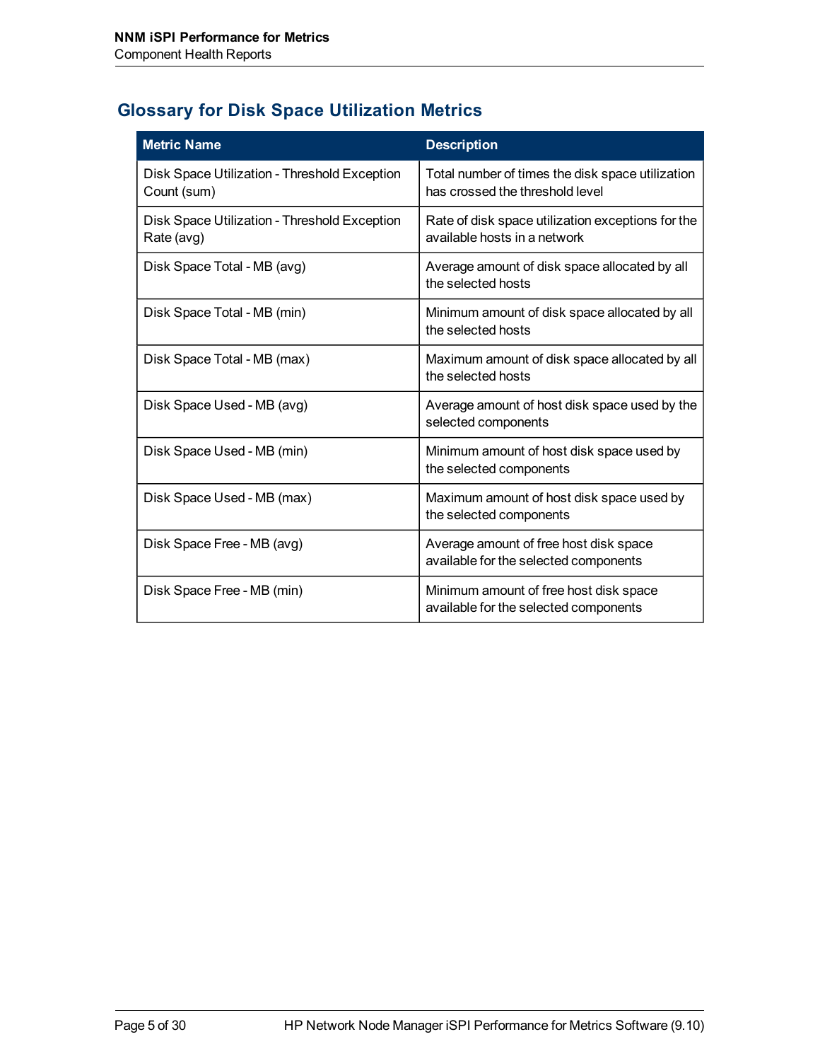## Glossary for Disk Space Utilization Metrics

| Metric Name | Description |
| --- | --- |
| Disk Space Utilization - Threshold Exception Count (sum) | Total number of times the disk space utilization has crossed the threshold level |
| Disk Space Utilization - Threshold Exception Rate (avg) | Rate of disk space utilization exceptions for the available hosts in a network |
| Disk Space Total - MB (avg) | Average amount of disk space allocated by all the selected hosts |
| Disk Space Total - MB (min) | Minimum amount of disk space allocated by all the selected hosts |
| Disk Space Total - MB (max) | Maximum amount of disk space allocated by all the selected hosts |
| Disk Space Used - MB (avg) | Average amount of host disk space used by the selected components |
| Disk Space Used - MB (min) | Minimum amount of host disk space used by the selected components |
| Disk Space Used - MB (max) | Maximum amount of host disk space used by the selected components |
| Disk Space Free - MB (avg) | Average amount of free host disk space available for the selected components |
| Disk Space Free - MB (min) | Minimum amount of free host disk space available for the selected components |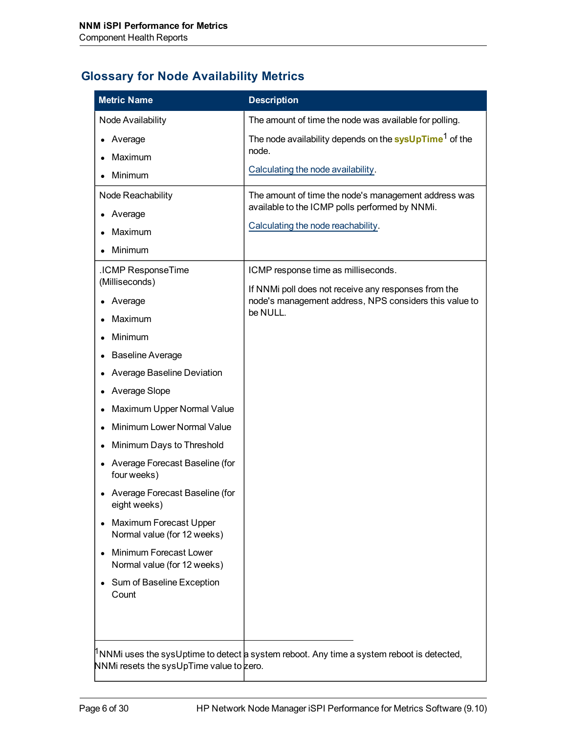## Glossary for Node Availability Metrics

| Metric Name | Description |
|---|---|
| Node Availability<br>• Average<br>• Maximum<br>• Minimum | The amount of time the node was available for polling.<br>The node availability depends on the **sysUpTime**[1] of the node.<br>Calculating the node availability. |
| Node Reachability<br>• Average<br>• Maximum<br>• Minimum | The amount of time the node's management address was available to the ICMP polls performed by NNMi.<br>Calculating the node reachability. |
| .ICMP ResponseTime (Milliseconds)<br>• Average<br>• Maximum<br>• Minimum<br>• Baseline Average<br>• Average Baseline Deviation<br>• Average Slope<br>• Maximum Upper Normal Value<br>• Minimum Lower Normal Value<br>• Minimum Days to Threshold<br>• Average Forecast Baseline (for four weeks)<br>• Average Forecast Baseline (for eight weeks)<br>• Maximum Forecast Upper Normal value (for 12 weeks)<br>• Minimum Forecast Lower Normal value (for 12 weeks)<br>• Sum of Baseline Exception Count | ICMP response time as milliseconds.<br>If NNMi poll does not receive any responses from the node's management address, NPS considers this value to be NULL. |

[1] NNMi uses the sysUptime to detect a system reboot. Any time a system reboot is detected, NNMi resets the sysUpTime value to zero.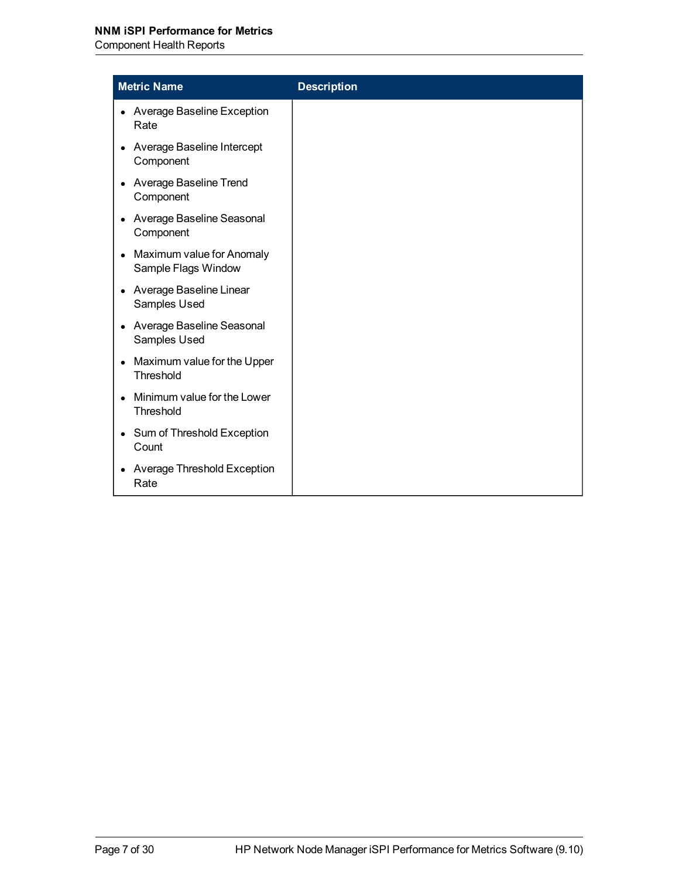| Metric Name | Description |
| --- | --- |
| • Average Baseline Exception Rate<br>• Average Baseline Intercept Component<br>• Average Baseline Trend Component<br>• Average Baseline Seasonal Component<br>• Maximum value for Anomaly Sample Flags Window<br>• Average Baseline Linear Samples Used<br>• Average Baseline Seasonal Samples Used<br>• Maximum value for the Upper Threshold<br>• Minimum value for the Lower Threshold<br>• Sum of Threshold Exception Count<br>• Average Threshold Exception Rate | |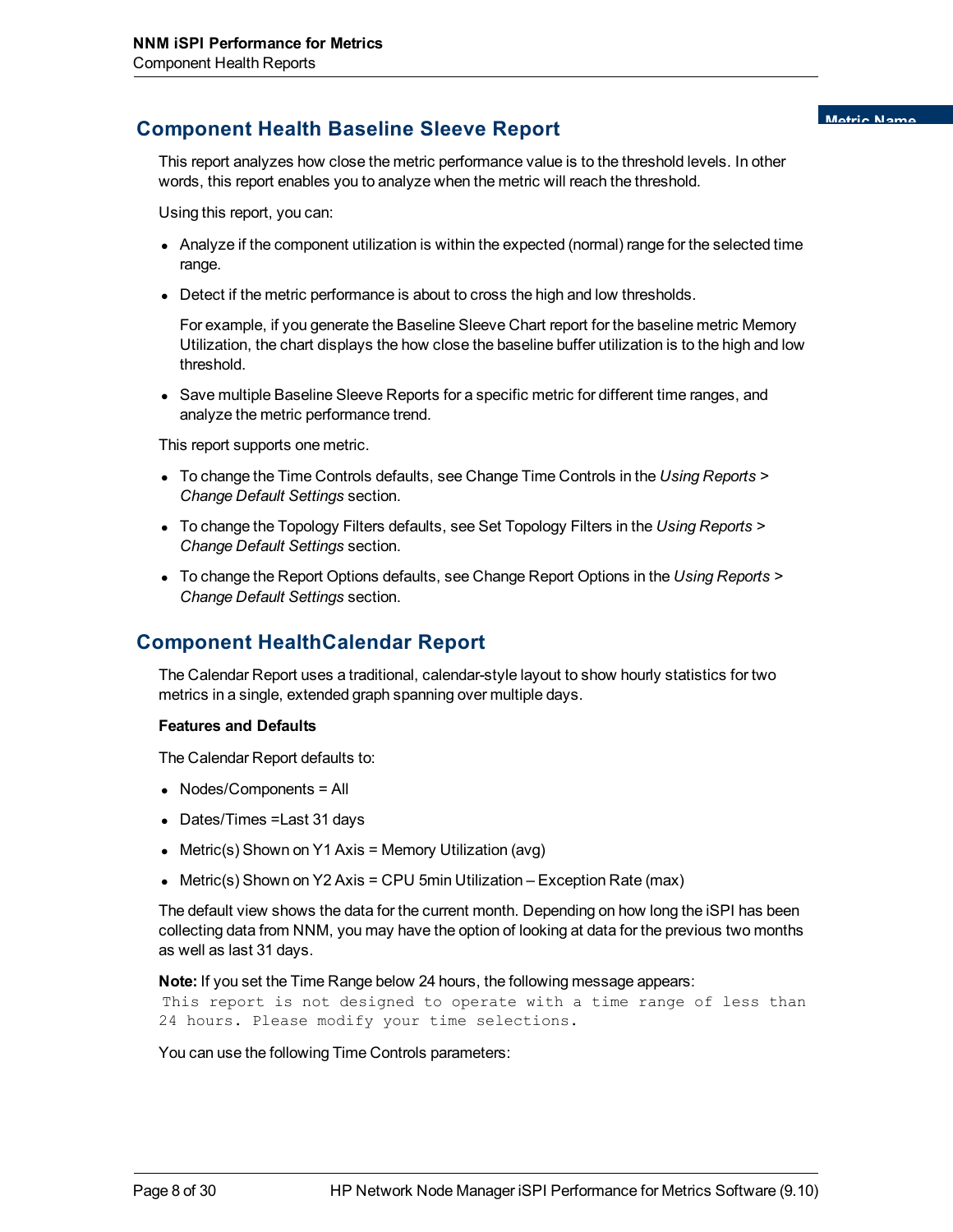## Component Health Baseline Sleeve Report

This report analyzes how close the metric performance value is to the threshold levels. In other words, this report enables you to analyze when the metric will reach the threshold.

Using this report, you can:

- Analyze if the component utilization is within the expected (normal) range for the selected time range.
- Detect if the metric performance is about to cross the high and low thresholds.

  For example, if you generate the Baseline Sleeve Chart report for the baseline metric Memory Utilization, the chart displays the how close the baseline buffer utilization is to the high and low threshold.
- Save multiple Baseline Sleeve Reports for a specific metric for different time ranges, and analyze the metric performance trend.

This report supports one metric.

- To change the Time Controls defaults, see Change Time Controls in the *Using Reports > Change Default Settings* section.
- To change the Topology Filters defaults, see Set Topology Filters in the *Using Reports > Change Default Settings* section.
- To change the Report Options defaults, see Change Report Options in the *Using Reports > Change Default Settings* section.

## Component HealthCalendar Report

The Calendar Report uses a traditional, calendar-style layout to show hourly statistics for two metrics in a single, extended graph spanning over multiple days.

**Features and Defaults**

The Calendar Report defaults to:

- Nodes/Components = All
- Dates/Times =Last 31 days
- Metric(s) Shown on Y1 Axis = Memory Utilization (avg)
- Metric(s) Shown on Y2 Axis = CPU 5min Utilization – Exception Rate (max)

The default view shows the data for the current month. Depending on how long the iSPI has been collecting data from NNM, you may have the option of looking at data for the previous two months as well as last 31 days.

**Note:** If you set the Time Range below 24 hours, the following message appears:

```
This report is not designed to operate with a time range of less than
24 hours. Please modify your time selections.
```

You can use the following Time Controls parameters: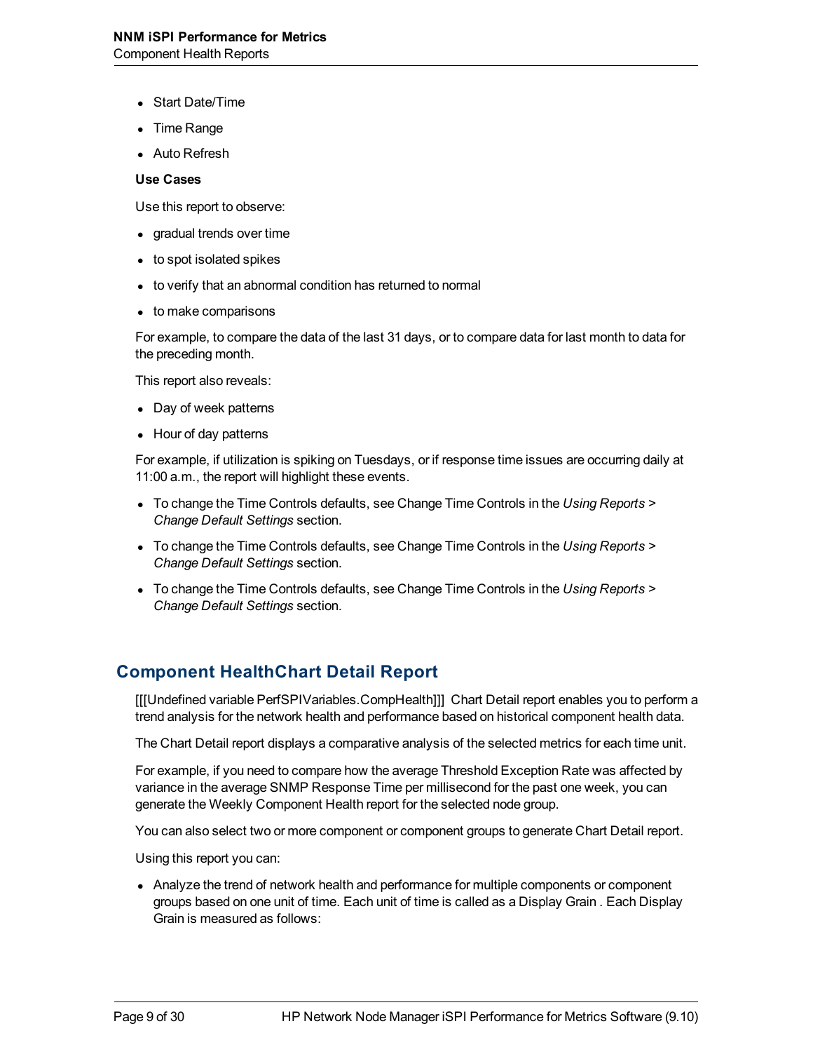- Start Date/Time
- Time Range
- Auto Refresh

**Use Cases**

Use this report to observe:

- gradual trends over time
- to spot isolated spikes
- to verify that an abnormal condition has returned to normal
- to make comparisons

For example, to compare the data of the last 31 days, or to compare data for last month to data for the preceding month.

This report also reveals:

- Day of week patterns
- Hour of day patterns

For example, if utilization is spiking on Tuesdays, or if response time issues are occurring daily at 11:00 a.m., the report will highlight these events.

- To change the Time Controls defaults, see Change Time Controls in the *Using Reports > Change Default Settings* section.
- To change the Time Controls defaults, see Change Time Controls in the *Using Reports > Change Default Settings* section.
- To change the Time Controls defaults, see Change Time Controls in the *Using Reports > Change Default Settings* section.

## Component HealthChart Detail Report

[[[Undefined variable PerfSPIVariables.CompHealth]]]  Chart Detail report enables you to perform a trend analysis for the network health and performance based on historical component health data.

The Chart Detail report displays a comparative analysis of the selected metrics for each time unit.

For example, if you need to compare how the average Threshold Exception Rate was affected by variance in the average SNMP Response Time per millisecond for the past one week, you can generate the Weekly Component Health report for the selected node group.

You can also select two or more component or component groups to generate Chart Detail report.

Using this report you can:

- Analyze the trend of network health and performance for multiple components or component groups based on one unit of time. Each unit of time is called as a Display Grain . Each Display Grain is measured as follows: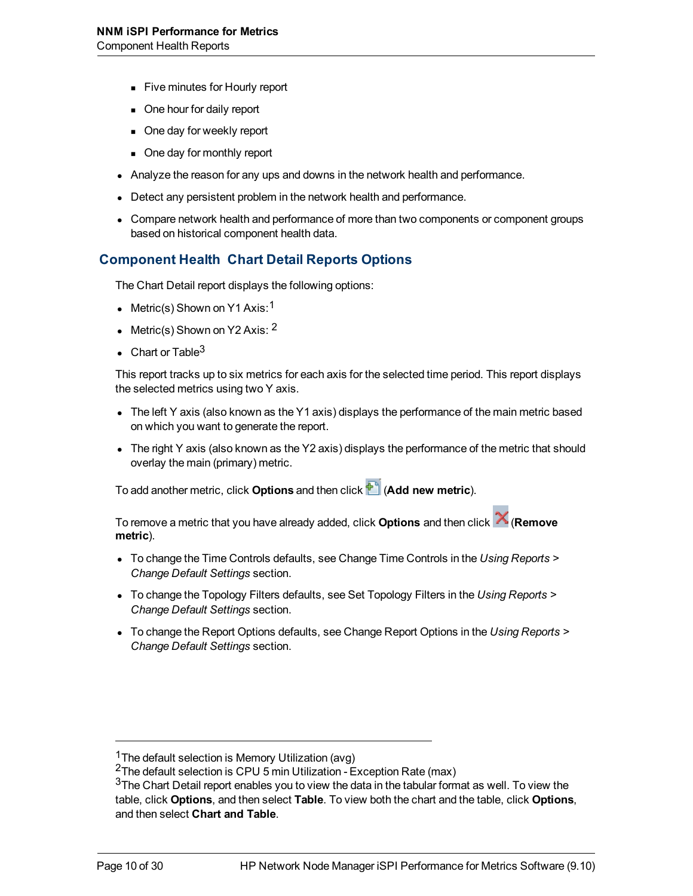- Five minutes for Hourly report
  - One hour for daily report
  - One day for weekly report
  - One day for monthly report
- Analyze the reason for any ups and downs in the network health and performance.
- Detect any persistent problem in the network health and performance.
- Compare network health and performance of more than two components or component groups based on historical component health data.

## Component Health Chart Detail Reports Options

The Chart Detail report displays the following options:

- Metric(s) Shown on Y1 Axis:[1]
- Metric(s) Shown on Y2 Axis: [2]
- Chart or Table[3]

This report tracks up to six metrics for each axis for the selected time period. This report displays the selected metrics using two Y axis.

- The left Y axis (also known as the Y1 axis) displays the performance of the main metric based on which you want to generate the report.
- The right Y axis (also known as the Y2 axis) displays the performance of the metric that should overlay the main (primary) metric.

To add another metric, click **Options** and then click (**Add new metric**).

To remove a metric that you have already added, click **Options** and then click (**Remove metric**).

- To change the Time Controls defaults, see Change Time Controls in the *Using Reports > Change Default Settings* section.
- To change the Topology Filters defaults, see Set Topology Filters in the *Using Reports > Change Default Settings* section.
- To change the Report Options defaults, see Change Report Options in the *Using Reports > Change Default Settings* section.

---

[1] The default selection is Memory Utilization (avg)

[2] The default selection is CPU 5 min Utilization - Exception Rate (max)

[3] The Chart Detail report enables you to view the data in the tabular format as well. To view the table, click **Options**, and then select **Table**. To view both the chart and the table, click **Options**, and then select **Chart and Table**.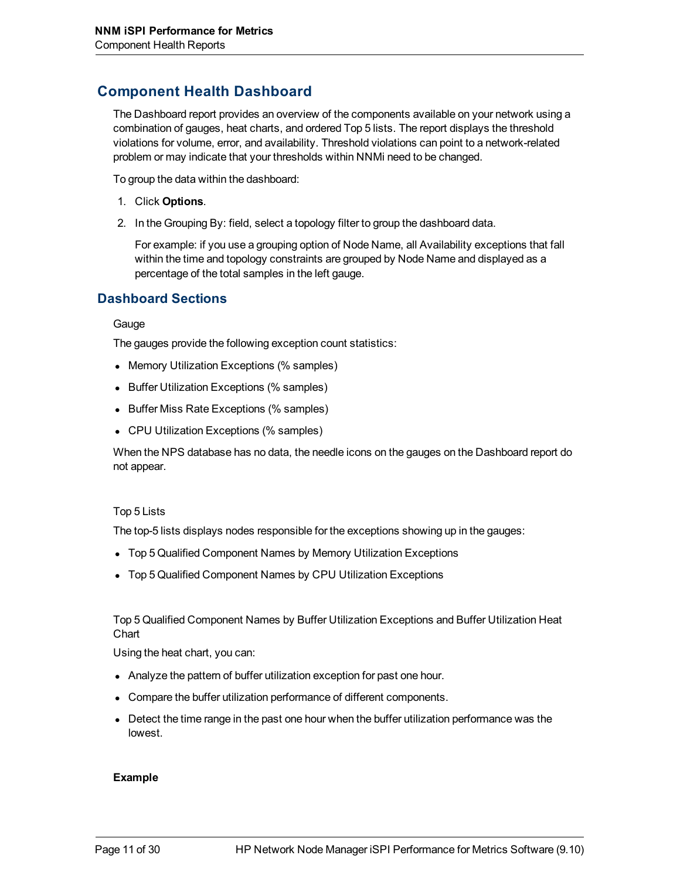## Component Health Dashboard

The Dashboard report provides an overview of the components available on your network using a combination of gauges, heat charts, and ordered Top 5 lists. The report displays the threshold violations for volume, error, and availability. Threshold violations can point to a network-related problem or may indicate that your thresholds within NNMi need to be changed.

To group the data within the dashboard:

1. Click **Options**.
2. In the Grouping By: field, select a topology filter to group the dashboard data.

   For example: if you use a grouping option of Node Name, all Availability exceptions that fall within the time and topology constraints are grouped by Node Name and displayed as a percentage of the total samples in the left gauge.

## Dashboard Sections

Gauge

The gauges provide the following exception count statistics:

- Memory Utilization Exceptions (% samples)
- Buffer Utilization Exceptions (% samples)
- Buffer Miss Rate Exceptions (% samples)
- CPU Utilization Exceptions (% samples)

When the NPS database has no data, the needle icons on the gauges on the Dashboard report do not appear.

Top 5 Lists

The top-5 lists displays nodes responsible for the exceptions showing up in the gauges:

- Top 5 Qualified Component Names by Memory Utilization Exceptions
- Top 5 Qualified Component Names by CPU Utilization Exceptions

Top 5 Qualified Component Names by Buffer Utilization Exceptions and Buffer Utilization Heat Chart

Using the heat chart, you can:

- Analyze the pattern of buffer utilization exception for past one hour.
- Compare the buffer utilization performance of different components.
- Detect the time range in the past one hour when the buffer utilization performance was the lowest.

**Example**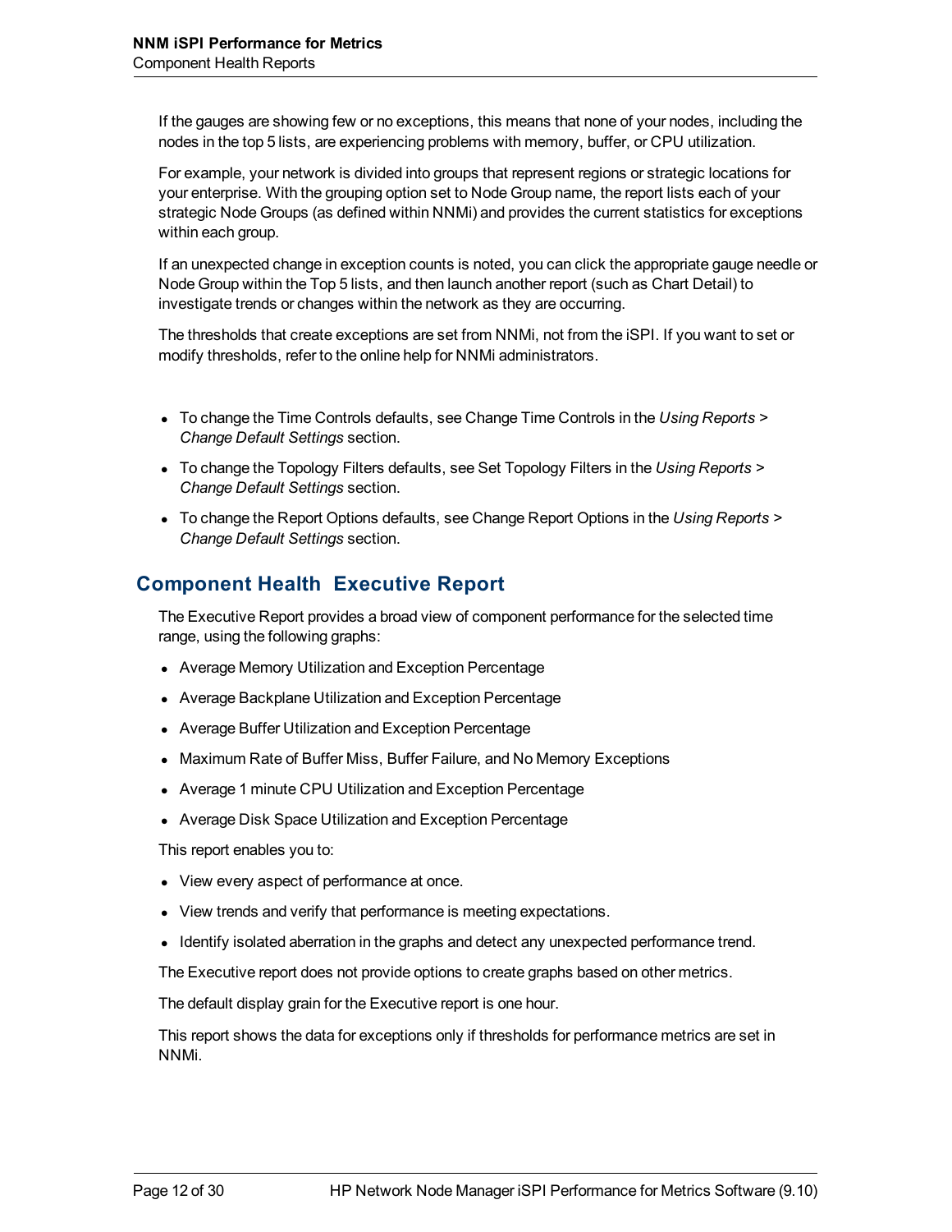If the gauges are showing few or no exceptions, this means that none of your nodes, including the nodes in the top 5 lists, are experiencing problems with memory, buffer, or CPU utilization.

For example, your network is divided into groups that represent regions or strategic locations for your enterprise. With the grouping option set to Node Group name, the report lists each of your strategic Node Groups (as defined within NNMi) and provides the current statistics for exceptions within each group.

If an unexpected change in exception counts is noted, you can click the appropriate gauge needle or Node Group within the Top 5 lists, and then launch another report (such as Chart Detail) to investigate trends or changes within the network as they are occurring.

The thresholds that create exceptions are set from NNMi, not from the iSPI. If you want to set or modify thresholds, refer to the online help for NNMi administrators.

- To change the Time Controls defaults, see Change Time Controls in the *Using Reports > Change Default Settings* section.
- To change the Topology Filters defaults, see Set Topology Filters in the *Using Reports > Change Default Settings* section.
- To change the Report Options defaults, see Change Report Options in the *Using Reports > Change Default Settings* section.

## Component Health Executive Report

The Executive Report provides a broad view of component performance for the selected time range, using the following graphs:

- Average Memory Utilization and Exception Percentage
- Average Backplane Utilization and Exception Percentage
- Average Buffer Utilization and Exception Percentage
- Maximum Rate of Buffer Miss, Buffer Failure, and No Memory Exceptions
- Average 1 minute CPU Utilization and Exception Percentage
- Average Disk Space Utilization and Exception Percentage

This report enables you to:

- View every aspect of performance at once.
- View trends and verify that performance is meeting expectations.
- Identify isolated aberration in the graphs and detect any unexpected performance trend.

The Executive report does not provide options to create graphs based on other metrics.

The default display grain for the Executive report is one hour.

This report shows the data for exceptions only if thresholds for performance metrics are set in NNMi.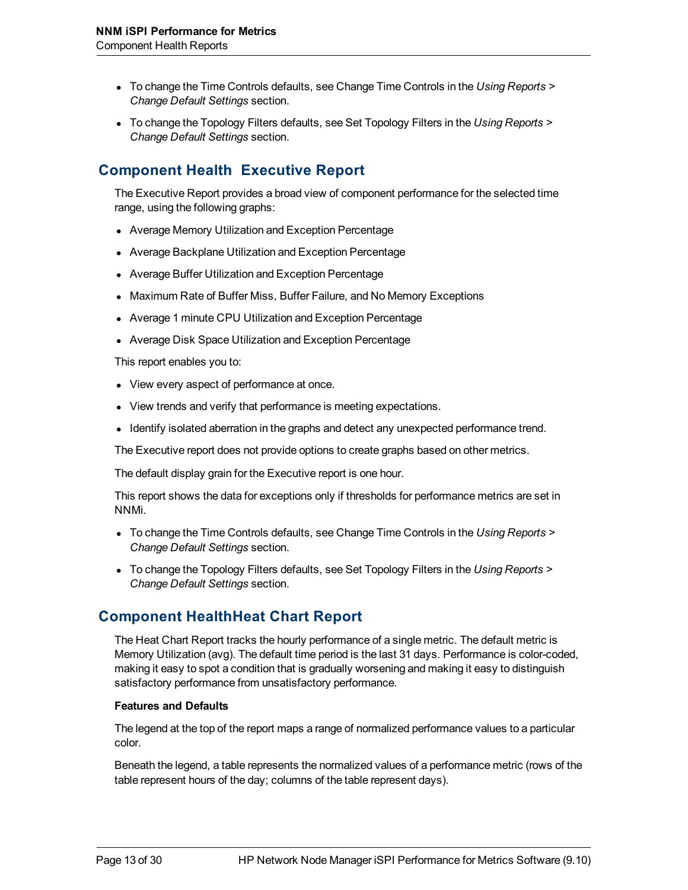- To change the Time Controls defaults, see Change Time Controls in the *Using Reports > Change Default Settings* section.
- To change the Topology Filters defaults, see Set Topology Filters in the *Using Reports > Change Default Settings* section.

## Component Health Executive Report

The Executive Report provides a broad view of component performance for the selected time range, using the following graphs:

- Average Memory Utilization and Exception Percentage
- Average Backplane Utilization and Exception Percentage
- Average Buffer Utilization and Exception Percentage
- Maximum Rate of Buffer Miss, Buffer Failure, and No Memory Exceptions
- Average 1 minute CPU Utilization and Exception Percentage
- Average Disk Space Utilization and Exception Percentage

This report enables you to:

- View every aspect of performance at once.
- View trends and verify that performance is meeting expectations.
- Identify isolated aberration in the graphs and detect any unexpected performance trend.

The Executive report does not provide options to create graphs based on other metrics.

The default display grain for the Executive report is one hour.

This report shows the data for exceptions only if thresholds for performance metrics are set in NNMi.

- To change the Time Controls defaults, see Change Time Controls in the *Using Reports > Change Default Settings* section.
- To change the Topology Filters defaults, see Set Topology Filters in the *Using Reports > Change Default Settings* section.

## Component HealthHeat Chart Report

The Heat Chart Report tracks the hourly performance of a single metric. The default metric is Memory Utilization (avg). The default time period is the last 31 days. Performance is color-coded, making it easy to spot a condition that is gradually worsening and making it easy to distinguish satisfactory performance from unsatisfactory performance.

**Features and Defaults**

The legend at the top of the report maps a range of normalized performance values to a particular color.

Beneath the legend, a table represents the normalized values of a performance metric (rows of the table represent hours of the day; columns of the table represent days).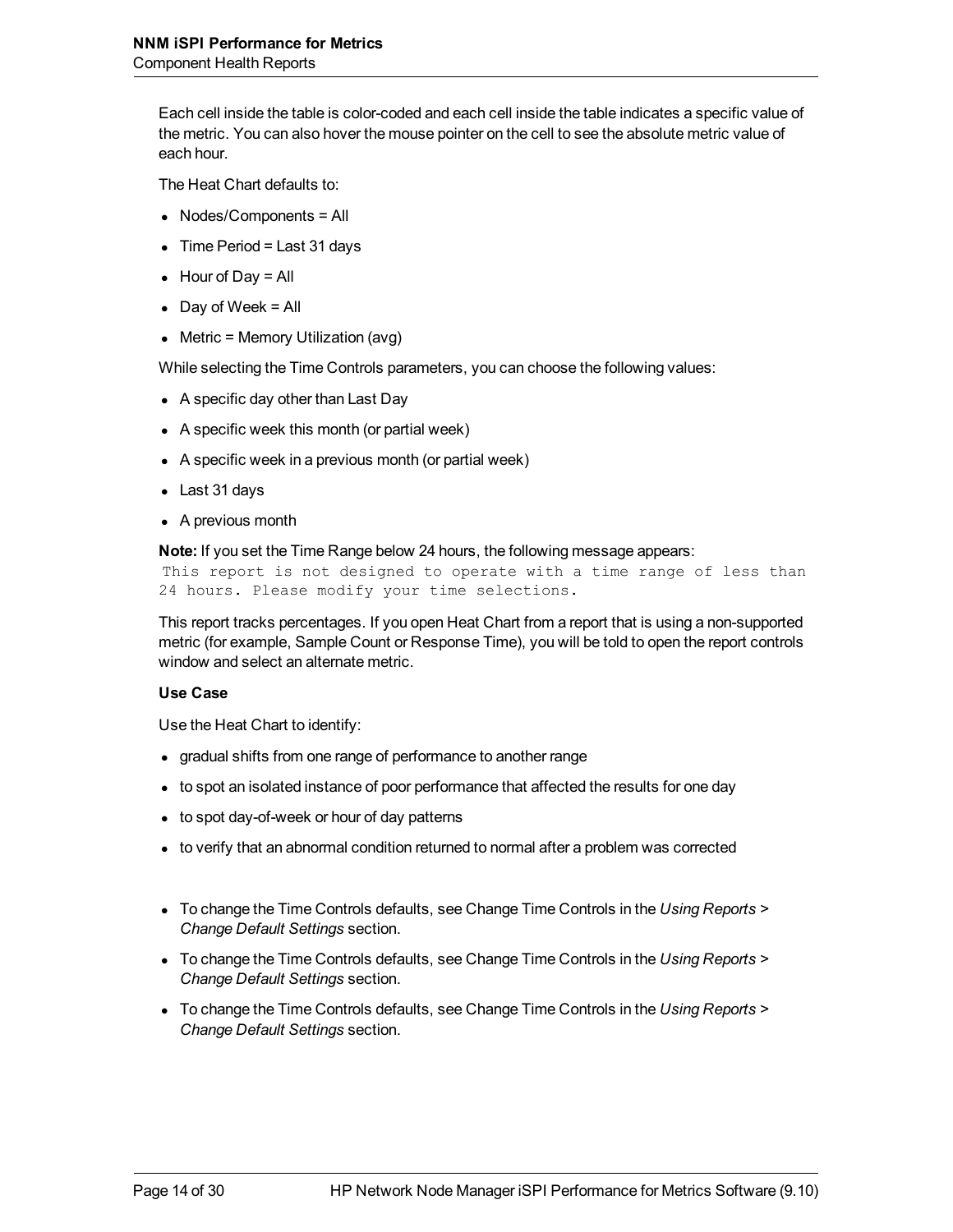Each cell inside the table is color-coded and each cell inside the table indicates a specific value of the metric. You can also hover the mouse pointer on the cell to see the absolute metric value of each hour.

The Heat Chart defaults to:

- Nodes/Components = All
- Time Period = Last 31 days
- Hour of Day = All
- Day of Week = All
- Metric = Memory Utilization (avg)

While selecting the Time Controls parameters, you can choose the following values:

- A specific day other than Last Day
- A specific week this month (or partial week)
- A specific week in a previous month (or partial week)
- Last 31 days
- A previous month

**Note:** If you set the Time Range below 24 hours, the following message appears:

```
This report is not designed to operate with a time range of less than
24 hours. Please modify your time selections.
```

This report tracks percentages. If you open Heat Chart from a report that is using a non-supported metric (for example, Sample Count or Response Time), you will be told to open the report controls window and select an alternate metric.

**Use Case**

Use the Heat Chart to identify:

- gradual shifts from one range of performance to another range
- to spot an isolated instance of poor performance that affected the results for one day
- to spot day-of-week or hour of day patterns
- to verify that an abnormal condition returned to normal after a problem was corrected

- To change the Time Controls defaults, see Change Time Controls in the *Using Reports > Change Default Settings* section.
- To change the Time Controls defaults, see Change Time Controls in the *Using Reports > Change Default Settings* section.
- To change the Time Controls defaults, see Change Time Controls in the *Using Reports > Change Default Settings* section.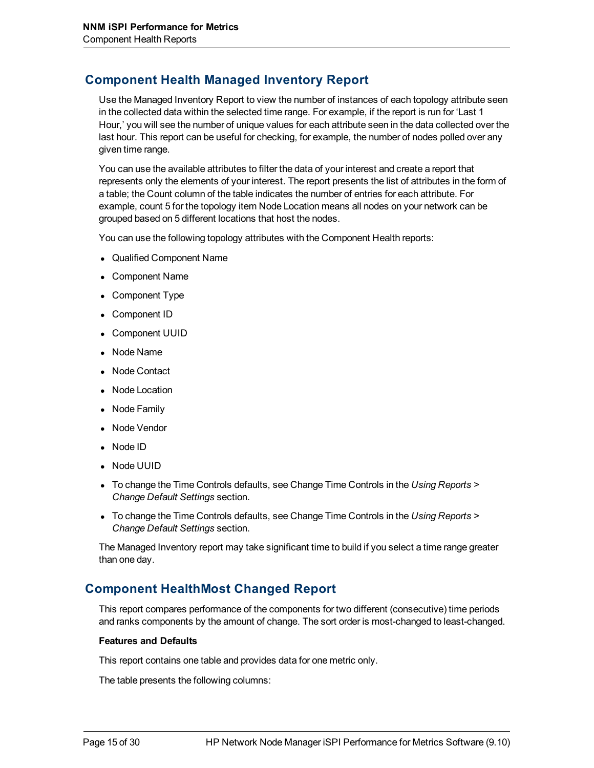## Component Health Managed Inventory Report

Use the Managed Inventory Report to view the number of instances of each topology attribute seen in the collected data within the selected time range. For example, if the report is run for 'Last 1 Hour,' you will see the number of unique values for each attribute seen in the data collected over the last hour. This report can be useful for checking, for example, the number of nodes polled over any given time range.

You can use the available attributes to filter the data of your interest and create a report that represents only the elements of your interest. The report presents the list of attributes in the form of a table; the Count column of the table indicates the number of entries for each attribute. For example, count 5 for the topology item Node Location means all nodes on your network can be grouped based on 5 different locations that host the nodes.

You can use the following topology attributes with the Component Health reports:

- Qualified Component Name
- Component Name
- Component Type
- Component ID
- Component UUID
- Node Name
- Node Contact
- Node Location
- Node Family
- Node Vendor
- Node ID
- Node UUID
- To change the Time Controls defaults, see Change Time Controls in the *Using Reports > Change Default Settings* section.
- To change the Time Controls defaults, see Change Time Controls in the *Using Reports > Change Default Settings* section.

The Managed Inventory report may take significant time to build if you select a time range greater than one day.

## Component HealthMost Changed Report

This report compares performance of the components for two different (consecutive) time periods and ranks components by the amount of change. The sort order is most-changed to least-changed.

**Features and Defaults**

This report contains one table and provides data for one metric only.

The table presents the following columns: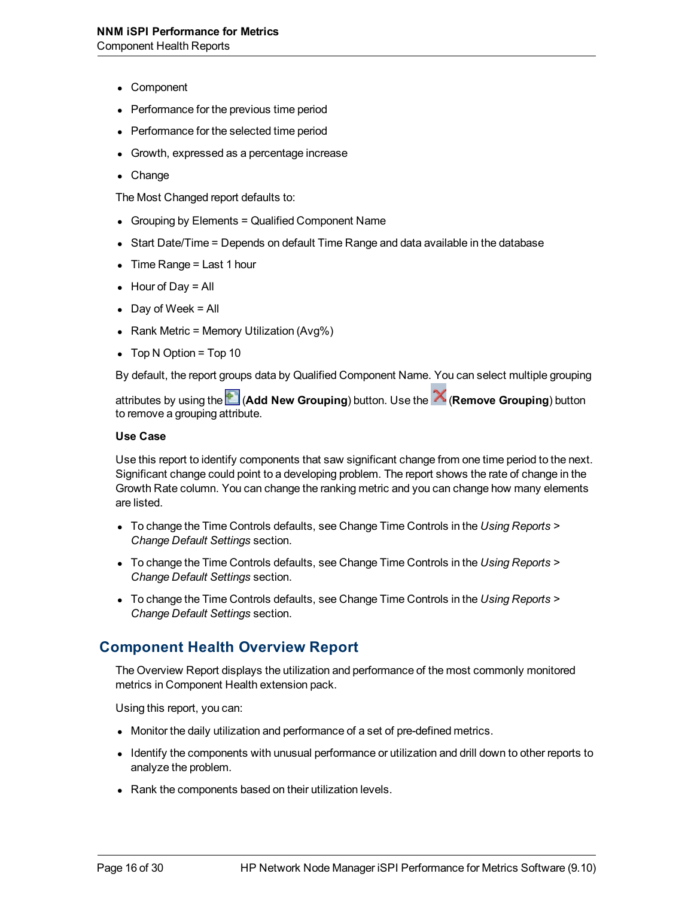- Component
- Performance for the previous time period
- Performance for the selected time period
- Growth, expressed as a percentage increase
- Change

The Most Changed report defaults to:

- Grouping by Elements = Qualified Component Name
- Start Date/Time = Depends on default Time Range and data available in the database
- Time Range = Last 1 hour
- Hour of Day = All
- Day of Week = All
- Rank Metric = Memory Utilization (Avg%)
- Top N Option = Top 10

By default, the report groups data by Qualified Component Name. You can select multiple grouping attributes by using the (**Add New Grouping**) button. Use the (**Remove Grouping**) button to remove a grouping attribute.

**Use Case**

Use this report to identify components that saw significant change from one time period to the next. Significant change could point to a developing problem. The report shows the rate of change in the Growth Rate column. You can change the ranking metric and you can change how many elements are listed.

- To change the Time Controls defaults, see Change Time Controls in the *Using Reports > Change Default Settings* section.
- To change the Time Controls defaults, see Change Time Controls in the *Using Reports > Change Default Settings* section.
- To change the Time Controls defaults, see Change Time Controls in the *Using Reports > Change Default Settings* section.

## Component Health Overview Report

The Overview Report displays the utilization and performance of the most commonly monitored metrics in Component Health extension pack.

Using this report, you can:

- Monitor the daily utilization and performance of a set of pre-defined metrics.
- Identify the components with unusual performance or utilization and drill down to other reports to analyze the problem.
- Rank the components based on their utilization levels.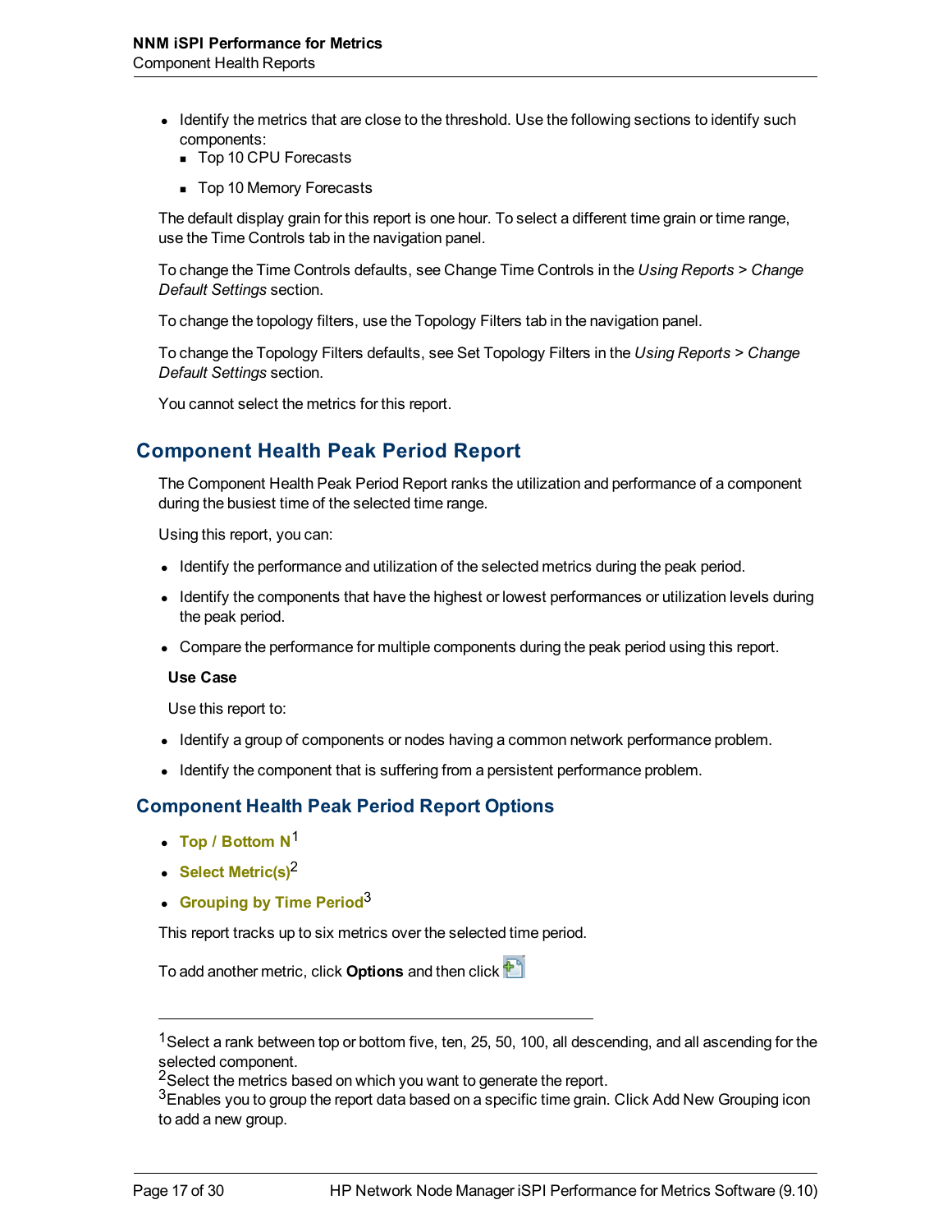- Identify the metrics that are close to the threshold. Use the following sections to identify such components:
  - Top 10 CPU Forecasts
  - Top 10 Memory Forecasts

The default display grain for this report is one hour. To select a different time grain or time range, use the Time Controls tab in the navigation panel.

To change the Time Controls defaults, see Change Time Controls in the *Using Reports > Change Default Settings* section.

To change the topology filters, use the Topology Filters tab in the navigation panel.

To change the Topology Filters defaults, see Set Topology Filters in the *Using Reports > Change Default Settings* section.

You cannot select the metrics for this report.

## Component Health Peak Period Report

The Component Health Peak Period Report ranks the utilization and performance of a component during the busiest time of the selected time range.

Using this report, you can:

- Identify the performance and utilization of the selected metrics during the peak period.
- Identify the components that have the highest or lowest performances or utilization levels during the peak period.
- Compare the performance for multiple components during the peak period using this report.

**Use Case**

Use this report to:

- Identify a group of components or nodes having a common network performance problem.
- Identify the component that is suffering from a persistent performance problem.

### Component Health Peak Period Report Options

- **Top / Bottom N**[1]
- **Select Metric(s)**[2]
- **Grouping by Time Period**[3]

This report tracks up to six metrics over the selected time period.

To add another metric, click **Options** and then click

---

[1]Select a rank between top or bottom five, ten, 25, 50, 100, all descending, and all ascending for the selected component.
[2]Select the metrics based on which you want to generate the report.
[3]Enables you to group the report data based on a specific time grain. Click Add New Grouping icon to add a new group.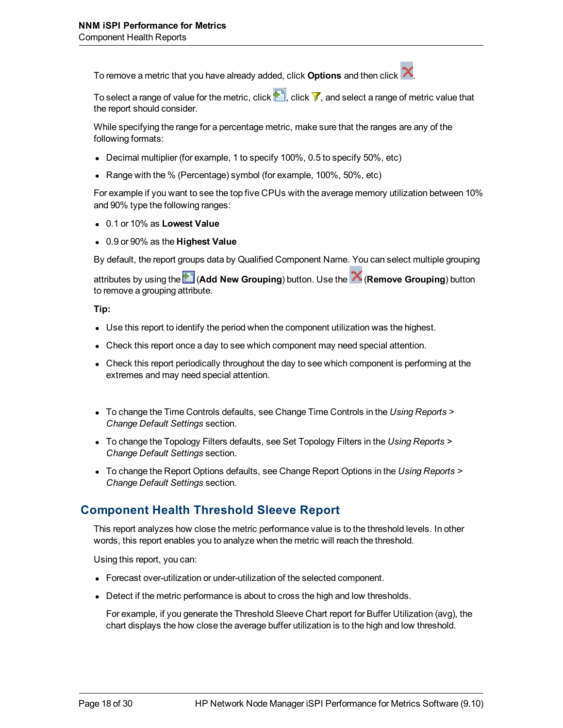To remove a metric that you have already added, click **Options** and then click .

To select a range of value for the metric, click , click , and select a range of metric value that the report should consider.

While specifying the range for a percentage metric, make sure that the ranges are any of the following formats:

- Decimal multiplier (for example, 1 to specify 100%, 0.5 to specify 50%, etc)
- Range with the % (Percentage) symbol (for example, 100%, 50%, etc)

For example if you want to see the top five CPUs with the average memory utilization between 10% and 90% type the following ranges:

- 0.1 or 10% as **Lowest Value**
- 0.9 or 90% as the **Highest Value**

By default, the report groups data by Qualified Component Name. You can select multiple grouping attributes by using the  (**Add New Grouping**) button. Use the  (**Remove Grouping**) button to remove a grouping attribute.

**Tip:**

- Use this report to identify the period when the component utilization was the highest.
- Check this report once a day to see which component may need special attention.
- Check this report periodically throughout the day to see which component is performing at the extremes and may need special attention.

- To change the Time Controls defaults, see Change Time Controls in the *Using Reports > Change Default Settings* section.
- To change the Topology Filters defaults, see Set Topology Filters in the *Using Reports > Change Default Settings* section.
- To change the Report Options defaults, see Change Report Options in the *Using Reports > Change Default Settings* section.

## Component Health Threshold Sleeve Report

This report analyzes how close the metric performance value is to the threshold levels. In other words, this report enables you to analyze when the metric will reach the threshold.

Using this report, you can:

- Forecast over-utilization or under-utilization of the selected component.
- Detect if the metric performance is about to cross the high and low thresholds.

  For example, if you generate the Threshold Sleeve Chart report for Buffer Utilization (avg), the chart displays the how close the average buffer utilization is to the high and low threshold.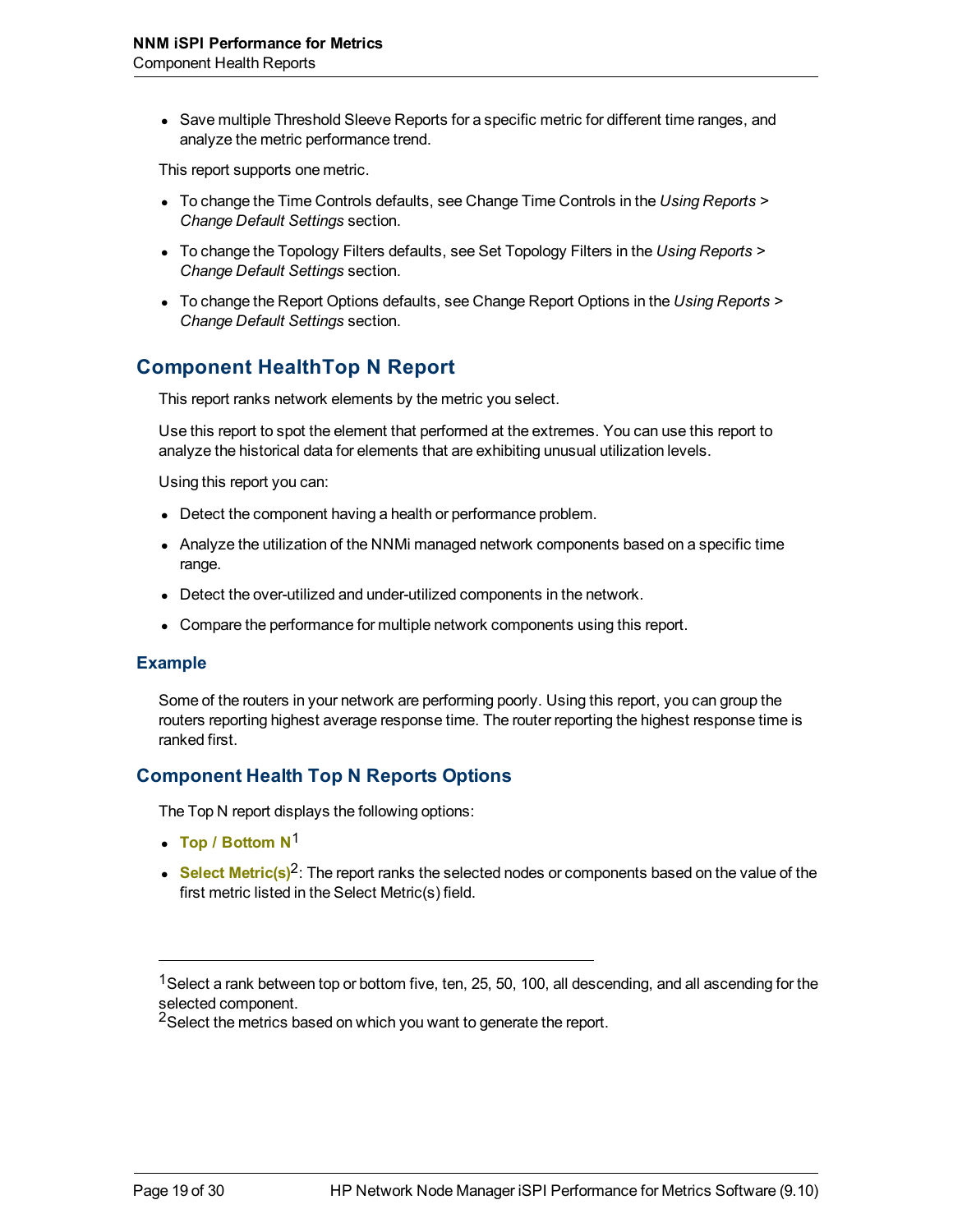- Save multiple Threshold Sleeve Reports for a specific metric for different time ranges, and analyze the metric performance trend.

This report supports one metric.

- To change the Time Controls defaults, see Change Time Controls in the *Using Reports > Change Default Settings* section.
- To change the Topology Filters defaults, see Set Topology Filters in the *Using Reports > Change Default Settings* section.
- To change the Report Options defaults, see Change Report Options in the *Using Reports > Change Default Settings* section.

## Component HealthTop N Report

This report ranks network elements by the metric you select.

Use this report to spot the element that performed at the extremes. You can use this report to analyze the historical data for elements that are exhibiting unusual utilization levels.

Using this report you can:

- Detect the component having a health or performance problem.
- Analyze the utilization of the NNMi managed network components based on a specific time range.
- Detect the over-utilized and under-utilized components in the network.
- Compare the performance for multiple network components using this report.

### Example

Some of the routers in your network are performing poorly. Using this report, you can group the routers reporting highest average response time. The router reporting the highest response time is ranked first.

### Component Health Top N Reports Options

The Top N report displays the following options:

- **Top / Bottom N**[1]
- **Select Metric(s)**[2]: The report ranks the selected nodes or components based on the value of the first metric listed in the Select Metric(s) field.

---

[1] Select a rank between top or bottom five, ten, 25, 50, 100, all descending, and all ascending for the selected component.

[2] Select the metrics based on which you want to generate the report.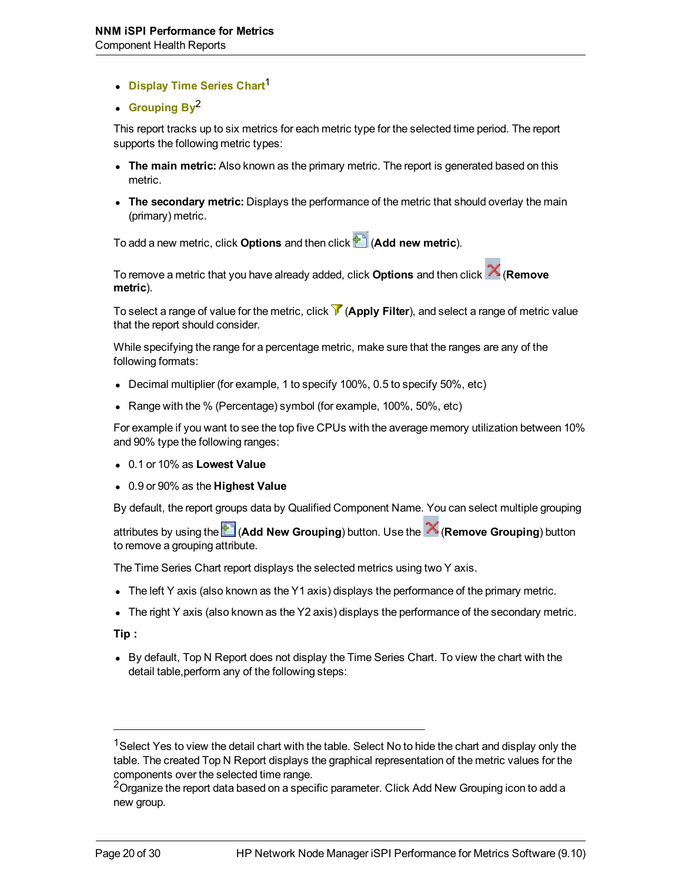- **Display Time Series Chart**[1]
- **Grouping By**[2]

This report tracks up to six metrics for each metric type for the selected time period. The report supports the following metric types:

- **The main metric:** Also known as the primary metric. The report is generated based on this metric.
- **The secondary metric:** Displays the performance of the metric that should overlay the main (primary) metric.

To add a new metric, click **Options** and then click (**Add new metric**).

To remove a metric that you have already added, click **Options** and then click (**Remove metric**).

To select a range of value for the metric, click (**Apply Filter**), and select a range of metric value that the report should consider.

While specifying the range for a percentage metric, make sure that the ranges are any of the following formats:

- Decimal multiplier (for example, 1 to specify 100%, 0.5 to specify 50%, etc)
- Range with the % (Percentage) symbol (for example, 100%, 50%, etc)

For example if you want to see the top five CPUs with the average memory utilization between 10% and 90% type the following ranges:

- 0.1 or 10% as **Lowest Value**
- 0.9 or 90% as the **Highest Value**

By default, the report groups data by Qualified Component Name. You can select multiple grouping attributes by using the (**Add New Grouping**) button. Use the (**Remove Grouping**) button to remove a grouping attribute.

The Time Series Chart report displays the selected metrics using two Y axis.

- The left Y axis (also known as the Y1 axis) displays the performance of the primary metric.
- The right Y axis (also known as the Y2 axis) displays the performance of the secondary metric.

**Tip :**

- By default, Top N Report does not display the Time Series Chart. To view the chart with the detail table,perform any of the following steps:

---

[1] Select Yes to view the detail chart with the table. Select No to hide the chart and display only the table. The created Top N Report displays the graphical representation of the metric values for the components over the selected time range.

[2] Organize the report data based on a specific parameter. Click Add New Grouping icon to add a new group.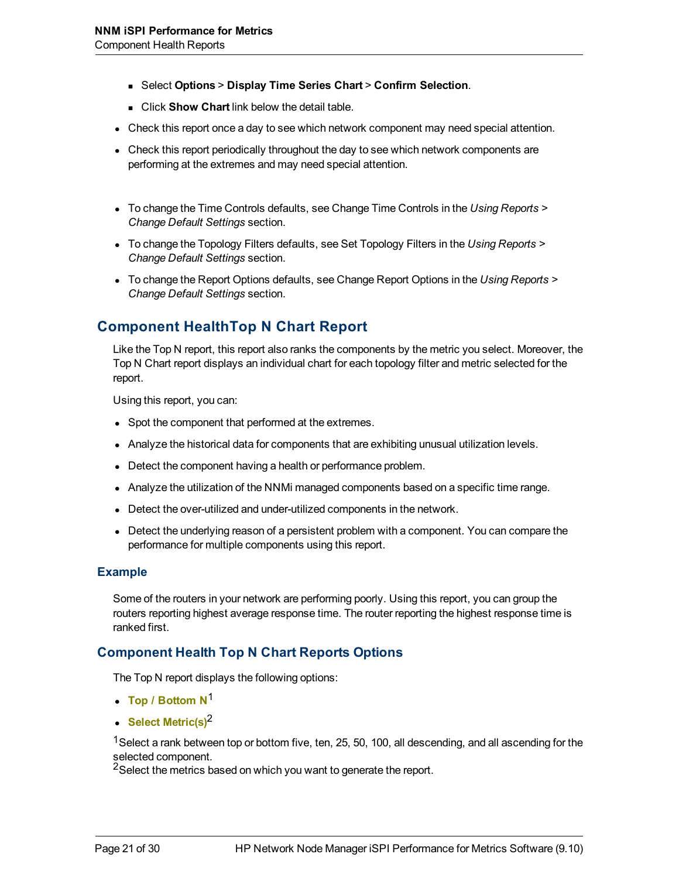- Select **Options** > **Display Time Series Chart** > **Confirm Selection**.
  - Click **Show Chart** link below the detail table.
- Check this report once a day to see which network component may need special attention.
- Check this report periodically throughout the day to see which network components are performing at the extremes and may need special attention.

- To change the Time Controls defaults, see Change Time Controls in the *Using Reports > Change Default Settings* section.
- To change the Topology Filters defaults, see Set Topology Filters in the *Using Reports > Change Default Settings* section.
- To change the Report Options defaults, see Change Report Options in the *Using Reports > Change Default Settings* section.

## Component HealthTop N Chart Report

Like the Top N report, this report also ranks the components by the metric you select. Moreover, the Top N Chart report displays an individual chart for each topology filter and metric selected for the report.

Using this report, you can:

- Spot the component that performed at the extremes.
- Analyze the historical data for components that are exhibiting unusual utilization levels.
- Detect the component having a health or performance problem.
- Analyze the utilization of the NNMi managed components based on a specific time range.
- Detect the over-utilized and under-utilized components in the network.
- Detect the underlying reason of a persistent problem with a component. You can compare the performance for multiple components using this report.

### Example

Some of the routers in your network are performing poorly. Using this report, you can group the routers reporting highest average response time. The router reporting the highest response time is ranked first.

### Component Health Top N Chart Reports Options

The Top N report displays the following options:

- **Top / Bottom N**[1]
- **Select Metric(s)**[2]

[1]Select a rank between top or bottom five, ten, 25, 50, 100, all descending, and all ascending for the selected component.
[2]Select the metrics based on which you want to generate the report.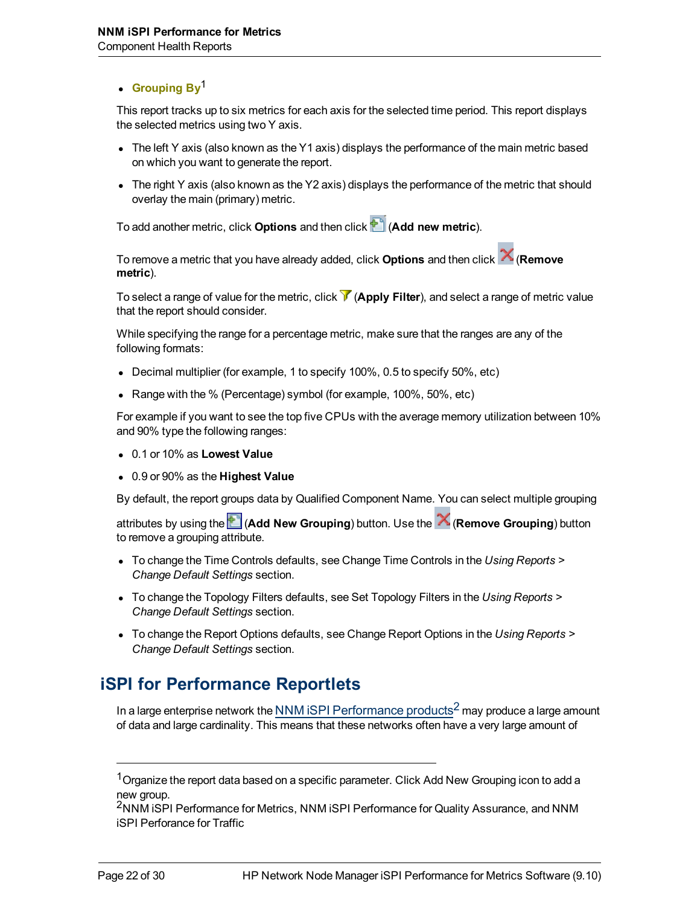- **Grouping By**[1]

This report tracks up to six metrics for each axis for the selected time period. This report displays the selected metrics using two Y axis.

- The left Y axis (also known as the Y1 axis) displays the performance of the main metric based on which you want to generate the report.
- The right Y axis (also known as the Y2 axis) displays the performance of the metric that should overlay the main (primary) metric.

To add another metric, click **Options** and then click (**Add new metric**).

To remove a metric that you have already added, click **Options** and then click (**Remove metric**).

To select a range of value for the metric, click (**Apply Filter**), and select a range of metric value that the report should consider.

While specifying the range for a percentage metric, make sure that the ranges are any of the following formats:

- Decimal multiplier (for example, 1 to specify 100%, 0.5 to specify 50%, etc)
- Range with the % (Percentage) symbol (for example, 100%, 50%, etc)

For example if you want to see the top five CPUs with the average memory utilization between 10% and 90% type the following ranges:

- 0.1 or 10% as **Lowest Value**
- 0.9 or 90% as the **Highest Value**

By default, the report groups data by Qualified Component Name. You can select multiple grouping attributes by using the (**Add New Grouping**) button. Use the (**Remove Grouping**) button to remove a grouping attribute.

- To change the Time Controls defaults, see Change Time Controls in the *Using Reports > Change Default Settings* section.
- To change the Topology Filters defaults, see Set Topology Filters in the *Using Reports > Change Default Settings* section.
- To change the Report Options defaults, see Change Report Options in the *Using Reports > Change Default Settings* section.

## iSPI for Performance Reportlets

In a large enterprise network the NNM iSPI Performance products[2] may produce a large amount of data and large cardinality. This means that these networks often have a very large amount of

---

[1] Organize the report data based on a specific parameter. Click Add New Grouping icon to add a new group.

[2] NNM iSPI Performance for Metrics, NNM iSPI Performance for Quality Assurance, and NNM iSPI Perforance for Traffic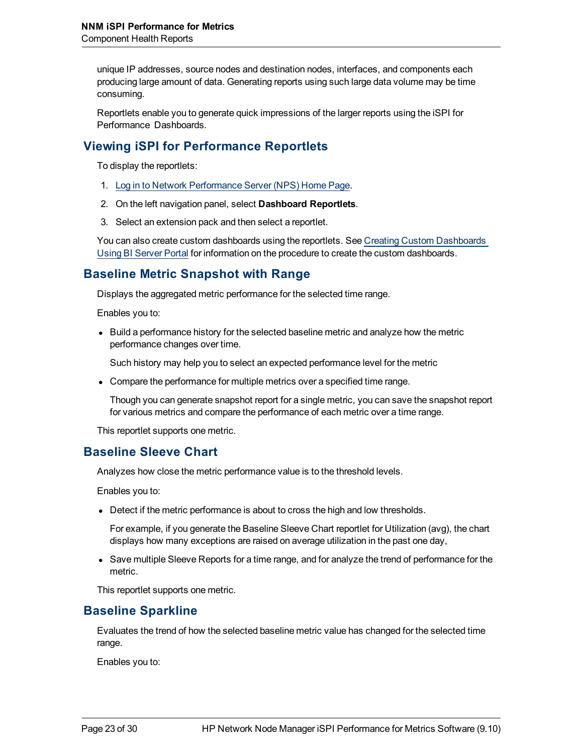unique IP addresses, source nodes and destination nodes, interfaces, and components each producing large amount of data. Generating reports using such large data volume may be time consuming.

Reportlets enable you to generate quick impressions of the larger reports using the iSPI for Performance Dashboards.

## Viewing iSPI for Performance Reportlets

To display the reportlets:

1. Log in to Network Performance Server (NPS) Home Page.
2. On the left navigation panel, select **Dashboard Reportlets**.
3. Select an extension pack and then select a reportlet.

You can also create custom dashboards using the reportlets. See Creating Custom Dashboards Using BI Server Portal for information on the procedure to create the custom dashboards.

## Baseline Metric Snapshot with Range

Displays the aggregated metric performance for the selected time range.

Enables you to:

- Build a performance history for the selected baseline metric and analyze how the metric performance changes over time.

  Such history may help you to select an expected performance level for the metric

- Compare the performance for multiple metrics over a specified time range.

  Though you can generate snapshot report for a single metric, you can save the snapshot report for various metrics and compare the performance of each metric over a time range.

This reportlet supports one metric.

## Baseline Sleeve Chart

Analyzes how close the metric performance value is to the threshold levels.

Enables you to:

- Detect if the metric performance is about to cross the high and low thresholds.

  For example, if you generate the Baseline Sleeve Chart reportlet for Utilization (avg), the chart displays how many exceptions are raised on average utilization in the past one day,

- Save multiple Sleeve Reports for a time range, and for analyze the trend of performance for the metric.

This reportlet supports one metric.

## Baseline Sparkline

Evaluates the trend of how the selected baseline metric value has changed for the selected time range.

Enables you to: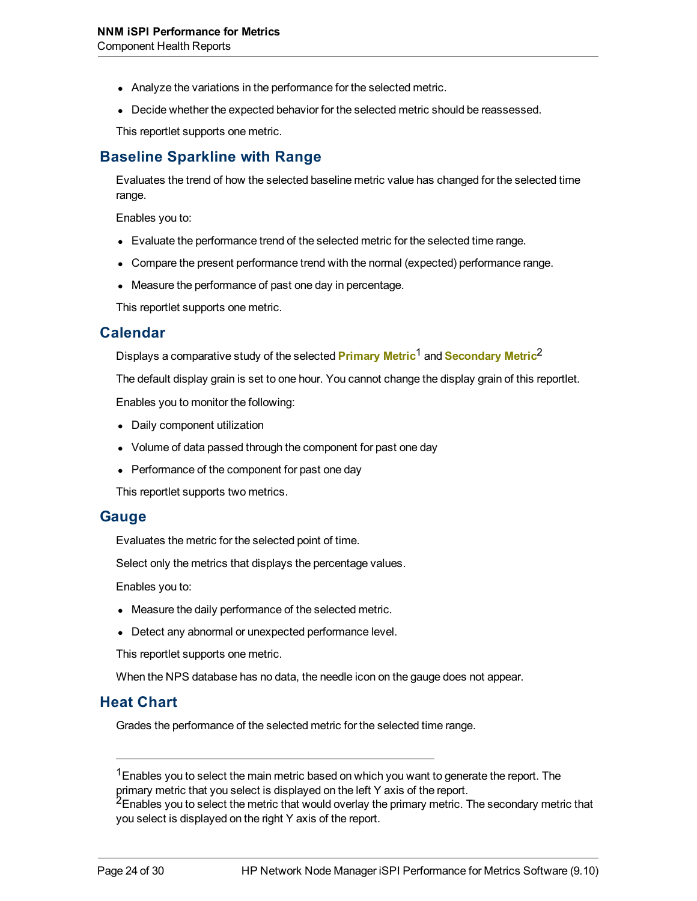- Analyze the variations in the performance for the selected metric.
- Decide whether the expected behavior for the selected metric should be reassessed.

This reportlet supports one metric.

## Baseline Sparkline with Range

Evaluates the trend of how the selected baseline metric value has changed for the selected time range.

Enables you to:

- Evaluate the performance trend of the selected metric for the selected time range.
- Compare the present performance trend with the normal (expected) performance range.
- Measure the performance of past one day in percentage.

This reportlet supports one metric.

## Calendar

Displays a comparative study of the selected **Primary Metric**[1] and **Secondary Metric**[2]

The default display grain is set to one hour. You cannot change the display grain of this reportlet.

Enables you to monitor the following:

- Daily component utilization
- Volume of data passed through the component for past one day
- Performance of the component for past one day

This reportlet supports two metrics.

## Gauge

Evaluates the metric for the selected point of time.

Select only the metrics that displays the percentage values.

Enables you to:

- Measure the daily performance of the selected metric.
- Detect any abnormal or unexpected performance level.

This reportlet supports one metric.

When the NPS database has no data, the needle icon on the gauge does not appear.

## Heat Chart

Grades the performance of the selected metric for the selected time range.

---

[1] Enables you to select the main metric based on which you want to generate the report. The primary metric that you select is displayed on the left Y axis of the report.

[2] Enables you to select the metric that would overlay the primary metric. The secondary metric that you select is displayed on the right Y axis of the report.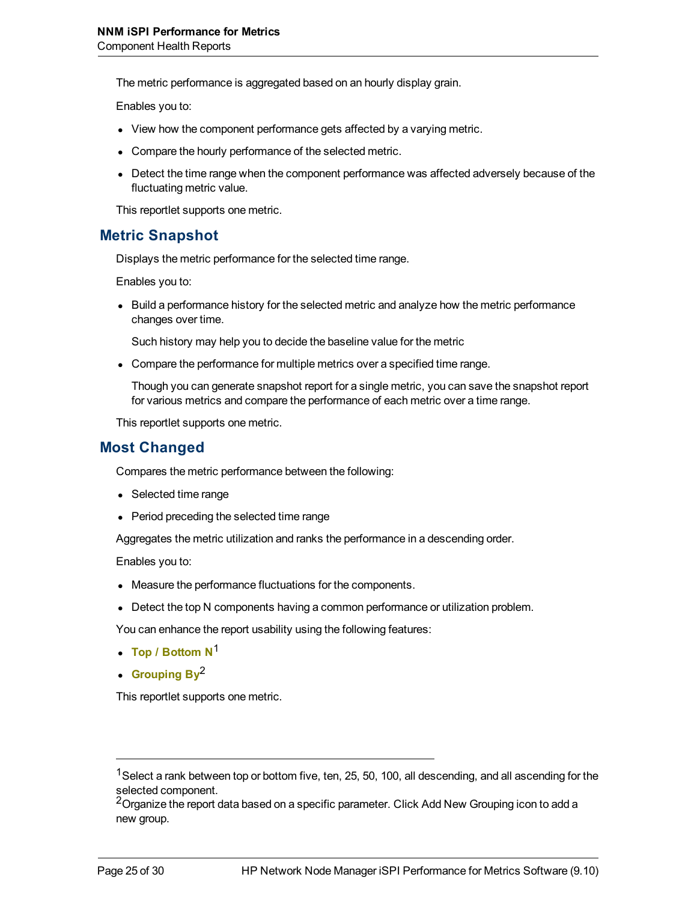The metric performance is aggregated based on an hourly display grain.

Enables you to:

- View how the component performance gets affected by a varying metric.
- Compare the hourly performance of the selected metric.
- Detect the time range when the component performance was affected adversely because of the fluctuating metric value.

This reportlet supports one metric.

## Metric Snapshot

Displays the metric performance for the selected time range.

Enables you to:

- Build a performance history for the selected metric and analyze how the metric performance changes over time.

  Such history may help you to decide the baseline value for the metric

- Compare the performance for multiple metrics over a specified time range.

  Though you can generate snapshot report for a single metric, you can save the snapshot report for various metrics and compare the performance of each metric over a time range.

This reportlet supports one metric.

## Most Changed

Compares the metric performance between the following:

- Selected time range
- Period preceding the selected time range

Aggregates the metric utilization and ranks the performance in a descending order.

Enables you to:

- Measure the performance fluctuations for the components.
- Detect the top N components having a common performance or utilization problem.

You can enhance the report usability using the following features:

- **Top / Bottom N**[1]
- **Grouping By**[2]

This reportlet supports one metric.

---

[1] Select a rank between top or bottom five, ten, 25, 50, 100, all descending, and all ascending for the selected component.

[2] Organize the report data based on a specific parameter. Click Add New Grouping icon to add a new group.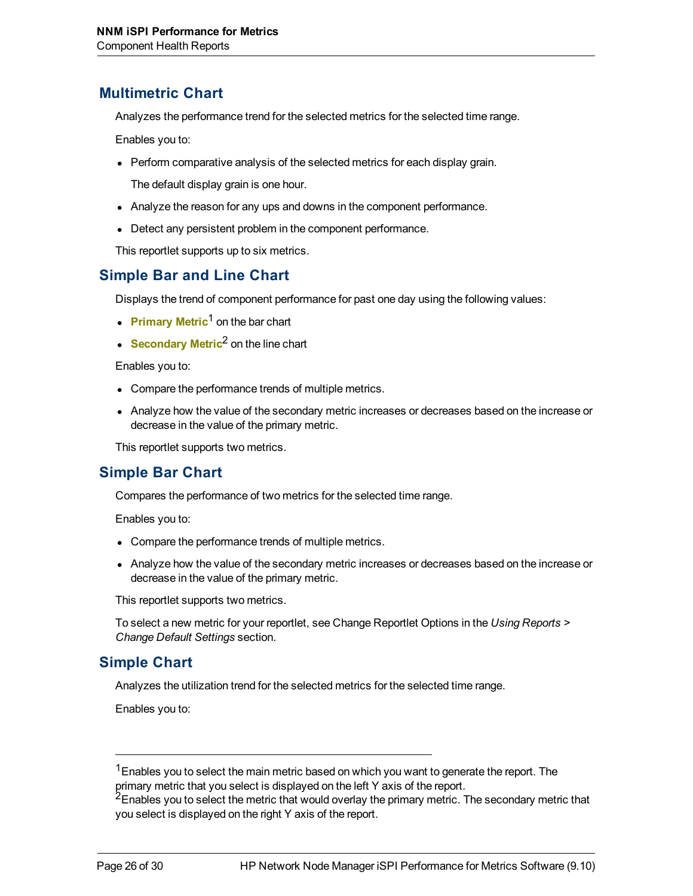## Multimetric Chart

Analyzes the performance trend for the selected metrics for the selected time range.

Enables you to:

- Perform comparative analysis of the selected metrics for each display grain.

  The default display grain is one hour.

- Analyze the reason for any ups and downs in the component performance.
- Detect any persistent problem in the component performance.

This reportlet supports up to six metrics.

## Simple Bar and Line Chart

Displays the trend of component performance for past one day using the following values:

- **Primary Metric**[1] on the bar chart
- **Secondary Metric**[2] on the line chart

Enables you to:

- Compare the performance trends of multiple metrics.
- Analyze how the value of the secondary metric increases or decreases based on the increase or decrease in the value of the primary metric.

This reportlet supports two metrics.

## Simple Bar Chart

Compares the performance of two metrics for the selected time range.

Enables you to:

- Compare the performance trends of multiple metrics.
- Analyze how the value of the secondary metric increases or decreases based on the increase or decrease in the value of the primary metric.

This reportlet supports two metrics.

To select a new metric for your reportlet, see Change Reportlet Options in the *Using Reports > Change Default Settings* section.

## Simple Chart

Analyzes the utilization trend for the selected metrics for the selected time range.

Enables you to:

---

[1] Enables you to select the main metric based on which you want to generate the report. The primary metric that you select is displayed on the left Y axis of the report.

[2] Enables you to select the metric that would overlay the primary metric. The secondary metric that you select is displayed on the right Y axis of the report.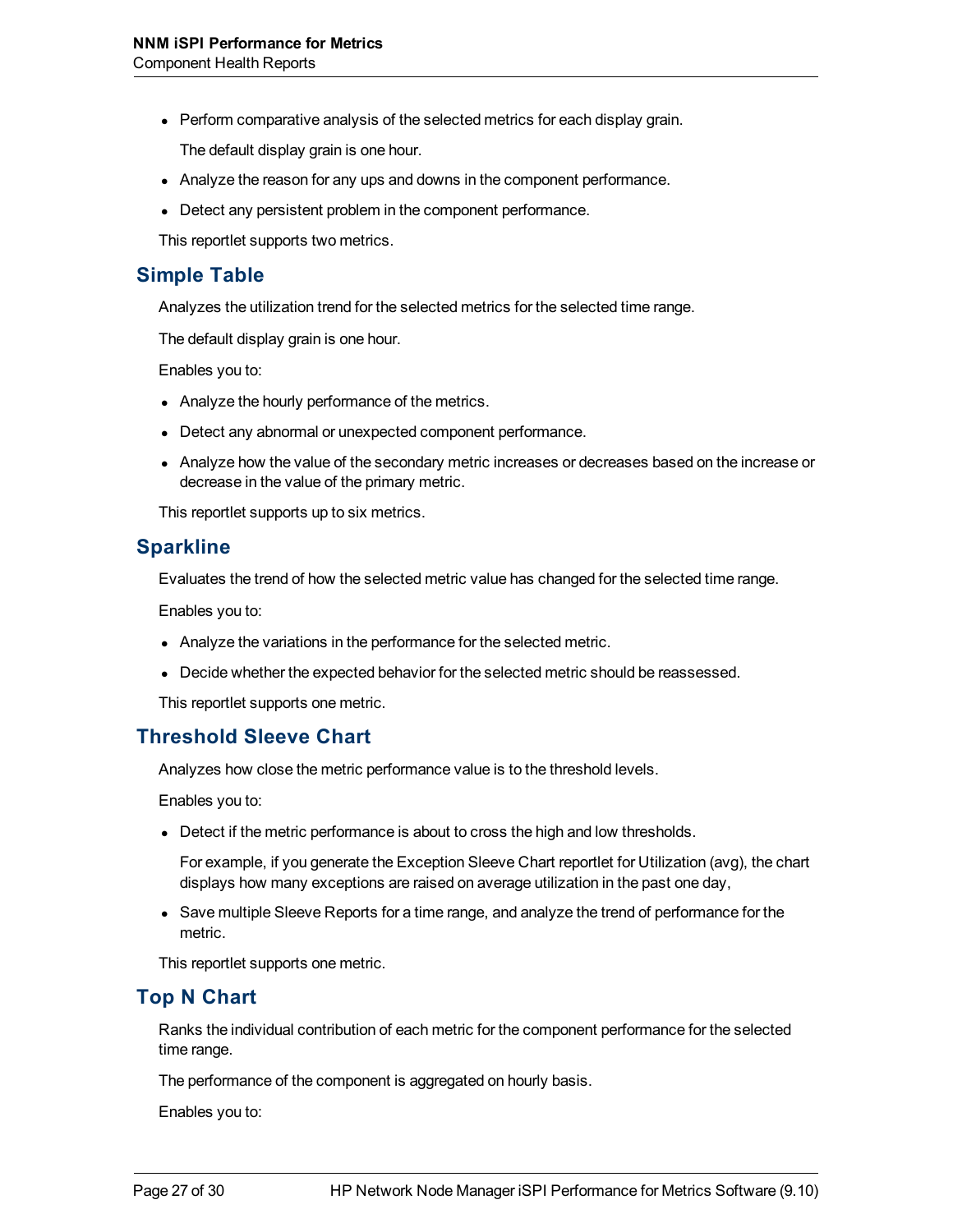- Perform comparative analysis of the selected metrics for each display grain.

  The default display grain is one hour.

- Analyze the reason for any ups and downs in the component performance.
- Detect any persistent problem in the component performance.

This reportlet supports two metrics.

## Simple Table

Analyzes the utilization trend for the selected metrics for the selected time range.

The default display grain is one hour.

Enables you to:

- Analyze the hourly performance of the metrics.
- Detect any abnormal or unexpected component performance.
- Analyze how the value of the secondary metric increases or decreases based on the increase or decrease in the value of the primary metric.

This reportlet supports up to six metrics.

## Sparkline

Evaluates the trend of how the selected metric value has changed for the selected time range.

Enables you to:

- Analyze the variations in the performance for the selected metric.
- Decide whether the expected behavior for the selected metric should be reassessed.

This reportlet supports one metric.

## Threshold Sleeve Chart

Analyzes how close the metric performance value is to the threshold levels.

Enables you to:

- Detect if the metric performance is about to cross the high and low thresholds.

  For example, if you generate the Exception Sleeve Chart reportlet for Utilization (avg), the chart displays how many exceptions are raised on average utilization in the past one day,

- Save multiple Sleeve Reports for a time range, and analyze the trend of performance for the metric.

This reportlet supports one metric.

## Top N Chart

Ranks the individual contribution of each metric for the component performance for the selected time range.

The performance of the component is aggregated on hourly basis.

Enables you to: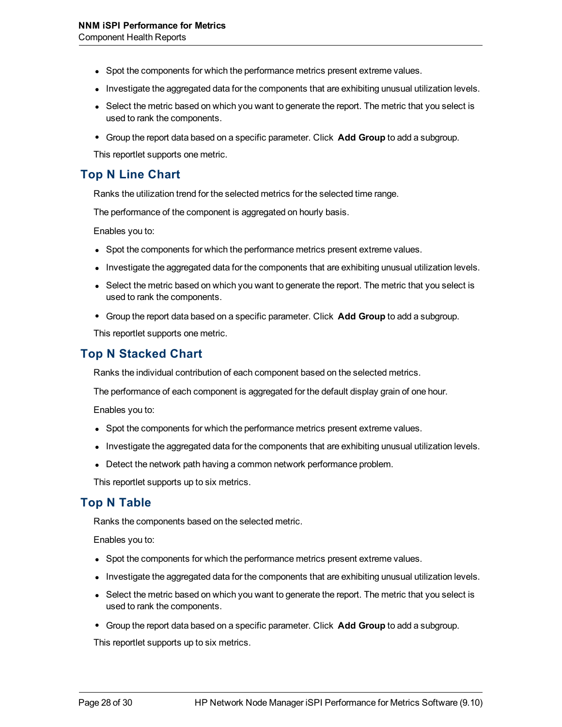- Spot the components for which the performance metrics present extreme values.
- Investigate the aggregated data for the components that are exhibiting unusual utilization levels.
- Select the metric based on which you want to generate the report. The metric that you select is used to rank the components.
- Group the report data based on a specific parameter. Click **Add Group** to add a subgroup.

This reportlet supports one metric.

## Top N Line Chart

Ranks the utilization trend for the selected metrics for the selected time range.

The performance of the component is aggregated on hourly basis.

Enables you to:

- Spot the components for which the performance metrics present extreme values.
- Investigate the aggregated data for the components that are exhibiting unusual utilization levels.
- Select the metric based on which you want to generate the report. The metric that you select is used to rank the components.
- Group the report data based on a specific parameter. Click **Add Group** to add a subgroup.

This reportlet supports one metric.

## Top N Stacked Chart

Ranks the individual contribution of each component based on the selected metrics.

The performance of each component is aggregated for the default display grain of one hour.

Enables you to:

- Spot the components for which the performance metrics present extreme values.
- Investigate the aggregated data for the components that are exhibiting unusual utilization levels.
- Detect the network path having a common network performance problem.

This reportlet supports up to six metrics.

## Top N Table

Ranks the components based on the selected metric.

Enables you to:

- Spot the components for which the performance metrics present extreme values.
- Investigate the aggregated data for the components that are exhibiting unusual utilization levels.
- Select the metric based on which you want to generate the report. The metric that you select is used to rank the components.
- Group the report data based on a specific parameter. Click **Add Group** to add a subgroup.

This reportlet supports up to six metrics.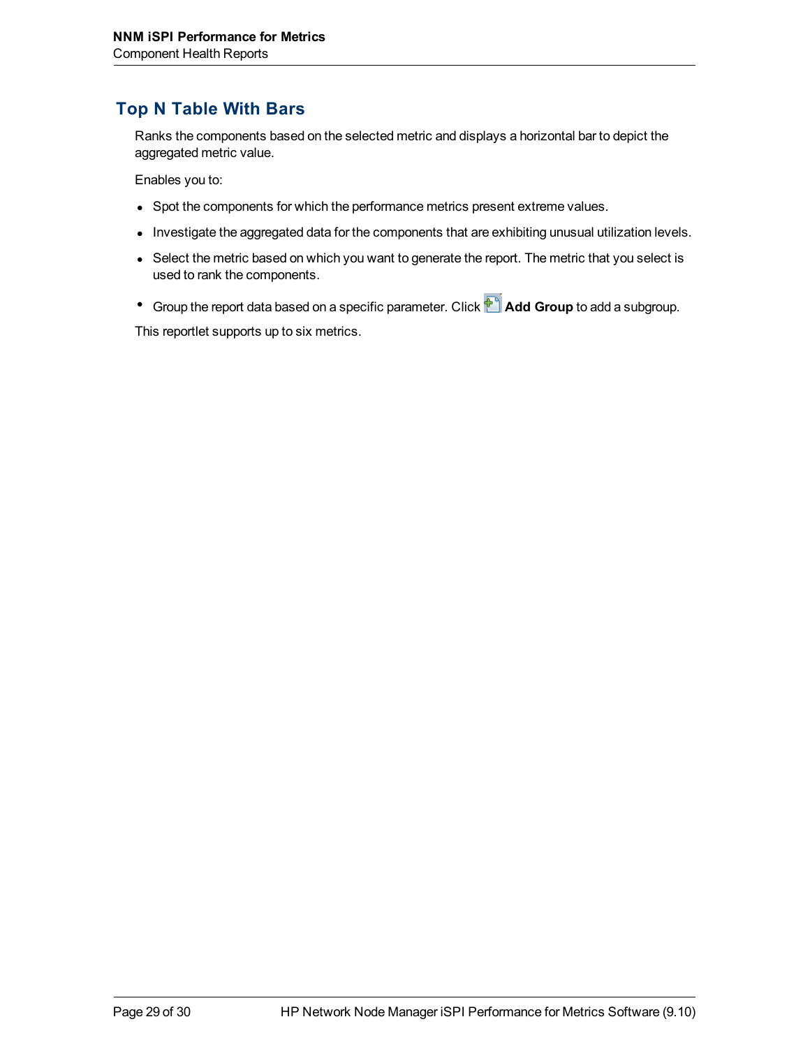## Top N Table With Bars

Ranks the components based on the selected metric and displays a horizontal bar to depict the aggregated metric value.

Enables you to:

- Spot the components for which the performance metrics present extreme values.
- Investigate the aggregated data for the components that are exhibiting unusual utilization levels.
- Select the metric based on which you want to generate the report. The metric that you select is used to rank the components.
- Group the report data based on a specific parameter. Click **Add Group** to add a subgroup.

This reportlet supports up to six metrics.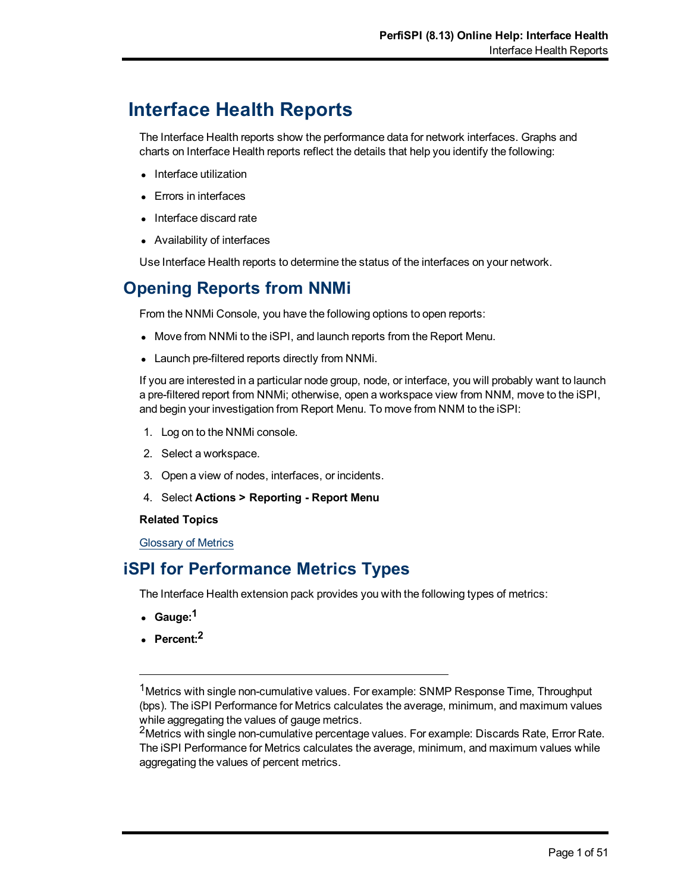# Interface Health Reports

The Interface Health reports show the performance data for network interfaces. Graphs and charts on Interface Health reports reflect the details that help you identify the following:

- Interface utilization
- Errors in interfaces
- Interface discard rate
- Availability of interfaces

Use Interface Health reports to determine the status of the interfaces on your network.

## Opening Reports from NNMi

From the NNMi Console, you have the following options to open reports:

- Move from NNMi to the iSPI, and launch reports from the Report Menu.
- Launch pre-filtered reports directly from NNMi.

If you are interested in a particular node group, node, or interface, you will probably want to launch a pre-filtered report from NNMi; otherwise, open a workspace view from NNM, move to the iSPI, and begin your investigation from Report Menu. To move from NNM to the iSPI:

1. Log on to the NNMi console.
2. Select a workspace.
3. Open a view of nodes, interfaces, or incidents.
4. Select **Actions > Reporting - Report Menu**

**Related Topics**

Glossary of Metrics

## iSPI for Performance Metrics Types

The Interface Health extension pack provides you with the following types of metrics:

- **Gauge:**[1]
- **Percent:**[2]

---

[1]Metrics with single non-cumulative values. For example: SNMP Response Time, Throughput (bps). The iSPI Performance for Metrics calculates the average, minimum, and maximum values while aggregating the values of gauge metrics.

[2]Metrics with single non-cumulative percentage values. For example: Discards Rate, Error Rate. The iSPI Performance for Metrics calculates the average, minimum, and maximum values while aggregating the values of percent metrics.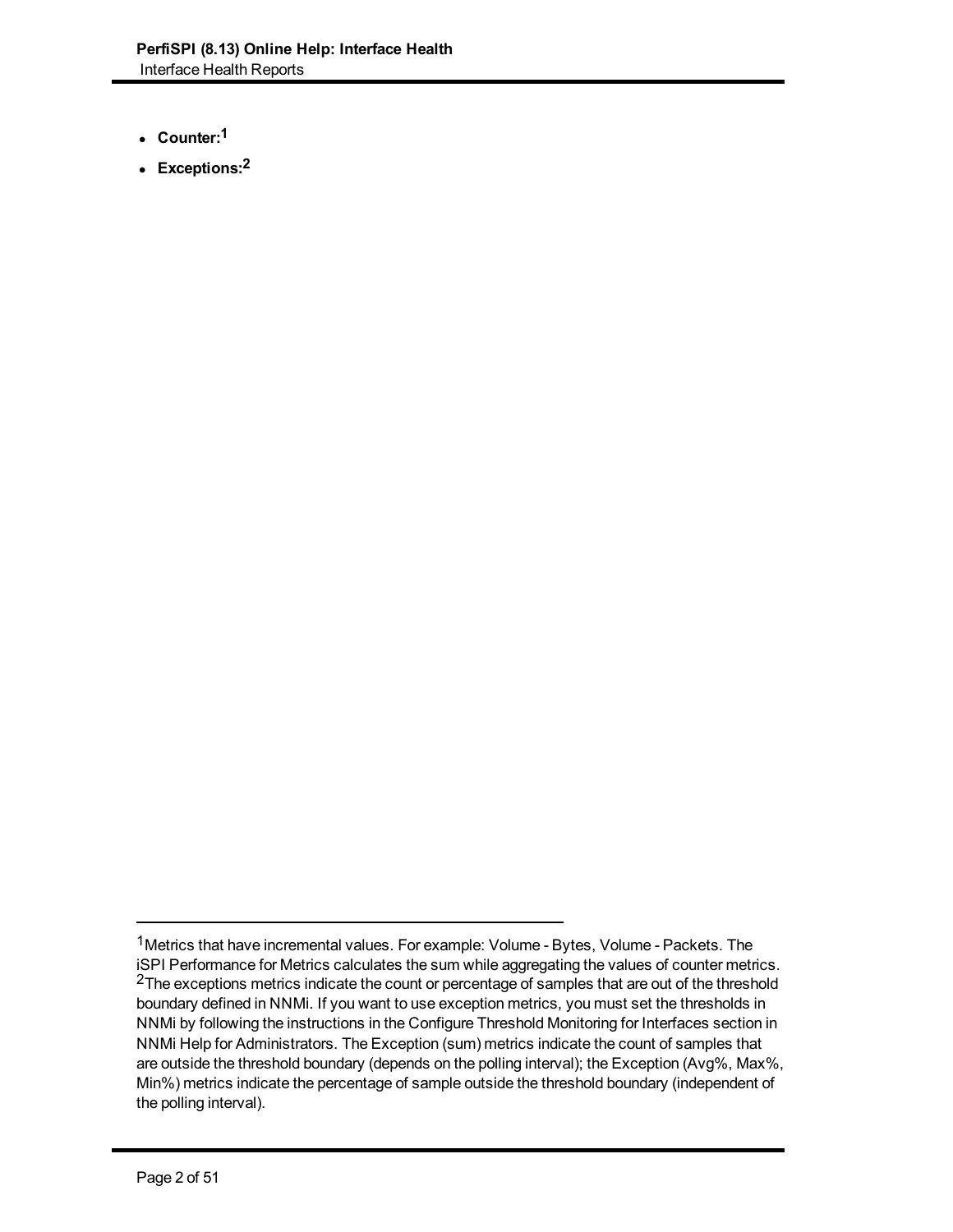- **Counter:**[1]
- **Exceptions:**[2]

---

[1] Metrics that have incremental values. For example: Volume - Bytes, Volume - Packets. The iSPI Performance for Metrics calculates the sum while aggregating the values of counter metrics.

[2] The exceptions metrics indicate the count or percentage of samples that are out of the threshold boundary defined in NNMi. If you want to use exception metrics, you must set the thresholds in NNMi by following the instructions in the Configure Threshold Monitoring for Interfaces section in NNMi Help for Administrators. The Exception (sum) metrics indicate the count of samples that are outside the threshold boundary (depends on the polling interval); the Exception (Avg%, Max%, Min%) metrics indicate the percentage of sample outside the threshold boundary (independent of the polling interval).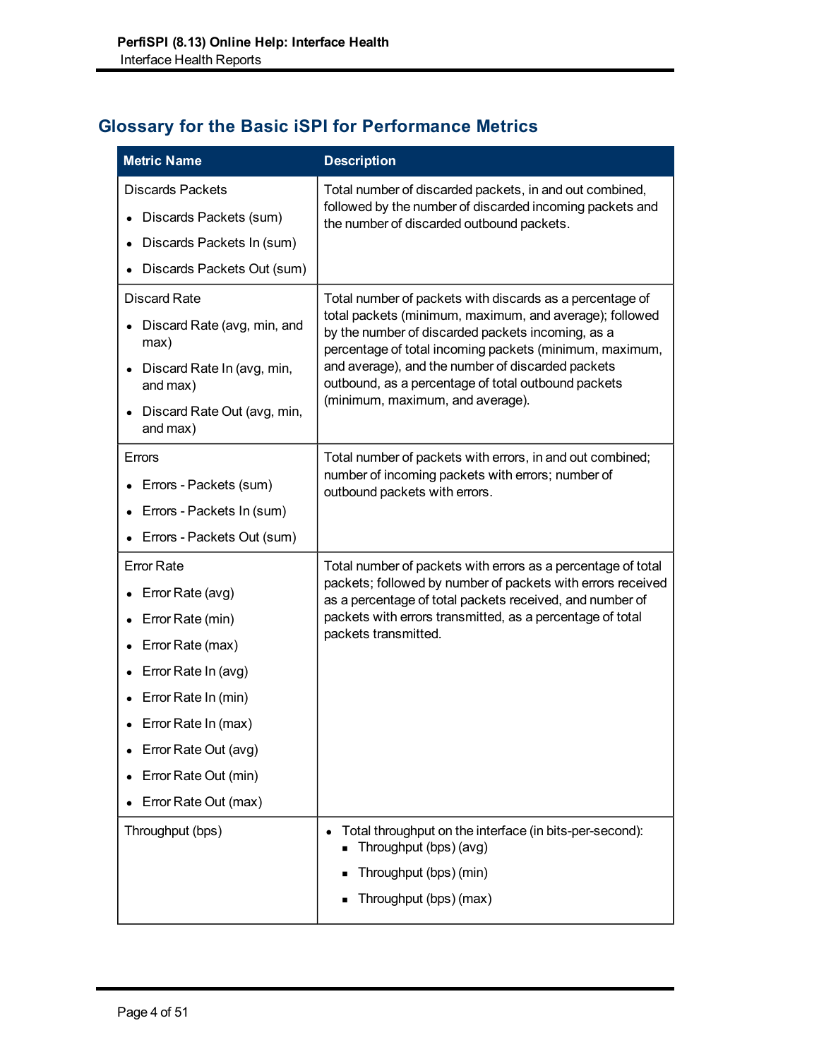## Glossary for the Basic iSPI for Performance Metrics

| Metric Name | Description |
|---|---|
| Discards Packets<br>• Discards Packets (sum)<br>• Discards Packets In (sum)<br>• Discards Packets Out (sum) | Total number of discarded packets, in and out combined, followed by the number of discarded incoming packets and the number of discarded outbound packets. |
| Discard Rate<br>• Discard Rate (avg, min, and max)<br>• Discard Rate In (avg, min, and max)<br>• Discard Rate Out (avg, min, and max) | Total number of packets with discards as a percentage of total packets (minimum, maximum, and average); followed by the number of discarded packets incoming, as a percentage of total incoming packets (minimum, maximum, and average), and the number of discarded packets outbound, as a percentage of total outbound packets (minimum, maximum, and average). |
| Errors<br>• Errors - Packets (sum)<br>• Errors - Packets In (sum)<br>• Errors - Packets Out (sum) | Total number of packets with errors, in and out combined; number of incoming packets with errors; number of outbound packets with errors. |
| Error Rate<br>• Error Rate (avg)<br>• Error Rate (min)<br>• Error Rate (max)<br>• Error Rate In (avg)<br>• Error Rate In (min)<br>• Error Rate In (max)<br>• Error Rate Out (avg)<br>• Error Rate Out (min)<br>• Error Rate Out (max) | Total number of packets with errors as a percentage of total packets; followed by number of packets with errors received as a percentage of total packets received, and number of packets with errors transmitted, as a percentage of total packets transmitted. |
| Throughput (bps) | • Total throughput on the interface (in bits-per-second):<br>&nbsp;&nbsp;▪ Throughput (bps) (avg)<br>&nbsp;&nbsp;▪ Throughput (bps) (min)<br>&nbsp;&nbsp;▪ Throughput (bps) (max) |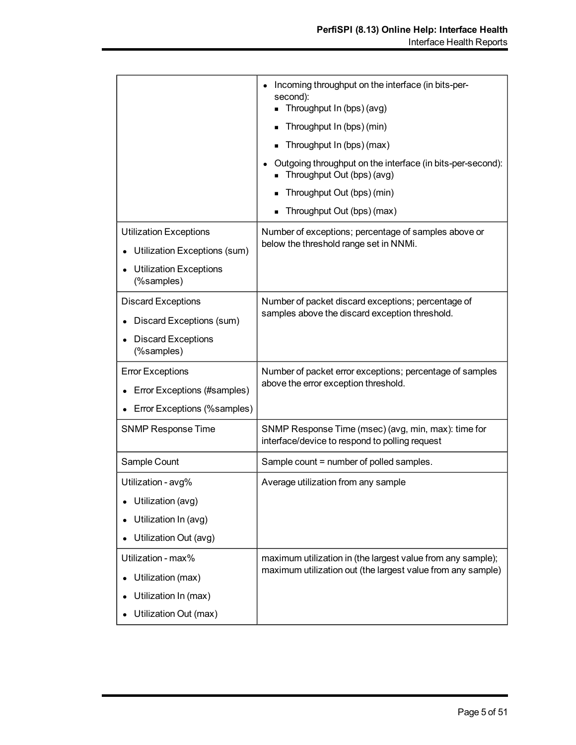| | |
|---|---|
| | • Incoming throughput on the interface (in bits-per-second):<br>▪ Throughput In (bps) (avg)<br>▪ Throughput In (bps) (min)<br>▪ Throughput In (bps) (max)<br>• Outgoing throughput on the interface (in bits-per-second):<br>▪ Throughput Out (bps) (avg)<br>▪ Throughput Out (bps) (min)<br>▪ Throughput Out (bps) (max) |
| Utilization Exceptions<br>• Utilization Exceptions (sum)<br>• Utilization Exceptions (%samples) | Number of exceptions; percentage of samples above or below the threshold range set in NNMi. |
| Discard Exceptions<br>• Discard Exceptions (sum)<br>• Discard Exceptions (%samples) | Number of packet discard exceptions; percentage of samples above the discard exception threshold. |
| Error Exceptions<br>• Error Exceptions (#samples)<br>• Error Exceptions (%samples) | Number of packet error exceptions; percentage of samples above the error exception threshold. |
| SNMP Response Time | SNMP Response Time (msec) (avg, min, max): time for interface/device to respond to polling request |
| Sample Count | Sample count = number of polled samples. |
| Utilization - avg%<br>• Utilization (avg)<br>• Utilization In (avg)<br>• Utilization Out (avg) | Average utilization from any sample |
| Utilization - max%<br>• Utilization (max)<br>• Utilization In (max)<br>• Utilization Out (max) | maximum utilization in (the largest value from any sample); maximum utilization out (the largest value from any sample) |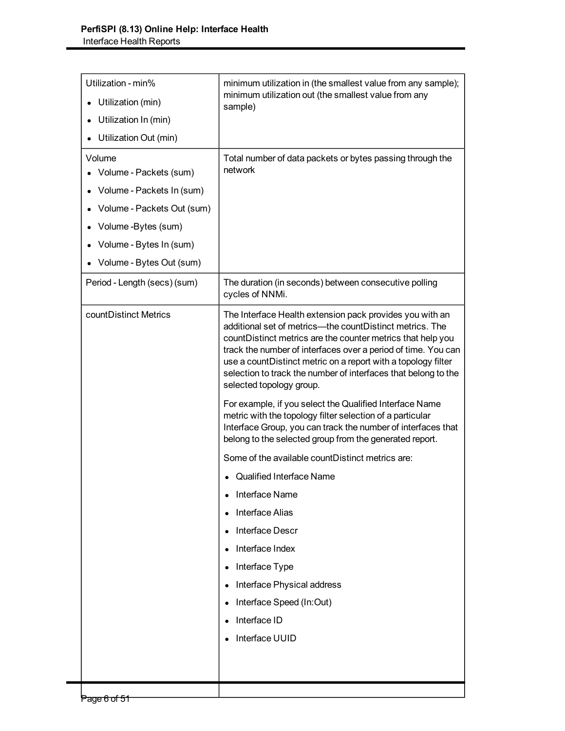| | |
|---|---|
| Utilization - min%<br>• Utilization (min)<br>• Utilization In (min)<br>• Utilization Out (min) | minimum utilization in (the smallest value from any sample); minimum utilization out (the smallest value from any sample) |
| Volume<br>• Volume - Packets (sum)<br>• Volume - Packets In (sum)<br>• Volume - Packets Out (sum)<br>• Volume -Bytes (sum)<br>• Volume - Bytes In (sum)<br>• Volume - Bytes Out (sum) | Total number of data packets or bytes passing through the network |
| Period - Length (secs) (sum) | The duration (in seconds) between consecutive polling cycles of NNMi. |
| countDistinct Metrics | The Interface Health extension pack provides you with an additional set of metrics—the countDistinct metrics. The countDistinct metrics are the counter metrics that help you track the number of interfaces over a period of time. You can use a countDistinct metric on a report with a topology filter selection to track the number of interfaces that belong to the selected topology group.<br><br>For example, if you select the Qualified Interface Name metric with the topology filter selection of a particular Interface Group, you can track the number of interfaces that belong to the selected group from the generated report.<br><br>Some of the available countDistinct metrics are:<br>• Qualified Interface Name<br>• Interface Name<br>• Interface Alias<br>• Interface Descr<br>• Interface Index<br>• Interface Type<br>• Interface Physical address<br>• Interface Speed (In:Out)<br>• Interface ID<br>• Interface UUID |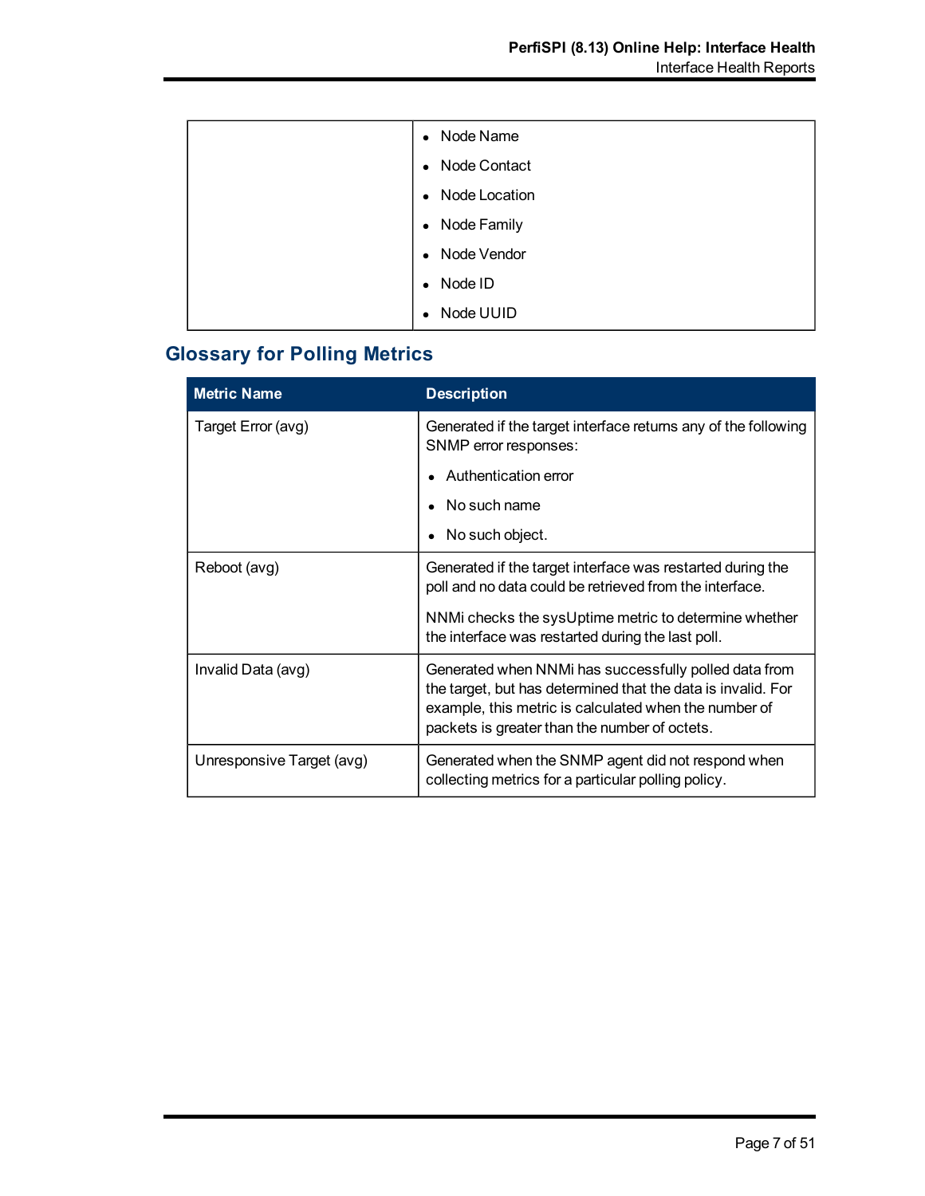| | |
|---|---|
| | • Node Name<br>• Node Contact<br>• Node Location<br>• Node Family<br>• Node Vendor<br>• Node ID<br>• Node UUID |

## Glossary for Polling Metrics

| Metric Name | Description |
|---|---|
| Target Error (avg) | Generated if the target interface returns any of the following SNMP error responses:<br>• Authentication error<br>• No such name<br>• No such object. |
| Reboot (avg) | Generated if the target interface was restarted during the poll and no data could be retrieved from the interface.<br>NNMi checks the sysUptime metric to determine whether the interface was restarted during the last poll. |
| Invalid Data (avg) | Generated when NNMi has successfully polled data from the target, but has determined that the data is invalid. For example, this metric is calculated when the number of packets is greater than the number of octets. |
| Unresponsive Target (avg) | Generated when the SNMP agent did not respond when collecting metrics for a particular polling policy. |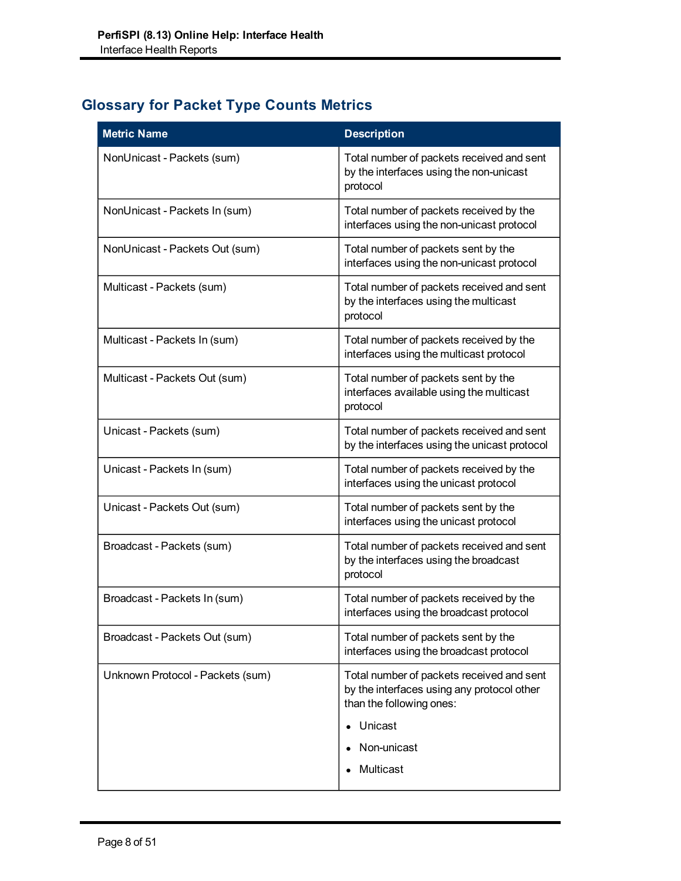## Glossary for Packet Type Counts Metrics

| Metric Name | Description |
|---|---|
| NonUnicast - Packets (sum) | Total number of packets received and sent by the interfaces using the non-unicast protocol |
| NonUnicast - Packets In (sum) | Total number of packets received by the interfaces using the non-unicast protocol |
| NonUnicast - Packets Out (sum) | Total number of packets sent by the interfaces using the non-unicast protocol |
| Multicast - Packets (sum) | Total number of packets received and sent by the interfaces using the multicast protocol |
| Multicast - Packets In (sum) | Total number of packets received by the interfaces using the multicast protocol |
| Multicast - Packets Out (sum) | Total number of packets sent by the interfaces available using the multicast protocol |
| Unicast - Packets (sum) | Total number of packets received and sent by the interfaces using the unicast protocol |
| Unicast - Packets In (sum) | Total number of packets received by the interfaces using the unicast protocol |
| Unicast - Packets Out (sum) | Total number of packets sent by the interfaces using the unicast protocol |
| Broadcast - Packets (sum) | Total number of packets received and sent by the interfaces using the broadcast protocol |
| Broadcast - Packets In (sum) | Total number of packets received by the interfaces using the broadcast protocol |
| Broadcast - Packets Out (sum) | Total number of packets sent by the interfaces using the broadcast protocol |
| Unknown Protocol - Packets (sum) | Total number of packets received and sent by the interfaces using any protocol other than the following ones: <br>• Unicast<br>• Non-unicast<br>• Multicast |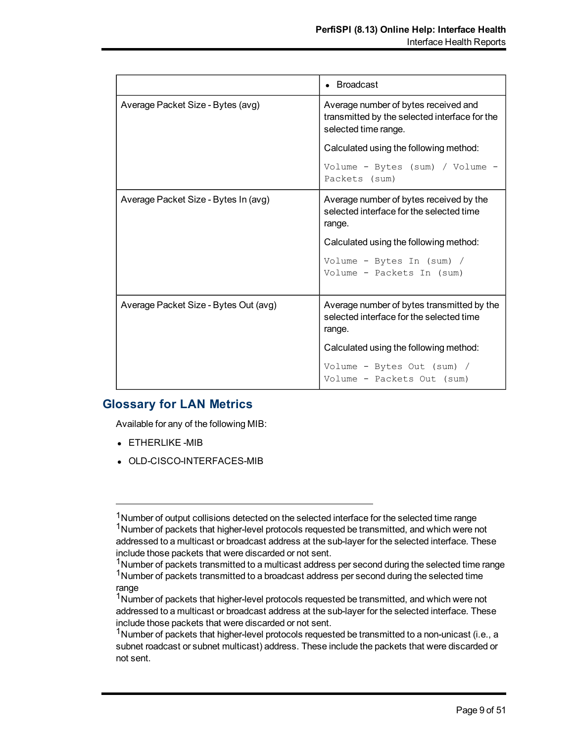|  |  |
| --- | --- |
|  | • Broadcast |
| Average Packet Size - Bytes (avg) | Average number of bytes received and transmitted by the selected interface for the selected time range.<br><br>Calculated using the following method:<br><br>`Volume - Bytes (sum) / Volume - Packets (sum)` |
| Average Packet Size - Bytes In (avg) | Average number of bytes received by the selected interface for the selected time range.<br><br>Calculated using the following method:<br><br>`Volume - Bytes In (sum) / Volume - Packets In (sum)` |
| Average Packet Size - Bytes Out (avg) | Average number of bytes transmitted by the selected interface for the selected time range.<br><br>Calculated using the following method:<br><br>`Volume - Bytes Out (sum) / Volume - Packets Out (sum)` |

## Glossary for LAN Metrics

Available for any of the following MIB:

- ETHERLIKE -MIB
- OLD-CISCO-INTERFACES-MIB

---

[1]Number of output collisions detected on the selected interface for the selected time range
[1]Number of packets that higher-level protocols requested be transmitted, and which were not addressed to a multicast or broadcast address at the sub-layer for the selected interface. These include those packets that were discarded or not sent.
[1]Number of packets transmitted to a multicast address per second during the selected time range
[1]Number of packets transmitted to a broadcast address per second during the selected time range
[1]Number of packets that higher-level protocols requested be transmitted, and which were not addressed to a multicast or broadcast address at the sub-layer for the selected interface. These include those packets that were discarded or not sent.
[1]Number of packets that higher-level protocols requested be transmitted to a non-unicast (i.e., a subnet roadcast or subnet multicast) address. These include the packets that were discarded or not sent.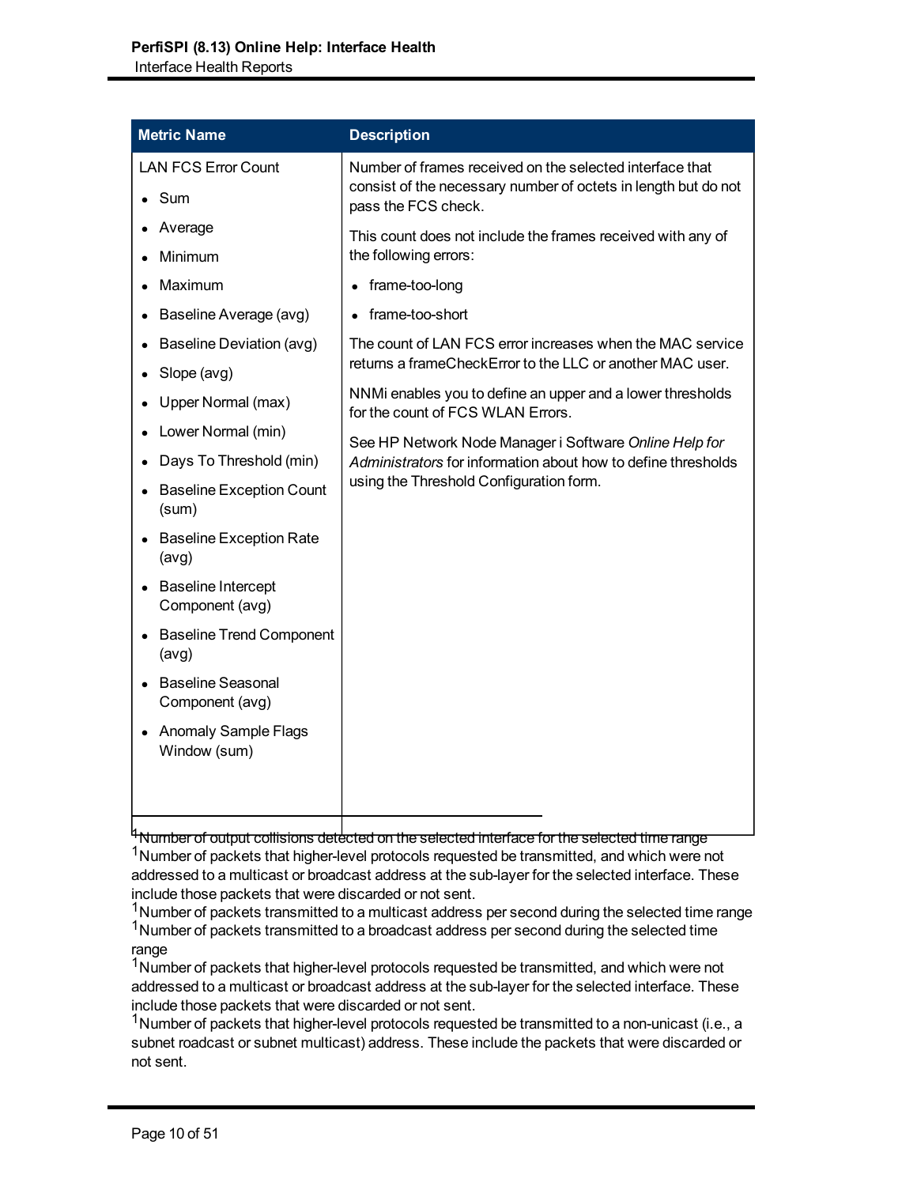| Metric Name | Description |
|---|---|
| LAN FCS Error Count<br>• Sum<br>• Average<br>• Minimum<br>• Maximum<br>• Baseline Average (avg)<br>• Baseline Deviation (avg)<br>• Slope (avg)<br>• Upper Normal (max)<br>• Lower Normal (min)<br>• Days To Threshold (min)<br>• Baseline Exception Count (sum)<br>• Baseline Exception Rate (avg)<br>• Baseline Intercept Component (avg)<br>• Baseline Trend Component (avg)<br>• Baseline Seasonal Component (avg)<br>• Anomaly Sample Flags Window (sum) | Number of frames received on the selected interface that consist of the necessary number of octets in length but do not pass the FCS check.<br>This count does not include the frames received with any of the following errors:<br>• frame-too-long<br>• frame-too-short<br>The count of LAN FCS error increases when the MAC service returns a frameCheckError to the LLC or another MAC user.<br>NNMi enables you to define an upper and a lower thresholds for the count of FCS WLAN Errors.<br>See HP Network Node Manager i Software *Online Help for Administrators* for information about how to define thresholds using the Threshold Configuration form. |

[1]Number of output collisions detected on the selected interface for the selected time range

[1]Number of packets that higher-level protocols requested be transmitted, and which were not addressed to a multicast or broadcast address at the sub-layer for the selected interface. These include those packets that were discarded or not sent.

[1]Number of packets transmitted to a multicast address per second during the selected time range

[1]Number of packets transmitted to a broadcast address per second during the selected time range

[1]Number of packets that higher-level protocols requested be transmitted, and which were not addressed to a multicast or broadcast address at the sub-layer for the selected interface. These include those packets that were discarded or not sent.

[1]Number of packets that higher-level protocols requested be transmitted to a non-unicast (i.e., a subnet roadcast or subnet multicast) address. These include the packets that were discarded or not sent.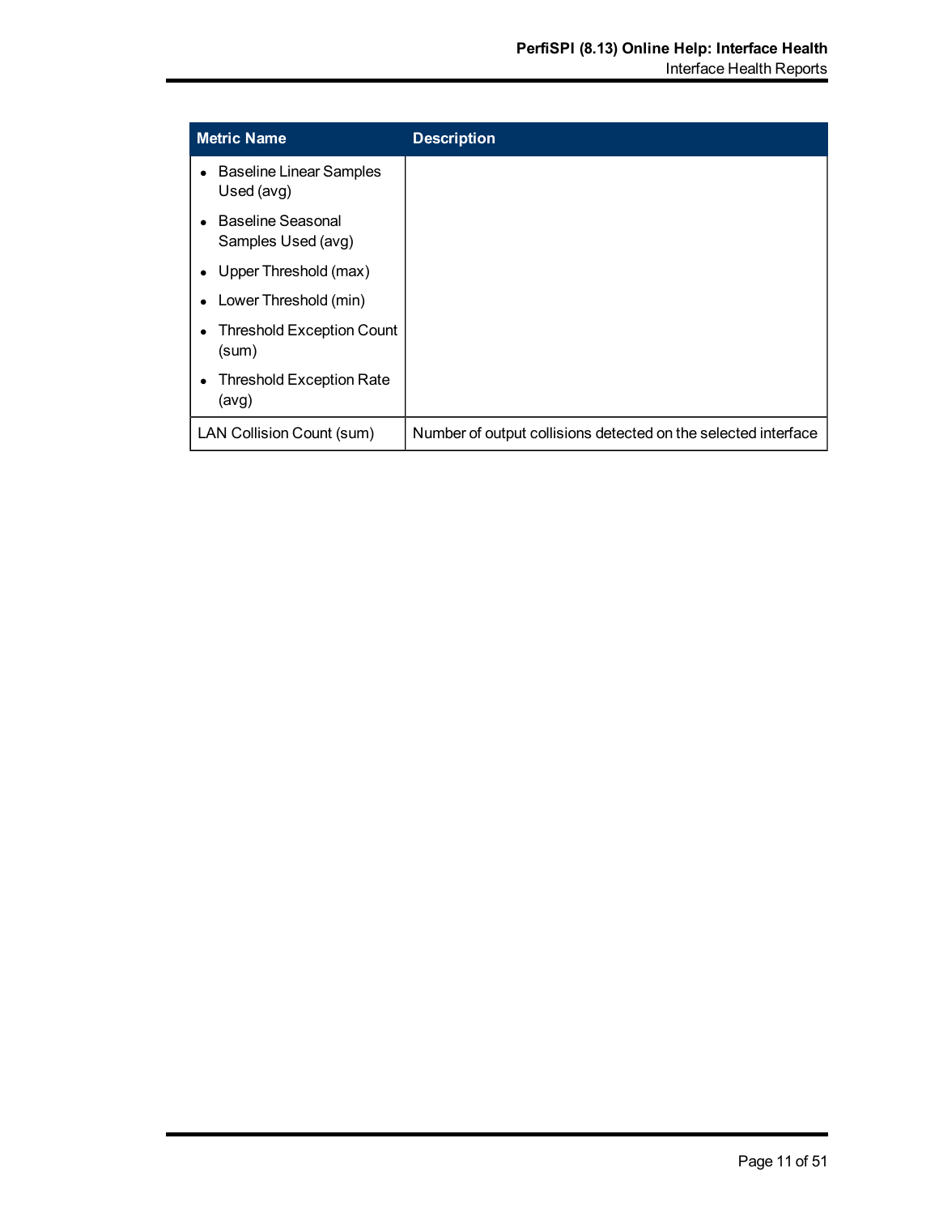| Metric Name | Description |
| --- | --- |
| • Baseline Linear Samples Used (avg)<br>• Baseline Seasonal Samples Used (avg)<br>• Upper Threshold (max)<br>• Lower Threshold (min)<br>• Threshold Exception Count (sum)<br>• Threshold Exception Rate (avg) | |
| LAN Collision Count (sum) | Number of output collisions detected on the selected interface |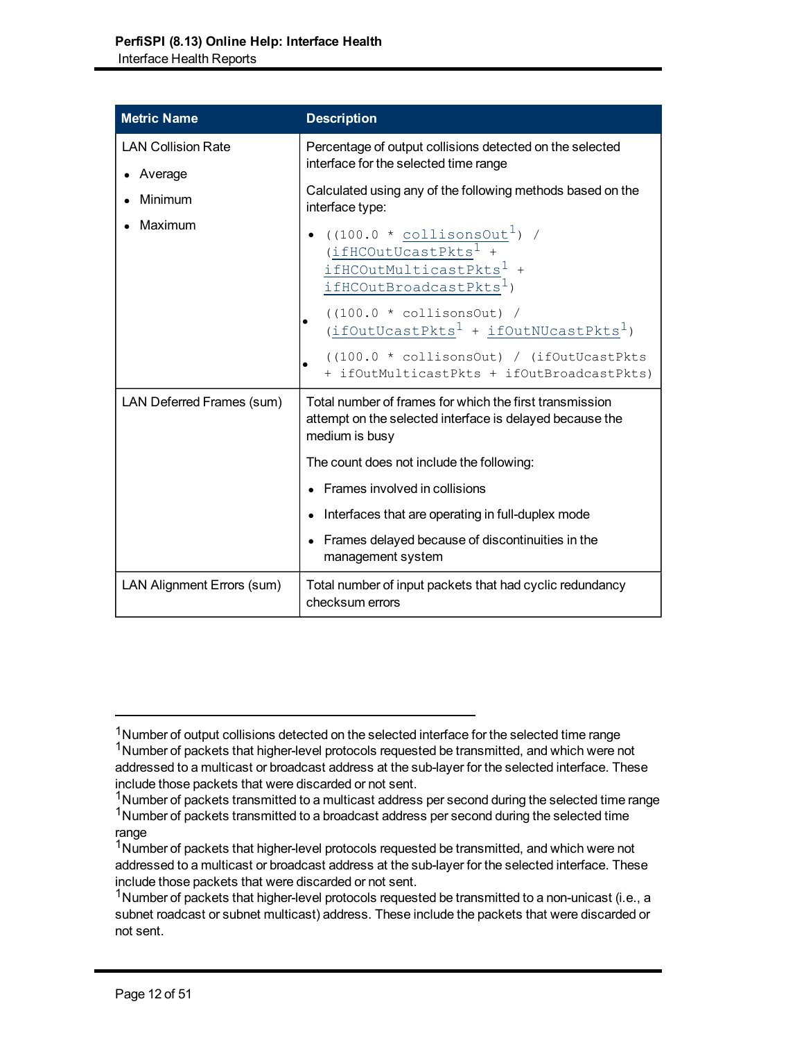| Metric Name | Description |
| --- | --- |
| LAN Collision Rate<br>• Average<br>• Minimum<br>• Maximum | Percentage of output collisions detected on the selected interface for the selected time range<br><br>Calculated using any of the following methods based on the interface type:<br><br>• `((100.0 * collisonsOut[1]) / (ifHCOutUcastPkts[1] + ifHCOutMulticastPkts[1] + ifHCOutBroadcastPkts[1])`<br>• `((100.0 * collisonsOut) / (ifOutUcastPkts[1] + ifOutNUcastPkts[1])`<br>• `((100.0 * collisonsOut) / (ifOutUcastPkts + ifOutMulticastPkts + ifOutBroadcastPkts)` |
| LAN Deferred Frames (sum) | Total number of frames for which the first transmission attempt on the selected interface is delayed because the medium is busy<br><br>The count does not include the following:<br><br>• Frames involved in collisions<br>• Interfaces that are operating in full-duplex mode<br>• Frames delayed because of discontinuities in the management system |
| LAN Alignment Errors (sum) | Total number of input packets that had cyclic redundancy checksum errors |

---

[1] Number of output collisions detected on the selected interface for the selected time range
[1] Number of packets that higher-level protocols requested be transmitted, and which were not addressed to a multicast or broadcast address at the sub-layer for the selected interface. These include those packets that were discarded or not sent.
[1] Number of packets transmitted to a multicast address per second during the selected time range
[1] Number of packets transmitted to a broadcast address per second during the selected time range
[1] Number of packets that higher-level protocols requested be transmitted, and which were not addressed to a multicast or broadcast address at the sub-layer for the selected interface. These include those packets that were discarded or not sent.
[1] Number of packets that higher-level protocols requested be transmitted to a non-unicast (i.e., a subnet roadcast or subnet multicast) address. These include the packets that were discarded or not sent.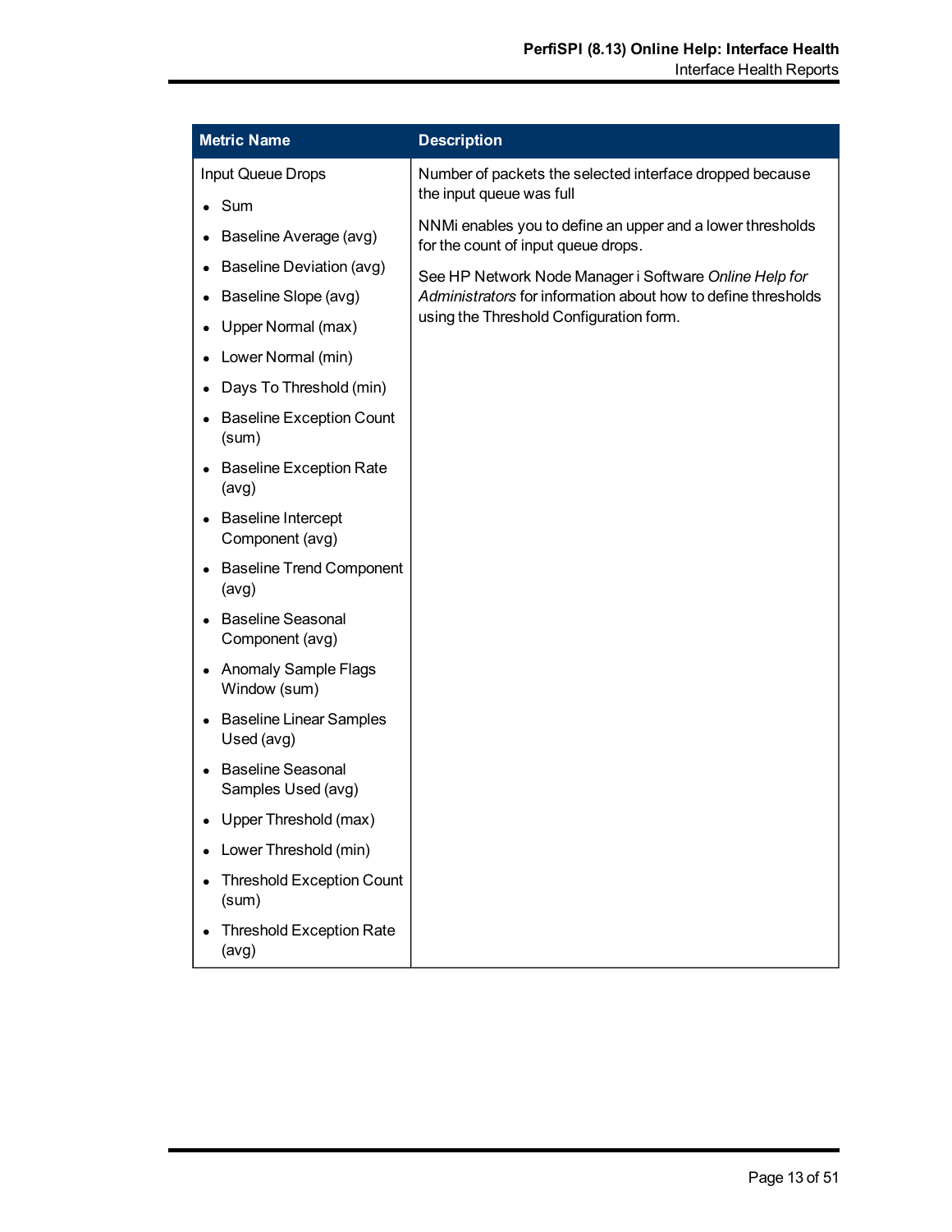| Metric Name | Description |
| --- | --- |
| Input Queue Drops<br>• Sum<br>• Baseline Average (avg)<br>• Baseline Deviation (avg)<br>• Baseline Slope (avg)<br>• Upper Normal (max)<br>• Lower Normal (min)<br>• Days To Threshold (min)<br>• Baseline Exception Count (sum)<br>• Baseline Exception Rate (avg)<br>• Baseline Intercept Component (avg)<br>• Baseline Trend Component (avg)<br>• Baseline Seasonal Component (avg)<br>• Anomaly Sample Flags Window (sum)<br>• Baseline Linear Samples Used (avg)<br>• Baseline Seasonal Samples Used (avg)<br>• Upper Threshold (max)<br>• Lower Threshold (min)<br>• Threshold Exception Count (sum)<br>• Threshold Exception Rate (avg) | Number of packets the selected interface dropped because the input queue was full<br><br>NNMi enables you to define an upper and a lower thresholds for the count of input queue drops.<br><br>See HP Network Node Manager i Software *Online Help for Administrators* for information about how to define thresholds using the Threshold Configuration form. |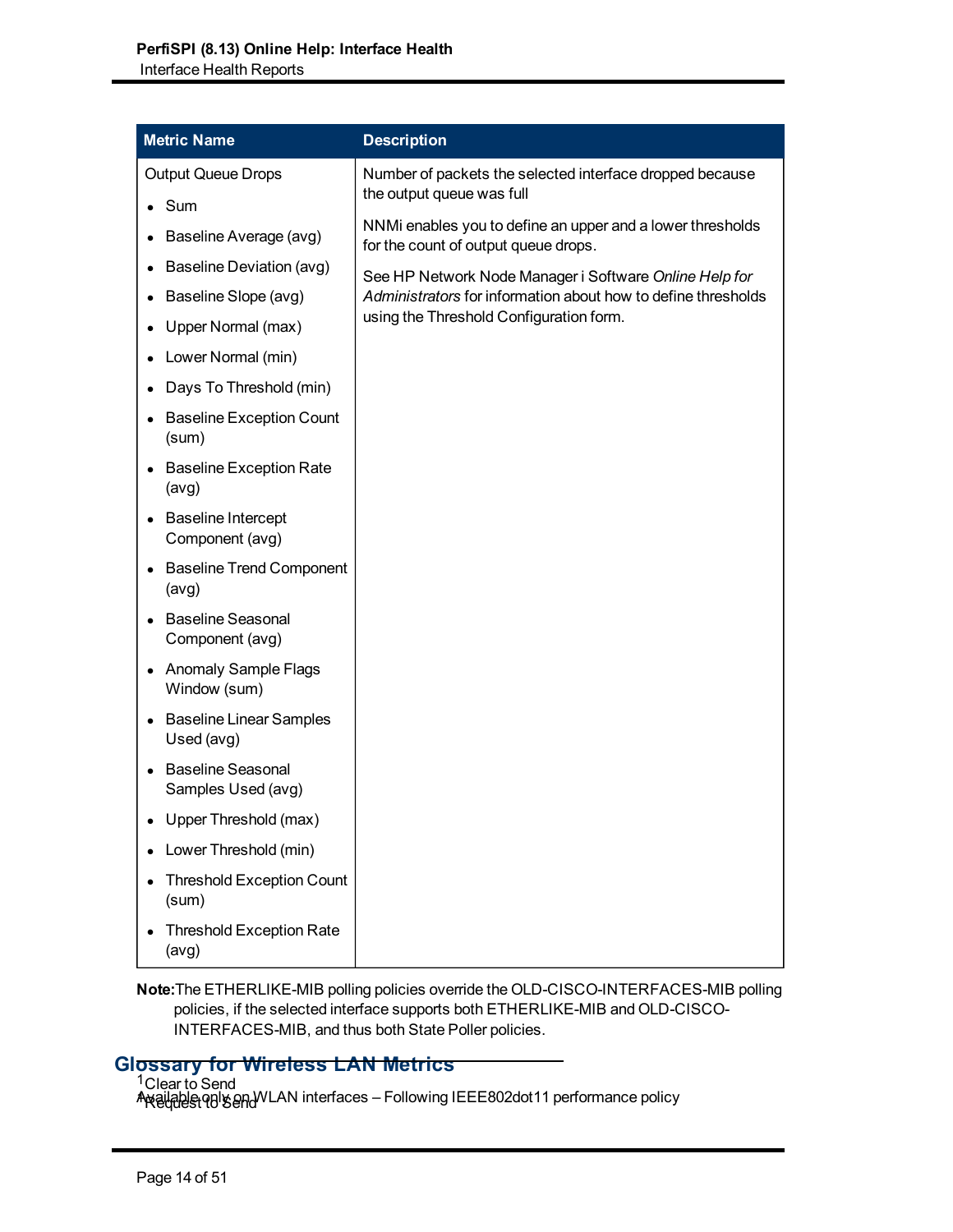| Metric Name | Description |
| --- | --- |
| Output Queue Drops<br>• Sum<br>• Baseline Average (avg)<br>• Baseline Deviation (avg)<br>• Baseline Slope (avg)<br>• Upper Normal (max)<br>• Lower Normal (min)<br>• Days To Threshold (min)<br>• Baseline Exception Count (sum)<br>• Baseline Exception Rate (avg)<br>• Baseline Intercept Component (avg)<br>• Baseline Trend Component (avg)<br>• Baseline Seasonal Component (avg)<br>• Anomaly Sample Flags Window (sum)<br>• Baseline Linear Samples Used (avg)<br>• Baseline Seasonal Samples Used (avg)<br>• Upper Threshold (max)<br>• Lower Threshold (min)<br>• Threshold Exception Count (sum)<br>• Threshold Exception Rate (avg) | Number of packets the selected interface dropped because the output queue was full<br><br>NNMi enables you to define an upper and a lower thresholds for the count of output queue drops.<br><br>See HP Network Node Manager i Software *Online Help for Administrators* for information about how to define thresholds using the Threshold Configuration form. |

**Note:** The ETHERLIKE-MIB polling policies override the OLD-CISCO-INTERFACES-MIB polling policies, if the selected interface supports both ETHERLIKE-MIB and OLD-CISCO-INTERFACES-MIB, and thus both State Poller policies.

## Glossary for Wireless LAN Metrics

Available only on WLAN interfaces – Following IEEE802dot11 performance policy

[1] Clear to Send

[2] Request to Send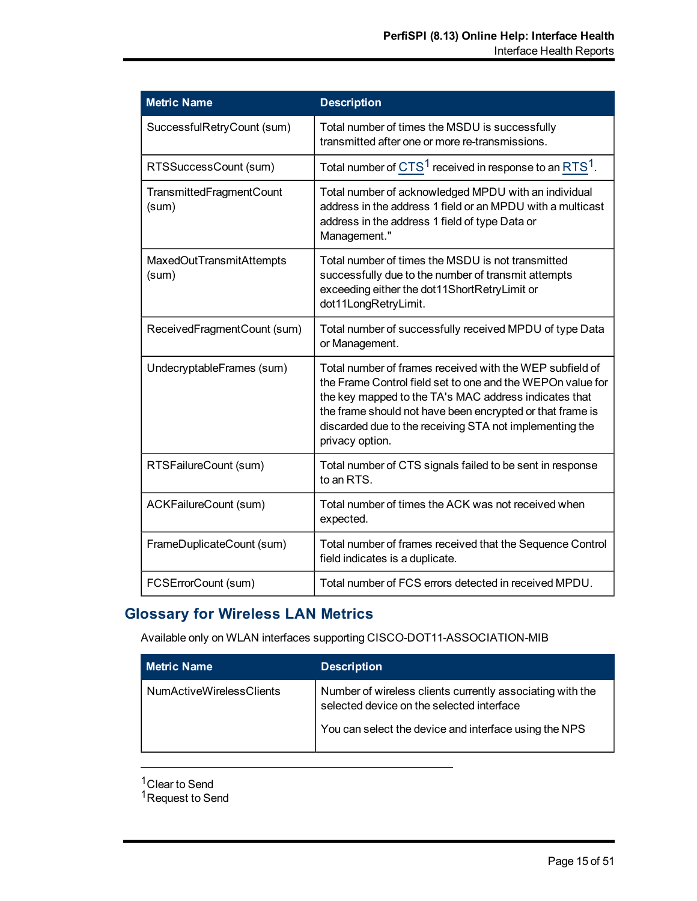| Metric Name | Description |
|---|---|
| SuccessfulRetryCount (sum) | Total number of times the MSDU is successfully transmitted after one or more re-transmissions. |
| RTSSuccessCount (sum) | Total number of CTS[1] received in response to an RTS[1]. |
| TransmittedFragmentCount (sum) | Total number of acknowledged MPDU with an individual address in the address 1 field or an MPDU with a multicast address in the address 1 field of type Data or Management." |
| MaxedOutTransmitAttempts (sum) | Total number of times the MSDU is not transmitted successfully due to the number of transmit attempts exceeding either the dot11ShortRetryLimit or dot11LongRetryLimit. |
| ReceivedFragmentCount (sum) | Total number of successfully received MPDU of type Data or Management. |
| UndecryptableFrames (sum) | Total number of frames received with the WEP subfield of the Frame Control field set to one and the WEPOn value for the key mapped to the TA's MAC address indicates that the frame should not have been encrypted or that frame is discarded due to the receiving STA not implementing the privacy option. |
| RTSFailureCount (sum) | Total number of CTS signals failed to be sent in response to an RTS. |
| ACKFailureCount (sum) | Total number of times the ACK was not received when expected. |
| FrameDuplicateCount (sum) | Total number of frames received that the Sequence Control field indicates is a duplicate. |
| FCSErrorCount (sum) | Total number of FCS errors detected in received MPDU. |

## Glossary for Wireless LAN Metrics

Available only on WLAN interfaces supporting CISCO-DOT11-ASSOCIATION-MIB

| Metric Name | Description |
|---|---|
| NumActiveWirelessClients | Number of wireless clients currently associating with the selected device on the selected interface<br><br>You can select the device and interface using the NPS |

---

[1] Clear to Send
[1] Request to Send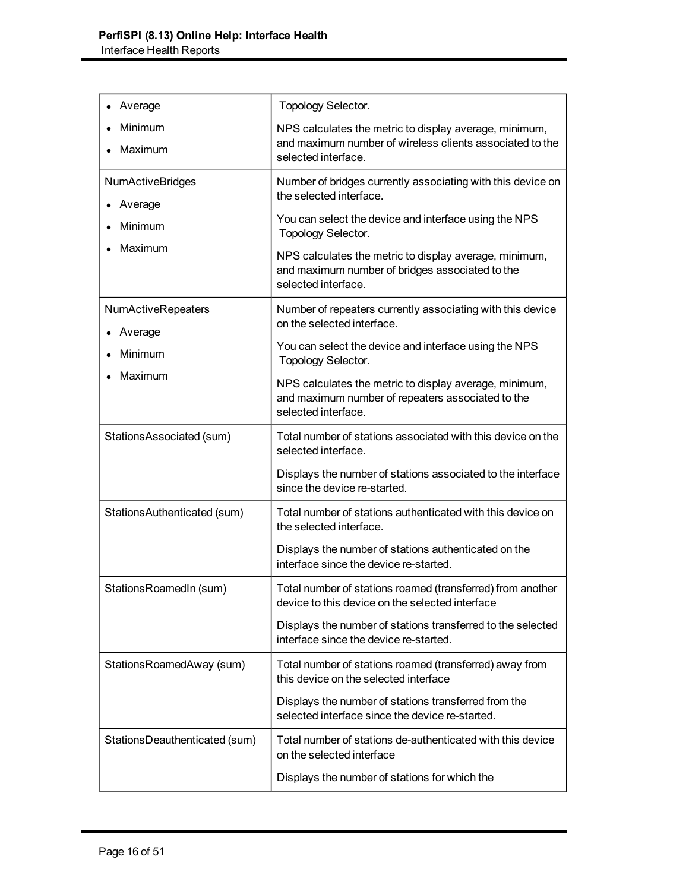| | |
|---|---|
| • Average<br>• Minimum<br>• Maximum | Topology Selector.<br><br>NPS calculates the metric to display average, minimum, and maximum number of wireless clients associated to the selected interface. |
| NumActiveBridges<br>• Average<br>• Minimum<br>• Maximum | Number of bridges currently associating with this device on the selected interface.<br><br>You can select the device and interface using the NPS Topology Selector.<br><br>NPS calculates the metric to display average, minimum, and maximum number of bridges associated to the selected interface. |
| NumActiveRepeaters<br>• Average<br>• Minimum<br>• Maximum | Number of repeaters currently associating with this device on the selected interface.<br><br>You can select the device and interface using the NPS Topology Selector.<br><br>NPS calculates the metric to display average, minimum, and maximum number of repeaters associated to the selected interface. |
| StationsAssociated (sum) | Total number of stations associated with this device on the selected interface.<br><br>Displays the number of stations associated to the interface since the device re-started. |
| StationsAuthenticated (sum) | Total number of stations authenticated with this device on the selected interface.<br><br>Displays the number of stations authenticated on the interface since the device re-started. |
| StationsRoamedIn (sum) | Total number of stations roamed (transferred) from another device to this device on the selected interface<br><br>Displays the number of stations transferred to the selected interface since the device re-started. |
| StationsRoamedAway (sum) | Total number of stations roamed (transferred) away from this device on the selected interface<br><br>Displays the number of stations transferred from the selected interface since the device re-started. |
| StationsDeauthenticated (sum) | Total number of stations de-authenticated with this device on the selected interface<br><br>Displays the number of stations for which the |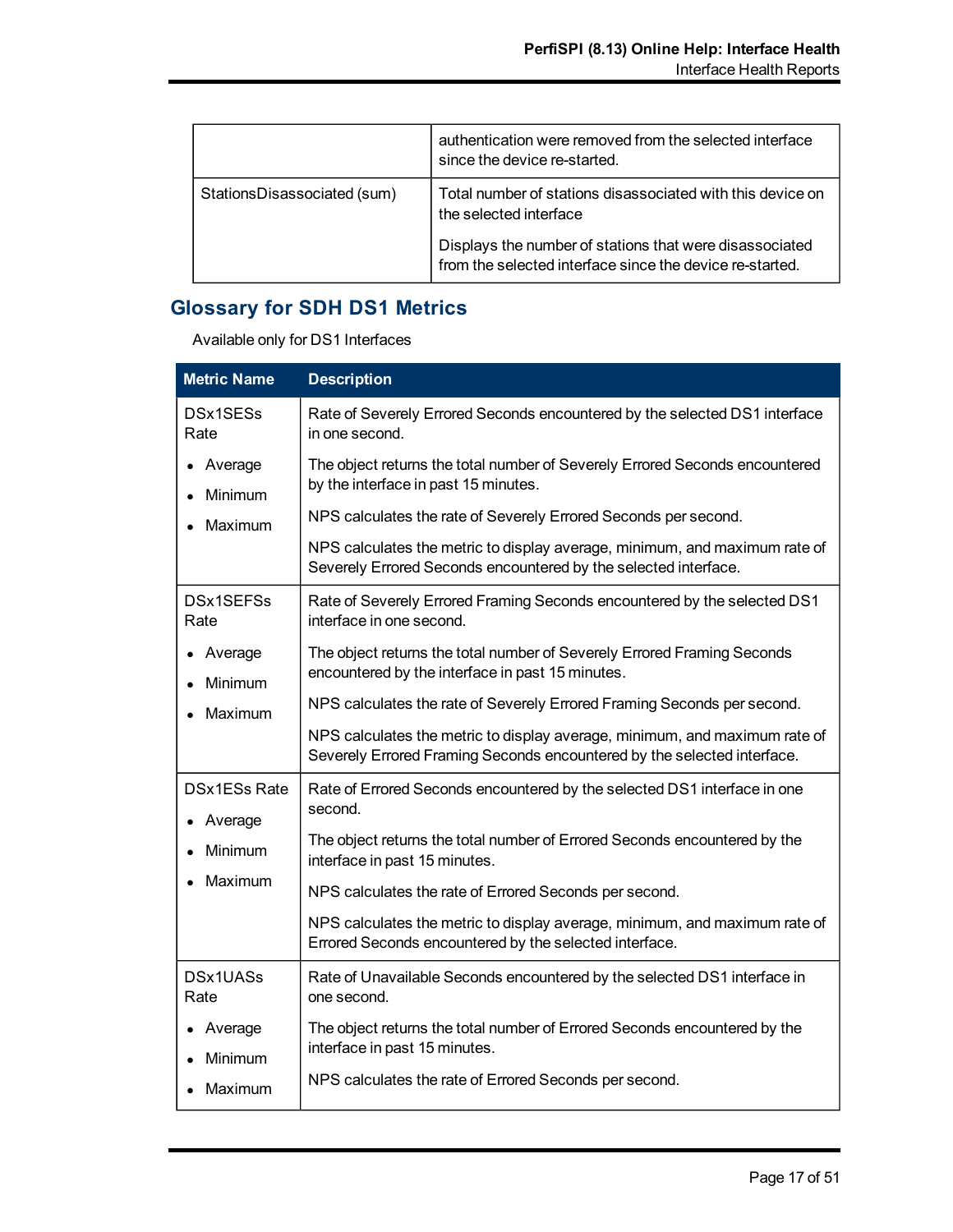| | |
|---|---|
| | authentication were removed from the selected interface since the device re-started. |
| StationsDisassociated (sum) | Total number of stations disassociated with this device on the selected interface<br><br>Displays the number of stations that were disassociated from the selected interface since the device re-started. |

## Glossary for SDH DS1 Metrics

Available only for DS1 Interfaces

| Metric Name | Description |
|---|---|
| DSx1SESs Rate<br>• Average<br>• Minimum<br>• Maximum | Rate of Severely Errored Seconds encountered by the selected DS1 interface in one second.<br><br>The object returns the total number of Severely Errored Seconds encountered by the interface in past 15 minutes.<br><br>NPS calculates the rate of Severely Errored Seconds per second.<br><br>NPS calculates the metric to display average, minimum, and maximum rate of Severely Errored Seconds encountered by the selected interface. |
| DSx1SEFSs Rate<br>• Average<br>• Minimum<br>• Maximum | Rate of Severely Errored Framing Seconds encountered by the selected DS1 interface in one second.<br><br>The object returns the total number of Severely Errored Framing Seconds encountered by the interface in past 15 minutes.<br><br>NPS calculates the rate of Severely Errored Framing Seconds per second.<br><br>NPS calculates the metric to display average, minimum, and maximum rate of Severely Errored Framing Seconds encountered by the selected interface. |
| DSx1ESs Rate<br>• Average<br>• Minimum<br>• Maximum | Rate of Errored Seconds encountered by the selected DS1 interface in one second.<br><br>The object returns the total number of Errored Seconds encountered by the interface in past 15 minutes.<br><br>NPS calculates the rate of Errored Seconds per second.<br><br>NPS calculates the metric to display average, minimum, and maximum rate of Errored Seconds encountered by the selected interface. |
| DSx1UASs Rate<br>• Average<br>• Minimum<br>• Maximum | Rate of Unavailable Seconds encountered by the selected DS1 interface in one second.<br><br>The object returns the total number of Errored Seconds encountered by the interface in past 15 minutes.<br><br>NPS calculates the rate of Errored Seconds per second. |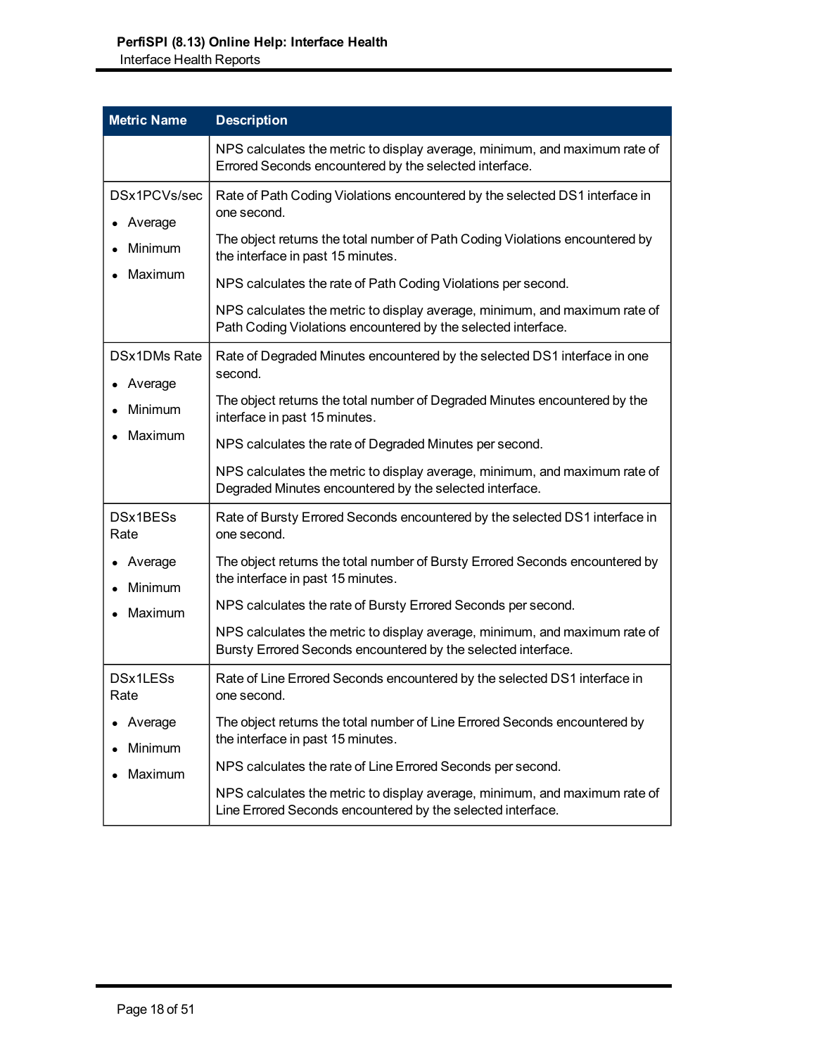| Metric Name | Description |
|---|---|
| | NPS calculates the metric to display average, minimum, and maximum rate of Errored Seconds encountered by the selected interface. |
| DSx1PCVs/sec<br>• Average<br>• Minimum<br>• Maximum | Rate of Path Coding Violations encountered by the selected DS1 interface in one second.<br><br>The object returns the total number of Path Coding Violations encountered by the interface in past 15 minutes.<br><br>NPS calculates the rate of Path Coding Violations per second.<br><br>NPS calculates the metric to display average, minimum, and maximum rate of Path Coding Violations encountered by the selected interface. |
| DSx1DMs Rate<br>• Average<br>• Minimum<br>• Maximum | Rate of Degraded Minutes encountered by the selected DS1 interface in one second.<br><br>The object returns the total number of Degraded Minutes encountered by the interface in past 15 minutes.<br><br>NPS calculates the rate of Degraded Minutes per second.<br><br>NPS calculates the metric to display average, minimum, and maximum rate of Degraded Minutes encountered by the selected interface. |
| DSx1BESs Rate<br>• Average<br>• Minimum<br>• Maximum | Rate of Bursty Errored Seconds encountered by the selected DS1 interface in one second.<br><br>The object returns the total number of Bursty Errored Seconds encountered by the interface in past 15 minutes.<br><br>NPS calculates the rate of Bursty Errored Seconds per second.<br><br>NPS calculates the metric to display average, minimum, and maximum rate of Bursty Errored Seconds encountered by the selected interface. |
| DSx1LESs Rate<br>• Average<br>• Minimum<br>• Maximum | Rate of Line Errored Seconds encountered by the selected DS1 interface in one second.<br><br>The object returns the total number of Line Errored Seconds encountered by the interface in past 15 minutes.<br><br>NPS calculates the rate of Line Errored Seconds per second.<br><br>NPS calculates the metric to display average, minimum, and maximum rate of Line Errored Seconds encountered by the selected interface. |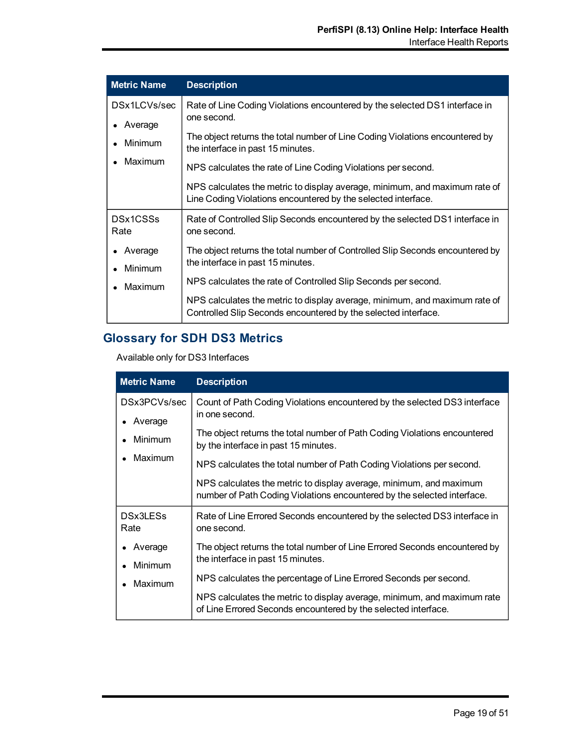| Metric Name | Description |
|---|---|
| DSx1LCVs/sec<br>• Average<br>• Minimum<br>• Maximum | Rate of Line Coding Violations encountered by the selected DS1 interface in one second.<br><br>The object returns the total number of Line Coding Violations encountered by the interface in past 15 minutes.<br><br>NPS calculates the rate of Line Coding Violations per second.<br><br>NPS calculates the metric to display average, minimum, and maximum rate of Line Coding Violations encountered by the selected interface. |
| DSx1CSSs Rate<br>• Average<br>• Minimum<br>• Maximum | Rate of Controlled Slip Seconds encountered by the selected DS1 interface in one second.<br><br>The object returns the total number of Controlled Slip Seconds encountered by the interface in past 15 minutes.<br><br>NPS calculates the rate of Controlled Slip Seconds per second.<br><br>NPS calculates the metric to display average, minimum, and maximum rate of Controlled Slip Seconds encountered by the selected interface. |

## Glossary for SDH DS3 Metrics

Available only for DS3 Interfaces

| Metric Name | Description |
|---|---|
| DSx3PCVs/sec<br>• Average<br>• Minimum<br>• Maximum | Count of Path Coding Violations encountered by the selected DS3 interface in one second.<br><br>The object returns the total number of Path Coding Violations encountered by the interface in past 15 minutes.<br><br>NPS calculates the total number of Path Coding Violations per second.<br><br>NPS calculates the metric to display average, minimum, and maximum number of Path Coding Violations encountered by the selected interface. |
| DSx3LESs Rate<br>• Average<br>• Minimum<br>• Maximum | Rate of Line Errored Seconds encountered by the selected DS3 interface in one second.<br><br>The object returns the total number of Line Errored Seconds encountered by the interface in past 15 minutes.<br><br>NPS calculates the percentage of Line Errored Seconds per second.<br><br>NPS calculates the metric to display average, minimum, and maximum rate of Line Errored Seconds encountered by the selected interface. |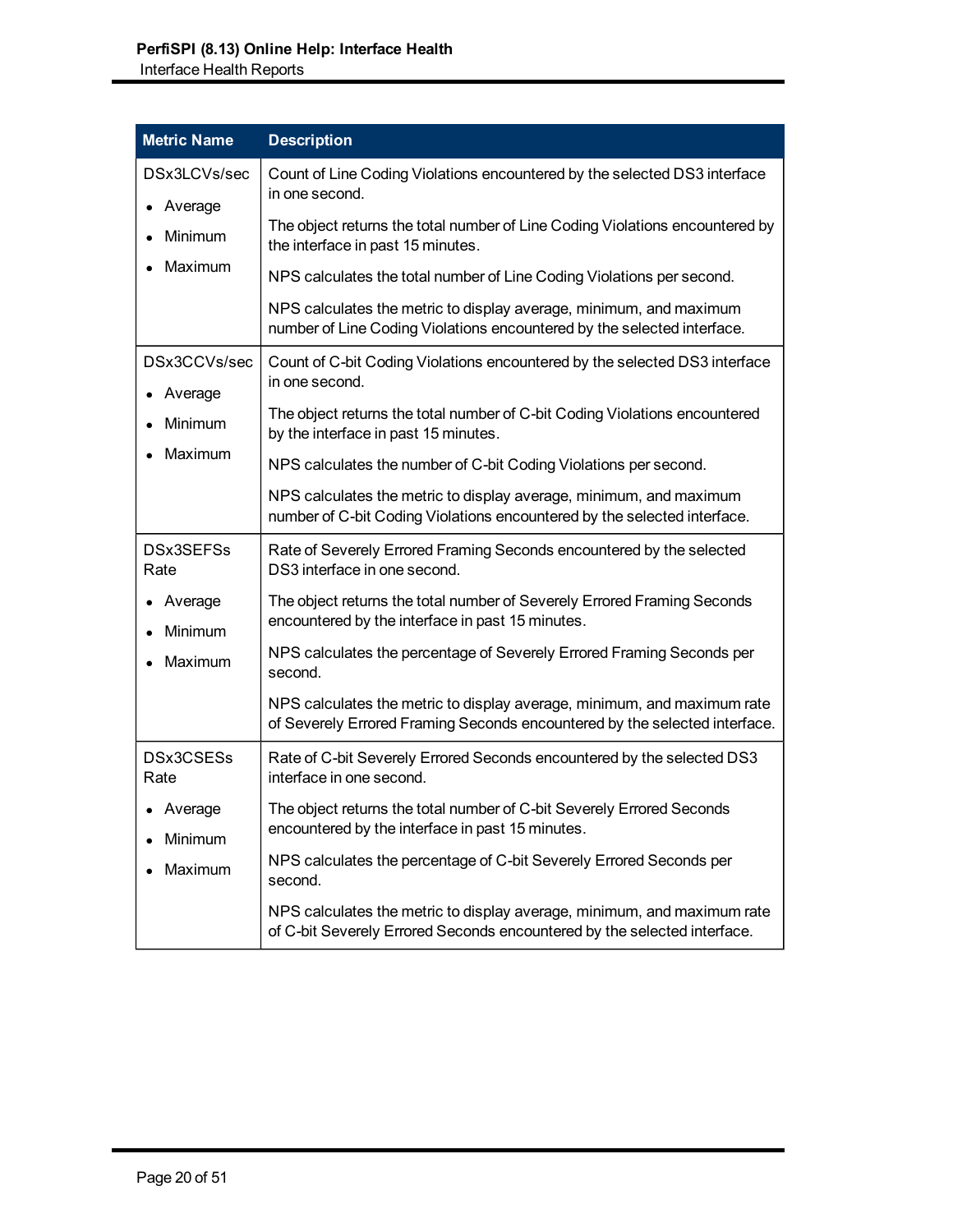| Metric Name | Description |
|---|---|
| DSx3LCVs/sec<br>• Average<br>• Minimum<br>• Maximum | Count of Line Coding Violations encountered by the selected DS3 interface in one second.<br><br>The object returns the total number of Line Coding Violations encountered by the interface in past 15 minutes.<br><br>NPS calculates the total number of Line Coding Violations per second.<br><br>NPS calculates the metric to display average, minimum, and maximum number of Line Coding Violations encountered by the selected interface. |
| DSx3CCVs/sec<br>• Average<br>• Minimum<br>• Maximum | Count of C-bit Coding Violations encountered by the selected DS3 interface in one second.<br><br>The object returns the total number of C-bit Coding Violations encountered by the interface in past 15 minutes.<br><br>NPS calculates the number of C-bit Coding Violations per second.<br><br>NPS calculates the metric to display average, minimum, and maximum number of C-bit Coding Violations encountered by the selected interface. |
| DSx3SEFSs Rate<br>• Average<br>• Minimum<br>• Maximum | Rate of Severely Errored Framing Seconds encountered by the selected DS3 interface in one second.<br><br>The object returns the total number of Severely Errored Framing Seconds encountered by the interface in past 15 minutes.<br><br>NPS calculates the percentage of Severely Errored Framing Seconds per second.<br><br>NPS calculates the metric to display average, minimum, and maximum rate of Severely Errored Framing Seconds encountered by the selected interface. |
| DSx3CSESs Rate<br>• Average<br>• Minimum<br>• Maximum | Rate of C-bit Severely Errored Seconds encountered by the selected DS3 interface in one second.<br><br>The object returns the total number of C-bit Severely Errored Seconds encountered by the interface in past 15 minutes.<br><br>NPS calculates the percentage of C-bit Severely Errored Seconds per second.<br><br>NPS calculates the metric to display average, minimum, and maximum rate of C-bit Severely Errored Seconds encountered by the selected interface. |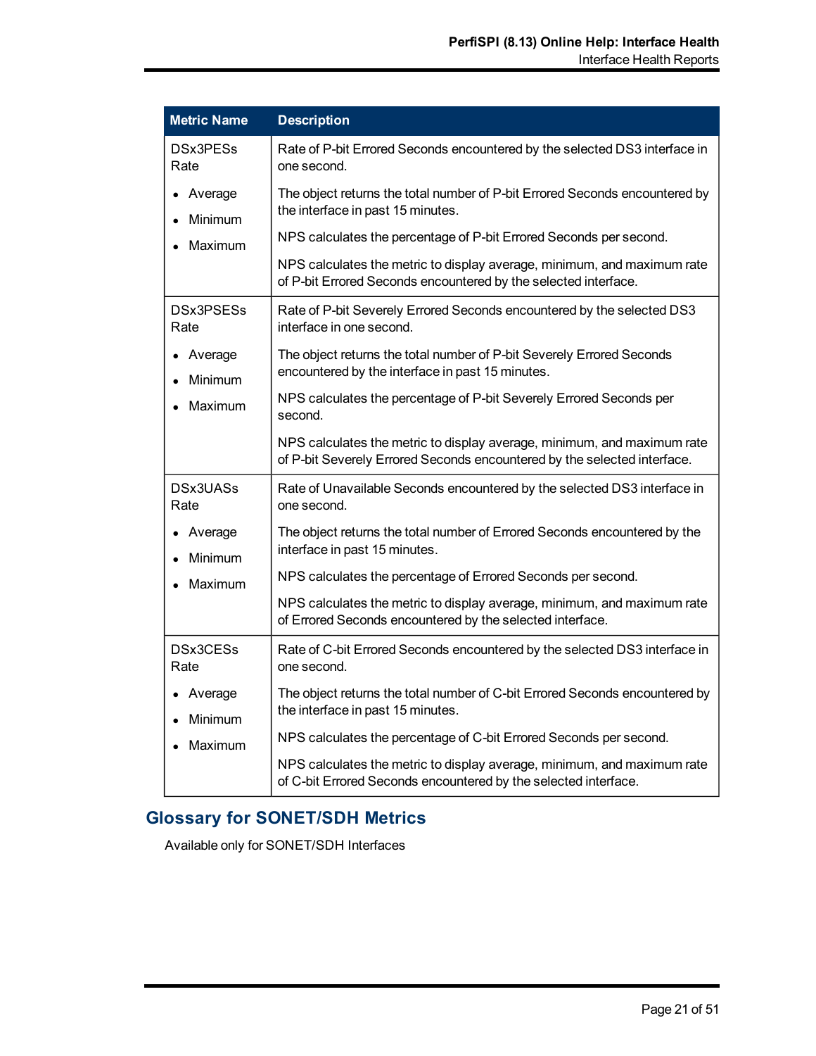| Metric Name | Description |
|---|---|
| DSx3PESs Rate<br>• Average<br>• Minimum<br>• Maximum | Rate of P-bit Errored Seconds encountered by the selected DS3 interface in one second.<br><br>The object returns the total number of P-bit Errored Seconds encountered by the interface in past 15 minutes.<br><br>NPS calculates the percentage of P-bit Errored Seconds per second.<br><br>NPS calculates the metric to display average, minimum, and maximum rate of P-bit Errored Seconds encountered by the selected interface. |
| DSx3PSESs Rate<br>• Average<br>• Minimum<br>• Maximum | Rate of P-bit Severely Errored Seconds encountered by the selected DS3 interface in one second.<br><br>The object returns the total number of P-bit Severely Errored Seconds encountered by the interface in past 15 minutes.<br><br>NPS calculates the percentage of P-bit Severely Errored Seconds per second.<br><br>NPS calculates the metric to display average, minimum, and maximum rate of P-bit Severely Errored Seconds encountered by the selected interface. |
| DSx3UASs Rate<br>• Average<br>• Minimum<br>• Maximum | Rate of Unavailable Seconds encountered by the selected DS3 interface in one second.<br><br>The object returns the total number of Errored Seconds encountered by the interface in past 15 minutes.<br><br>NPS calculates the percentage of Errored Seconds per second.<br><br>NPS calculates the metric to display average, minimum, and maximum rate of Errored Seconds encountered by the selected interface. |
| DSx3CESs Rate<br>• Average<br>• Minimum<br>• Maximum | Rate of C-bit Errored Seconds encountered by the selected DS3 interface in one second.<br><br>The object returns the total number of C-bit Errored Seconds encountered by the interface in past 15 minutes.<br><br>NPS calculates the percentage of C-bit Errored Seconds per second.<br><br>NPS calculates the metric to display average, minimum, and maximum rate of C-bit Errored Seconds encountered by the selected interface. |

## Glossary for SONET/SDH Metrics

Available only for SONET/SDH Interfaces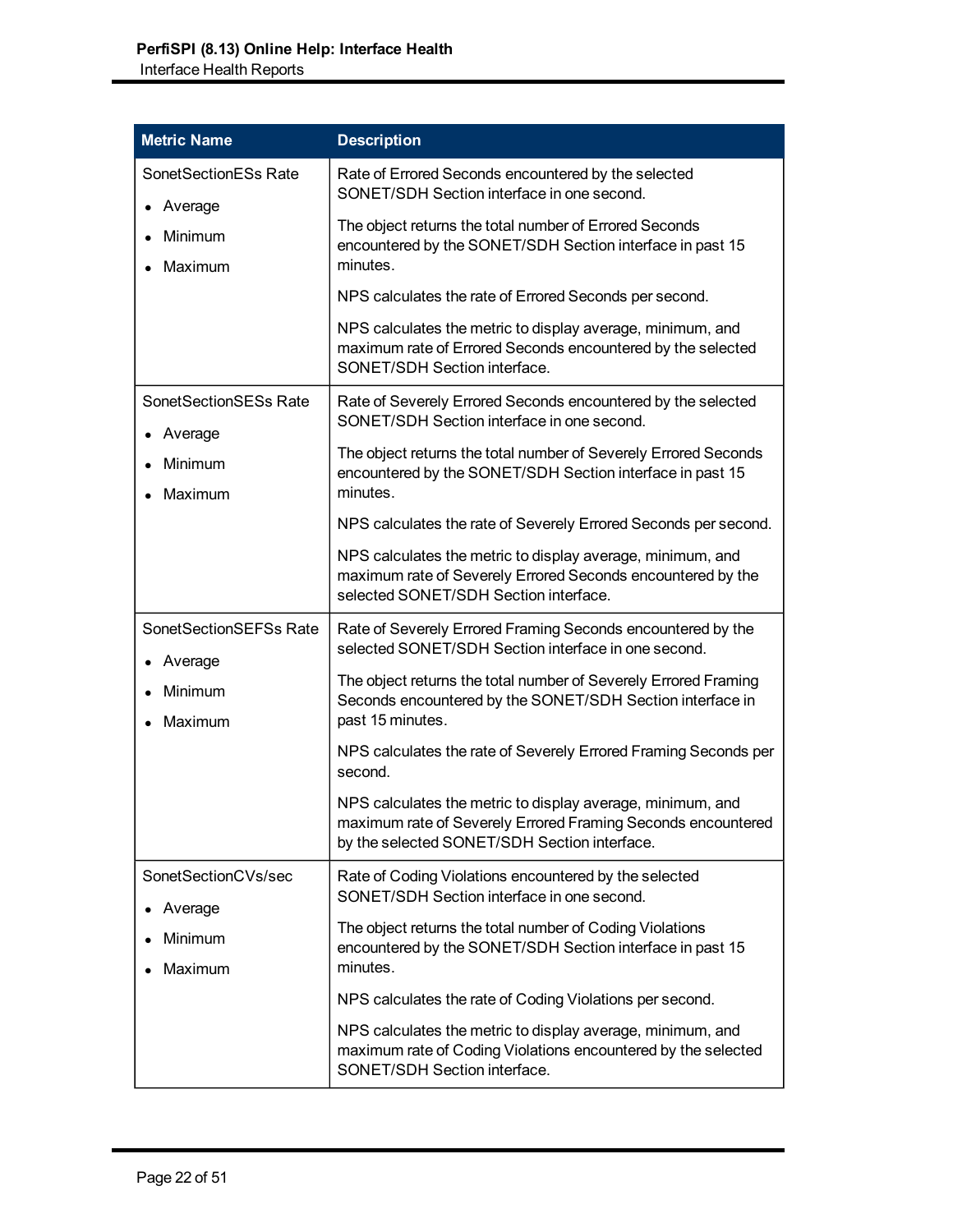| Metric Name | Description |
|---|---|
| SonetSectionESs Rate<br>• Average<br>• Minimum<br>• Maximum | Rate of Errored Seconds encountered by the selected SONET/SDH Section interface in one second.<br><br>The object returns the total number of Errored Seconds encountered by the SONET/SDH Section interface in past 15 minutes.<br><br>NPS calculates the rate of Errored Seconds per second.<br><br>NPS calculates the metric to display average, minimum, and maximum rate of Errored Seconds encountered by the selected SONET/SDH Section interface. |
| SonetSectionSESs Rate<br>• Average<br>• Minimum<br>• Maximum | Rate of Severely Errored Seconds encountered by the selected SONET/SDH Section interface in one second.<br><br>The object returns the total number of Severely Errored Seconds encountered by the SONET/SDH Section interface in past 15 minutes.<br><br>NPS calculates the rate of Severely Errored Seconds per second.<br><br>NPS calculates the metric to display average, minimum, and maximum rate of Severely Errored Seconds encountered by the selected SONET/SDH Section interface. |
| SonetSectionSEFSs Rate<br>• Average<br>• Minimum<br>• Maximum | Rate of Severely Errored Framing Seconds encountered by the selected SONET/SDH Section interface in one second.<br><br>The object returns the total number of Severely Errored Framing Seconds encountered by the SONET/SDH Section interface in past 15 minutes.<br><br>NPS calculates the rate of Severely Errored Framing Seconds per second.<br><br>NPS calculates the metric to display average, minimum, and maximum rate of Severely Errored Framing Seconds encountered by the selected SONET/SDH Section interface. |
| SonetSectionCVs/sec<br>• Average<br>• Minimum<br>• Maximum | Rate of Coding Violations encountered by the selected SONET/SDH Section interface in one second.<br><br>The object returns the total number of Coding Violations encountered by the SONET/SDH Section interface in past 15 minutes.<br><br>NPS calculates the rate of Coding Violations per second.<br><br>NPS calculates the metric to display average, minimum, and maximum rate of Coding Violations encountered by the selected SONET/SDH Section interface. |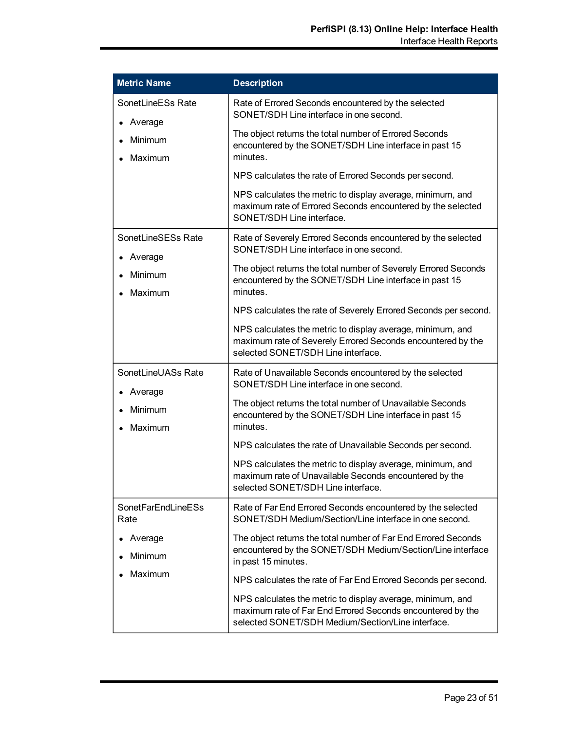| Metric Name | Description |
| --- | --- |
| SonetLineESs Rate<br>• Average<br>• Minimum<br>• Maximum | Rate of Errored Seconds encountered by the selected SONET/SDH Line interface in one second.<br><br>The object returns the total number of Errored Seconds encountered by the SONET/SDH Line interface in past 15 minutes.<br><br>NPS calculates the rate of Errored Seconds per second.<br><br>NPS calculates the metric to display average, minimum, and maximum rate of Errored Seconds encountered by the selected SONET/SDH Line interface. |
| SonetLineSESs Rate<br>• Average<br>• Minimum<br>• Maximum | Rate of Severely Errored Seconds encountered by the selected SONET/SDH Line interface in one second.<br><br>The object returns the total number of Severely Errored Seconds encountered by the SONET/SDH Line interface in past 15 minutes.<br><br>NPS calculates the rate of Severely Errored Seconds per second.<br><br>NPS calculates the metric to display average, minimum, and maximum rate of Severely Errored Seconds encountered by the selected SONET/SDH Line interface. |
| SonetLineUASs Rate<br>• Average<br>• Minimum<br>• Maximum | Rate of Unavailable Seconds encountered by the selected SONET/SDH Line interface in one second.<br><br>The object returns the total number of Unavailable Seconds encountered by the SONET/SDH Line interface in past 15 minutes.<br><br>NPS calculates the rate of Unavailable Seconds per second.<br><br>NPS calculates the metric to display average, minimum, and maximum rate of Unavailable Seconds encountered by the selected SONET/SDH Line interface. |
| SonetFarEndLineESs Rate<br>• Average<br>• Minimum<br>• Maximum | Rate of Far End Errored Seconds encountered by the selected SONET/SDH Medium/Section/Line interface in one second.<br><br>The object returns the total number of Far End Errored Seconds encountered by the SONET/SDH Medium/Section/Line interface in past 15 minutes.<br><br>NPS calculates the rate of Far End Errored Seconds per second.<br><br>NPS calculates the metric to display average, minimum, and maximum rate of Far End Errored Seconds encountered by the selected SONET/SDH Medium/Section/Line interface. |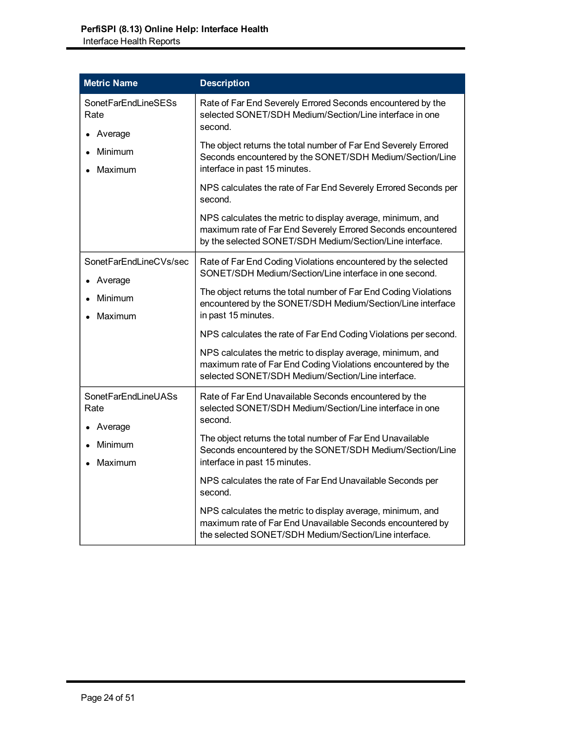| Metric Name | Description |
|---|---|
| SonetFarEndLineSESs Rate<br>• Average<br>• Minimum<br>• Maximum | Rate of Far End Severely Errored Seconds encountered by the selected SONET/SDH Medium/Section/Line interface in one second.<br><br>The object returns the total number of Far End Severely Errored Seconds encountered by the SONET/SDH Medium/Section/Line interface in past 15 minutes.<br><br>NPS calculates the rate of Far End Severely Errored Seconds per second.<br><br>NPS calculates the metric to display average, minimum, and maximum rate of Far End Severely Errored Seconds encountered by the selected SONET/SDH Medium/Section/Line interface. |
| SonetFarEndLineCVs/sec<br>• Average<br>• Minimum<br>• Maximum | Rate of Far End Coding Violations encountered by the selected SONET/SDH Medium/Section/Line interface in one second.<br><br>The object returns the total number of Far End Coding Violations encountered by the SONET/SDH Medium/Section/Line interface in past 15 minutes.<br><br>NPS calculates the rate of Far End Coding Violations per second.<br><br>NPS calculates the metric to display average, minimum, and maximum rate of Far End Coding Violations encountered by the selected SONET/SDH Medium/Section/Line interface. |
| SonetFarEndLineUASs Rate<br>• Average<br>• Minimum<br>• Maximum | Rate of Far End Unavailable Seconds encountered by the selected SONET/SDH Medium/Section/Line interface in one second.<br><br>The object returns the total number of Far End Unavailable Seconds encountered by the SONET/SDH Medium/Section/Line interface in past 15 minutes.<br><br>NPS calculates the rate of Far End Unavailable Seconds per second.<br><br>NPS calculates the metric to display average, minimum, and maximum rate of Far End Unavailable Seconds encountered by the selected SONET/SDH Medium/Section/Line interface. |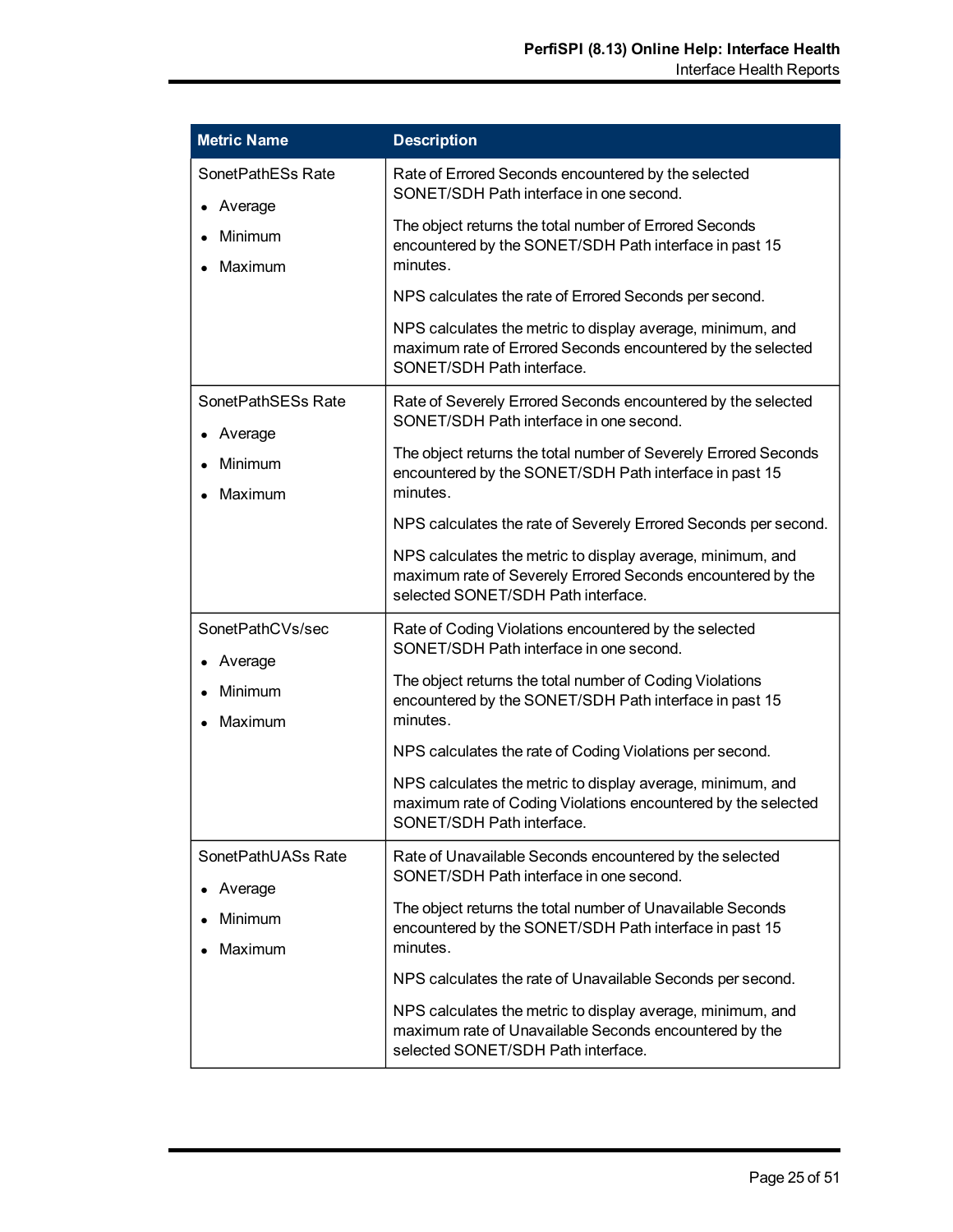| Metric Name | Description |
| --- | --- |
| SonetPathESs Rate<br>• Average<br>• Minimum<br>• Maximum | Rate of Errored Seconds encountered by the selected SONET/SDH Path interface in one second.<br><br>The object returns the total number of Errored Seconds encountered by the SONET/SDH Path interface in past 15 minutes.<br><br>NPS calculates the rate of Errored Seconds per second.<br><br>NPS calculates the metric to display average, minimum, and maximum rate of Errored Seconds encountered by the selected SONET/SDH Path interface. |
| SonetPathSESs Rate<br>• Average<br>• Minimum<br>• Maximum | Rate of Severely Errored Seconds encountered by the selected SONET/SDH Path interface in one second.<br><br>The object returns the total number of Severely Errored Seconds encountered by the SONET/SDH Path interface in past 15 minutes.<br><br>NPS calculates the rate of Severely Errored Seconds per second.<br><br>NPS calculates the metric to display average, minimum, and maximum rate of Severely Errored Seconds encountered by the selected SONET/SDH Path interface. |
| SonetPathCVs/sec<br>• Average<br>• Minimum<br>• Maximum | Rate of Coding Violations encountered by the selected SONET/SDH Path interface in one second.<br><br>The object returns the total number of Coding Violations encountered by the SONET/SDH Path interface in past 15 minutes.<br><br>NPS calculates the rate of Coding Violations per second.<br><br>NPS calculates the metric to display average, minimum, and maximum rate of Coding Violations encountered by the selected SONET/SDH Path interface. |
| SonetPathUASs Rate<br>• Average<br>• Minimum<br>• Maximum | Rate of Unavailable Seconds encountered by the selected SONET/SDH Path interface in one second.<br><br>The object returns the total number of Unavailable Seconds encountered by the SONET/SDH Path interface in past 15 minutes.<br><br>NPS calculates the rate of Unavailable Seconds per second.<br><br>NPS calculates the metric to display average, minimum, and maximum rate of Unavailable Seconds encountered by the selected SONET/SDH Path interface. |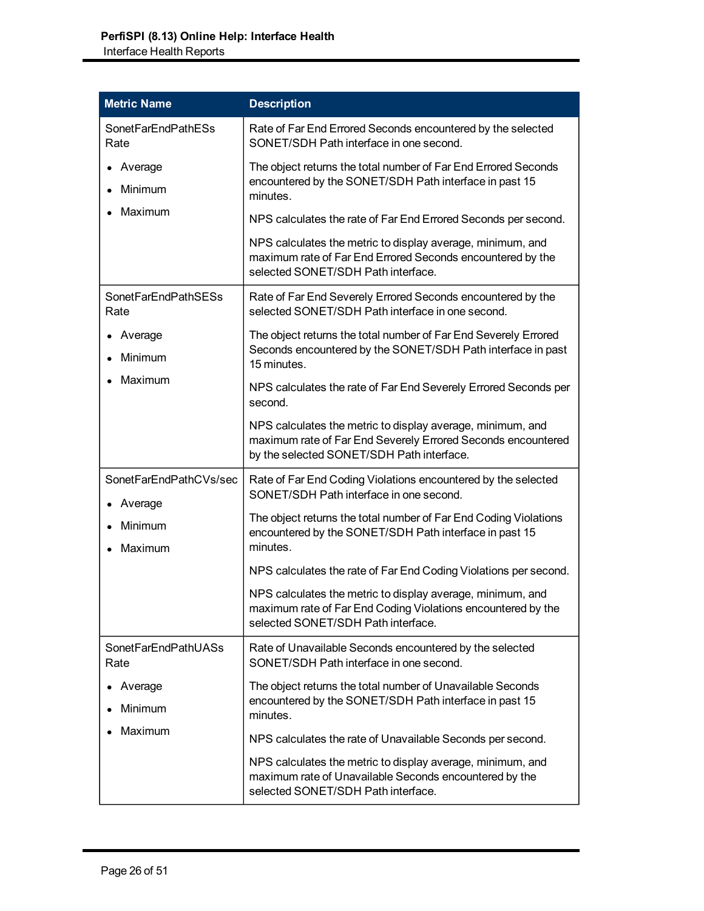| Metric Name | Description |
| --- | --- |
| SonetFarEndPathESs Rate<br>• Average<br>• Minimum<br>• Maximum | Rate of Far End Errored Seconds encountered by the selected SONET/SDH Path interface in one second.<br><br>The object returns the total number of Far End Errored Seconds encountered by the SONET/SDH Path interface in past 15 minutes.<br><br>NPS calculates the rate of Far End Errored Seconds per second.<br><br>NPS calculates the metric to display average, minimum, and maximum rate of Far End Errored Seconds encountered by the selected SONET/SDH Path interface. |
| SonetFarEndPathSESs Rate<br>• Average<br>• Minimum<br>• Maximum | Rate of Far End Severely Errored Seconds encountered by the selected SONET/SDH Path interface in one second.<br><br>The object returns the total number of Far End Severely Errored Seconds encountered by the SONET/SDH Path interface in past 15 minutes.<br><br>NPS calculates the rate of Far End Severely Errored Seconds per second.<br><br>NPS calculates the metric to display average, minimum, and maximum rate of Far End Severely Errored Seconds encountered by the selected SONET/SDH Path interface. |
| SonetFarEndPathCVs/sec<br>• Average<br>• Minimum<br>• Maximum | Rate of Far End Coding Violations encountered by the selected SONET/SDH Path interface in one second.<br><br>The object returns the total number of Far End Coding Violations encountered by the SONET/SDH Path interface in past 15 minutes.<br><br>NPS calculates the rate of Far End Coding Violations per second.<br><br>NPS calculates the metric to display average, minimum, and maximum rate of Far End Coding Violations encountered by the selected SONET/SDH Path interface. |
| SonetFarEndPathUASs Rate<br>• Average<br>• Minimum<br>• Maximum | Rate of Unavailable Seconds encountered by the selected SONET/SDH Path interface in one second.<br><br>The object returns the total number of Unavailable Seconds encountered by the SONET/SDH Path interface in past 15 minutes.<br><br>NPS calculates the rate of Unavailable Seconds per second.<br><br>NPS calculates the metric to display average, minimum, and maximum rate of Unavailable Seconds encountered by the selected SONET/SDH Path interface. |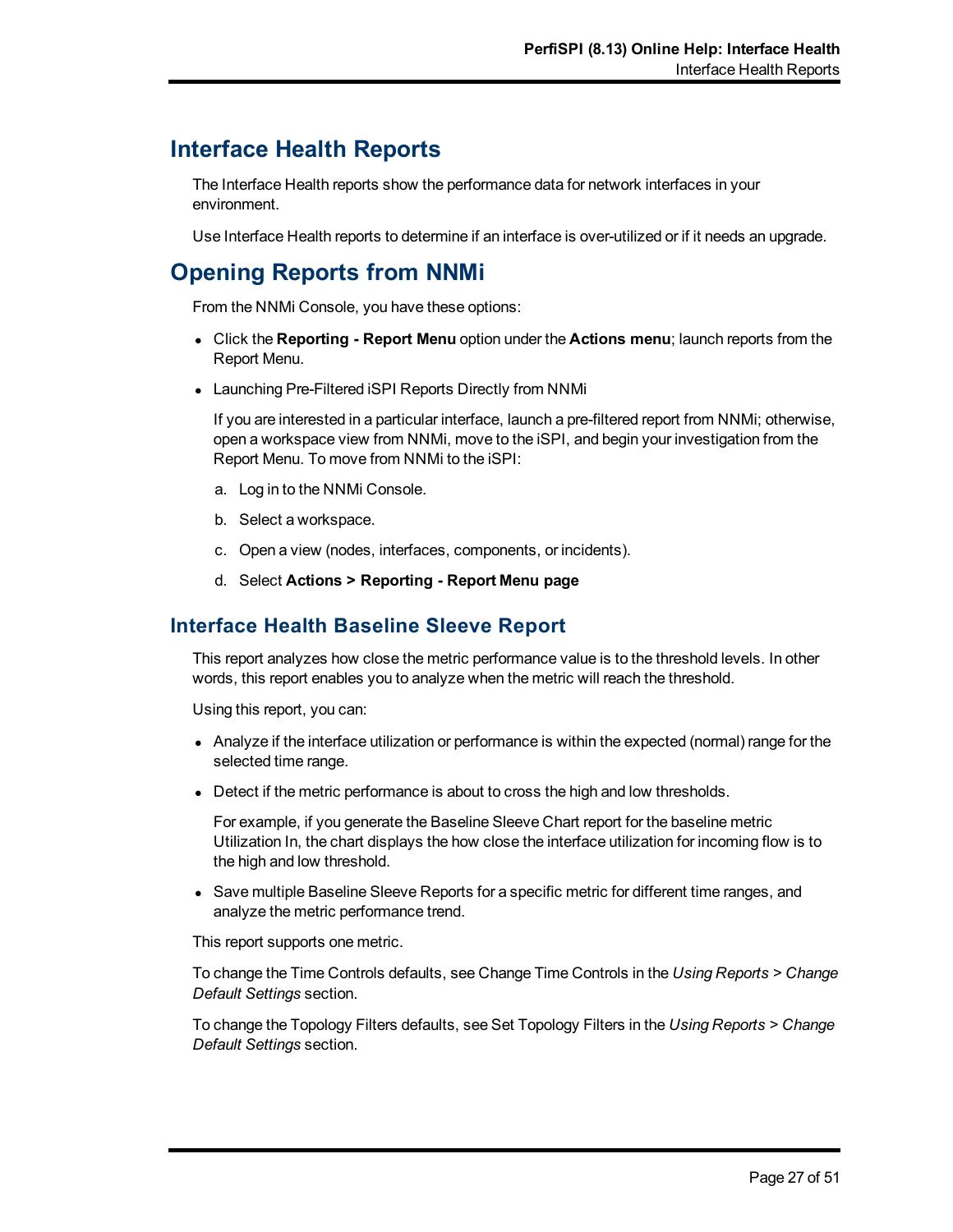# Interface Health Reports

The Interface Health reports show the performance data for network interfaces in your environment.

Use Interface Health reports to determine if an interface is over-utilized or if it needs an upgrade.

# Opening Reports from NNMi

From the NNMi Console, you have these options:

- Click the **Reporting - Report Menu** option under the **Actions menu**; launch reports from the Report Menu.
- Launching Pre-Filtered iSPI Reports Directly from NNMi

  If you are interested in a particular interface, launch a pre-filtered report from NNMi; otherwise, open a workspace view from NNMi, move to the iSPI, and begin your investigation from the Report Menu. To move from NNMi to the iSPI:

  a. Log in to the NNMi Console.

  b. Select a workspace.

  c. Open a view (nodes, interfaces, components, or incidents).

  d. Select **Actions > Reporting - Report Menu page**

## Interface Health Baseline Sleeve Report

This report analyzes how close the metric performance value is to the threshold levels. In other words, this report enables you to analyze when the metric will reach the threshold.

Using this report, you can:

- Analyze if the interface utilization or performance is within the expected (normal) range for the selected time range.
- Detect if the metric performance is about to cross the high and low thresholds.

  For example, if you generate the Baseline Sleeve Chart report for the baseline metric Utilization In, the chart displays the how close the interface utilization for incoming flow is to the high and low threshold.
- Save multiple Baseline Sleeve Reports for a specific metric for different time ranges, and analyze the metric performance trend.

This report supports one metric.

To change the Time Controls defaults, see Change Time Controls in the *Using Reports* > *Change Default Settings* section.

To change the Topology Filters defaults, see Set Topology Filters in the *Using Reports* > *Change Default Settings* section.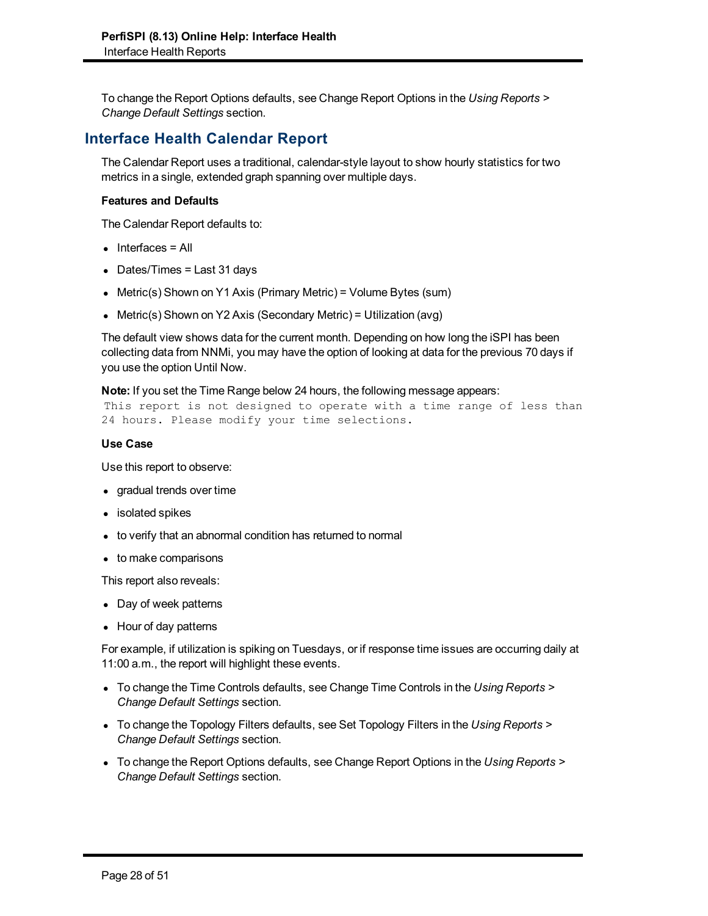To change the Report Options defaults, see Change Report Options in the *Using Reports > Change Default Settings* section.

## Interface Health Calendar Report

The Calendar Report uses a traditional, calendar-style layout to show hourly statistics for two metrics in a single, extended graph spanning over multiple days.

**Features and Defaults**

The Calendar Report defaults to:

- Interfaces = All
- Dates/Times = Last 31 days
- Metric(s) Shown on Y1 Axis (Primary Metric) = Volume Bytes (sum)
- Metric(s) Shown on Y2 Axis (Secondary Metric) = Utilization (avg)

The default view shows data for the current month. Depending on how long the iSPI has been collecting data from NNMi, you may have the option of looking at data for the previous 70 days if you use the option Until Now.

**Note:** If you set the Time Range below 24 hours, the following message appears:

```
This report is not designed to operate with a time range of less than 24 hours. Please modify your time selections.
```

**Use Case**

Use this report to observe:

- gradual trends over time
- isolated spikes
- to verify that an abnormal condition has returned to normal
- to make comparisons

This report also reveals:

- Day of week patterns
- Hour of day patterns

For example, if utilization is spiking on Tuesdays, or if response time issues are occurring daily at 11:00 a.m., the report will highlight these events.

- To change the Time Controls defaults, see Change Time Controls in the *Using Reports > Change Default Settings* section.
- To change the Topology Filters defaults, see Set Topology Filters in the *Using Reports > Change Default Settings* section.
- To change the Report Options defaults, see Change Report Options in the *Using Reports > Change Default Settings* section.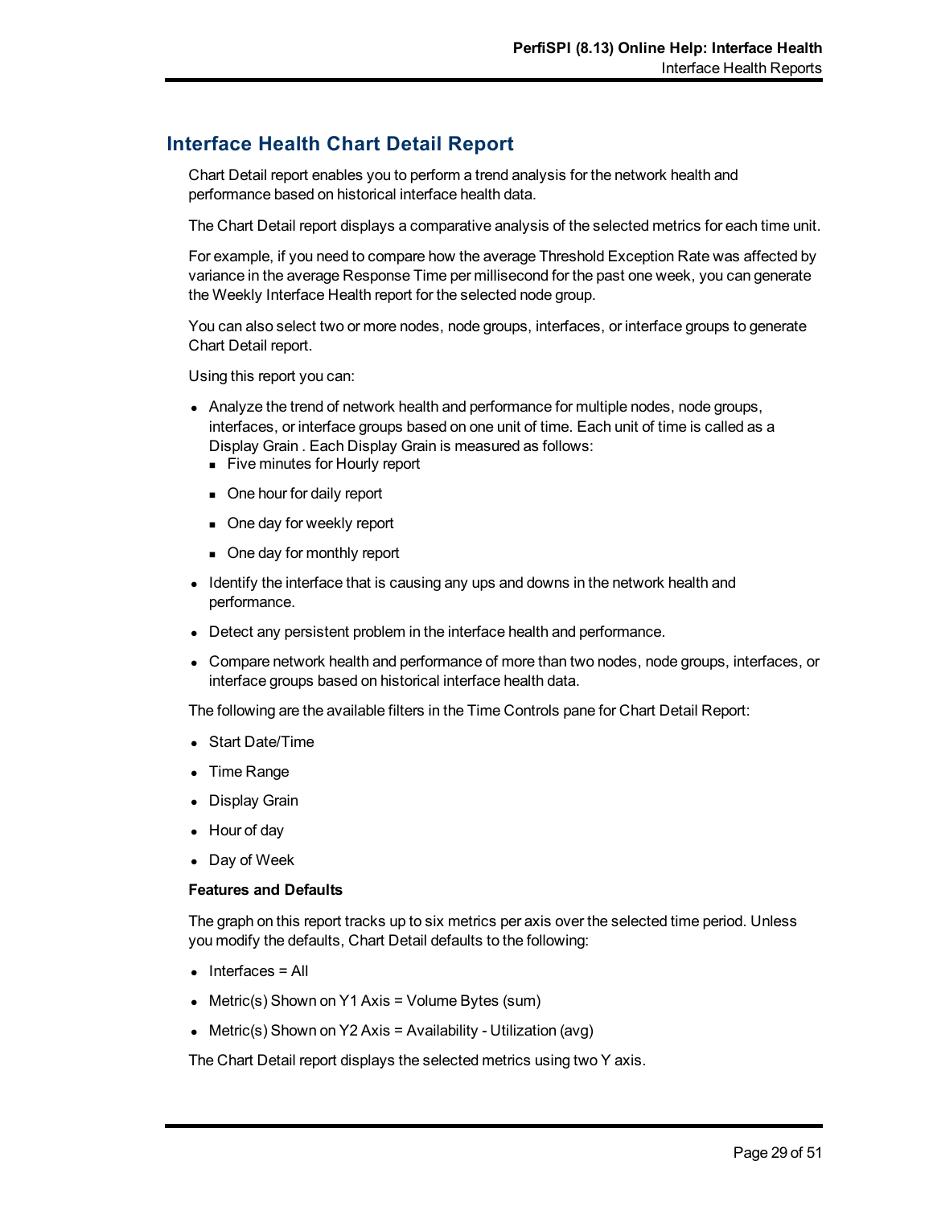## Interface Health Chart Detail Report

Chart Detail report enables you to perform a trend analysis for the network health and performance based on historical interface health data.

The Chart Detail report displays a comparative analysis of the selected metrics for each time unit.

For example, if you need to compare how the average Threshold Exception Rate was affected by variance in the average Response Time per millisecond for the past one week, you can generate the Weekly Interface Health report for the selected node group.

You can also select two or more nodes, node groups, interfaces, or interface groups to generate Chart Detail report.

Using this report you can:

- Analyze the trend of network health and performance for multiple nodes, node groups, interfaces, or interface groups based on one unit of time. Each unit of time is called as a Display Grain . Each Display Grain is measured as follows:
  - Five minutes for Hourly report
  - One hour for daily report
  - One day for weekly report
  - One day for monthly report
- Identify the interface that is causing any ups and downs in the network health and performance.
- Detect any persistent problem in the interface health and performance.
- Compare network health and performance of more than two nodes, node groups, interfaces, or interface groups based on historical interface health data.

The following are the available filters in the Time Controls pane for Chart Detail Report:

- Start Date/Time
- Time Range
- Display Grain
- Hour of day
- Day of Week

**Features and Defaults**

The graph on this report tracks up to six metrics per axis over the selected time period. Unless you modify the defaults, Chart Detail defaults to the following:

- Interfaces = All
- Metric(s) Shown on Y1 Axis = Volume Bytes (sum)
- Metric(s) Shown on Y2 Axis = Availability - Utilization (avg)

The Chart Detail report displays the selected metrics using two Y axis.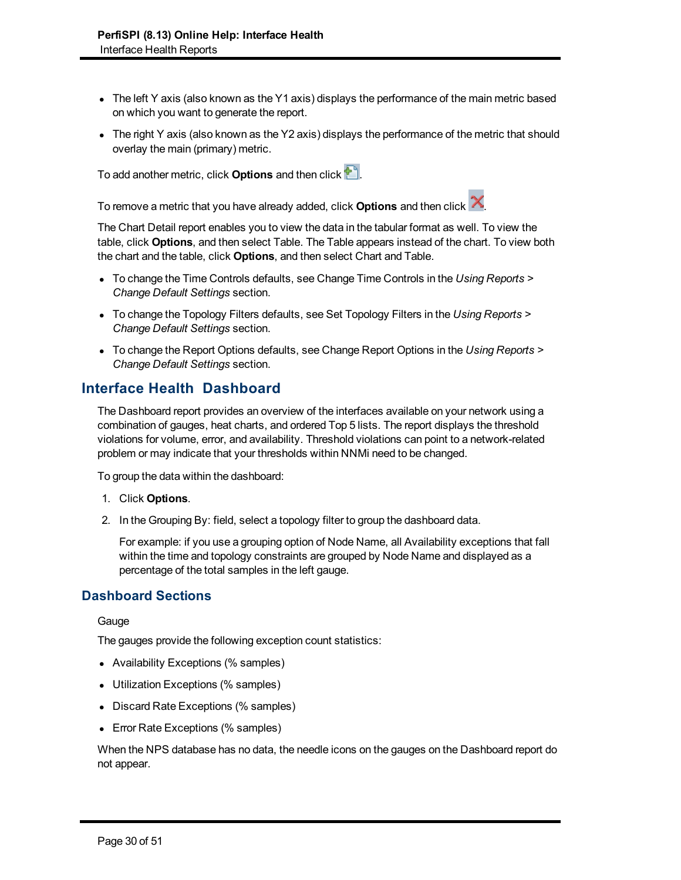- The left Y axis (also known as the Y1 axis) displays the performance of the main metric based on which you want to generate the report.
- The right Y axis (also known as the Y2 axis) displays the performance of the metric that should overlay the main (primary) metric.

To add another metric, click **Options** and then click .

To remove a metric that you have already added, click **Options** and then click .

The Chart Detail report enables you to view the data in the tabular format as well. To view the table, click **Options**, and then select Table. The Table appears instead of the chart. To view both the chart and the table, click **Options**, and then select Chart and Table.

- To change the Time Controls defaults, see Change Time Controls in the *Using Reports > Change Default Settings* section.
- To change the Topology Filters defaults, see Set Topology Filters in the *Using Reports > Change Default Settings* section.
- To change the Report Options defaults, see Change Report Options in the *Using Reports > Change Default Settings* section.

## Interface Health Dashboard

The Dashboard report provides an overview of the interfaces available on your network using a combination of gauges, heat charts, and ordered Top 5 lists. The report displays the threshold violations for volume, error, and availability. Threshold violations can point to a network-related problem or may indicate that your thresholds within NNMi need to be changed.

To group the data within the dashboard:

1. Click **Options**.
2. In the Grouping By: field, select a topology filter to group the dashboard data.

   For example: if you use a grouping option of Node Name, all Availability exceptions that fall within the time and topology constraints are grouped by Node Name and displayed as a percentage of the total samples in the left gauge.

### Dashboard Sections

Gauge

The gauges provide the following exception count statistics:

- Availability Exceptions (% samples)
- Utilization Exceptions (% samples)
- Discard Rate Exceptions (% samples)
- Error Rate Exceptions (% samples)

When the NPS database has no data, the needle icons on the gauges on the Dashboard report do not appear.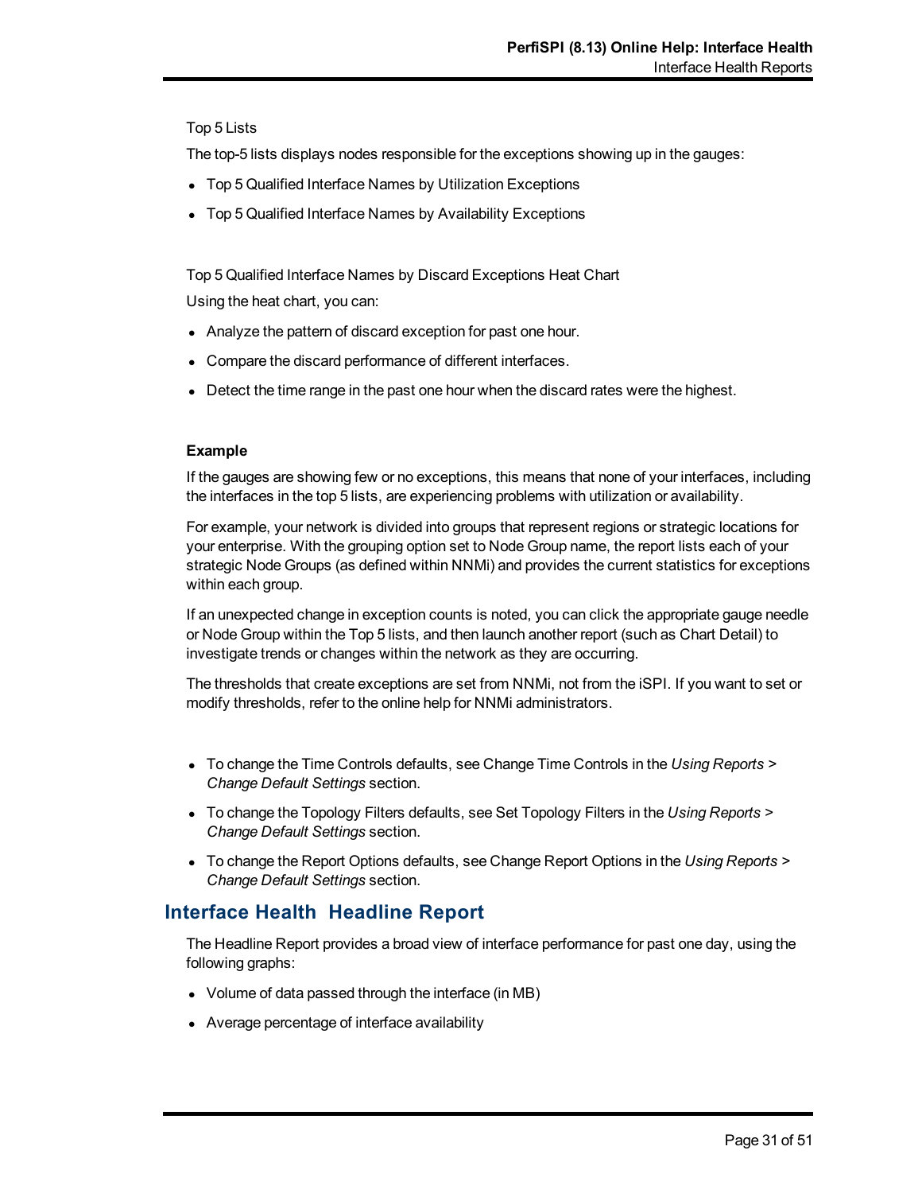Top 5 Lists

The top-5 lists displays nodes responsible for the exceptions showing up in the gauges:

- Top 5 Qualified Interface Names by Utilization Exceptions
- Top 5 Qualified Interface Names by Availability Exceptions

Top 5 Qualified Interface Names by Discard Exceptions Heat Chart

Using the heat chart, you can:

- Analyze the pattern of discard exception for past one hour.
- Compare the discard performance of different interfaces.
- Detect the time range in the past one hour when the discard rates were the highest.

**Example**

If the gauges are showing few or no exceptions, this means that none of your interfaces, including the interfaces in the top 5 lists, are experiencing problems with utilization or availability.

For example, your network is divided into groups that represent regions or strategic locations for your enterprise. With the grouping option set to Node Group name, the report lists each of your strategic Node Groups (as defined within NNMi) and provides the current statistics for exceptions within each group.

If an unexpected change in exception counts is noted, you can click the appropriate gauge needle or Node Group within the Top 5 lists, and then launch another report (such as Chart Detail) to investigate trends or changes within the network as they are occurring.

The thresholds that create exceptions are set from NNMi, not from the iSPI. If you want to set or modify thresholds, refer to the online help for NNMi administrators.

- To change the Time Controls defaults, see Change Time Controls in the *Using Reports > Change Default Settings* section.
- To change the Topology Filters defaults, see Set Topology Filters in the *Using Reports > Change Default Settings* section.
- To change the Report Options defaults, see Change Report Options in the *Using Reports > Change Default Settings* section.

## Interface Health Headline Report

The Headline Report provides a broad view of interface performance for past one day, using the following graphs:

- Volume of data passed through the interface (in MB)
- Average percentage of interface availability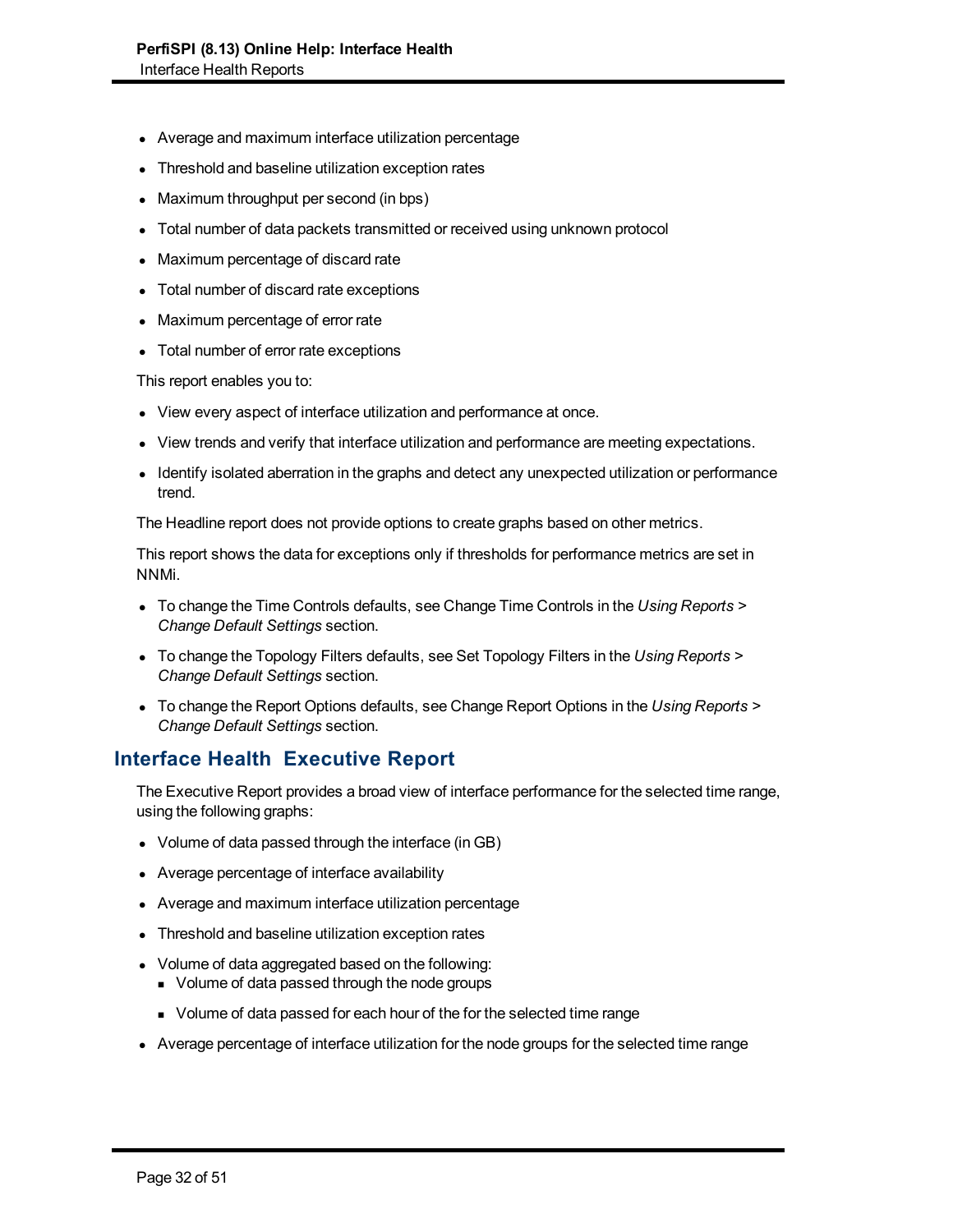- Average and maximum interface utilization percentage
- Threshold and baseline utilization exception rates
- Maximum throughput per second (in bps)
- Total number of data packets transmitted or received using unknown protocol
- Maximum percentage of discard rate
- Total number of discard rate exceptions
- Maximum percentage of error rate
- Total number of error rate exceptions

This report enables you to:

- View every aspect of interface utilization and performance at once.
- View trends and verify that interface utilization and performance are meeting expectations.
- Identify isolated aberration in the graphs and detect any unexpected utilization or performance trend.

The Headline report does not provide options to create graphs based on other metrics.

This report shows the data for exceptions only if thresholds for performance metrics are set in NNMi.

- To change the Time Controls defaults, see Change Time Controls in the *Using Reports > Change Default Settings* section.
- To change the Topology Filters defaults, see Set Topology Filters in the *Using Reports > Change Default Settings* section.
- To change the Report Options defaults, see Change Report Options in the *Using Reports > Change Default Settings* section.

## Interface Health Executive Report

The Executive Report provides a broad view of interface performance for the selected time range, using the following graphs:

- Volume of data passed through the interface (in GB)
- Average percentage of interface availability
- Average and maximum interface utilization percentage
- Threshold and baseline utilization exception rates
- Volume of data aggregated based on the following:
  - Volume of data passed through the node groups
  - Volume of data passed for each hour of the for the selected time range
- Average percentage of interface utilization for the node groups for the selected time range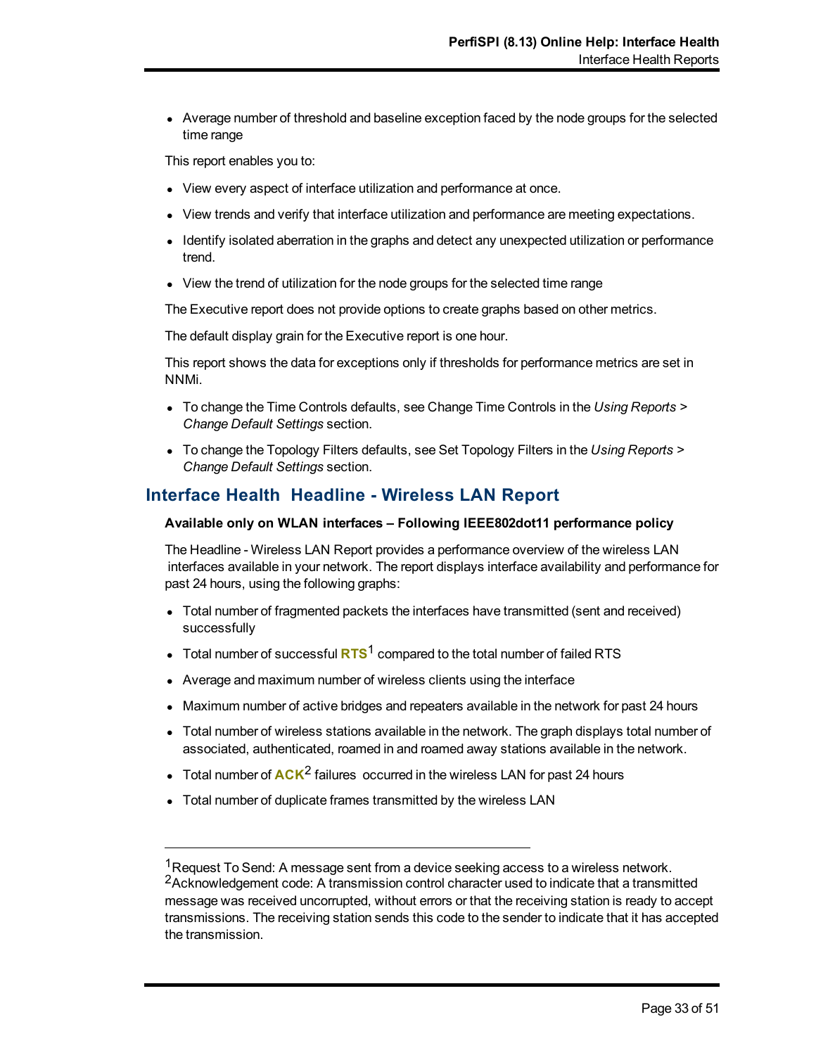- Average number of threshold and baseline exception faced by the node groups for the selected time range

This report enables you to:

- View every aspect of interface utilization and performance at once.
- View trends and verify that interface utilization and performance are meeting expectations.
- Identify isolated aberration in the graphs and detect any unexpected utilization or performance trend.
- View the trend of utilization for the node groups for the selected time range

The Executive report does not provide options to create graphs based on other metrics.

The default display grain for the Executive report is one hour.

This report shows the data for exceptions only if thresholds for performance metrics are set in NNMi.

- To change the Time Controls defaults, see Change Time Controls in the *Using Reports > Change Default Settings* section.
- To change the Topology Filters defaults, see Set Topology Filters in the *Using Reports > Change Default Settings* section.

## Interface Health  Headline - Wireless LAN Report

**Available only on WLAN interfaces – Following IEEE802dot11 performance policy**

The Headline - Wireless LAN Report provides a performance overview of the wireless LAN interfaces available in your network. The report displays interface availability and performance for past 24 hours, using the following graphs:

- Total number of fragmented packets the interfaces have transmitted (sent and received) successfully
- Total number of successful **RTS**[1] compared to the total number of failed RTS
- Average and maximum number of wireless clients using the interface
- Maximum number of active bridges and repeaters available in the network for past 24 hours
- Total number of wireless stations available in the network. The graph displays total number of associated, authenticated, roamed in and roamed away stations available in the network.
- Total number of **ACK**[2] failures  occurred in the wireless LAN for past 24 hours
- Total number of duplicate frames transmitted by the wireless LAN

---

[1] Request To Send: A message sent from a device seeking access to a wireless network.
[2] Acknowledgement code: A transmission control character used to indicate that a transmitted message was received uncorrupted, without errors or that the receiving station is ready to accept transmissions. The receiving station sends this code to the sender to indicate that it has accepted the transmission.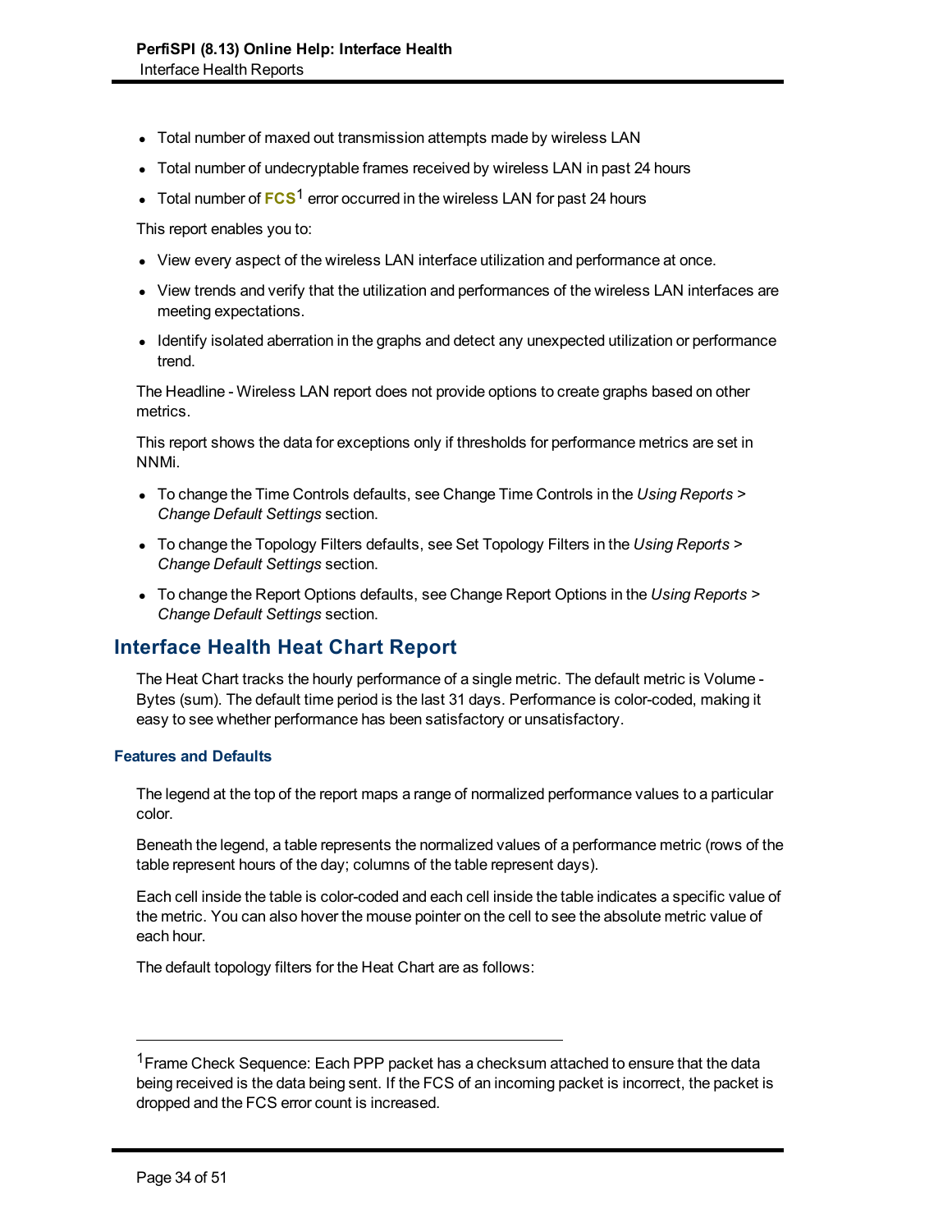- Total number of maxed out transmission attempts made by wireless LAN
- Total number of undecryptable frames received by wireless LAN in past 24 hours
- Total number of **FCS**[1] error occurred in the wireless LAN for past 24 hours

This report enables you to:

- View every aspect of the wireless LAN interface utilization and performance at once.
- View trends and verify that the utilization and performances of the wireless LAN interfaces are meeting expectations.
- Identify isolated aberration in the graphs and detect any unexpected utilization or performance trend.

The Headline - Wireless LAN report does not provide options to create graphs based on other metrics.

This report shows the data for exceptions only if thresholds for performance metrics are set in NNMi.

- To change the Time Controls defaults, see Change Time Controls in the *Using Reports > Change Default Settings* section.
- To change the Topology Filters defaults, see Set Topology Filters in the *Using Reports > Change Default Settings* section.
- To change the Report Options defaults, see Change Report Options in the *Using Reports > Change Default Settings* section.

## Interface Health Heat Chart Report

The Heat Chart tracks the hourly performance of a single metric. The default metric is Volume - Bytes (sum). The default time period is the last 31 days. Performance is color-coded, making it easy to see whether performance has been satisfactory or unsatisfactory.

### Features and Defaults

The legend at the top of the report maps a range of normalized performance values to a particular color.

Beneath the legend, a table represents the normalized values of a performance metric (rows of the table represent hours of the day; columns of the table represent days).

Each cell inside the table is color-coded and each cell inside the table indicates a specific value of the metric. You can also hover the mouse pointer on the cell to see the absolute metric value of each hour.

The default topology filters for the Heat Chart are as follows:

---

[1] Frame Check Sequence: Each PPP packet has a checksum attached to ensure that the data being received is the data being sent. If the FCS of an incoming packet is incorrect, the packet is dropped and the FCS error count is increased.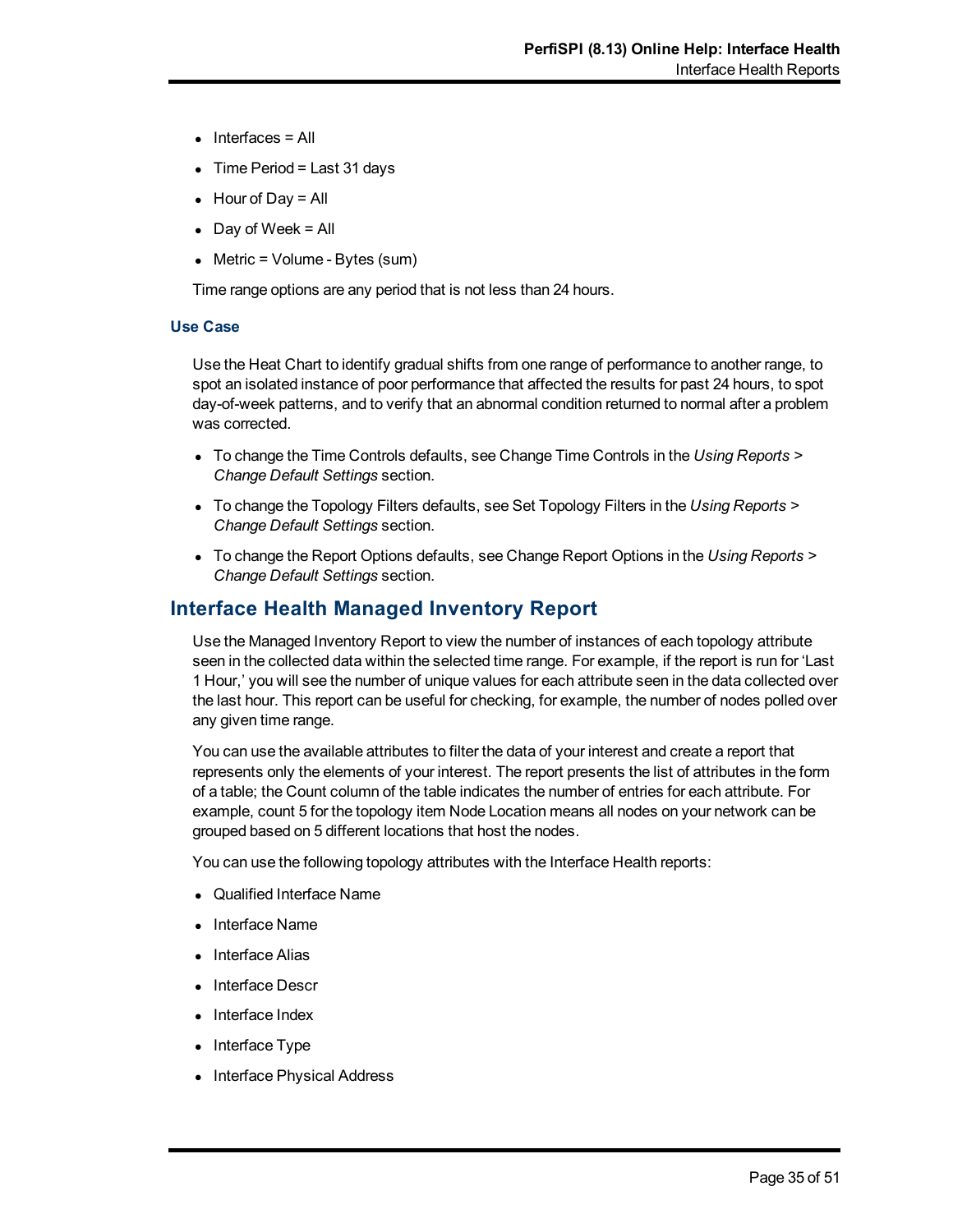- Interfaces = All
- Time Period = Last 31 days
- Hour of Day = All
- Day of Week = All
- Metric = Volume - Bytes (sum)

Time range options are any period that is not less than 24 hours.

### Use Case

Use the Heat Chart to identify gradual shifts from one range of performance to another range, to spot an isolated instance of poor performance that affected the results for past 24 hours, to spot day-of-week patterns, and to verify that an abnormal condition returned to normal after a problem was corrected.

- To change the Time Controls defaults, see Change Time Controls in the *Using Reports > Change Default Settings* section.
- To change the Topology Filters defaults, see Set Topology Filters in the *Using Reports > Change Default Settings* section.
- To change the Report Options defaults, see Change Report Options in the *Using Reports > Change Default Settings* section.

## Interface Health Managed Inventory Report

Use the Managed Inventory Report to view the number of instances of each topology attribute seen in the collected data within the selected time range. For example, if the report is run for 'Last 1 Hour,' you will see the number of unique values for each attribute seen in the data collected over the last hour. This report can be useful for checking, for example, the number of nodes polled over any given time range.

You can use the available attributes to filter the data of your interest and create a report that represents only the elements of your interest. The report presents the list of attributes in the form of a table; the Count column of the table indicates the number of entries for each attribute. For example, count 5 for the topology item Node Location means all nodes on your network can be grouped based on 5 different locations that host the nodes.

You can use the following topology attributes with the Interface Health reports:

- Qualified Interface Name
- Interface Name
- Interface Alias
- Interface Descr
- Interface Index
- Interface Type
- Interface Physical Address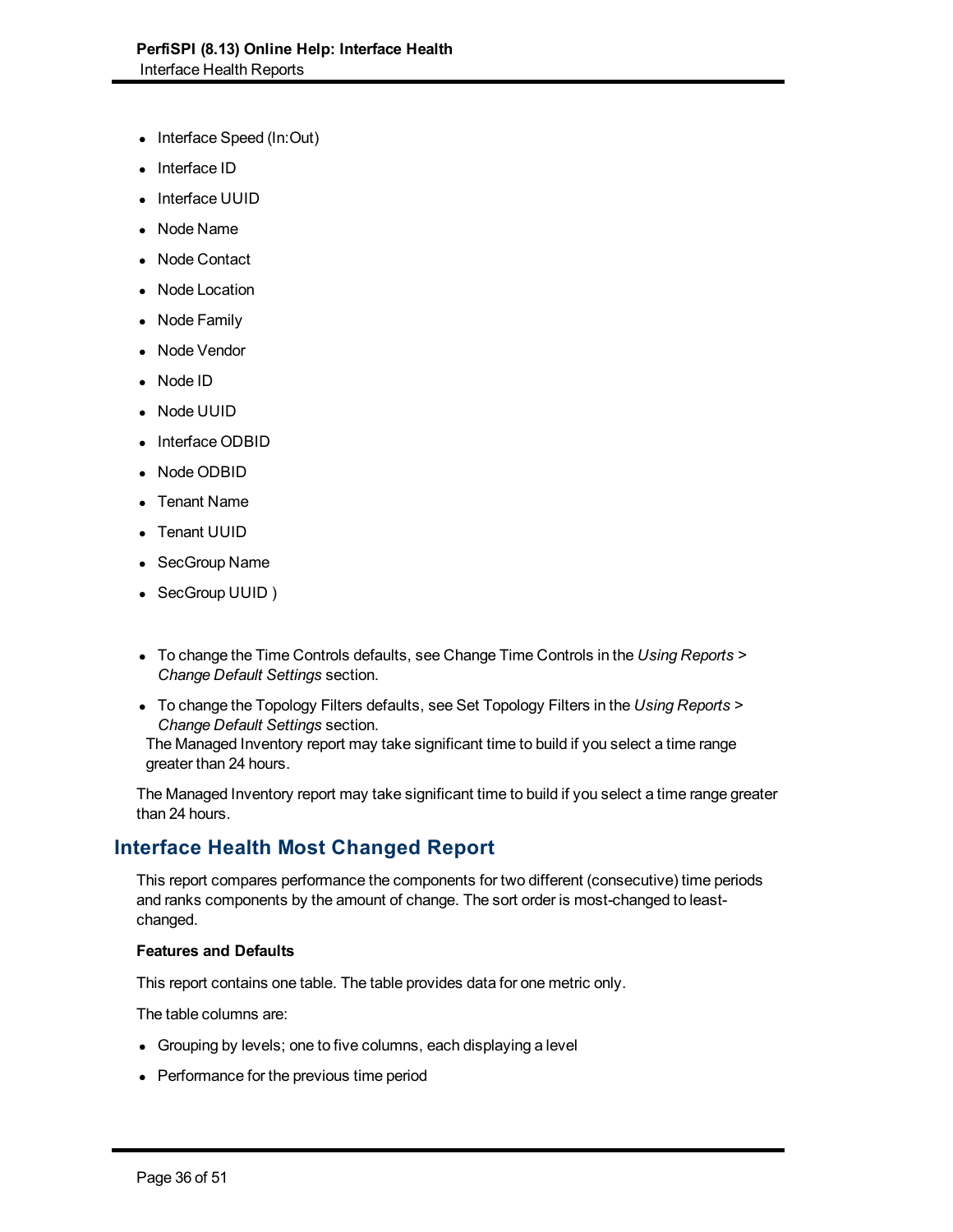- Interface Speed (In:Out)
- Interface ID
- Interface UUID
- Node Name
- Node Contact
- Node Location
- Node Family
- Node Vendor
- Node ID
- Node UUID
- Interface ODBID
- Node ODBID
- Tenant Name
- Tenant UUID
- SecGroup Name
- SecGroup UUID )

- To change the Time Controls defaults, see Change Time Controls in the *Using Reports > Change Default Settings* section.
- To change the Topology Filters defaults, see Set Topology Filters in the *Using Reports > Change Default Settings* section.
 The Managed Inventory report may take significant time to build if you select a time range greater than 24 hours.

The Managed Inventory report may take significant time to build if you select a time range greater than 24 hours.

## Interface Health Most Changed Report

This report compares performance the components for two different (consecutive) time periods and ranks components by the amount of change. The sort order is most-changed to least-changed.

**Features and Defaults**

This report contains one table. The table provides data for one metric only.

The table columns are:

- Grouping by levels; one to five columns, each displaying a level
- Performance for the previous time period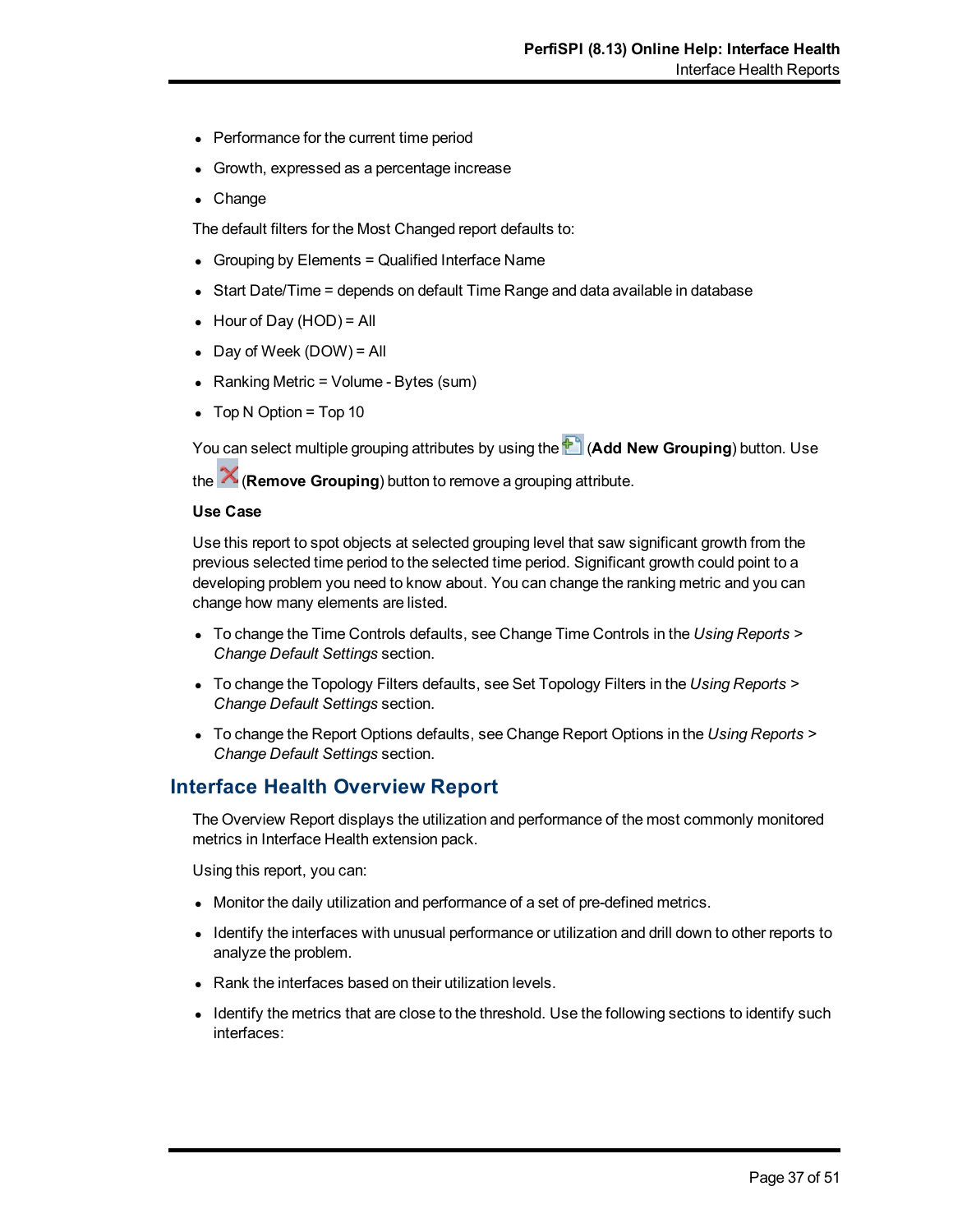- Performance for the current time period
- Growth, expressed as a percentage increase
- Change

The default filters for the Most Changed report defaults to:

- Grouping by Elements = Qualified Interface Name
- Start Date/Time = depends on default Time Range and data available in database
- Hour of Day (HOD) = All
- Day of Week (DOW) = All
- Ranking Metric = Volume - Bytes (sum)
- Top N Option = Top 10

You can select multiple grouping attributes by using the (**Add New Grouping**) button. Use the (**Remove Grouping**) button to remove a grouping attribute.

**Use Case**

Use this report to spot objects at selected grouping level that saw significant growth from the previous selected time period to the selected time period. Significant growth could point to a developing problem you need to know about. You can change the ranking metric and you can change how many elements are listed.

- To change the Time Controls defaults, see Change Time Controls in the *Using Reports > Change Default Settings* section.
- To change the Topology Filters defaults, see Set Topology Filters in the *Using Reports > Change Default Settings* section.
- To change the Report Options defaults, see Change Report Options in the *Using Reports > Change Default Settings* section.

## Interface Health Overview Report

The Overview Report displays the utilization and performance of the most commonly monitored metrics in Interface Health extension pack.

Using this report, you can:

- Monitor the daily utilization and performance of a set of pre-defined metrics.
- Identify the interfaces with unusual performance or utilization and drill down to other reports to analyze the problem.
- Rank the interfaces based on their utilization levels.
- Identify the metrics that are close to the threshold. Use the following sections to identify such interfaces: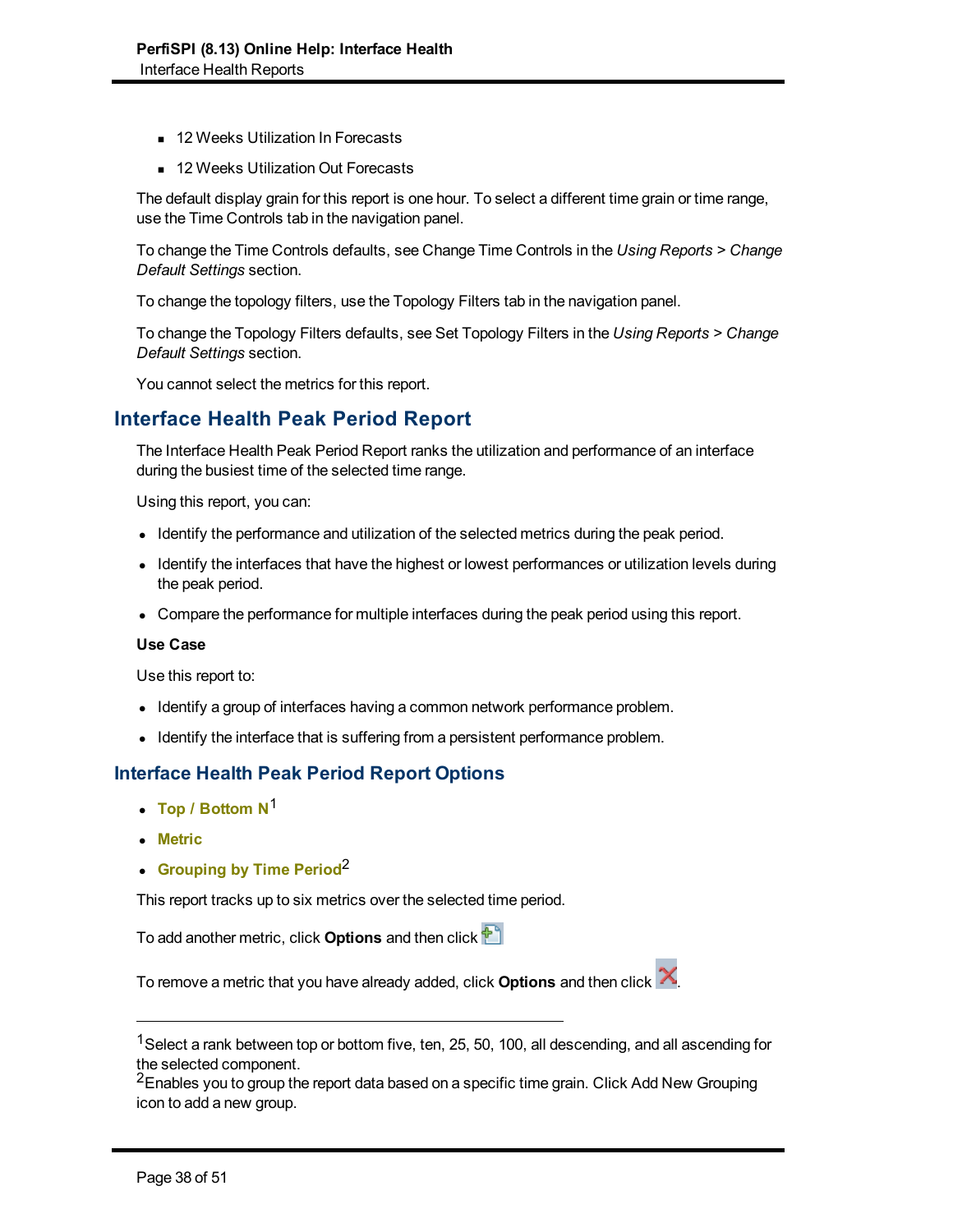- 12 Weeks Utilization In Forecasts
- 12 Weeks Utilization Out Forecasts

The default display grain for this report is one hour. To select a different time grain or time range, use the Time Controls tab in the navigation panel.

To change the Time Controls defaults, see Change Time Controls in the *Using Reports > Change Default Settings* section.

To change the topology filters, use the Topology Filters tab in the navigation panel.

To change the Topology Filters defaults, see Set Topology Filters in the *Using Reports > Change Default Settings* section.

You cannot select the metrics for this report.

## Interface Health Peak Period Report

The Interface Health Peak Period Report ranks the utilization and performance of an interface during the busiest time of the selected time range.

Using this report, you can:

- Identify the performance and utilization of the selected metrics during the peak period.
- Identify the interfaces that have the highest or lowest performances or utilization levels during the peak period.
- Compare the performance for multiple interfaces during the peak period using this report.

**Use Case**

Use this report to:

- Identify a group of interfaces having a common network performance problem.
- Identify the interface that is suffering from a persistent performance problem.

### Interface Health Peak Period Report Options

- **Top / Bottom N**[1]
- **Metric**
- **Grouping by Time Period**[2]

This report tracks up to six metrics over the selected time period.

To add another metric, click **Options** and then click

To remove a metric that you have already added, click **Options** and then click .

---

[1]Select a rank between top or bottom five, ten, 25, 50, 100, all descending, and all ascending for the selected component.

[2]Enables you to group the report data based on a specific time grain. Click Add New Grouping icon to add a new group.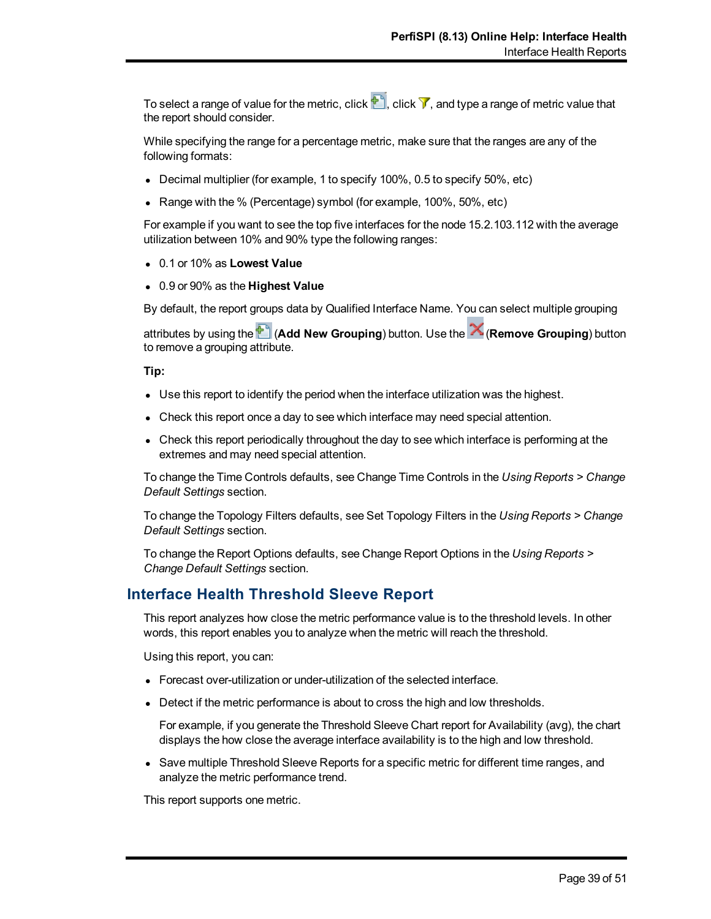To select a range of value for the metric, click , click , and type a range of metric value that the report should consider.

While specifying the range for a percentage metric, make sure that the ranges are any of the following formats:

- Decimal multiplier (for example, 1 to specify 100%, 0.5 to specify 50%, etc)
- Range with the % (Percentage) symbol (for example, 100%, 50%, etc)

For example if you want to see the top five interfaces for the node 15.2.103.112 with the average utilization between 10% and 90% type the following ranges:

- 0.1 or 10% as **Lowest Value**
- 0.9 or 90% as the **Highest Value**

By default, the report groups data by Qualified Interface Name. You can select multiple grouping attributes by using the  (**Add New Grouping**) button. Use the  (**Remove Grouping**) button to remove a grouping attribute.

**Tip:**

- Use this report to identify the period when the interface utilization was the highest.
- Check this report once a day to see which interface may need special attention.
- Check this report periodically throughout the day to see which interface is performing at the extremes and may need special attention.

To change the Time Controls defaults, see Change Time Controls in the *Using Reports > Change Default Settings* section.

To change the Topology Filters defaults, see Set Topology Filters in the *Using Reports > Change Default Settings* section.

To change the Report Options defaults, see Change Report Options in the *Using Reports > Change Default Settings* section.

## Interface Health Threshold Sleeve Report

This report analyzes how close the metric performance value is to the threshold levels. In other words, this report enables you to analyze when the metric will reach the threshold.

Using this report, you can:

- Forecast over-utilization or under-utilization of the selected interface.
- Detect if the metric performance is about to cross the high and low thresholds.

  For example, if you generate the Threshold Sleeve Chart report for Availability (avg), the chart displays the how close the average interface availability is to the high and low threshold.

- Save multiple Threshold Sleeve Reports for a specific metric for different time ranges, and analyze the metric performance trend.

This report supports one metric.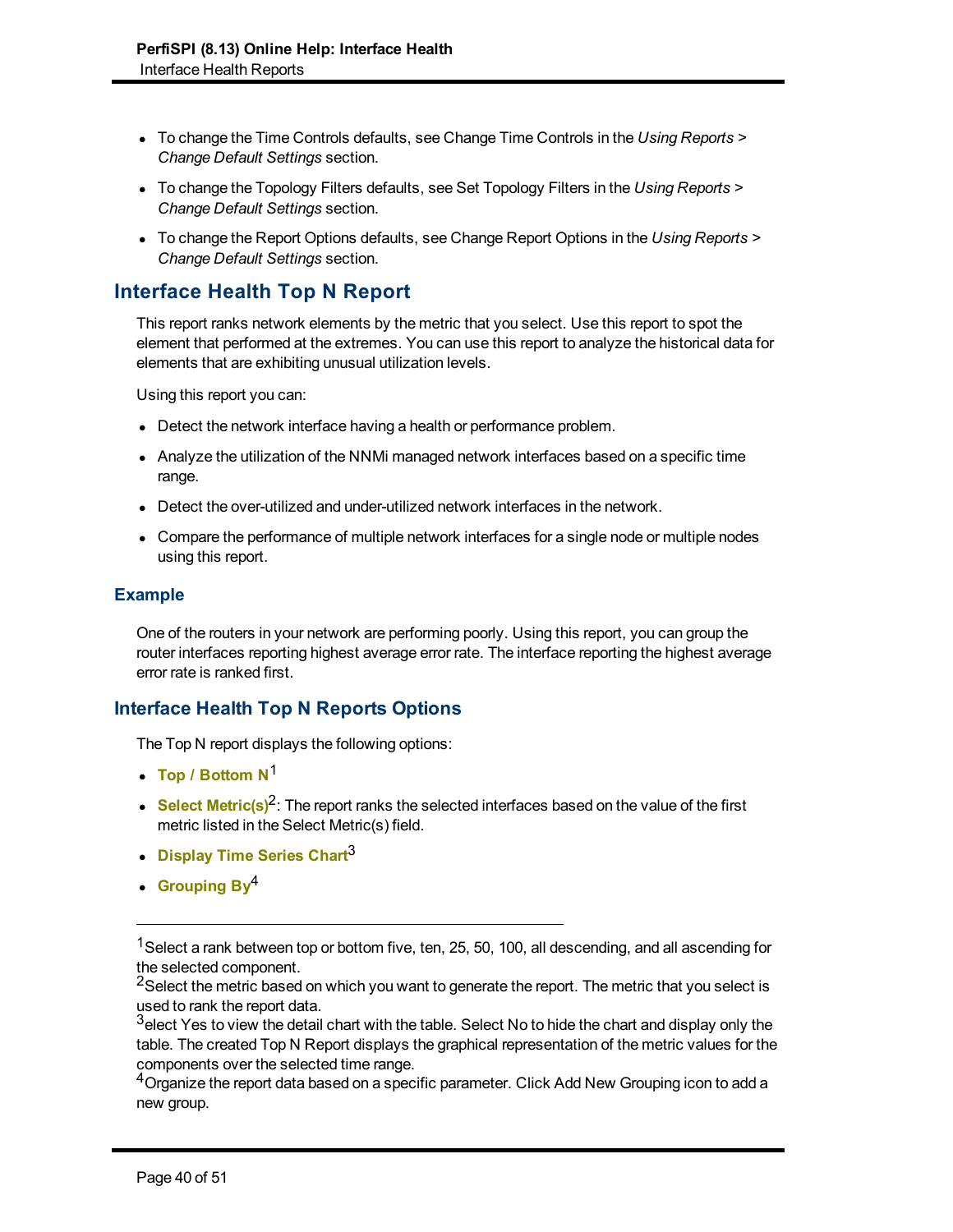- To change the Time Controls defaults, see Change Time Controls in the *Using Reports > Change Default Settings* section.
- To change the Topology Filters defaults, see Set Topology Filters in the *Using Reports > Change Default Settings* section.
- To change the Report Options defaults, see Change Report Options in the *Using Reports > Change Default Settings* section.

## Interface Health Top N Report

This report ranks network elements by the metric that you select. Use this report to spot the element that performed at the extremes. You can use this report to analyze the historical data for elements that are exhibiting unusual utilization levels.

Using this report you can:

- Detect the network interface having a health or performance problem.
- Analyze the utilization of the NNMi managed network interfaces based on a specific time range.
- Detect the over-utilized and under-utilized network interfaces in the network.
- Compare the performance of multiple network interfaces for a single node or multiple nodes using this report.

### Example

One of the routers in your network are performing poorly. Using this report, you can group the router interfaces reporting highest average error rate. The interface reporting the highest average error rate is ranked first.

### Interface Health Top N Reports Options

The Top N report displays the following options:

- **Top / Bottom N**[1]
- **Select Metric(s)**[2]: The report ranks the selected interfaces based on the value of the first metric listed in the Select Metric(s) field.
- **Display Time Series Chart**[3]
- **Grouping By**[4]

---

[1] Select a rank between top or bottom five, ten, 25, 50, 100, all descending, and all ascending for the selected component.

[2] Select the metric based on which you want to generate the report. The metric that you select is used to rank the report data.

[3] elect Yes to view the detail chart with the table. Select No to hide the chart and display only the table. The created Top N Report displays the graphical representation of the metric values for the components over the selected time range.

[4] Organize the report data based on a specific parameter. Click Add New Grouping icon to add a new group.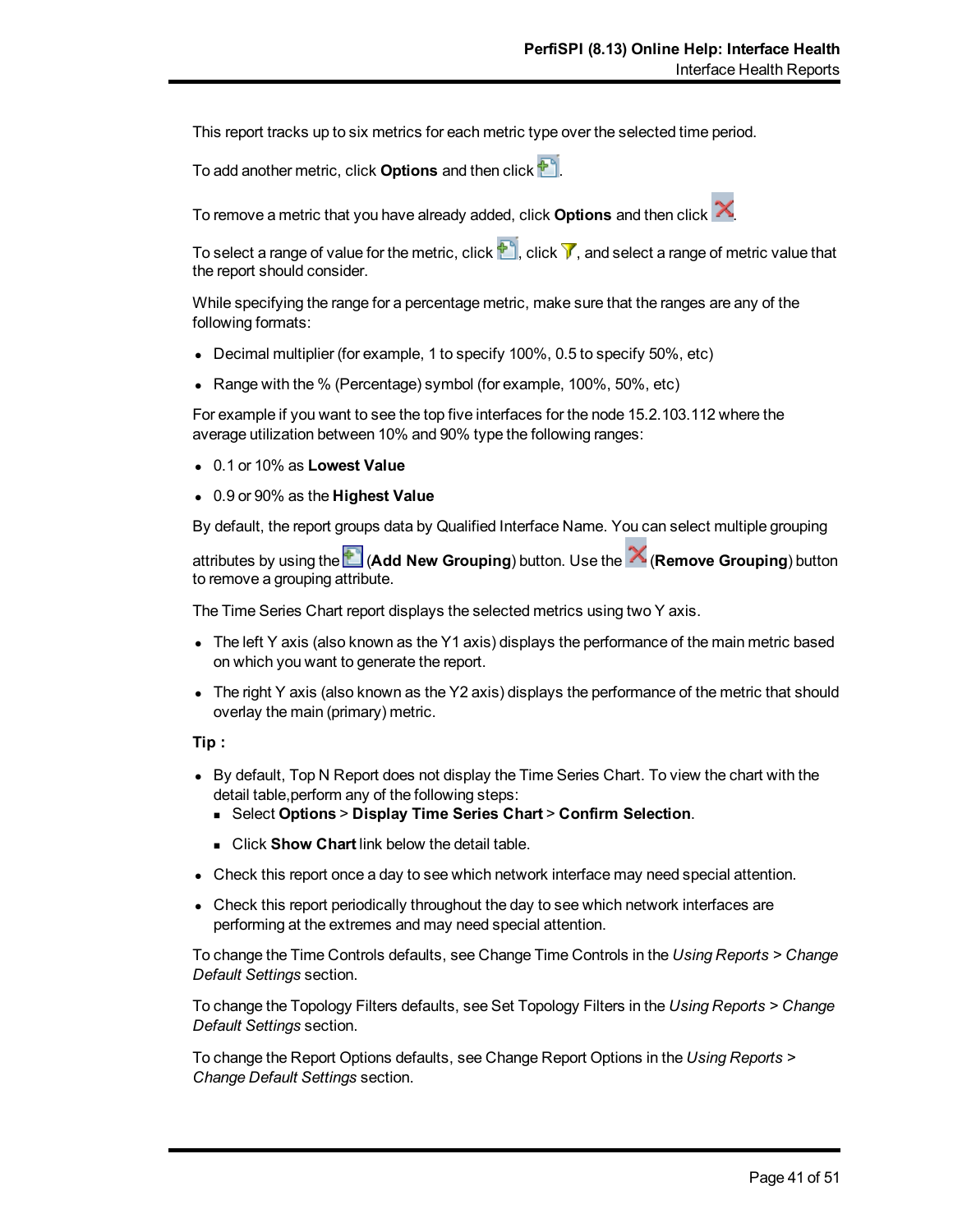This report tracks up to six metrics for each metric type over the selected time period.

To add another metric, click **Options** and then click .

To remove a metric that you have already added, click **Options** and then click .

To select a range of value for the metric, click , click , and select a range of metric value that the report should consider.

While specifying the range for a percentage metric, make sure that the ranges are any of the following formats:

- Decimal multiplier (for example, 1 to specify 100%, 0.5 to specify 50%, etc)
- Range with the % (Percentage) symbol (for example, 100%, 50%, etc)

For example if you want to see the top five interfaces for the node 15.2.103.112 where the average utilization between 10% and 90% type the following ranges:

- 0.1 or 10% as **Lowest Value**
- 0.9 or 90% as the **Highest Value**

By default, the report groups data by Qualified Interface Name. You can select multiple grouping attributes by using the  (**Add New Grouping**) button. Use the  (**Remove Grouping**) button to remove a grouping attribute.

The Time Series Chart report displays the selected metrics using two Y axis.

- The left Y axis (also known as the Y1 axis) displays the performance of the main metric based on which you want to generate the report.
- The right Y axis (also known as the Y2 axis) displays the performance of the metric that should overlay the main (primary) metric.

**Tip :**

- By default, Top N Report does not display the Time Series Chart. To view the chart with the detail table,perform any of the following steps:
  - Select **Options** > **Display Time Series Chart** > **Confirm Selection**.
  - Click **Show Chart** link below the detail table.
- Check this report once a day to see which network interface may need special attention.
- Check this report periodically throughout the day to see which network interfaces are performing at the extremes and may need special attention.

To change the Time Controls defaults, see Change Time Controls in the *Using Reports > Change Default Settings* section.

To change the Topology Filters defaults, see Set Topology Filters in the *Using Reports > Change Default Settings* section.

To change the Report Options defaults, see Change Report Options in the *Using Reports > Change Default Settings* section.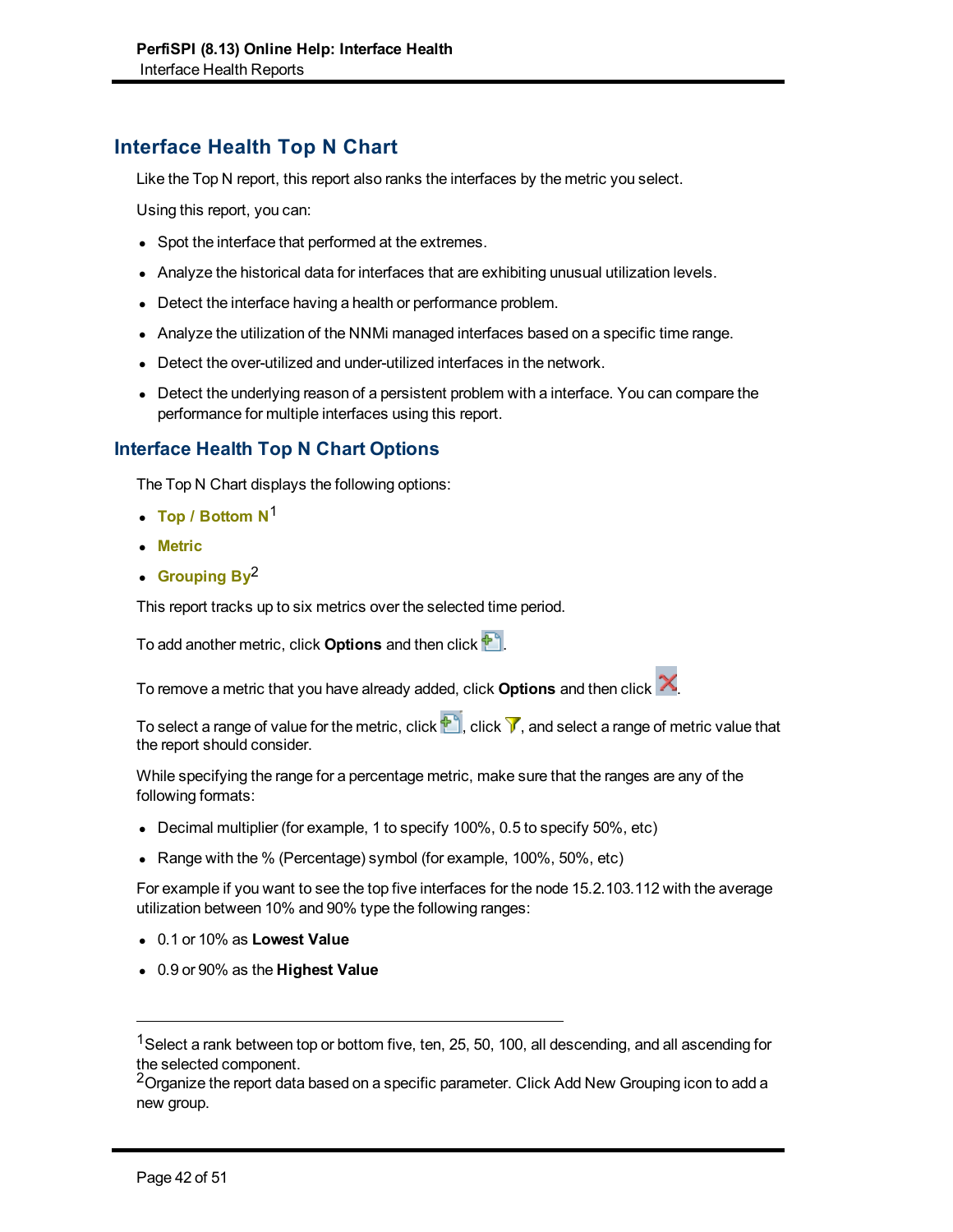## Interface Health Top N Chart

Like the Top N report, this report also ranks the interfaces by the metric you select.

Using this report, you can:

- Spot the interface that performed at the extremes.
- Analyze the historical data for interfaces that are exhibiting unusual utilization levels.
- Detect the interface having a health or performance problem.
- Analyze the utilization of the NNMi managed interfaces based on a specific time range.
- Detect the over-utilized and under-utilized interfaces in the network.
- Detect the underlying reason of a persistent problem with a interface. You can compare the performance for multiple interfaces using this report.

### Interface Health Top N Chart Options

The Top N Chart displays the following options:

- **Top / Bottom N**[1]
- **Metric**
- **Grouping By**[2]

This report tracks up to six metrics over the selected time period.

To add another metric, click **Options** and then click .

To remove a metric that you have already added, click **Options** and then click .

To select a range of value for the metric, click , click , and select a range of metric value that the report should consider.

While specifying the range for a percentage metric, make sure that the ranges are any of the following formats:

- Decimal multiplier (for example, 1 to specify 100%, 0.5 to specify 50%, etc)
- Range with the % (Percentage) symbol (for example, 100%, 50%, etc)

For example if you want to see the top five interfaces for the node 15.2.103.112 with the average utilization between 10% and 90% type the following ranges:

- 0.1 or 10% as **Lowest Value**
- 0.9 or 90% as the **Highest Value**

---

[1] Select a rank between top or bottom five, ten, 25, 50, 100, all descending, and all ascending for the selected component.

[2] Organize the report data based on a specific parameter. Click Add New Grouping icon to add a new group.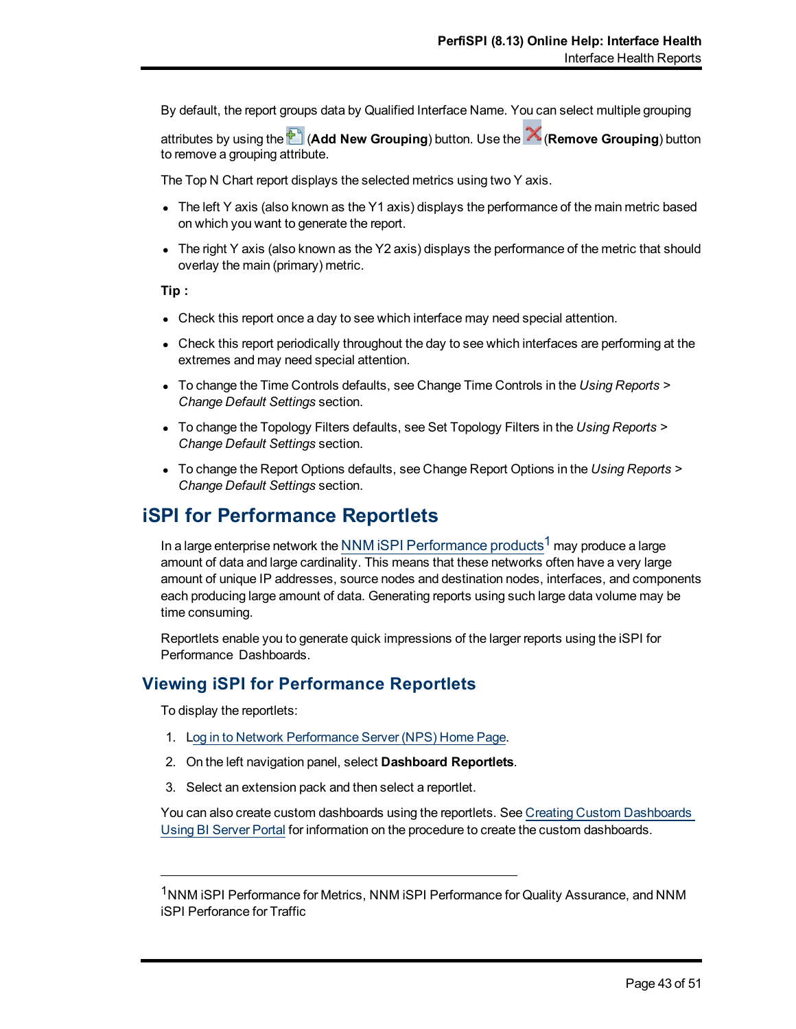By default, the report groups data by Qualified Interface Name. You can select multiple grouping attributes by using the (**Add New Grouping**) button. Use the (**Remove Grouping**) button to remove a grouping attribute.

The Top N Chart report displays the selected metrics using two Y axis.

- The left Y axis (also known as the Y1 axis) displays the performance of the main metric based on which you want to generate the report.
- The right Y axis (also known as the Y2 axis) displays the performance of the metric that should overlay the main (primary) metric.

**Tip :**

- Check this report once a day to see which interface may need special attention.
- Check this report periodically throughout the day to see which interfaces are performing at the extremes and may need special attention.
- To change the Time Controls defaults, see Change Time Controls in the *Using Reports > Change Default Settings* section.
- To change the Topology Filters defaults, see Set Topology Filters in the *Using Reports > Change Default Settings* section.
- To change the Report Options defaults, see Change Report Options in the *Using Reports > Change Default Settings* section.

# iSPI for Performance Reportlets

In a large enterprise network the NNM iSPI Performance products[1] may produce a large amount of data and large cardinality. This means that these networks often have a very large amount of unique IP addresses, source nodes and destination nodes, interfaces, and components each producing large amount of data. Generating reports using such large data volume may be time consuming.

Reportlets enable you to generate quick impressions of the larger reports using the iSPI for Performance Dashboards.

## Viewing iSPI for Performance Reportlets

To display the reportlets:

1. Log in to Network Performance Server (NPS) Home Page.
2. On the left navigation panel, select **Dashboard Reportlets**.
3. Select an extension pack and then select a reportlet.

You can also create custom dashboards using the reportlets. See Creating Custom Dashboards Using BI Server Portal for information on the procedure to create the custom dashboards.

---

[1]NNM iSPI Performance for Metrics, NNM iSPI Performance for Quality Assurance, and NNM iSPI Perforance for Traffic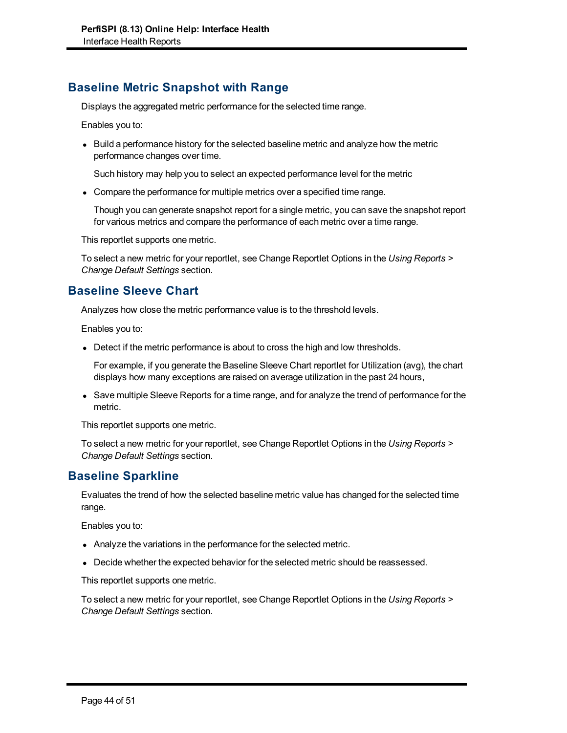## Baseline Metric Snapshot with Range

Displays the aggregated metric performance for the selected time range.

Enables you to:

- Build a performance history for the selected baseline metric and analyze how the metric performance changes over time.

  Such history may help you to select an expected performance level for the metric

- Compare the performance for multiple metrics over a specified time range.

  Though you can generate snapshot report for a single metric, you can save the snapshot report for various metrics and compare the performance of each metric over a time range.

This reportlet supports one metric.

To select a new metric for your reportlet, see Change Reportlet Options in the *Using Reports > Change Default Settings* section.

## Baseline Sleeve Chart

Analyzes how close the metric performance value is to the threshold levels.

Enables you to:

- Detect if the metric performance is about to cross the high and low thresholds.

  For example, if you generate the Baseline Sleeve Chart reportlet for Utilization (avg), the chart displays how many exceptions are raised on average utilization in the past 24 hours,

- Save multiple Sleeve Reports for a time range, and for analyze the trend of performance for the metric.

This reportlet supports one metric.

To select a new metric for your reportlet, see Change Reportlet Options in the *Using Reports > Change Default Settings* section.

## Baseline Sparkline

Evaluates the trend of how the selected baseline metric value has changed for the selected time range.

Enables you to:

- Analyze the variations in the performance for the selected metric.
- Decide whether the expected behavior for the selected metric should be reassessed.

This reportlet supports one metric.

To select a new metric for your reportlet, see Change Reportlet Options in the *Using Reports > Change Default Settings* section.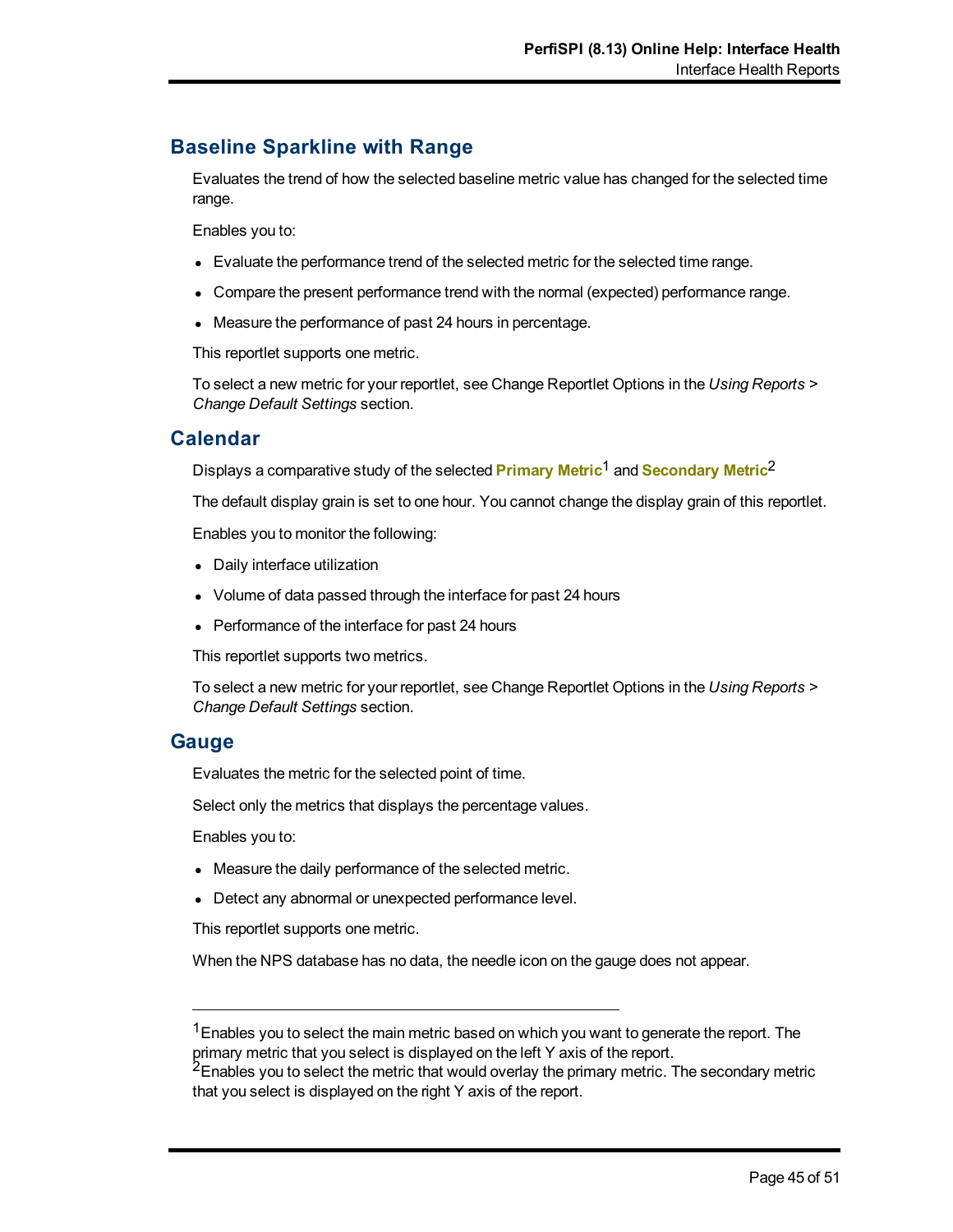## Baseline Sparkline with Range

Evaluates the trend of how the selected baseline metric value has changed for the selected time range.

Enables you to:

- Evaluate the performance trend of the selected metric for the selected time range.
- Compare the present performance trend with the normal (expected) performance range.
- Measure the performance of past 24 hours in percentage.

This reportlet supports one metric.

To select a new metric for your reportlet, see Change Reportlet Options in the *Using Reports > Change Default Settings* section.

## Calendar

Displays a comparative study of the selected **Primary Metric**[1] and **Secondary Metric**[2]

The default display grain is set to one hour. You cannot change the display grain of this reportlet.

Enables you to monitor the following:

- Daily interface utilization
- Volume of data passed through the interface for past 24 hours
- Performance of the interface for past 24 hours

This reportlet supports two metrics.

To select a new metric for your reportlet, see Change Reportlet Options in the *Using Reports > Change Default Settings* section.

## Gauge

Evaluates the metric for the selected point of time.

Select only the metrics that displays the percentage values.

Enables you to:

- Measure the daily performance of the selected metric.
- Detect any abnormal or unexpected performance level.

This reportlet supports one metric.

When the NPS database has no data, the needle icon on the gauge does not appear.

---

[1] Enables you to select the main metric based on which you want to generate the report. The primary metric that you select is displayed on the left Y axis of the report.

[2] Enables you to select the metric that would overlay the primary metric. The secondary metric that you select is displayed on the right Y axis of the report.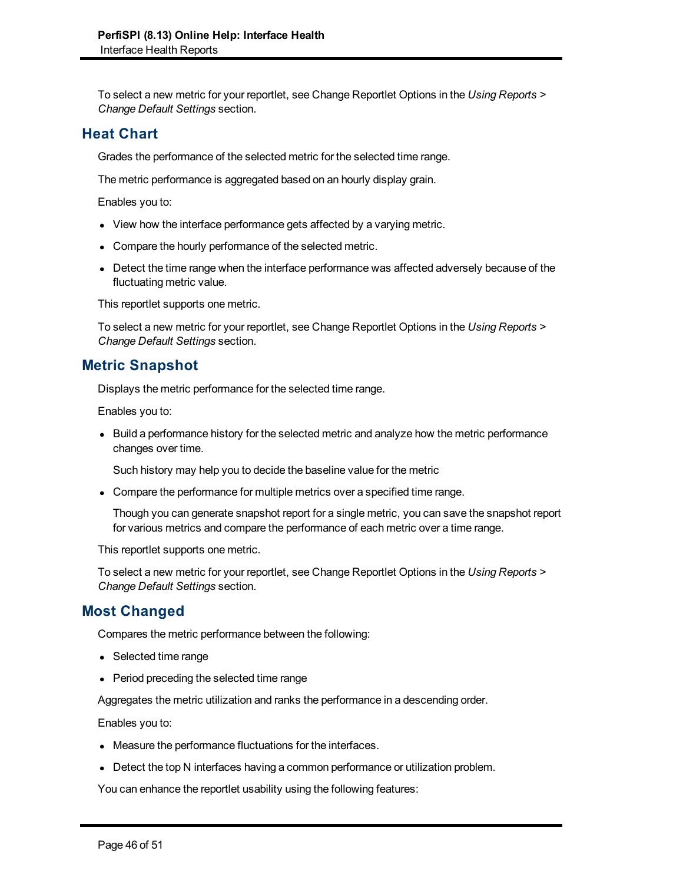To select a new metric for your reportlet, see Change Reportlet Options in the *Using Reports > Change Default Settings* section.

## Heat Chart

Grades the performance of the selected metric for the selected time range.

The metric performance is aggregated based on an hourly display grain.

Enables you to:

- View how the interface performance gets affected by a varying metric.
- Compare the hourly performance of the selected metric.
- Detect the time range when the interface performance was affected adversely because of the fluctuating metric value.

This reportlet supports one metric.

To select a new metric for your reportlet, see Change Reportlet Options in the *Using Reports > Change Default Settings* section.

## Metric Snapshot

Displays the metric performance for the selected time range.

Enables you to:

- Build a performance history for the selected metric and analyze how the metric performance changes over time.

  Such history may help you to decide the baseline value for the metric

- Compare the performance for multiple metrics over a specified time range.

  Though you can generate snapshot report for a single metric, you can save the snapshot report for various metrics and compare the performance of each metric over a time range.

This reportlet supports one metric.

To select a new metric for your reportlet, see Change Reportlet Options in the *Using Reports > Change Default Settings* section.

## Most Changed

Compares the metric performance between the following:

- Selected time range
- Period preceding the selected time range

Aggregates the metric utilization and ranks the performance in a descending order.

Enables you to:

- Measure the performance fluctuations for the interfaces.
- Detect the top N interfaces having a common performance or utilization problem.

You can enhance the reportlet usability using the following features: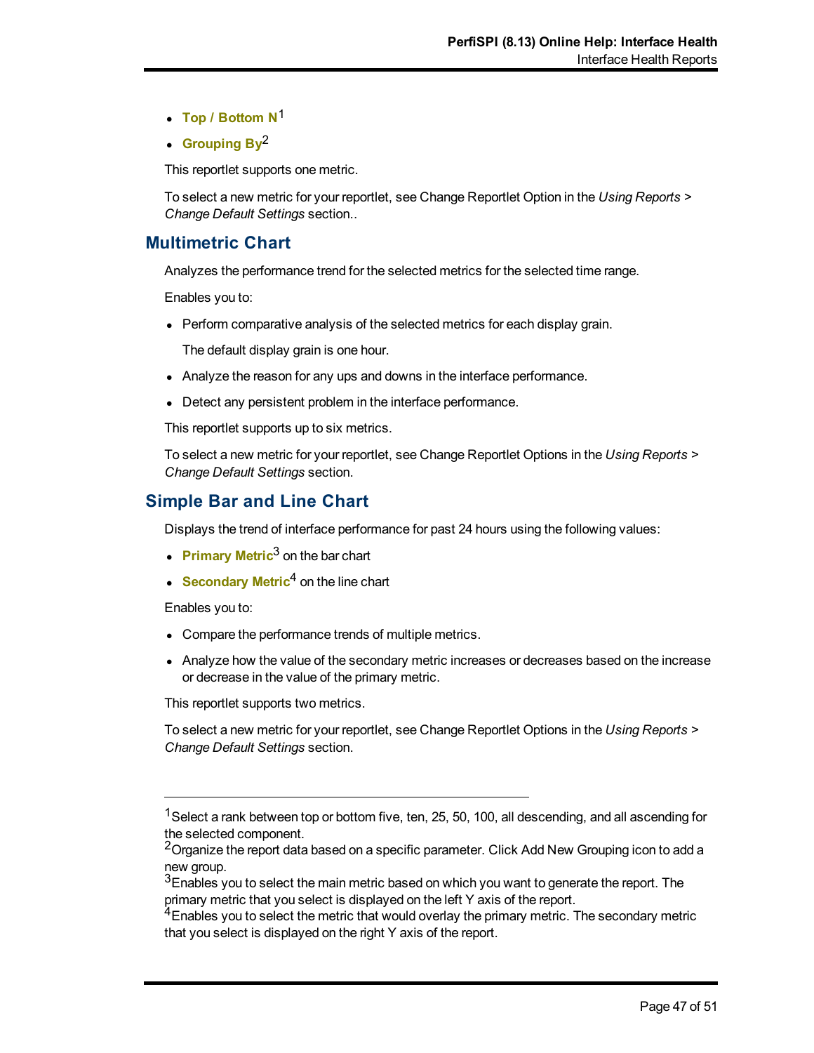- **Top / Bottom N**[1]
- **Grouping By**[2]

This reportlet supports one metric.

To select a new metric for your reportlet, see Change Reportlet Option in the *Using Reports > Change Default Settings* section..

## Multimetric Chart

Analyzes the performance trend for the selected metrics for the selected time range.

Enables you to:

- Perform comparative analysis of the selected metrics for each display grain.

  The default display grain is one hour.

- Analyze the reason for any ups and downs in the interface performance.
- Detect any persistent problem in the interface performance.

This reportlet supports up to six metrics.

To select a new metric for your reportlet, see Change Reportlet Options in the *Using Reports > Change Default Settings* section.

## Simple Bar and Line Chart

Displays the trend of interface performance for past 24 hours using the following values:

- **Primary Metric**[3] on the bar chart
- **Secondary Metric**[4] on the line chart

Enables you to:

- Compare the performance trends of multiple metrics.
- Analyze how the value of the secondary metric increases or decreases based on the increase or decrease in the value of the primary metric.

This reportlet supports two metrics.

To select a new metric for your reportlet, see Change Reportlet Options in the *Using Reports > Change Default Settings* section.

---

[1] Select a rank between top or bottom five, ten, 25, 50, 100, all descending, and all ascending for the selected component.

[2] Organize the report data based on a specific parameter. Click Add New Grouping icon to add a new group.

[3] Enables you to select the main metric based on which you want to generate the report. The primary metric that you select is displayed on the left Y axis of the report.

[4] Enables you to select the metric that would overlay the primary metric. The secondary metric that you select is displayed on the right Y axis of the report.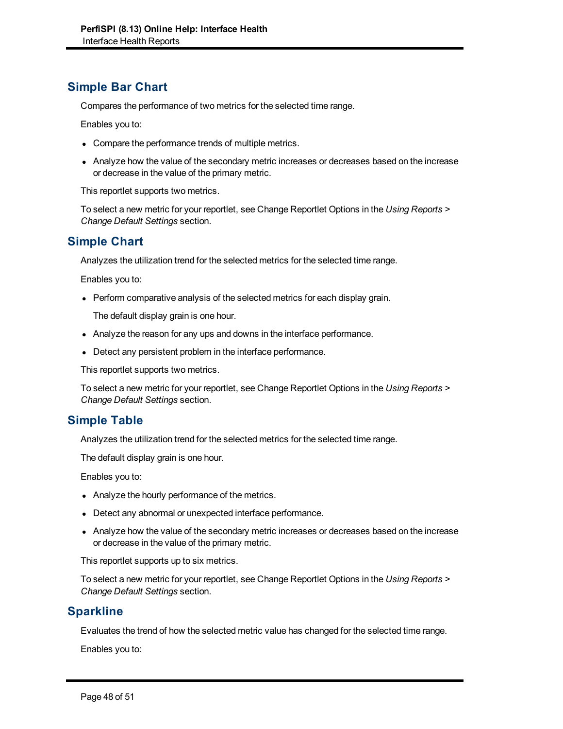## Simple Bar Chart

Compares the performance of two metrics for the selected time range.

Enables you to:

- Compare the performance trends of multiple metrics.
- Analyze how the value of the secondary metric increases or decreases based on the increase or decrease in the value of the primary metric.

This reportlet supports two metrics.

To select a new metric for your reportlet, see Change Reportlet Options in the *Using Reports > Change Default Settings* section.

## Simple Chart

Analyzes the utilization trend for the selected metrics for the selected time range.

Enables you to:

- Perform comparative analysis of the selected metrics for each display grain.

  The default display grain is one hour.
- Analyze the reason for any ups and downs in the interface performance.
- Detect any persistent problem in the interface performance.

This reportlet supports two metrics.

To select a new metric for your reportlet, see Change Reportlet Options in the *Using Reports > Change Default Settings* section.

## Simple Table

Analyzes the utilization trend for the selected metrics for the selected time range.

The default display grain is one hour.

Enables you to:

- Analyze the hourly performance of the metrics.
- Detect any abnormal or unexpected interface performance.
- Analyze how the value of the secondary metric increases or decreases based on the increase or decrease in the value of the primary metric.

This reportlet supports up to six metrics.

To select a new metric for your reportlet, see Change Reportlet Options in the *Using Reports > Change Default Settings* section.

## Sparkline

Evaluates the trend of how the selected metric value has changed for the selected time range.

Enables you to: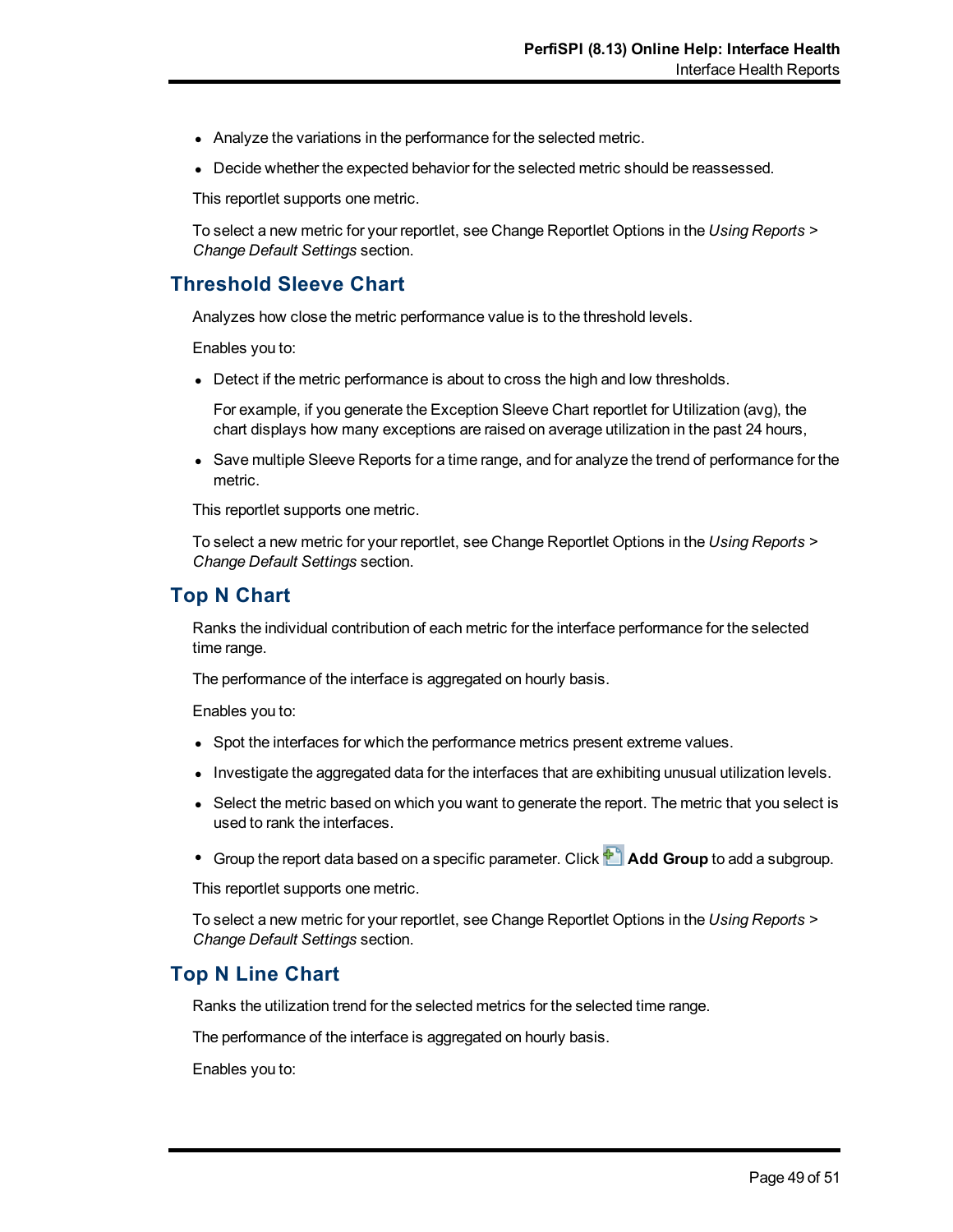- Analyze the variations in the performance for the selected metric.
- Decide whether the expected behavior for the selected metric should be reassessed.

This reportlet supports one metric.

To select a new metric for your reportlet, see Change Reportlet Options in the *Using Reports > Change Default Settings* section.

## Threshold Sleeve Chart

Analyzes how close the metric performance value is to the threshold levels.

Enables you to:

- Detect if the metric performance is about to cross the high and low thresholds.

  For example, if you generate the Exception Sleeve Chart reportlet for Utilization (avg), the chart displays how many exceptions are raised on average utilization in the past 24 hours,

- Save multiple Sleeve Reports for a time range, and for analyze the trend of performance for the metric.

This reportlet supports one metric.

To select a new metric for your reportlet, see Change Reportlet Options in the *Using Reports > Change Default Settings* section.

## Top N Chart

Ranks the individual contribution of each metric for the interface performance for the selected time range.

The performance of the interface is aggregated on hourly basis.

Enables you to:

- Spot the interfaces for which the performance metrics present extreme values.
- Investigate the aggregated data for the interfaces that are exhibiting unusual utilization levels.
- Select the metric based on which you want to generate the report. The metric that you select is used to rank the interfaces.
- Group the report data based on a specific parameter. Click **Add Group** to add a subgroup.

This reportlet supports one metric.

To select a new metric for your reportlet, see Change Reportlet Options in the *Using Reports > Change Default Settings* section.

## Top N Line Chart

Ranks the utilization trend for the selected metrics for the selected time range.

The performance of the interface is aggregated on hourly basis.

Enables you to: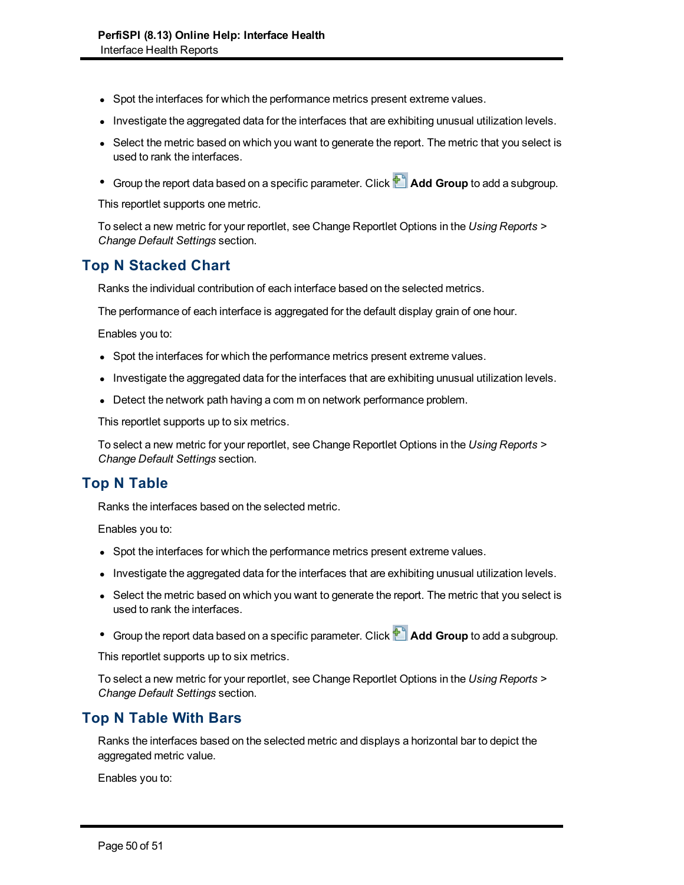- Spot the interfaces for which the performance metrics present extreme values.
- Investigate the aggregated data for the interfaces that are exhibiting unusual utilization levels.
- Select the metric based on which you want to generate the report. The metric that you select is used to rank the interfaces.
- Group the report data based on a specific parameter. Click **Add Group** to add a subgroup.

This reportlet supports one metric.

To select a new metric for your reportlet, see Change Reportlet Options in the *Using Reports > Change Default Settings* section.

## Top N Stacked Chart

Ranks the individual contribution of each interface based on the selected metrics.

The performance of each interface is aggregated for the default display grain of one hour.

Enables you to:

- Spot the interfaces for which the performance metrics present extreme values.
- Investigate the aggregated data for the interfaces that are exhibiting unusual utilization levels.
- Detect the network path having a com m on network performance problem.

This reportlet supports up to six metrics.

To select a new metric for your reportlet, see Change Reportlet Options in the *Using Reports > Change Default Settings* section.

## Top N Table

Ranks the interfaces based on the selected metric.

Enables you to:

- Spot the interfaces for which the performance metrics present extreme values.
- Investigate the aggregated data for the interfaces that are exhibiting unusual utilization levels.
- Select the metric based on which you want to generate the report. The metric that you select is used to rank the interfaces.
- Group the report data based on a specific parameter. Click **Add Group** to add a subgroup.

This reportlet supports up to six metrics.

To select a new metric for your reportlet, see Change Reportlet Options in the *Using Reports > Change Default Settings* section.

## Top N Table With Bars

Ranks the interfaces based on the selected metric and displays a horizontal bar to depict the aggregated metric value.

Enables you to: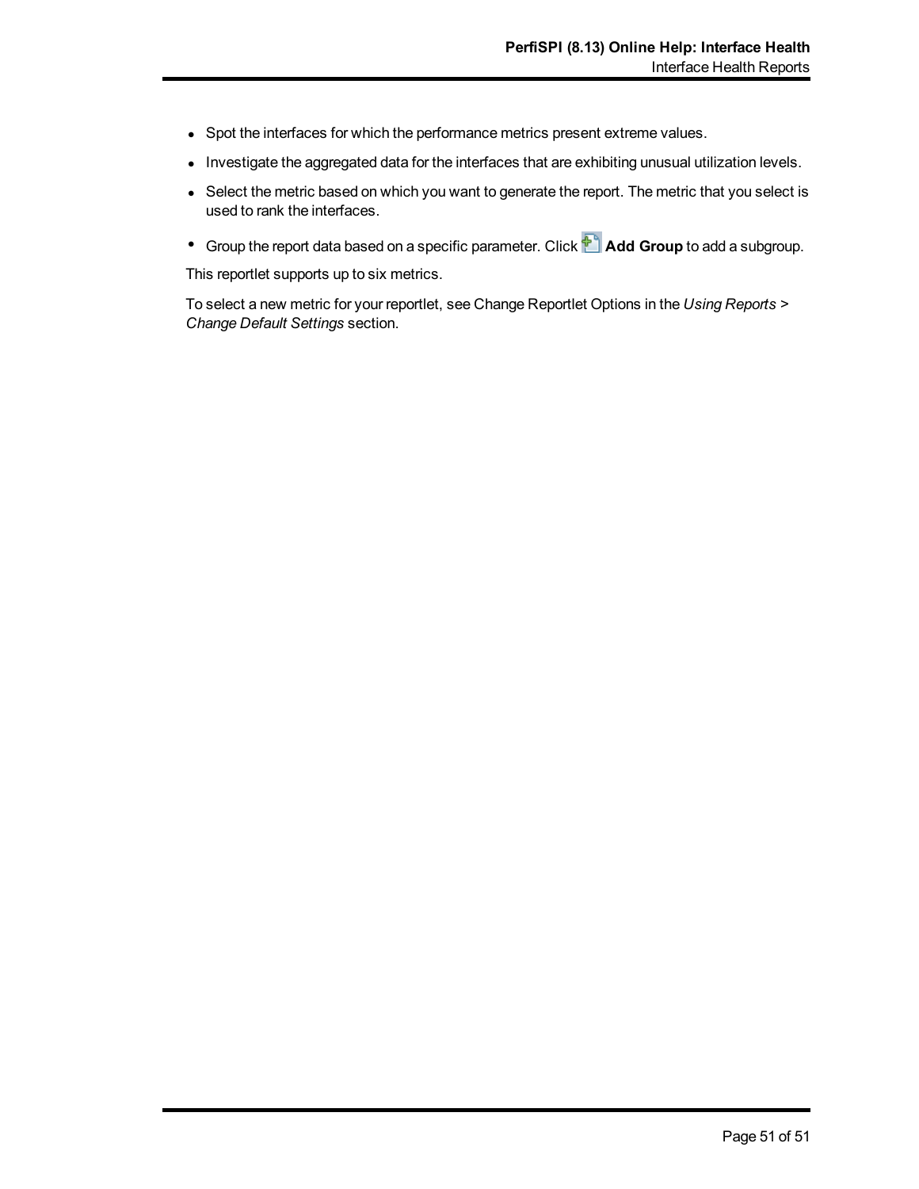- Spot the interfaces for which the performance metrics present extreme values.
- Investigate the aggregated data for the interfaces that are exhibiting unusual utilization levels.
- Select the metric based on which you want to generate the report. The metric that you select is used to rank the interfaces.
- Group the report data based on a specific parameter. Click **Add Group** to add a subgroup.

This reportlet supports up to six metrics.

To select a new metric for your reportlet, see Change Reportlet Options in the *Using Reports > Change Default Settings* section.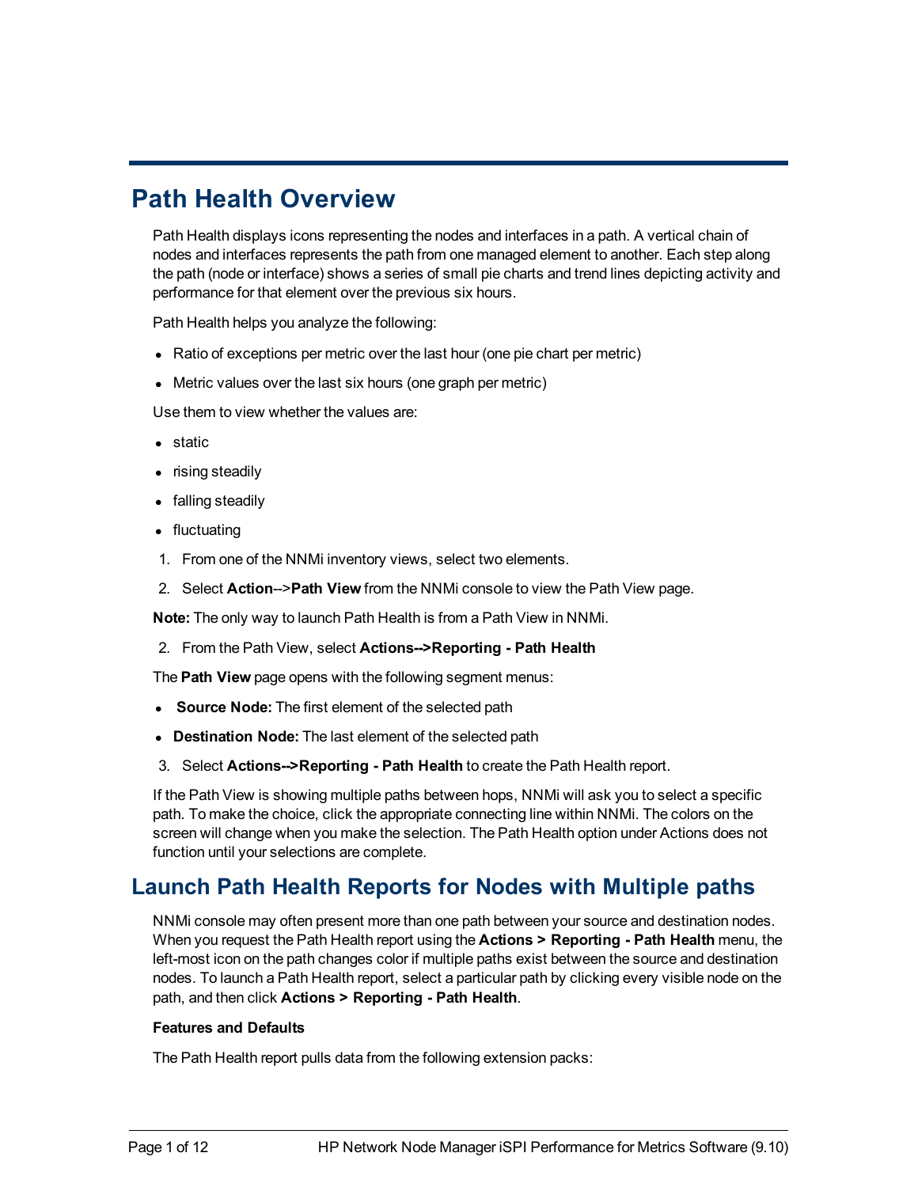# Path Health Overview

Path Health displays icons representing the nodes and interfaces in a path. A vertical chain of nodes and interfaces represents the path from one managed element to another. Each step along the path (node or interface) shows a series of small pie charts and trend lines depicting activity and performance for that element over the previous six hours.

Path Health helps you analyze the following:

- Ratio of exceptions per metric over the last hour (one pie chart per metric)
- Metric values over the last six hours (one graph per metric)

Use them to view whether the values are:

- static
- rising steadily
- falling steadily
- fluctuating

1. From one of the NNMi inventory views, select two elements.
2. Select **Action**-->**Path View** from the NNMi console to view the Path View page.

**Note:** The only way to launch Path Health is from a Path View in NNMi.

2. From the Path View, select **Actions-->Reporting - Path Health**

The **Path View** page opens with the following segment menus:

- **Source Node:** The first element of the selected path
- **Destination Node:** The last element of the selected path

3. Select **Actions-->Reporting - Path Health** to create the Path Health report.

If the Path View is showing multiple paths between hops, NNMi will ask you to select a specific path. To make the choice, click the appropriate connecting line within NNMi. The colors on the screen will change when you make the selection. The Path Health option under Actions does not function until your selections are complete.

## Launch Path Health Reports for Nodes with Multiple paths

NNMi console may often present more than one path between your source and destination nodes. When you request the Path Health report using the **Actions > Reporting - Path Health** menu, the left-most icon on the path changes color if multiple paths exist between the source and destination nodes. To launch a Path Health report, select a particular path by clicking every visible node on the path, and then click **Actions > Reporting - Path Health**.

**Features and Defaults**

The Path Health report pulls data from the following extension packs: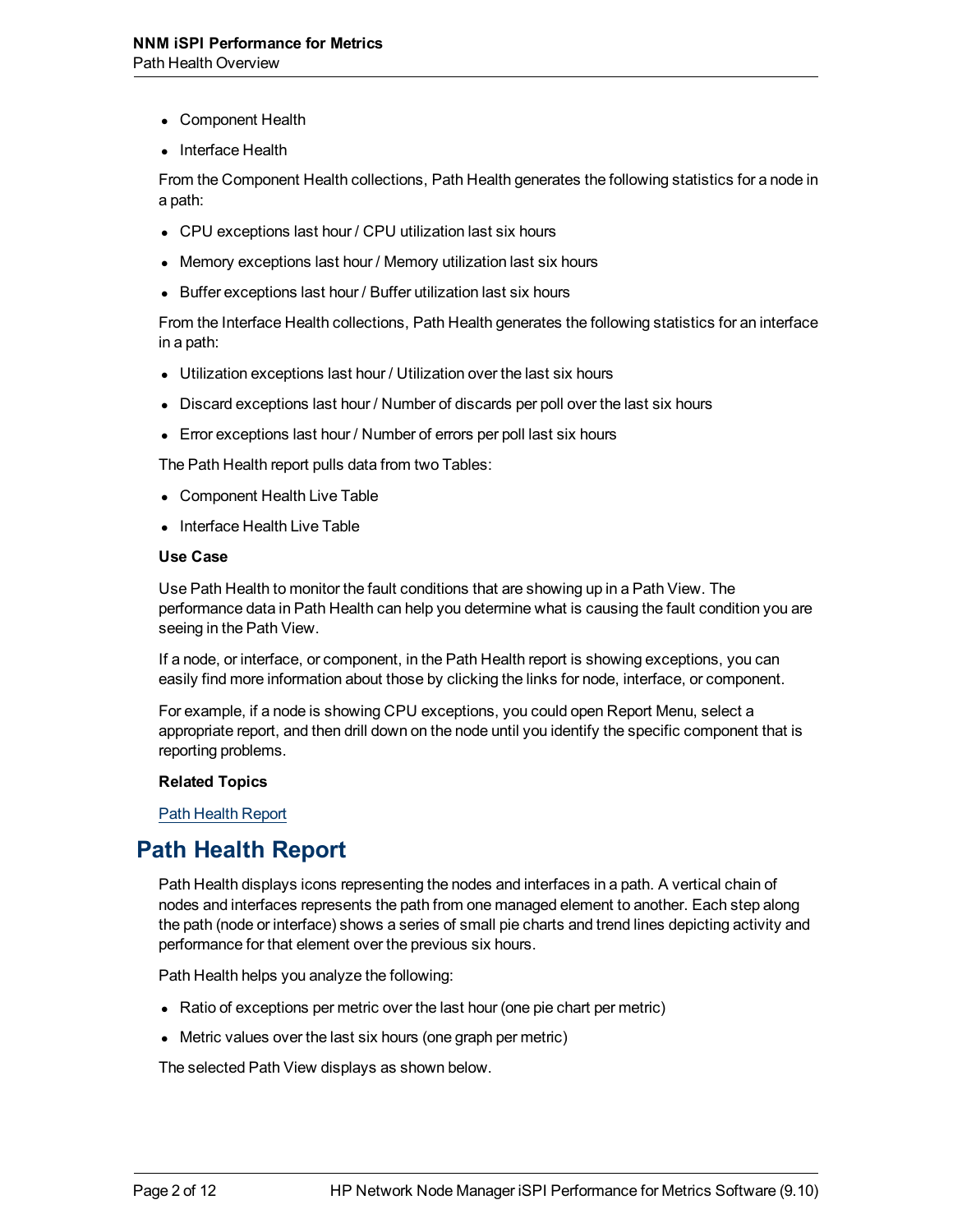- Component Health
- Interface Health

From the Component Health collections, Path Health generates the following statistics for a node in a path:

- CPU exceptions last hour / CPU utilization last six hours
- Memory exceptions last hour / Memory utilization last six hours
- Buffer exceptions last hour / Buffer utilization last six hours

From the Interface Health collections, Path Health generates the following statistics for an interface in a path:

- Utilization exceptions last hour / Utilization over the last six hours
- Discard exceptions last hour / Number of discards per poll over the last six hours
- Error exceptions last hour / Number of errors per poll last six hours

The Path Health report pulls data from two Tables:

- Component Health Live Table
- Interface Health Live Table

**Use Case**

Use Path Health to monitor the fault conditions that are showing up in a Path View. The performance data in Path Health can help you determine what is causing the fault condition you are seeing in the Path View.

If a node, or interface, or component, in the Path Health report is showing exceptions, you can easily find more information about those by clicking the links for node, interface, or component.

For example, if a node is showing CPU exceptions, you could open Report Menu, select a appropriate report, and then drill down on the node until you identify the specific component that is reporting problems.

**Related Topics**

Path Health Report

## Path Health Report

Path Health displays icons representing the nodes and interfaces in a path. A vertical chain of nodes and interfaces represents the path from one managed element to another. Each step along the path (node or interface) shows a series of small pie charts and trend lines depicting activity and performance for that element over the previous six hours.

Path Health helps you analyze the following:

- Ratio of exceptions per metric over the last hour (one pie chart per metric)
- Metric values over the last six hours (one graph per metric)

The selected Path View displays as shown below.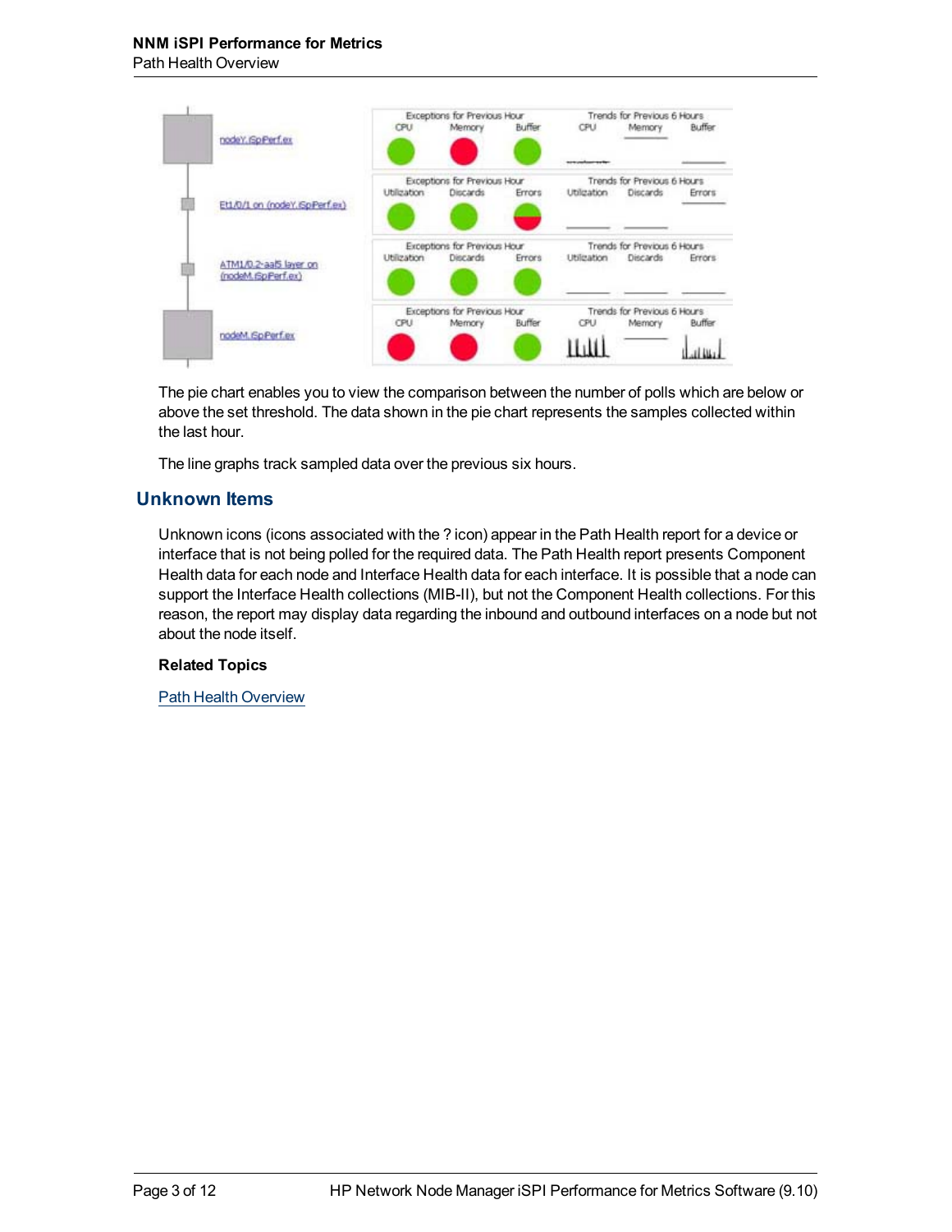The pie chart enables you to view the comparison between the number of polls which are below or above the set threshold. The data shown in the pie chart represents the samples collected within the last hour.

The line graphs track sampled data over the previous six hours.

## Unknown Items

Unknown icons (icons associated with the ? icon) appear in the Path Health report for a device or interface that is not being polled for the required data. The Path Health report presents Component Health data for each node and Interface Health data for each interface. It is possible that a node can support the Interface Health collections (MIB-II), but not the Component Health collections. For this reason, the report may display data regarding the inbound and outbound interfaces on a node but not about the node itself.

**Related Topics**

Path Health Overview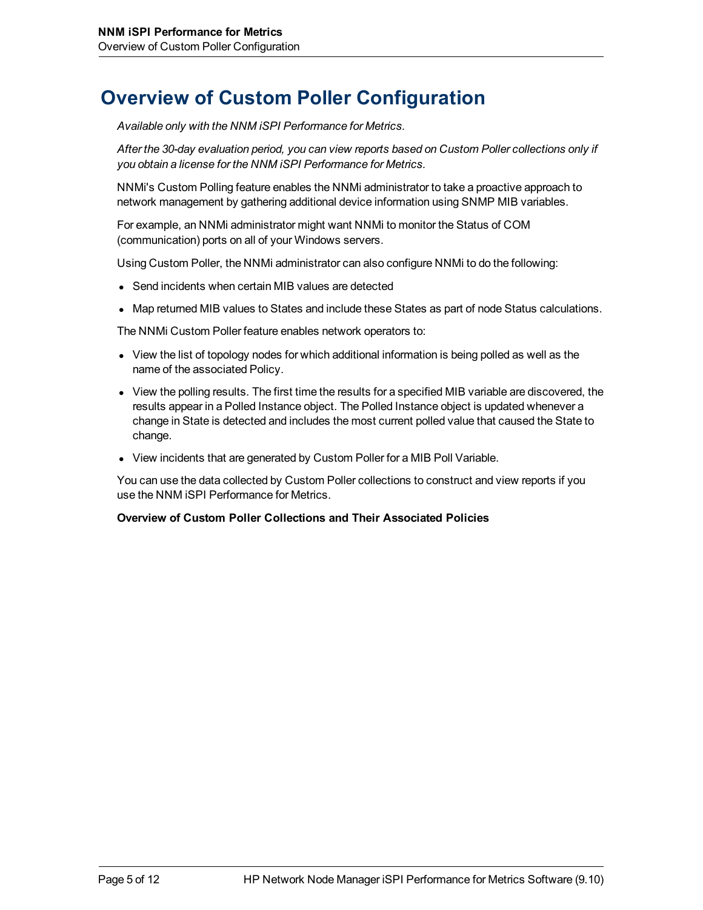# Overview of Custom Poller Configuration

*Available only with the NNM iSPI Performance for Metrics.*

*After the 30-day evaluation period, you can view reports based on Custom Poller collections only if you obtain a license for the NNM iSPI Performance for Metrics.*

NNMi's Custom Polling feature enables the NNMi administrator to take a proactive approach to network management by gathering additional device information using SNMP MIB variables.

For example, an NNMi administrator might want NNMi to monitor the Status of COM (communication) ports on all of your Windows servers.

Using Custom Poller, the NNMi administrator can also configure NNMi to do the following:

- Send incidents when certain MIB values are detected
- Map returned MIB values to States and include these States as part of node Status calculations.

The NNMi Custom Poller feature enables network operators to:

- View the list of topology nodes for which additional information is being polled as well as the name of the associated Policy.
- View the polling results. The first time the results for a specified MIB variable are discovered, the results appear in a Polled Instance object. The Polled Instance object is updated whenever a change in State is detected and includes the most current polled value that caused the State to change.
- View incidents that are generated by Custom Poller for a MIB Poll Variable.

You can use the data collected by Custom Poller collections to construct and view reports if you use the NNM iSPI Performance for Metrics.

**Overview of Custom Poller Collections and Their Associated Policies**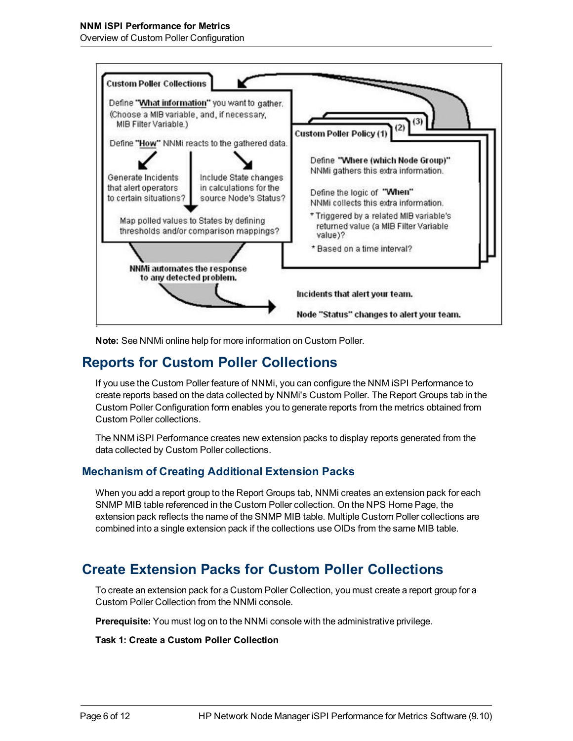**Note:** See NNMi online help for more information on Custom Poller.

## Reports for Custom Poller Collections

If you use the Custom Poller feature of NNMi, you can configure the NNM iSPI Performance to create reports based on the data collected by NNMi's Custom Poller. The Report Groups tab in the Custom Poller Configuration form enables you to generate reports from the metrics obtained from Custom Poller collections.

The NNM iSPI Performance creates new extension packs to display reports generated from the data collected by Custom Poller collections.

### Mechanism of Creating Additional Extension Packs

When you add a report group to the Report Groups tab, NNMi creates an extension pack for each SNMP MIB table referenced in the Custom Poller collection. On the NPS Home Page, the extension pack reflects the name of the SNMP MIB table. Multiple Custom Poller collections are combined into a single extension pack if the collections use OIDs from the same MIB table.

## Create Extension Packs for Custom Poller Collections

To create an extension pack for a Custom Poller Collection, you must create a report group for a Custom Poller Collection from the NNMi console.

**Prerequisite:** You must log on to the NNMi console with the administrative privilege.

**Task 1: Create a Custom Poller Collection**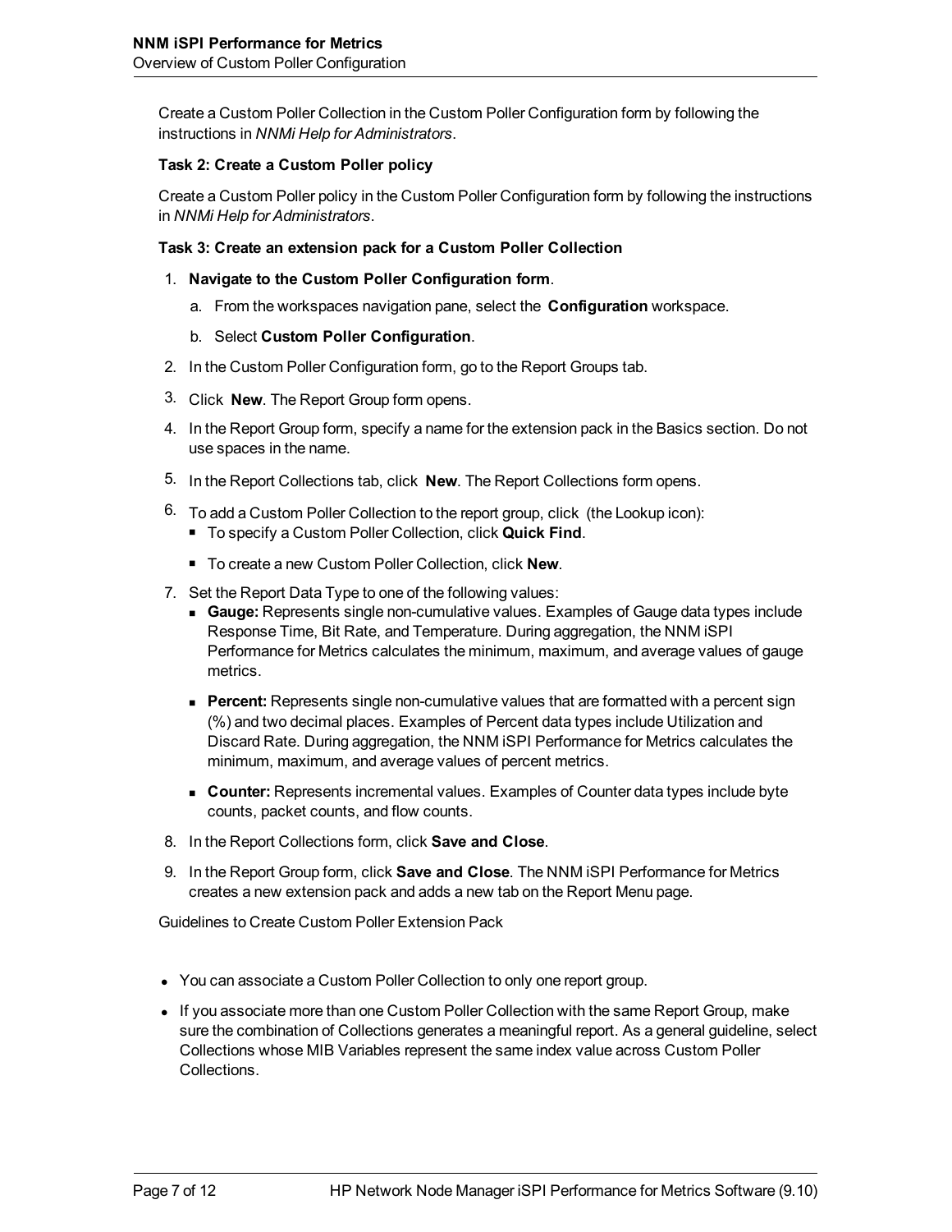Create a Custom Poller Collection in the Custom Poller Configuration form by following the instructions in *NNMi Help for Administrators*.

**Task 2: Create a Custom Poller policy**

Create a Custom Poller policy in the Custom Poller Configuration form by following the instructions in *NNMi Help for Administrators*.

**Task 3: Create an extension pack for a Custom Poller Collection**

1. **Navigate to the Custom Poller Configuration form**.
   a. From the workspaces navigation pane, select the **Configuration** workspace.
   b. Select **Custom Poller Configuration**.
2. In the Custom Poller Configuration form, go to the Report Groups tab.
3. Click **New**. The Report Group form opens.
4. In the Report Group form, specify a name for the extension pack in the Basics section. Do not use spaces in the name.
5. In the Report Collections tab, click **New**. The Report Collections form opens.
6. To add a Custom Poller Collection to the report group, click (the Lookup icon):
   - To specify a Custom Poller Collection, click **Quick Find**.
   - To create a new Custom Poller Collection, click **New**.
7. Set the Report Data Type to one of the following values:
   - **Gauge:** Represents single non-cumulative values. Examples of Gauge data types include Response Time, Bit Rate, and Temperature. During aggregation, the NNM iSPI Performance for Metrics calculates the minimum, maximum, and average values of gauge metrics.
   - **Percent:** Represents single non-cumulative values that are formatted with a percent sign (%) and two decimal places. Examples of Percent data types include Utilization and Discard Rate. During aggregation, the NNM iSPI Performance for Metrics calculates the minimum, maximum, and average values of percent metrics.
   - **Counter:** Represents incremental values. Examples of Counter data types include byte counts, packet counts, and flow counts.
8. In the Report Collections form, click **Save and Close**.
9. In the Report Group form, click **Save and Close**. The NNM iSPI Performance for Metrics creates a new extension pack and adds a new tab on the Report Menu page.

Guidelines to Create Custom Poller Extension Pack

- You can associate a Custom Poller Collection to only one report group.
- If you associate more than one Custom Poller Collection with the same Report Group, make sure the combination of Collections generates a meaningful report. As a general guideline, select Collections whose MIB Variables represent the same index value across Custom Poller Collections.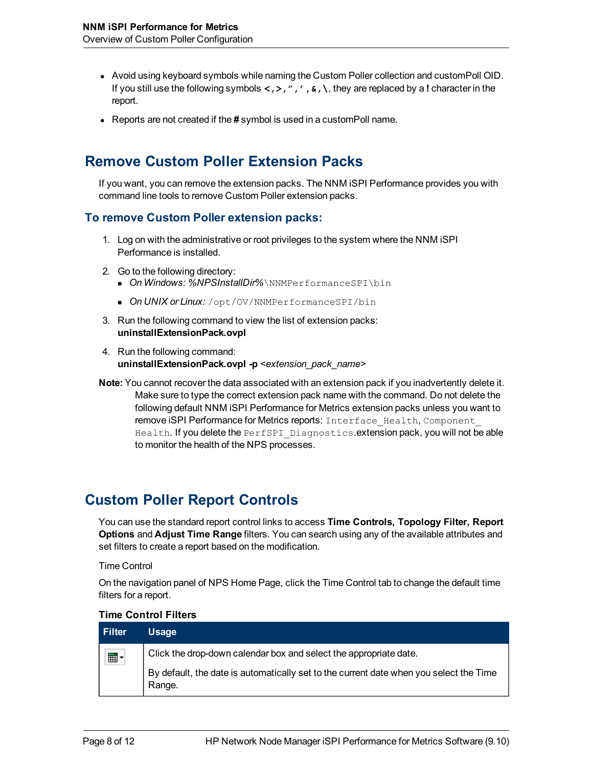- Avoid using keyboard symbols while naming the Custom Poller collection and customPoll OID. If you still use the following symbols **<,>,",',&,\**, they are replaced by a **!** character in the report.
- Reports are not created if the **#** symbol is used in a customPoll name.

## Remove Custom Poller Extension Packs

If you want, you can remove the extension packs. The NNM iSPI Performance provides you with command line tools to remove Custom Poller extension packs.

### To remove Custom Poller extension packs:

1. Log on with the administrative or root privileges to the system where the NNM iSPI Performance is installed.
2. Go to the following directory:
   - *On Windows: %NPSInstallDir%*`\NNMPerformanceSPI\bin`
   - *On UNIX or Linux:* `/opt/OV/NNMPerformanceSPI/bin`
3. Run the following command to view the list of extension packs:
   **uninstallExtensionPack.ovpl**
4. Run the following command:
   **uninstallExtensionPack.ovpl -p** *<extension_pack_name>*

**Note:** You cannot recover the data associated with an extension pack if you inadvertently delete it. Make sure to type the correct extension pack name with the command. Do not delete the following default NNM iSPI Performance for Metrics extension packs unless you want to remove iSPI Performance for Metrics reports: `Interface_Health`, `Component_Health`. If you delete the `PerfSPI_Diagnostics`.extension pack, you will not be able to monitor the health of the NPS processes.

## Custom Poller Report Controls

You can use the standard report control links to access **Time Controls, Topology Filter, Report Options** and **Adjust Time Range** filters. You can search using any of the available attributes and set filters to create a report based on the modification.

Time Control

On the navigation panel of NPS Home Page, click the Time Control tab to change the default time filters for a report.

**Time Control Filters**

| Filter | Usage |
| --- | --- |
| (calendar icon) | Click the drop-down calendar box and select the appropriate date.<br><br>By default, the date is automatically set to the current date when you select the Time Range. |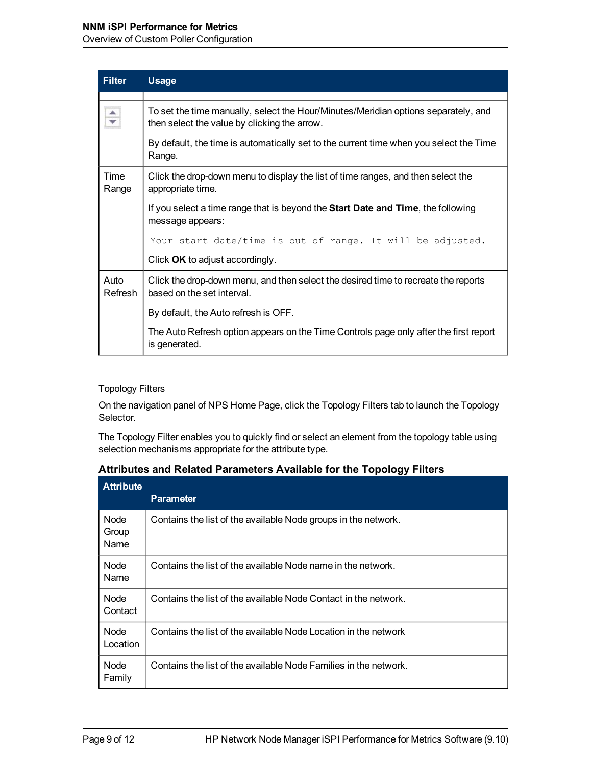| Filter | Usage |
|---|---|
| | |
| | To set the time manually, select the Hour/Minutes/Meridian options separately, and then select the value by clicking the arrow.<br><br>By default, the time is automatically set to the current time when you select the Time Range. |
| Time Range | Click the drop-down menu to display the list of time ranges, and then select the appropriate time.<br><br>If you select a time range that is beyond the **Start Date and Time**, the following message appears:<br><br>`Your start date/time is out of range. It will be adjusted.`<br><br>Click **OK** to adjust accordingly. |
| Auto Refresh | Click the drop-down menu, and then select the desired time to recreate the reports based on the set interval.<br><br>By default, the Auto refresh is OFF.<br><br>The Auto Refresh option appears on the Time Controls page only after the first report is generated. |

Topology Filters

On the navigation panel of NPS Home Page, click the Topology Filters tab to launch the Topology Selector.

The Topology Filter enables you to quickly find or select an element from the topology table using selection mechanisms appropriate for the attribute type.

**Attributes and Related Parameters Available for the Topology Filters**

| Attribute | Parameter |
|---|---|
| Node Group Name | Contains the list of the available Node groups in the network. |
| Node Name | Contains the list of the available Node name in the network. |
| Node Contact | Contains the list of the available Node Contact in the network. |
| Node Location | Contains the list of the available Node Location in the network |
| Node Family | Contains the list of the available Node Families in the network. |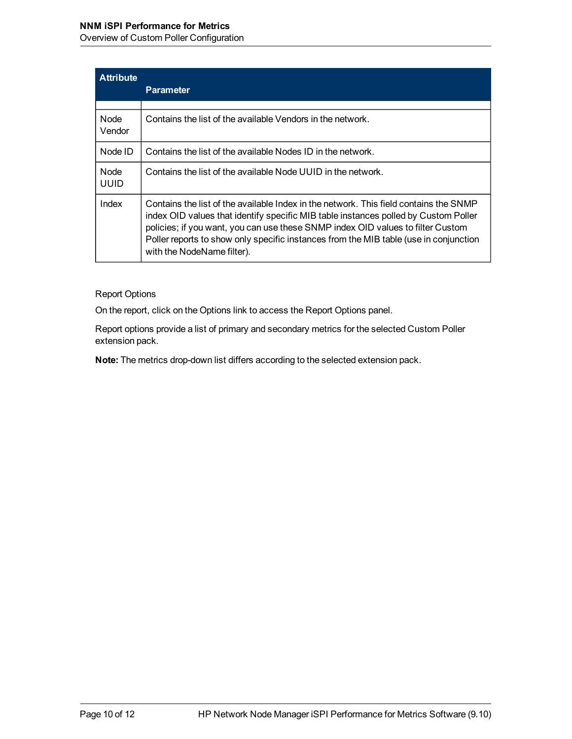| Attribute | Parameter |
|---|---|
| | |
| Node Vendor | Contains the list of the available Vendors in the network. |
| Node ID | Contains the list of the available Nodes ID in the network. |
| Node UUID | Contains the list of the available Node UUID in the network. |
| Index | Contains the list of the available Index in the network. This field contains the SNMP index OID values that identify specific MIB table instances polled by Custom Poller policies; if you want, you can use these SNMP index OID values to filter Custom Poller reports to show only specific instances from the MIB table (use in conjunction with the NodeName filter). |

Report Options

On the report, click on the Options link to access the Report Options panel.

Report options provide a list of primary and secondary metrics for the selected Custom Poller extension pack.

**Note:** The metrics drop-down list differs according to the selected extension pack.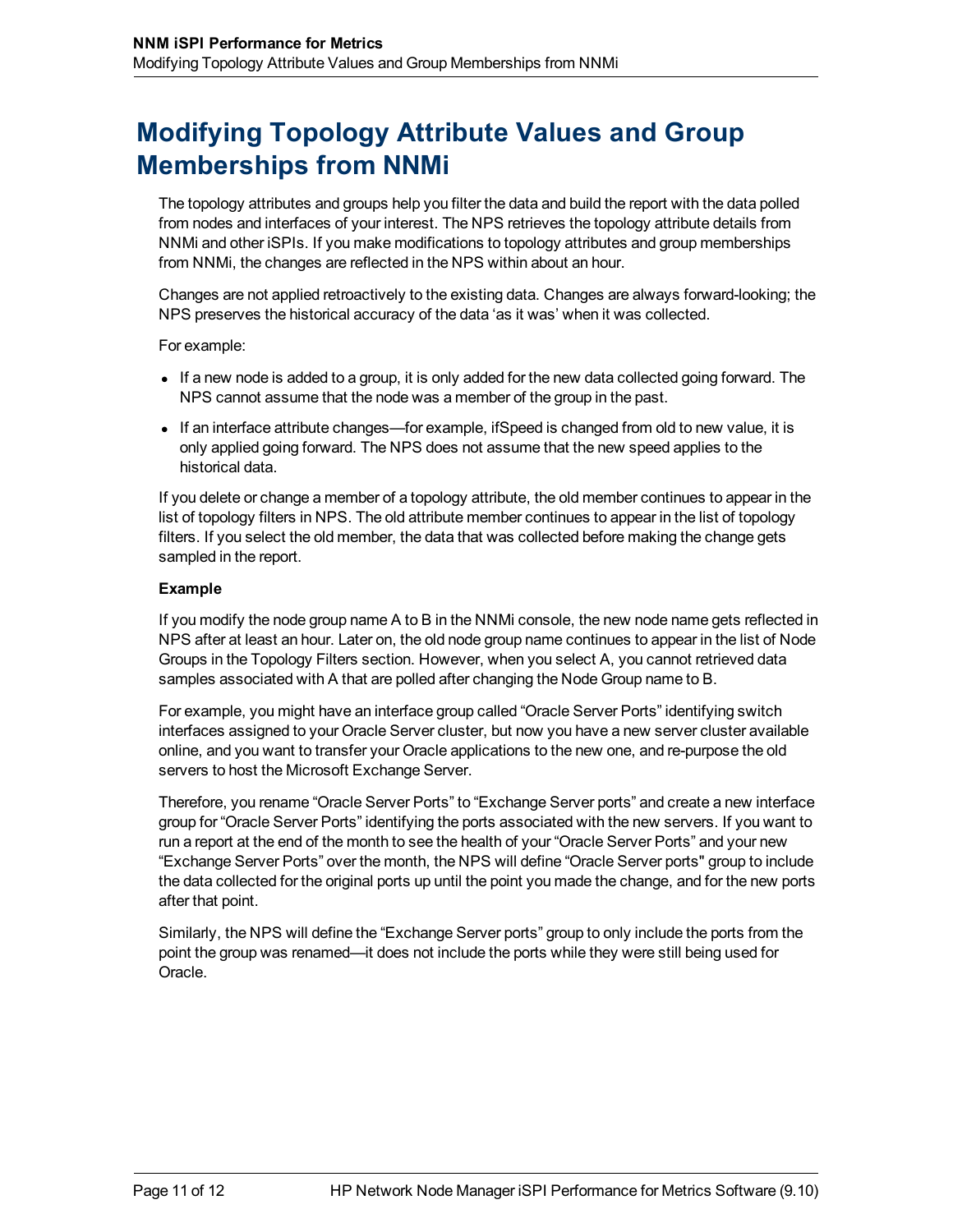# Modifying Topology Attribute Values and Group Memberships from NNMi

The topology attributes and groups help you filter the data and build the report with the data polled from nodes and interfaces of your interest. The NPS retrieves the topology attribute details from NNMi and other iSPIs. If you make modifications to topology attributes and group memberships from NNMi, the changes are reflected in the NPS within about an hour.

Changes are not applied retroactively to the existing data. Changes are always forward-looking; the NPS preserves the historical accuracy of the data 'as it was' when it was collected.

For example:

- If a new node is added to a group, it is only added for the new data collected going forward. The NPS cannot assume that the node was a member of the group in the past.
- If an interface attribute changes—for example, ifSpeed is changed from old to new value, it is only applied going forward. The NPS does not assume that the new speed applies to the historical data.

If you delete or change a member of a topology attribute, the old member continues to appear in the list of topology filters in NPS. The old attribute member continues to appear in the list of topology filters. If you select the old member, the data that was collected before making the change gets sampled in the report.

**Example**

If you modify the node group name A to B in the NNMi console, the new node name gets reflected in NPS after at least an hour. Later on, the old node group name continues to appear in the list of Node Groups in the Topology Filters section. However, when you select A, you cannot retrieved data samples associated with A that are polled after changing the Node Group name to B.

For example, you might have an interface group called "Oracle Server Ports" identifying switch interfaces assigned to your Oracle Server cluster, but now you have a new server cluster available online, and you want to transfer your Oracle applications to the new one, and re-purpose the old servers to host the Microsoft Exchange Server.

Therefore, you rename "Oracle Server Ports" to "Exchange Server ports" and create a new interface group for "Oracle Server Ports" identifying the ports associated with the new servers. If you want to run a report at the end of the month to see the health of your "Oracle Server Ports" and your new "Exchange Server Ports" over the month, the NPS will define "Oracle Server ports" group to include the data collected for the original ports up until the point you made the change, and for the new ports after that point.

Similarly, the NPS will define the "Exchange Server ports" group to only include the ports from the point the group was renamed—it does not include the ports while they were still being used for Oracle.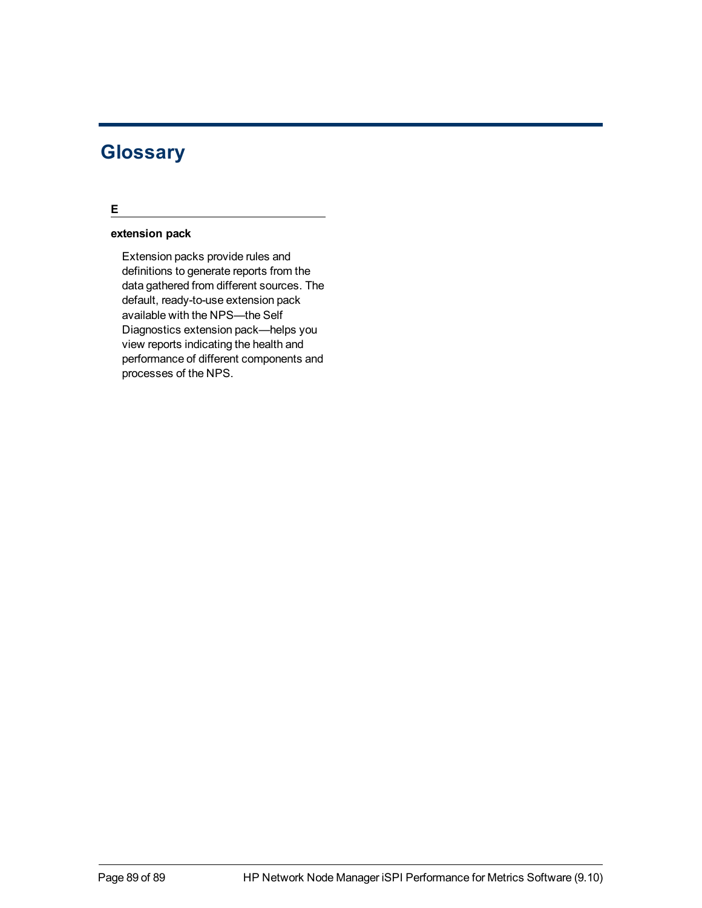# Glossary

## E

**extension pack**

Extension packs provide rules and definitions to generate reports from the data gathered from different sources. The default, ready-to-use extension pack available with the NPS—the Self Diagnostics extension pack—helps you view reports indicating the health and performance of different components and processes of the NPS.